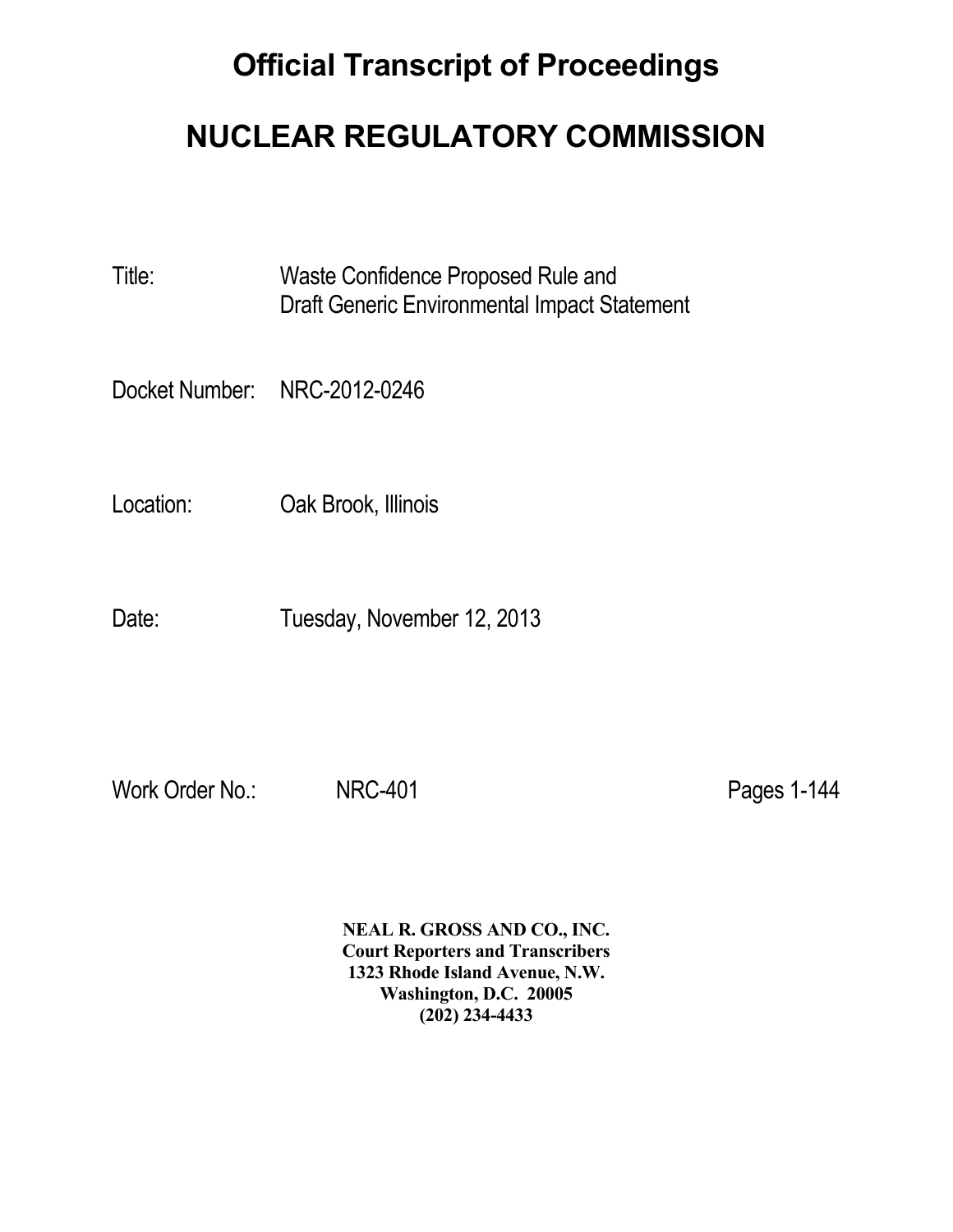# Official Transcript of Proceedings

# NUCLEAR REGULATORY COMMISSION

Title: Waste Confidence Proposed Rule and Draft Generic Environmental Impact Statement

Docket Number: NRC-2012-0246

Location: Oak Brook, Illinois

Date: Tuesday, November 12, 2013

Work Order No.: NRC-401 Pages 1-144

**NEAL R. GROSS AND CO., INC.**
**Court Reporters and Transcribers**
**1323 Rhode Island Avenue, N.W.**
**Washington, D.C. 20005**
**(202) 234-4433**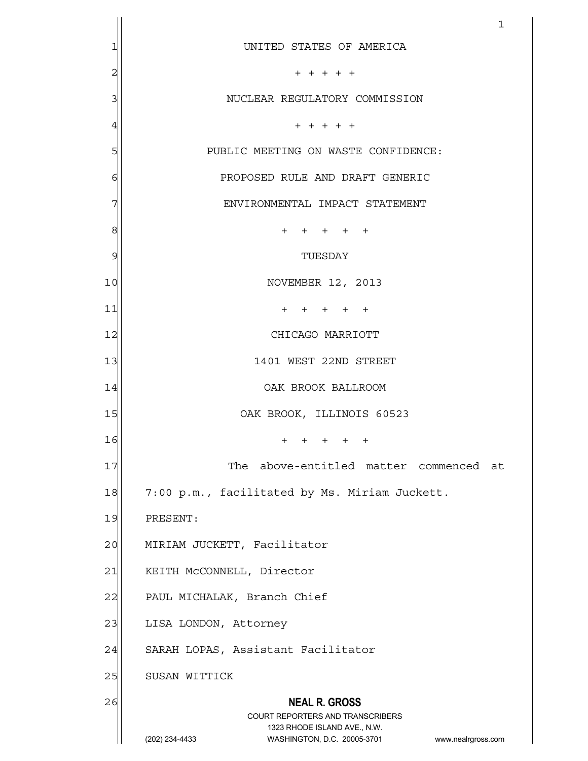UNITED STATES OF AMERICA

+ + + + +

NUCLEAR REGULATORY COMMISSION

+ + + + +

PUBLIC MEETING ON WASTE CONFIDENCE:

PROPOSED RULE AND DRAFT GENERIC

ENVIRONMENTAL IMPACT STATEMENT

+ + + + +

TUESDAY

NOVEMBER 12, 2013

+ + + + +

CHICAGO MARRIOTT

1401 WEST 22ND STREET

OAK BROOK BALLROOM

OAK BROOK, ILLINOIS 60523

+ + + + +

The above-entitled matter commenced at 7:00 p.m., facilitated by Ms. Miriam Juckett.

PRESENT:

MIRIAM JUCKETT, Facilitator

KEITH McCONNELL, Director

PAUL MICHALAK, Branch Chief

LISA LONDON, Attorney

SARAH LOPAS, Assistant Facilitator

SUSAN WITTICK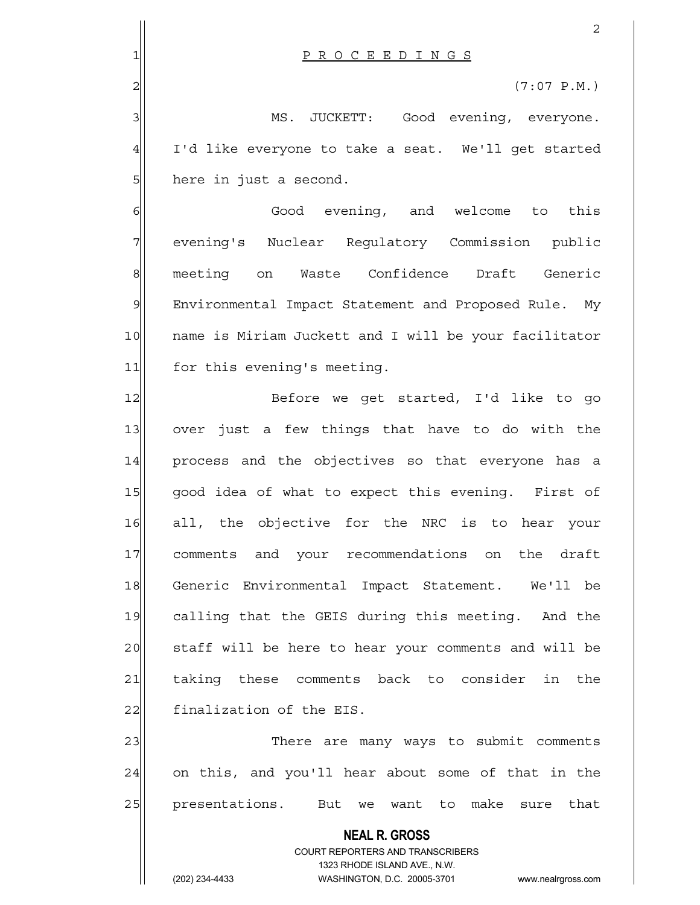P R O C E E D I N G S

(7:07 P.M.)

MS. JUCKETT: Good evening, everyone. I'd like everyone to take a seat. We'll get started here in just a second.

Good evening, and welcome to this evening's Nuclear Regulatory Commission public meeting on Waste Confidence Draft Generic Environmental Impact Statement and Proposed Rule. My name is Miriam Juckett and I will be your facilitator for this evening's meeting.

Before we get started, I'd like to go over just a few things that have to do with the process and the objectives so that everyone has a good idea of what to expect this evening. First of all, the objective for the NRC is to hear your comments and your recommendations on the draft Generic Environmental Impact Statement. We'll be calling that the GEIS during this meeting. And the staff will be here to hear your comments and will be taking these comments back to consider in the finalization of the EIS.

There are many ways to submit comments on this, and you'll hear about some of that in the presentations. But we want to make sure that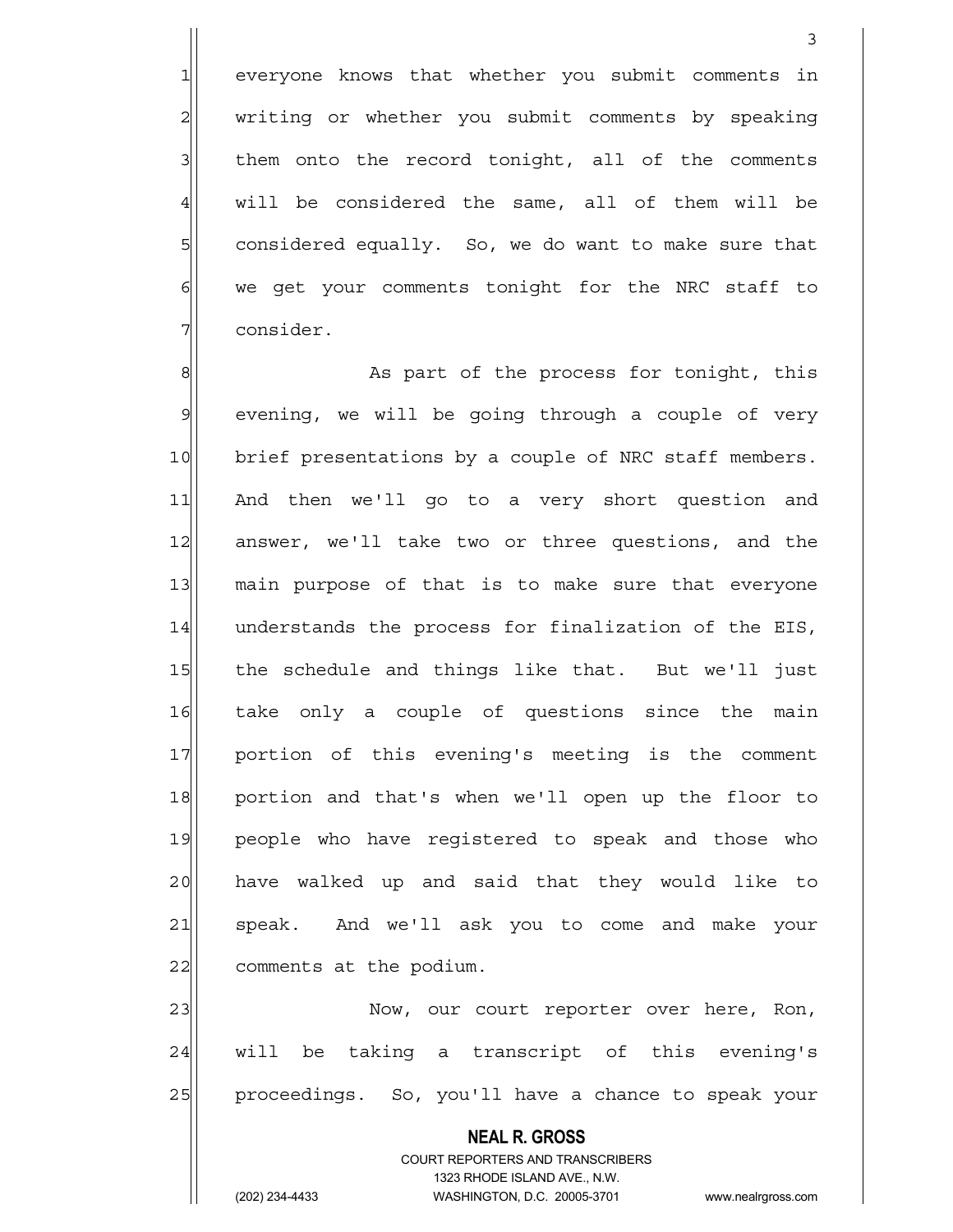everyone knows that whether you submit comments in writing or whether you submit comments by speaking them onto the record tonight, all of the comments will be considered the same, all of them will be considered equally. So, we do want to make sure that we get your comments tonight for the NRC staff to consider.

As part of the process for tonight, this evening, we will be going through a couple of very brief presentations by a couple of NRC staff members. And then we'll go to a very short question and answer, we'll take two or three questions, and the main purpose of that is to make sure that everyone understands the process for finalization of the EIS, the schedule and things like that. But we'll just take only a couple of questions since the main portion of this evening's meeting is the comment portion and that's when we'll open up the floor to people who have registered to speak and those who have walked up and said that they would like to speak. And we'll ask you to come and make your comments at the podium.

Now, our court reporter over here, Ron, will be taking a transcript of this evening's proceedings. So, you'll have a chance to speak your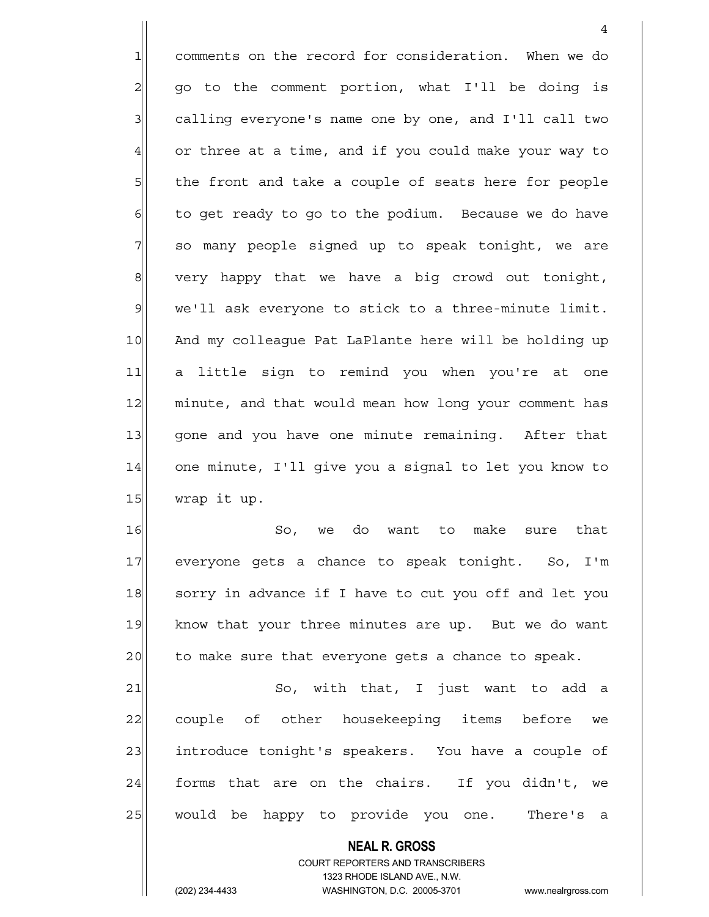comments on the record for consideration. When we do go to the comment portion, what I'll be doing is calling everyone's name one by one, and I'll call two or three at a time, and if you could make your way to the front and take a couple of seats here for people to get ready to go to the podium. Because we do have so many people signed up to speak tonight, we are very happy that we have a big crowd out tonight, we'll ask everyone to stick to a three-minute limit. And my colleague Pat LaPlante here will be holding up a little sign to remind you when you're at one minute, and that would mean how long your comment has gone and you have one minute remaining. After that one minute, I'll give you a signal to let you know to wrap it up.

So, we do want to make sure that everyone gets a chance to speak tonight. So, I'm sorry in advance if I have to cut you off and let you know that your three minutes are up. But we do want to make sure that everyone gets a chance to speak.

So, with that, I just want to add a couple of other housekeeping items before we introduce tonight's speakers. You have a couple of forms that are on the chairs. If you didn't, we would be happy to provide you one. There's a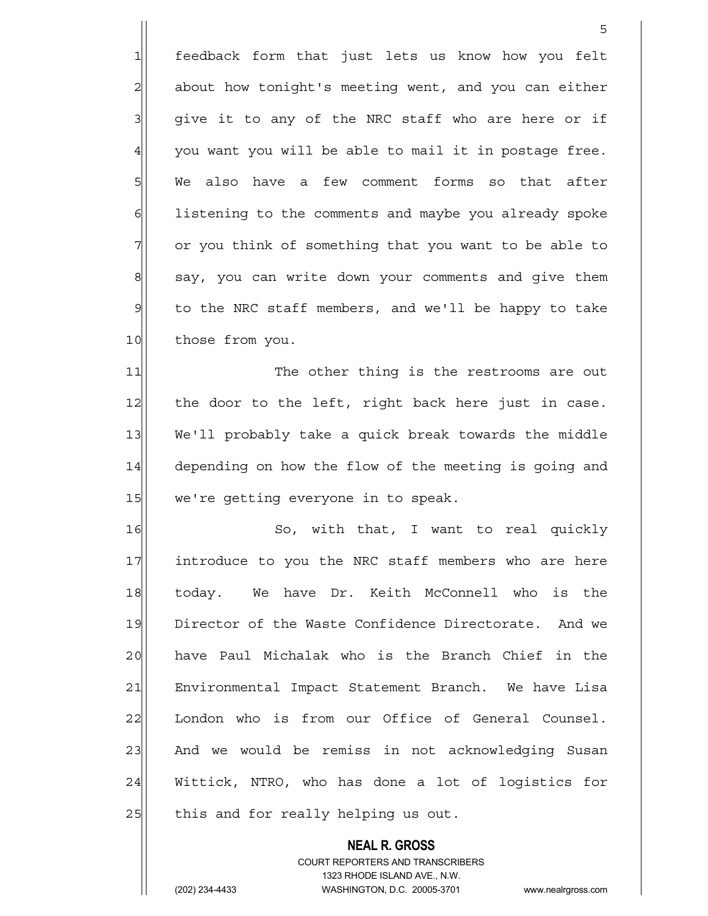feedback form that just lets us know how you felt about how tonight's meeting went, and you can either give it to any of the NRC staff who are here or if you want you will be able to mail it in postage free. We also have a few comment forms so that after listening to the comments and maybe you already spoke or you think of something that you want to be able to say, you can write down your comments and give them to the NRC staff members, and we'll be happy to take those from you.

The other thing is the restrooms are out the door to the left, right back here just in case. We'll probably take a quick break towards the middle depending on how the flow of the meeting is going and we're getting everyone in to speak.

So, with that, I want to real quickly introduce to you the NRC staff members who are here today. We have Dr. Keith McConnell who is the Director of the Waste Confidence Directorate. And we have Paul Michalak who is the Branch Chief in the Environmental Impact Statement Branch. We have Lisa London who is from our Office of General Counsel. And we would be remiss in not acknowledging Susan Wittick, NTRO, who has done a lot of logistics for this and for really helping us out.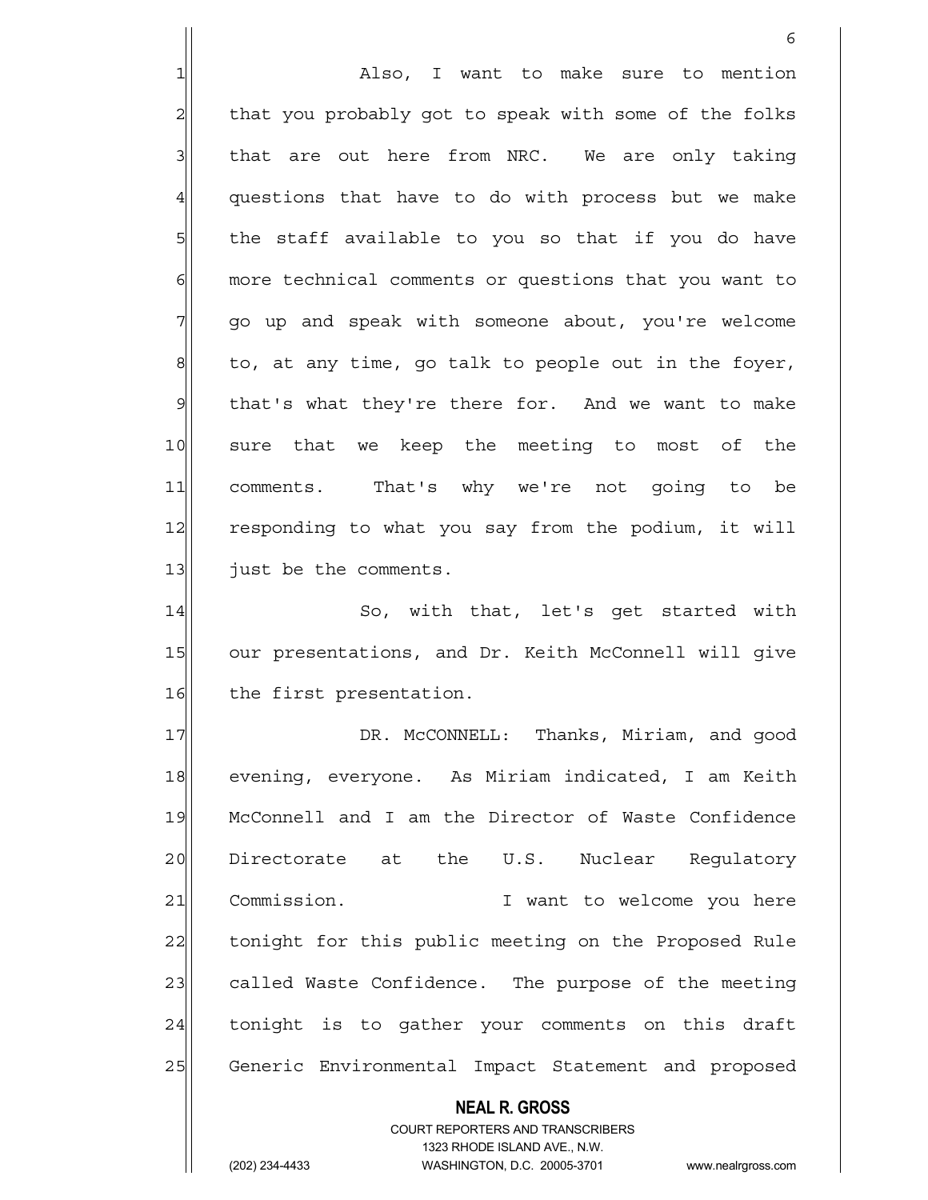Also, I want to make sure to mention that you probably got to speak with some of the folks that are out here from NRC. We are only taking questions that have to do with process but we make the staff available to you so that if you do have more technical comments or questions that you want to go up and speak with someone about, you're welcome to, at any time, go talk to people out in the foyer, that's what they're there for. And we want to make sure that we keep the meeting to most of the comments. That's why we're not going to be responding to what you say from the podium, it will just be the comments.

So, with that, let's get started with our presentations, and Dr. Keith McConnell will give the first presentation.

DR. McCONNELL: Thanks, Miriam, and good evening, everyone. As Miriam indicated, I am Keith McConnell and I am the Director of Waste Confidence Directorate at the U.S. Nuclear Regulatory Commission. I want to welcome you here tonight for this public meeting on the Proposed Rule called Waste Confidence. The purpose of the meeting tonight is to gather your comments on this draft Generic Environmental Impact Statement and proposed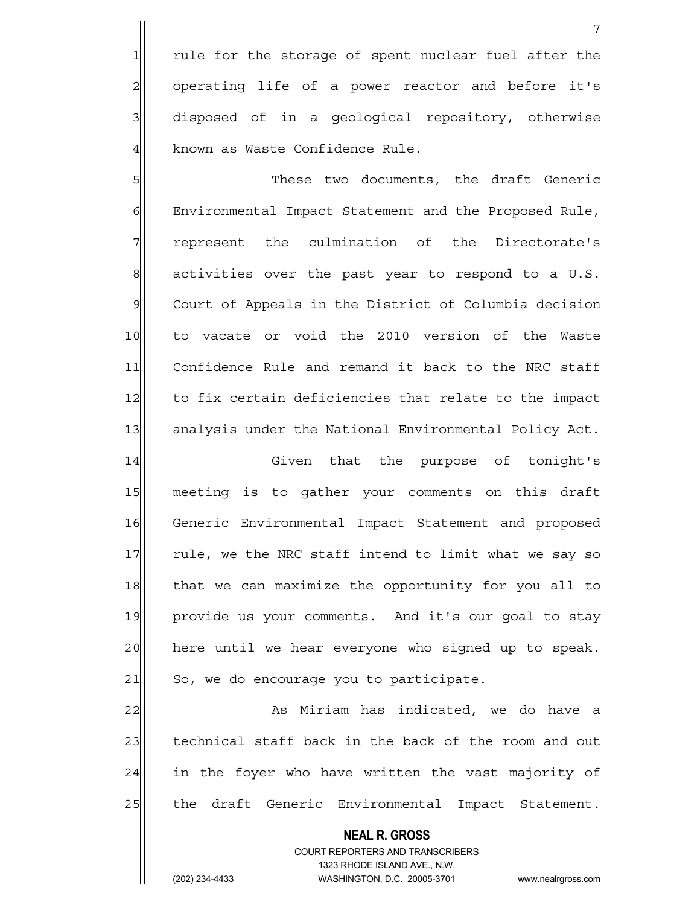rule for the storage of spent nuclear fuel after the operating life of a power reactor and before it's disposed of in a geological repository, otherwise known as Waste Confidence Rule.

These two documents, the draft Generic Environmental Impact Statement and the Proposed Rule, represent the culmination of the Directorate's activities over the past year to respond to a U.S. Court of Appeals in the District of Columbia decision to vacate or void the 2010 version of the Waste Confidence Rule and remand it back to the NRC staff to fix certain deficiencies that relate to the impact analysis under the National Environmental Policy Act.

Given that the purpose of tonight's meeting is to gather your comments on this draft Generic Environmental Impact Statement and proposed rule, we the NRC staff intend to limit what we say so that we can maximize the opportunity for you all to provide us your comments. And it's our goal to stay here until we hear everyone who signed up to speak. So, we do encourage you to participate.

As Miriam has indicated, we do have a technical staff back in the back of the room and out in the foyer who have written the vast majority of the draft Generic Environmental Impact Statement.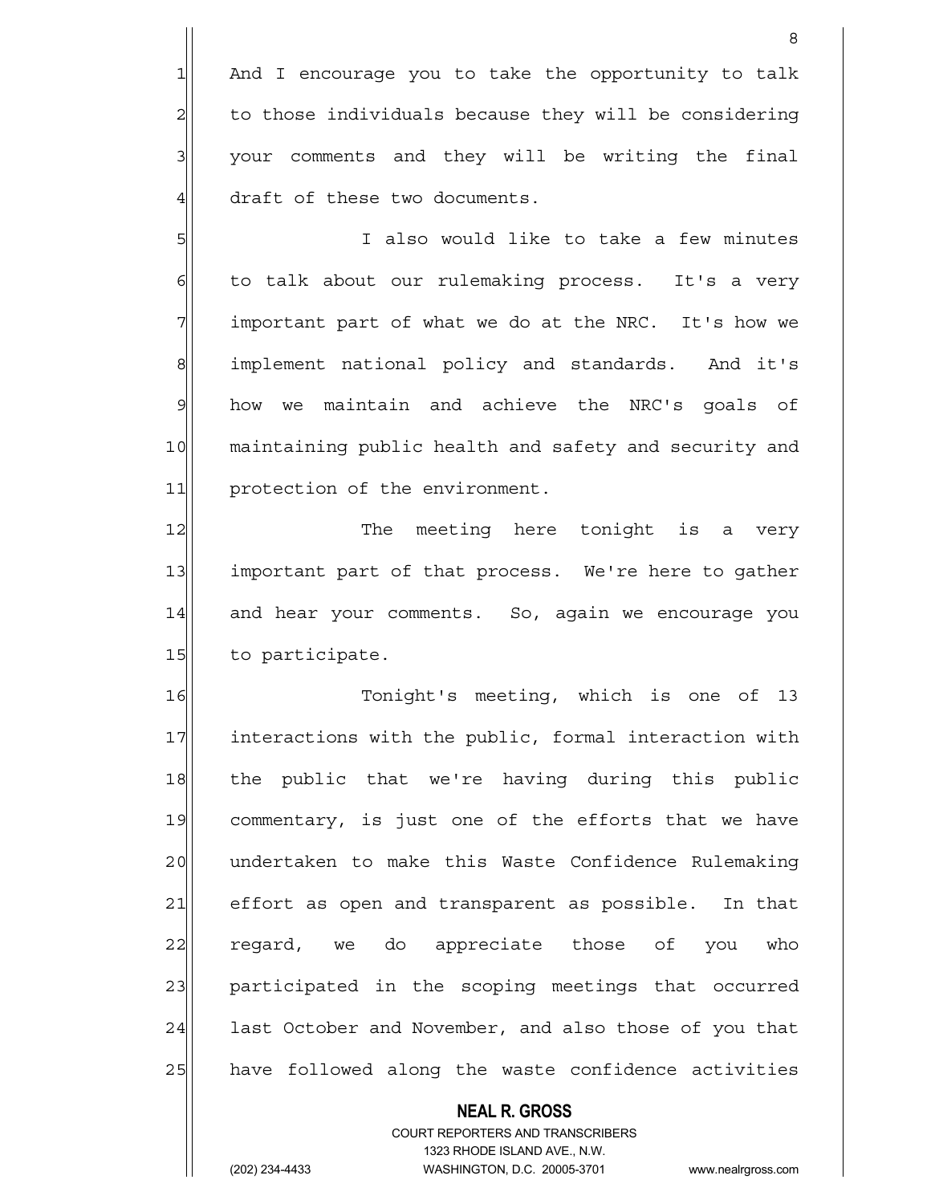And I encourage you to take the opportunity to talk to those individuals because they will be considering your comments and they will be writing the final draft of these two documents.

I also would like to take a few minutes to talk about our rulemaking process. It's a very important part of what we do at the NRC. It's how we implement national policy and standards. And it's how we maintain and achieve the NRC's goals of maintaining public health and safety and security and protection of the environment.

The meeting here tonight is a very important part of that process. We're here to gather and hear your comments. So, again we encourage you to participate.

Tonight's meeting, which is one of 13 interactions with the public, formal interaction with the public that we're having during this public commentary, is just one of the efforts that we have undertaken to make this Waste Confidence Rulemaking effort as open and transparent as possible. In that regard, we do appreciate those of you who participated in the scoping meetings that occurred last October and November, and also those of you that have followed along the waste confidence activities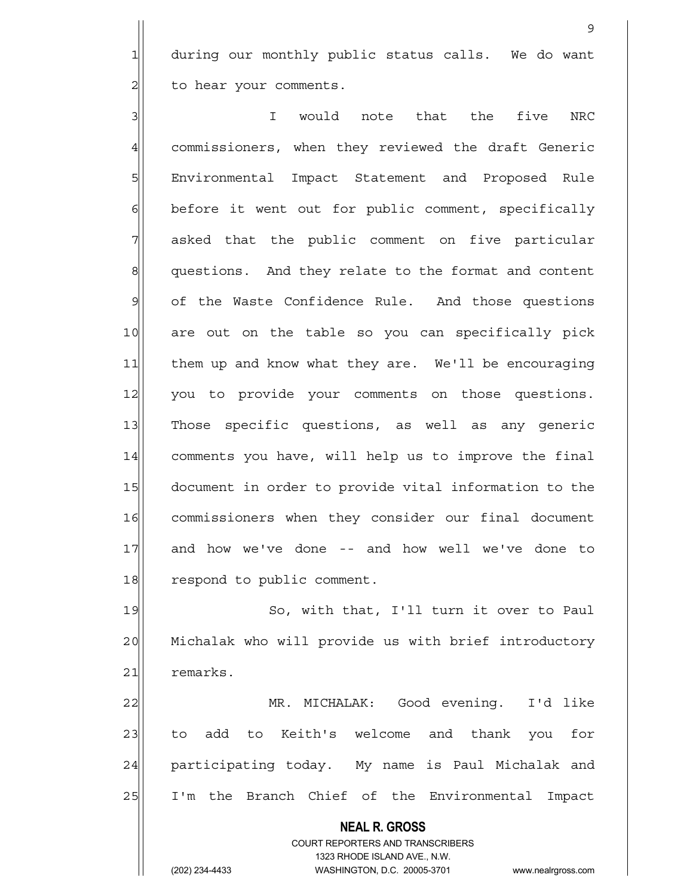during our monthly public status calls. We do want to hear your comments.

I would note that the five NRC commissioners, when they reviewed the draft Generic Environmental Impact Statement and Proposed Rule before it went out for public comment, specifically asked that the public comment on five particular questions. And they relate to the format and content of the Waste Confidence Rule. And those questions are out on the table so you can specifically pick them up and know what they are. We'll be encouraging you to provide your comments on those questions. Those specific questions, as well as any generic comments you have, will help us to improve the final document in order to provide vital information to the commissioners when they consider our final document and how we've done -- and how well we've done to respond to public comment.

So, with that, I'll turn it over to Paul Michalak who will provide us with brief introductory remarks.

MR. MICHALAK: Good evening. I'd like to add to Keith's welcome and thank you for participating today. My name is Paul Michalak and I'm the Branch Chief of the Environmental Impact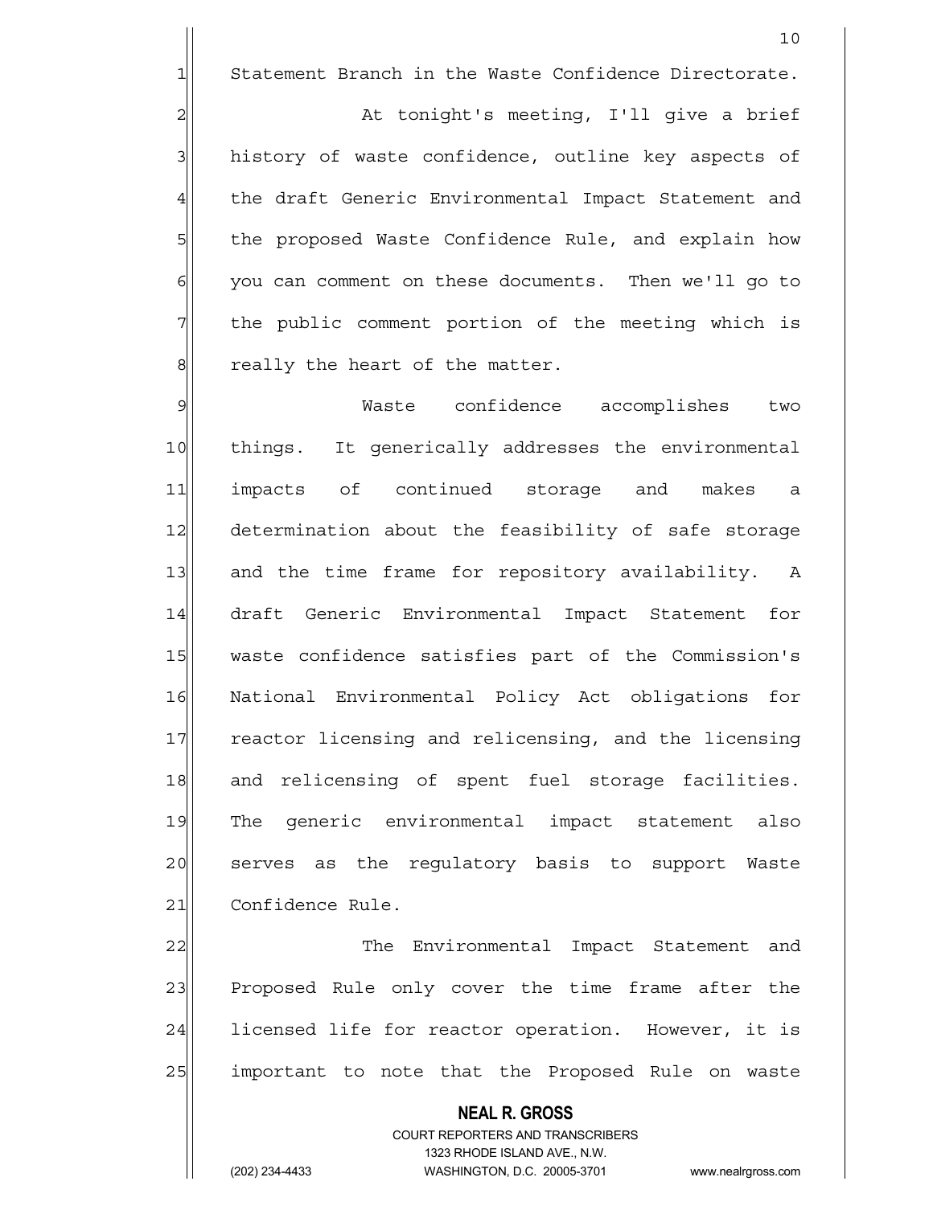Statement Branch in the Waste Confidence Directorate.

At tonight's meeting, I'll give a brief history of waste confidence, outline key aspects of the draft Generic Environmental Impact Statement and the proposed Waste Confidence Rule, and explain how you can comment on these documents. Then we'll go to the public comment portion of the meeting which is really the heart of the matter.

Waste confidence accomplishes two things. It generically addresses the environmental impacts of continued storage and makes a determination about the feasibility of safe storage and the time frame for repository availability. A draft Generic Environmental Impact Statement for waste confidence satisfies part of the Commission's National Environmental Policy Act obligations for reactor licensing and relicensing, and the licensing and relicensing of spent fuel storage facilities. The generic environmental impact statement also serves as the regulatory basis to support Waste Confidence Rule.

The Environmental Impact Statement and Proposed Rule only cover the time frame after the licensed life for reactor operation. However, it is important to note that the Proposed Rule on waste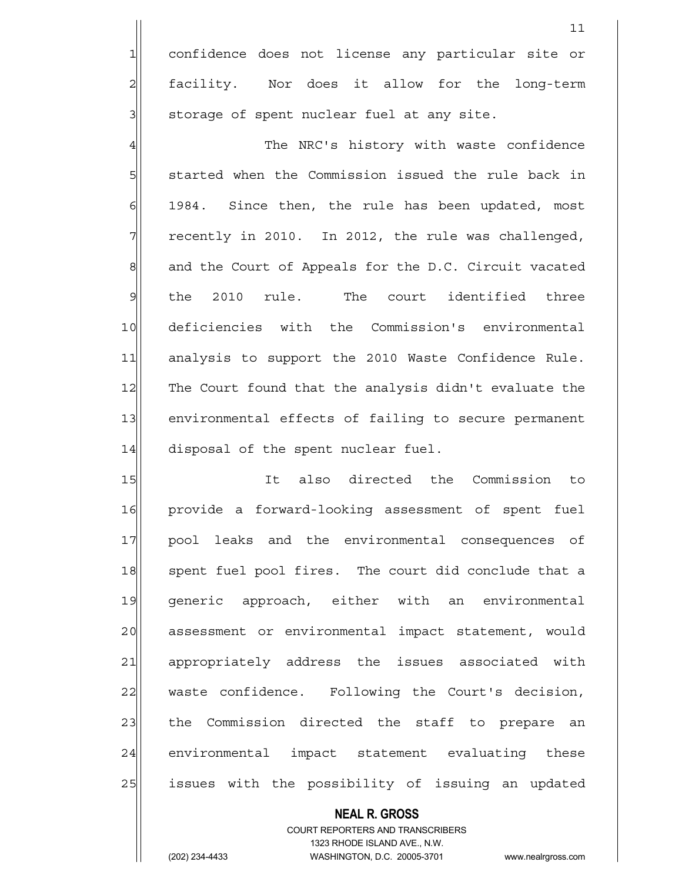confidence does not license any particular site or facility. Nor does it allow for the long-term storage of spent nuclear fuel at any site.

The NRC's history with waste confidence started when the Commission issued the rule back in 1984. Since then, the rule has been updated, most recently in 2010. In 2012, the rule was challenged, and the Court of Appeals for the D.C. Circuit vacated the 2010 rule. The court identified three deficiencies with the Commission's environmental analysis to support the 2010 Waste Confidence Rule. The Court found that the analysis didn't evaluate the environmental effects of failing to secure permanent disposal of the spent nuclear fuel.

It also directed the Commission to provide a forward-looking assessment of spent fuel pool leaks and the environmental consequences of spent fuel pool fires. The court did conclude that a generic approach, either with an environmental assessment or environmental impact statement, would appropriately address the issues associated with waste confidence. Following the Court's decision, the Commission directed the staff to prepare an environmental impact statement evaluating these issues with the possibility of issuing an updated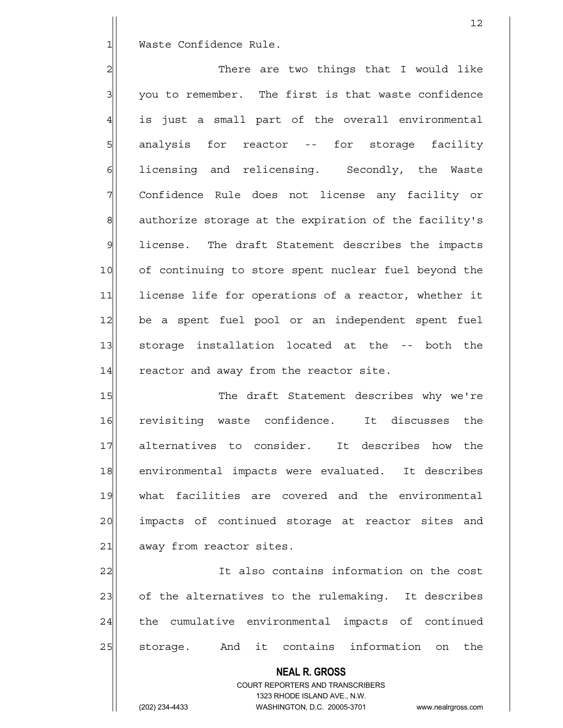Waste Confidence Rule.

There are two things that I would like you to remember. The first is that waste confidence is just a small part of the overall environmental analysis for reactor -- for storage facility licensing and relicensing. Secondly, the Waste Confidence Rule does not license any facility or authorize storage at the expiration of the facility's license. The draft Statement describes the impacts of continuing to store spent nuclear fuel beyond the license life for operations of a reactor, whether it be a spent fuel pool or an independent spent fuel storage installation located at the -- both the reactor and away from the reactor site.

The draft Statement describes why we're revisiting waste confidence. It discusses the alternatives to consider. It describes how the environmental impacts were evaluated. It describes what facilities are covered and the environmental impacts of continued storage at reactor sites and away from reactor sites.

It also contains information on the cost of the alternatives to the rulemaking. It describes the cumulative environmental impacts of continued storage. And it contains information on the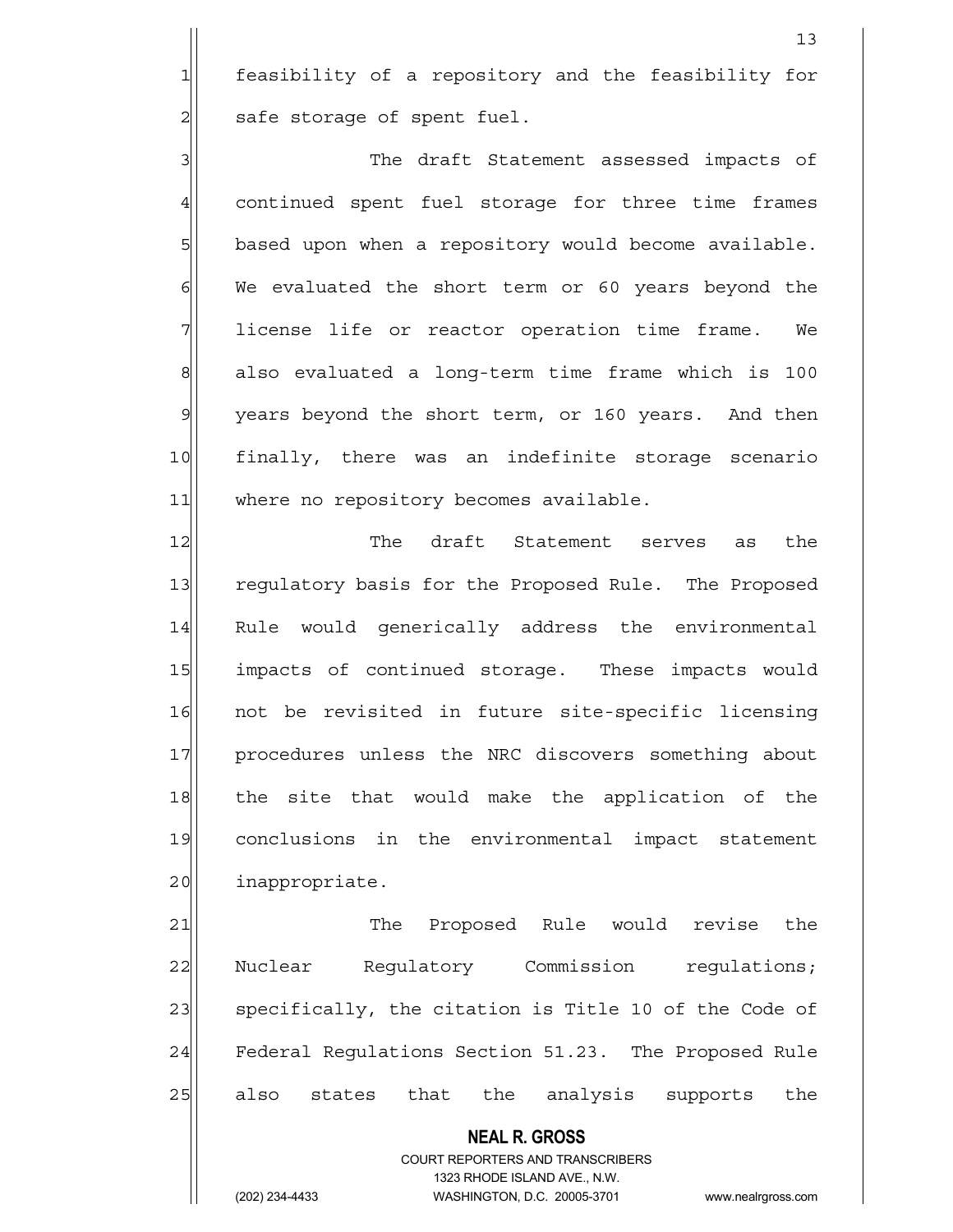feasibility of a repository and the feasibility for safe storage of spent fuel.

The draft Statement assessed impacts of continued spent fuel storage for three time frames based upon when a repository would become available. We evaluated the short term or 60 years beyond the license life or reactor operation time frame. We also evaluated a long-term time frame which is 100 years beyond the short term, or 160 years. And then finally, there was an indefinite storage scenario where no repository becomes available.

The draft Statement serves as the regulatory basis for the Proposed Rule. The Proposed Rule would generically address the environmental impacts of continued storage. These impacts would not be revisited in future site-specific licensing procedures unless the NRC discovers something about the site that would make the application of the conclusions in the environmental impact statement inappropriate.

The Proposed Rule would revise the Nuclear Regulatory Commission regulations; specifically, the citation is Title 10 of the Code of Federal Regulations Section 51.23. The Proposed Rule also states that the analysis supports the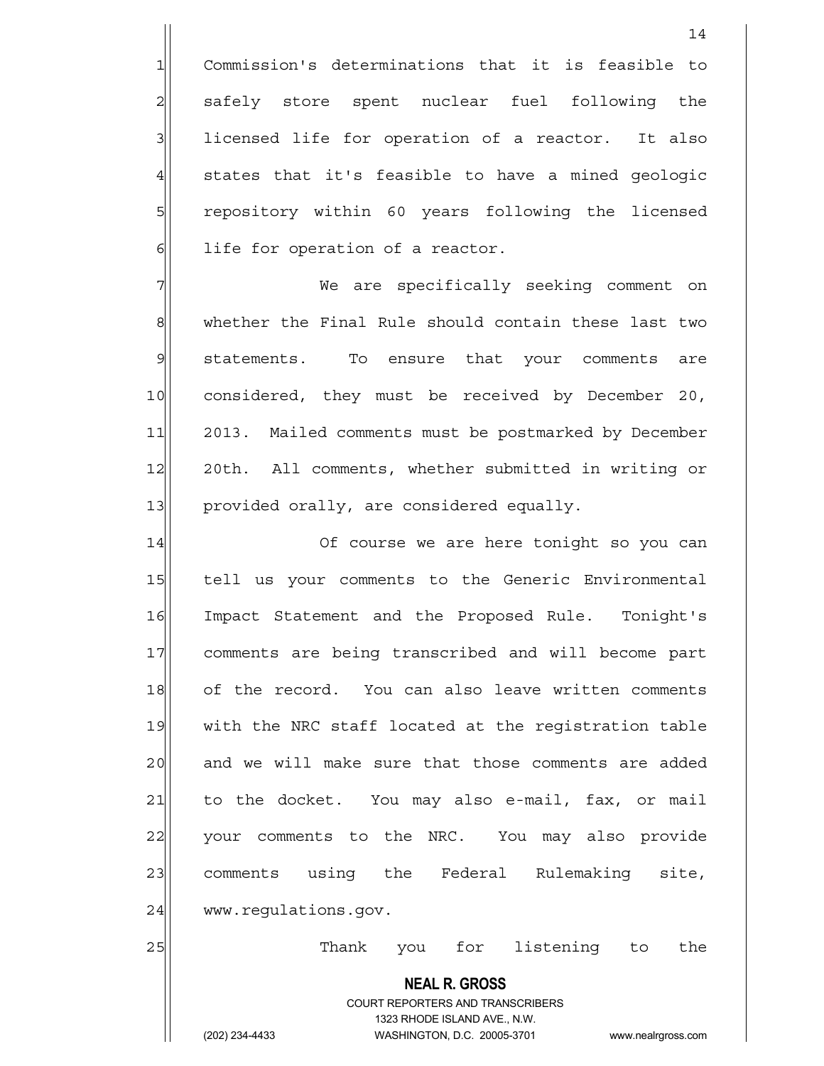Commission's determinations that it is feasible to safely store spent nuclear fuel following the licensed life for operation of a reactor. It also states that it's feasible to have a mined geologic repository within 60 years following the licensed life for operation of a reactor.

We are specifically seeking comment on whether the Final Rule should contain these last two statements. To ensure that your comments are considered, they must be received by December 20, 2013. Mailed comments must be postmarked by December 20th. All comments, whether submitted in writing or provided orally, are considered equally.

Of course we are here tonight so you can tell us your comments to the Generic Environmental Impact Statement and the Proposed Rule. Tonight's comments are being transcribed and will become part of the record. You can also leave written comments with the NRC staff located at the registration table and we will make sure that those comments are added to the docket. You may also e-mail, fax, or mail your comments to the NRC. You may also provide comments using the Federal Rulemaking site, www.regulations.gov.

Thank you for listening to the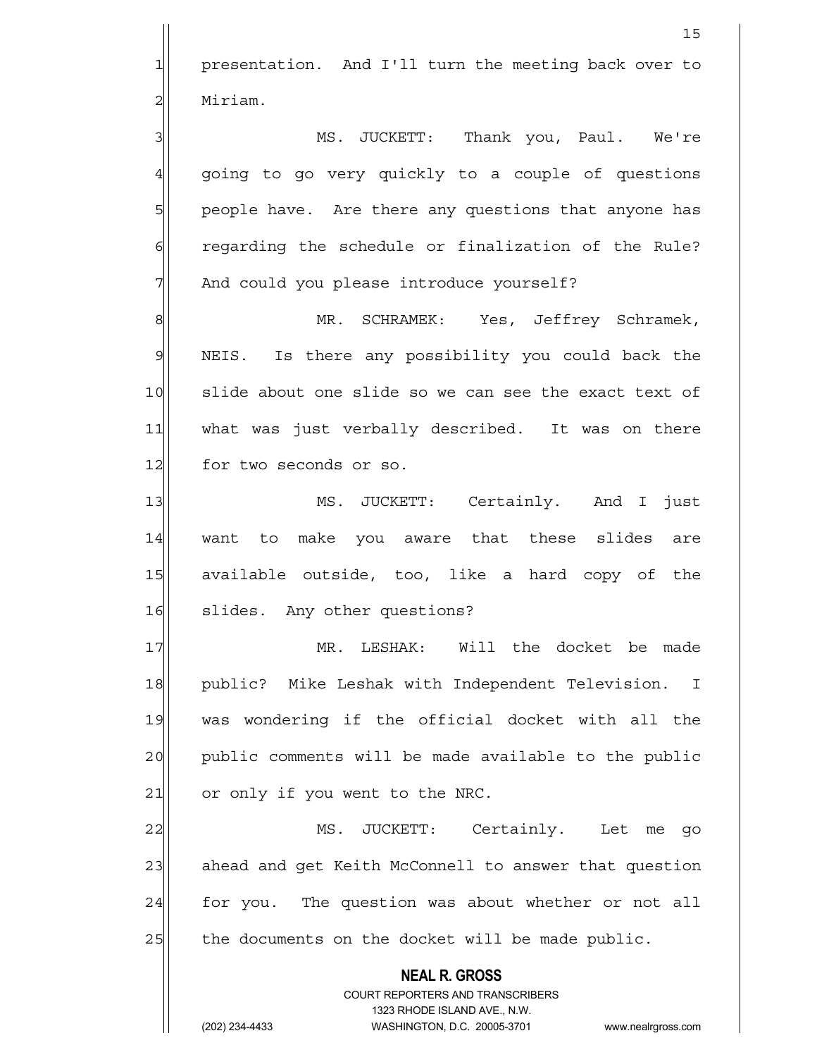presentation. And I'll turn the meeting back over to Miriam.

MS. JUCKETT: Thank you, Paul. We're going to go very quickly to a couple of questions people have. Are there any questions that anyone has regarding the schedule or finalization of the Rule? And could you please introduce yourself?

MR. SCHRAMEK: Yes, Jeffrey Schramek, NEIS. Is there any possibility you could back the slide about one slide so we can see the exact text of what was just verbally described. It was on there for two seconds or so.

MS. JUCKETT: Certainly. And I just want to make you aware that these slides are available outside, too, like a hard copy of the slides. Any other questions?

MR. LESHAK: Will the docket be made public? Mike Leshak with Independent Television. I was wondering if the official docket with all the public comments will be made available to the public or only if you went to the NRC.

MS. JUCKETT: Certainly. Let me go ahead and get Keith McConnell to answer that question for you. The question was about whether or not all the documents on the docket will be made public.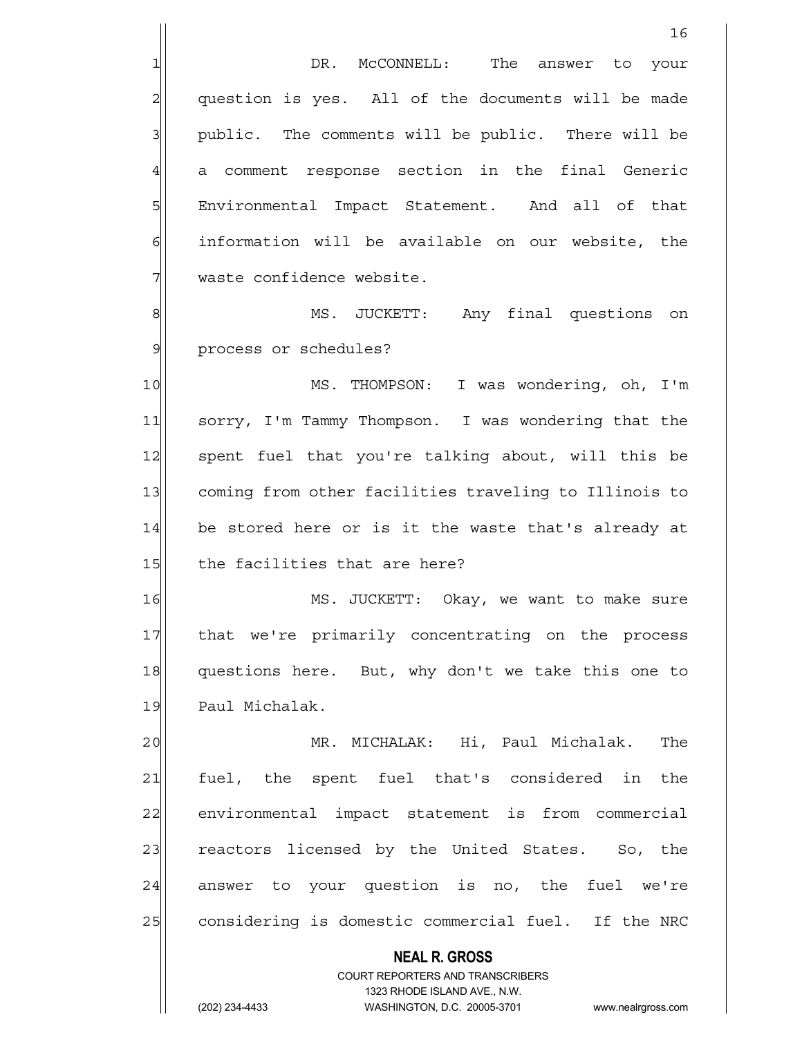DR. McCONNELL: The answer to your question is yes. All of the documents will be made public. The comments will be public. There will be a comment response section in the final Generic Environmental Impact Statement. And all of that information will be available on our website, the waste confidence website.

MS. JUCKETT: Any final questions on process or schedules?

MS. THOMPSON: I was wondering, oh, I'm sorry, I'm Tammy Thompson. I was wondering that the spent fuel that you're talking about, will this be coming from other facilities traveling to Illinois to be stored here or is it the waste that's already at the facilities that are here?

MS. JUCKETT: Okay, we want to make sure that we're primarily concentrating on the process questions here. But, why don't we take this one to Paul Michalak.

MR. MICHALAK: Hi, Paul Michalak. The fuel, the spent fuel that's considered in the environmental impact statement is from commercial reactors licensed by the United States. So, the answer to your question is no, the fuel we're considering is domestic commercial fuel. If the NRC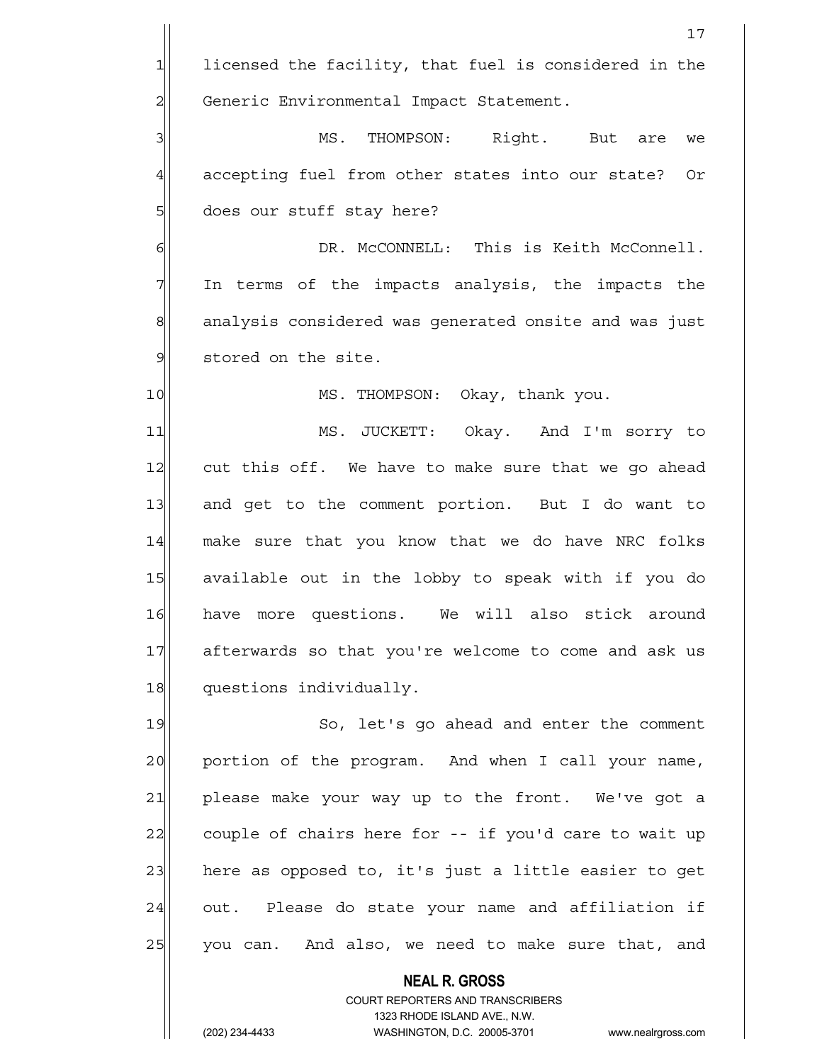licensed the facility, that fuel is considered in the Generic Environmental Impact Statement.

MS. THOMPSON: Right. But are we accepting fuel from other states into our state? Or does our stuff stay here?

DR. McCONNELL: This is Keith McConnell. In terms of the impacts analysis, the impacts the analysis considered was generated onsite and was just stored on the site.

MS. THOMPSON: Okay, thank you.

MS. JUCKETT: Okay. And I'm sorry to cut this off. We have to make sure that we go ahead and get to the comment portion. But I do want to make sure that you know that we do have NRC folks available out in the lobby to speak with if you do have more questions. We will also stick around afterwards so that you're welcome to come and ask us questions individually.

So, let's go ahead and enter the comment portion of the program. And when I call your name, please make your way up to the front. We've got a couple of chairs here for -- if you'd care to wait up here as opposed to, it's just a little easier to get out. Please do state your name and affiliation if you can. And also, we need to make sure that, and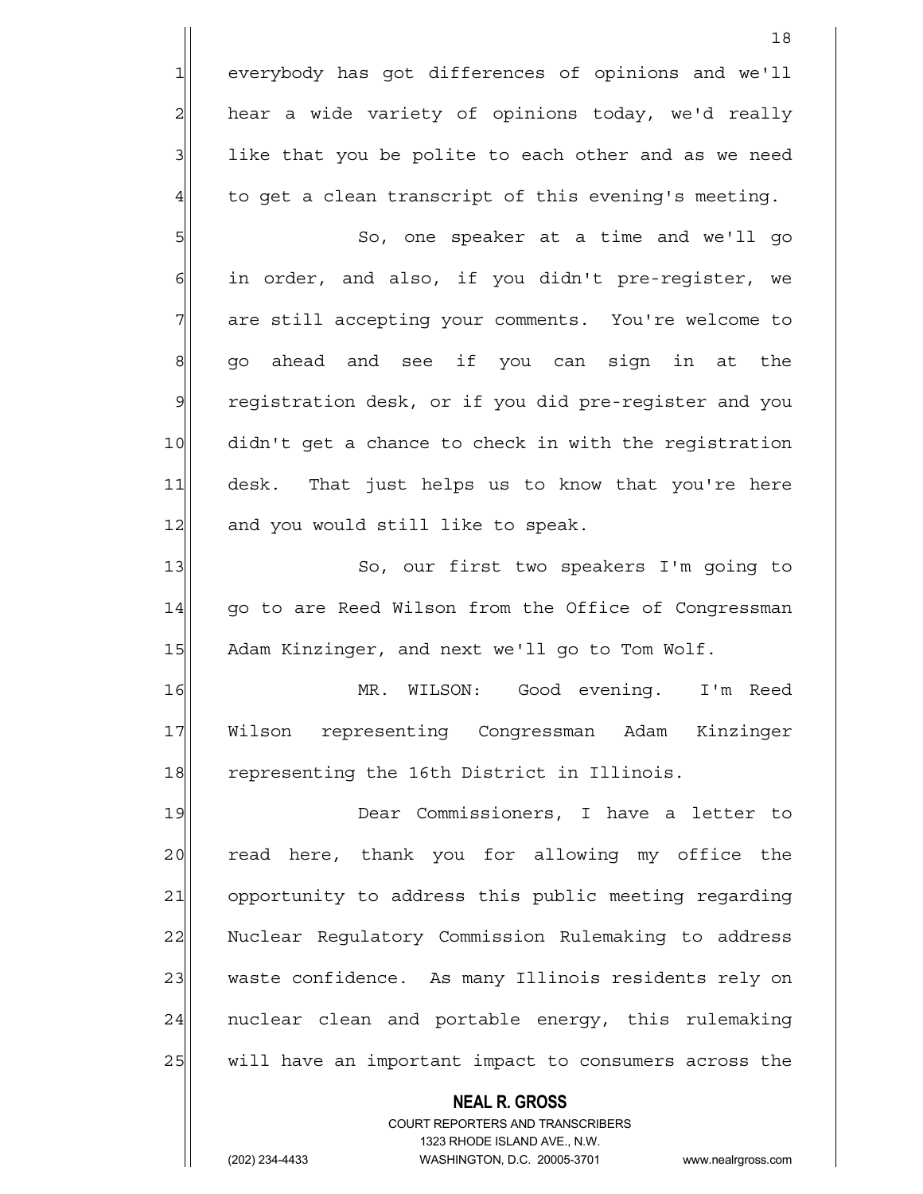everybody has got differences of opinions and we'll hear a wide variety of opinions today, we'd really like that you be polite to each other and as we need to get a clean transcript of this evening's meeting.

So, one speaker at a time and we'll go in order, and also, if you didn't pre-register, we are still accepting your comments. You're welcome to go ahead and see if you can sign in at the registration desk, or if you did pre-register and you didn't get a chance to check in with the registration desk. That just helps us to know that you're here and you would still like to speak.

So, our first two speakers I'm going to go to are Reed Wilson from the Office of Congressman Adam Kinzinger, and next we'll go to Tom Wolf.

MR. WILSON: Good evening. I'm Reed Wilson representing Congressman Adam Kinzinger representing the 16th District in Illinois.

Dear Commissioners, I have a letter to read here, thank you for allowing my office the opportunity to address this public meeting regarding Nuclear Regulatory Commission Rulemaking to address waste confidence. As many Illinois residents rely on nuclear clean and portable energy, this rulemaking will have an important impact to consumers across the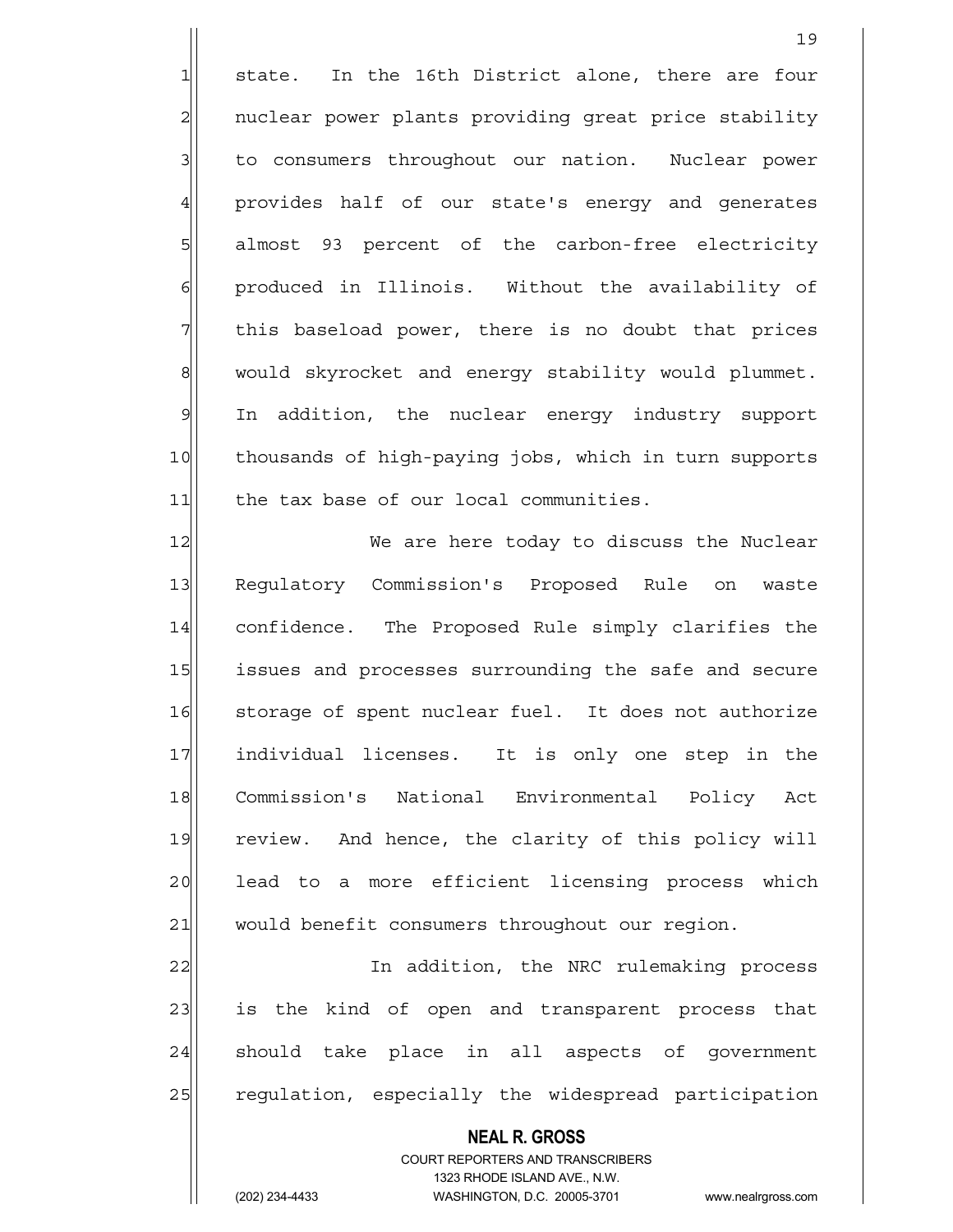state. In the 16th District alone, there are four nuclear power plants providing great price stability to consumers throughout our nation. Nuclear power provides half of our state's energy and generates almost 93 percent of the carbon-free electricity produced in Illinois. Without the availability of this baseload power, there is no doubt that prices would skyrocket and energy stability would plummet. In addition, the nuclear energy industry support thousands of high-paying jobs, which in turn supports the tax base of our local communities.

We are here today to discuss the Nuclear Regulatory Commission's Proposed Rule on waste confidence. The Proposed Rule simply clarifies the issues and processes surrounding the safe and secure storage of spent nuclear fuel. It does not authorize individual licenses. It is only one step in the Commission's National Environmental Policy Act review. And hence, the clarity of this policy will lead to a more efficient licensing process which would benefit consumers throughout our region.

In addition, the NRC rulemaking process is the kind of open and transparent process that should take place in all aspects of government regulation, especially the widespread participation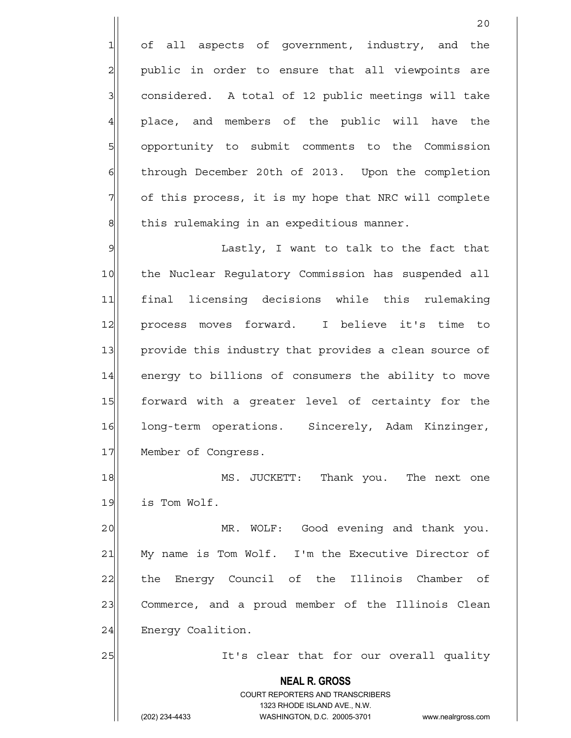of all aspects of government, industry, and the public in order to ensure that all viewpoints are considered. A total of 12 public meetings will take place, and members of the public will have the opportunity to submit comments to the Commission through December 20th of 2013. Upon the completion of this process, it is my hope that NRC will complete this rulemaking in an expeditious manner.

Lastly, I want to talk to the fact that the Nuclear Regulatory Commission has suspended all final licensing decisions while this rulemaking process moves forward. I believe it's time to provide this industry that provides a clean source of energy to billions of consumers the ability to move forward with a greater level of certainty for the long-term operations. Sincerely, Adam Kinzinger, Member of Congress.

MS. JUCKETT: Thank you. The next one is Tom Wolf.

MR. WOLF: Good evening and thank you. My name is Tom Wolf. I'm the Executive Director of the Energy Council of the Illinois Chamber of Commerce, and a proud member of the Illinois Clean Energy Coalition.

It's clear that for our overall quality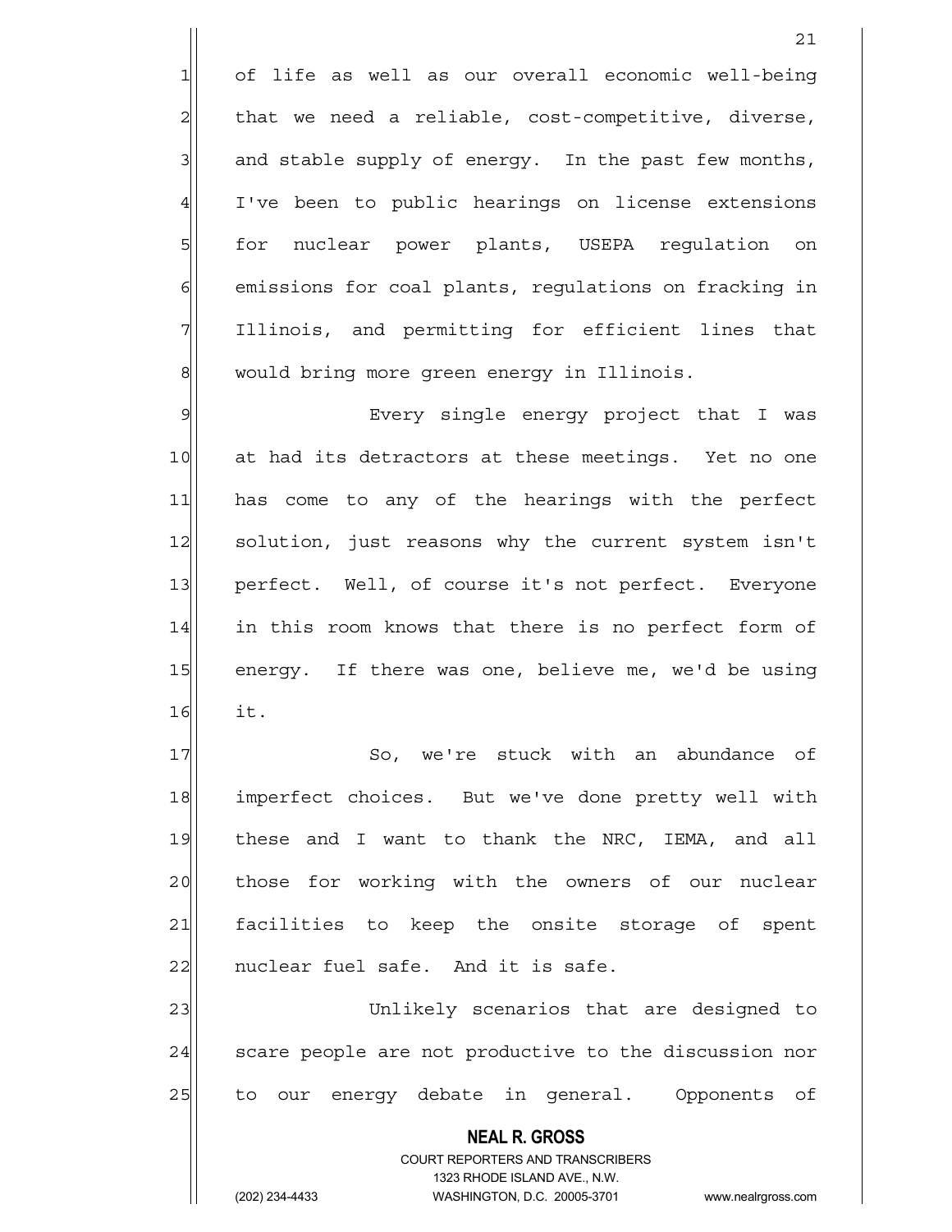of life as well as our overall economic well-being that we need a reliable, cost-competitive, diverse, and stable supply of energy. In the past few months, I've been to public hearings on license extensions for nuclear power plants, USEPA regulation on emissions for coal plants, regulations on fracking in Illinois, and permitting for efficient lines that would bring more green energy in Illinois.

Every single energy project that I was at had its detractors at these meetings. Yet no one has come to any of the hearings with the perfect solution, just reasons why the current system isn't perfect. Well, of course it's not perfect. Everyone in this room knows that there is no perfect form of energy. If there was one, believe me, we'd be using it.

So, we're stuck with an abundance of imperfect choices. But we've done pretty well with these and I want to thank the NRC, IEMA, and all those for working with the owners of our nuclear facilities to keep the onsite storage of spent nuclear fuel safe. And it is safe.

Unlikely scenarios that are designed to scare people are not productive to the discussion nor to our energy debate in general. Opponents of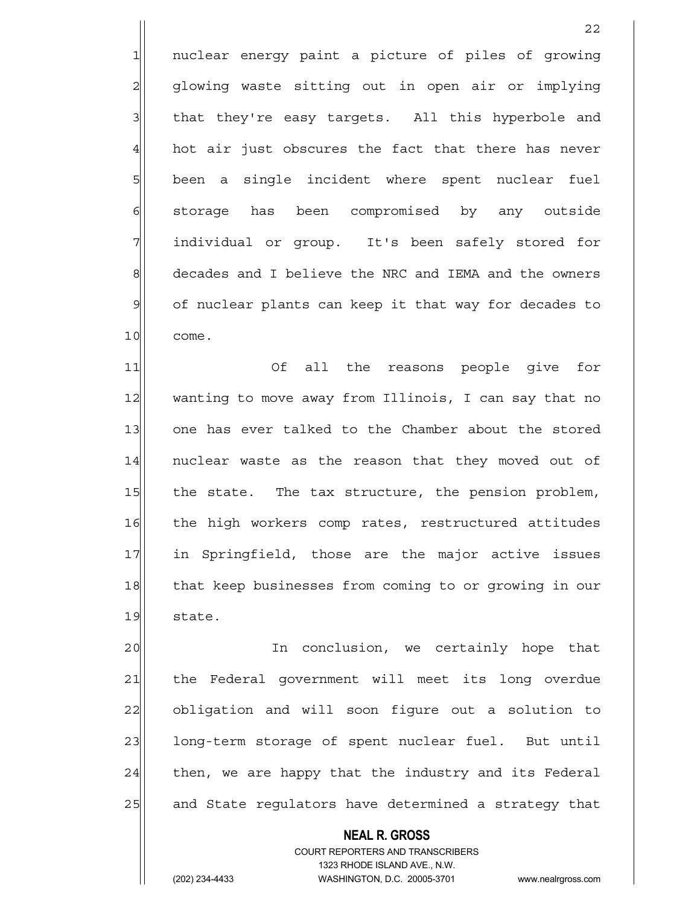nuclear energy paint a picture of piles of growing glowing waste sitting out in open air or implying that they're easy targets. All this hyperbole and hot air just obscures the fact that there has never been a single incident where spent nuclear fuel storage has been compromised by any outside individual or group. It's been safely stored for decades and I believe the NRC and IEMA and the owners of nuclear plants can keep it that way for decades to come.

Of all the reasons people give for wanting to move away from Illinois, I can say that no one has ever talked to the Chamber about the stored nuclear waste as the reason that they moved out of the state. The tax structure, the pension problem, the high workers comp rates, restructured attitudes in Springfield, those are the major active issues that keep businesses from coming to or growing in our state.

In conclusion, we certainly hope that the Federal government will meet its long overdue obligation and will soon figure out a solution to long-term storage of spent nuclear fuel. But until then, we are happy that the industry and its Federal and State regulators have determined a strategy that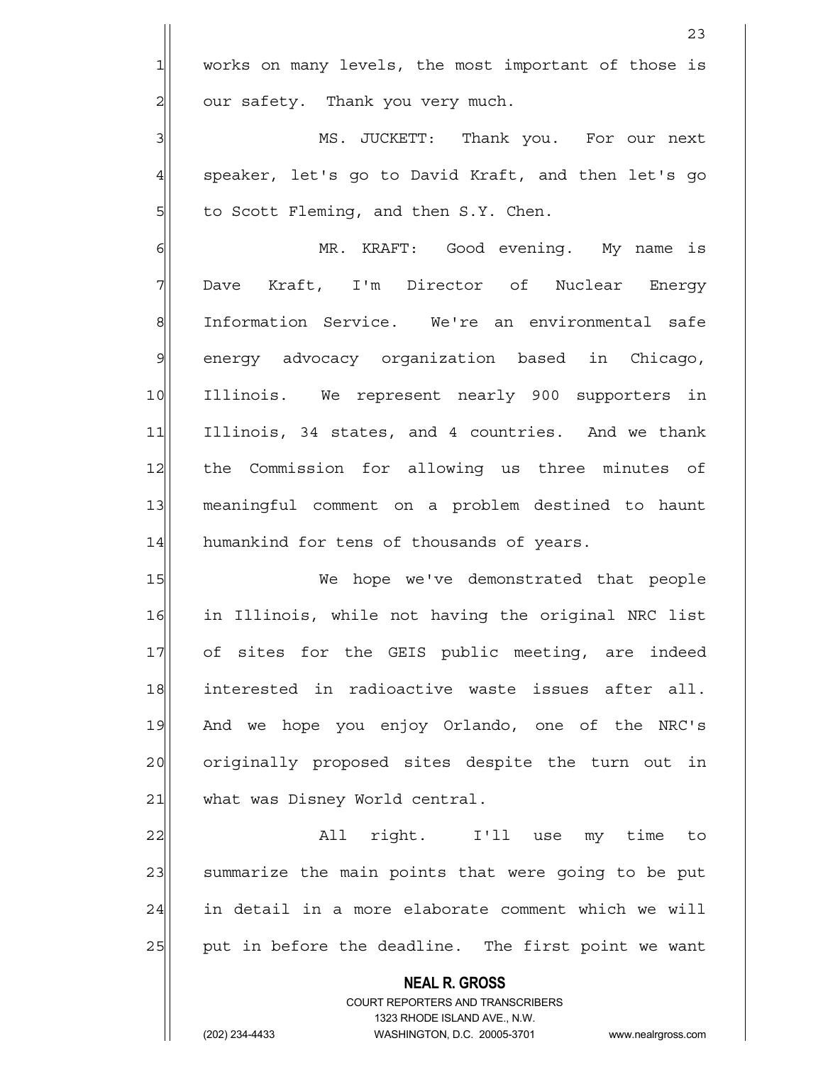works on many levels, the most important of those is our safety. Thank you very much.

MS. JUCKETT: Thank you. For our next speaker, let's go to David Kraft, and then let's go to Scott Fleming, and then S.Y. Chen.

MR. KRAFT: Good evening. My name is Dave Kraft, I'm Director of Nuclear Energy Information Service. We're an environmental safe energy advocacy organization based in Chicago, Illinois. We represent nearly 900 supporters in Illinois, 34 states, and 4 countries. And we thank the Commission for allowing us three minutes of meaningful comment on a problem destined to haunt humankind for tens of thousands of years.

We hope we've demonstrated that people in Illinois, while not having the original NRC list of sites for the GEIS public meeting, are indeed interested in radioactive waste issues after all. And we hope you enjoy Orlando, one of the NRC's originally proposed sites despite the turn out in what was Disney World central.

All right. I'll use my time to summarize the main points that were going to be put in detail in a more elaborate comment which we will put in before the deadline. The first point we want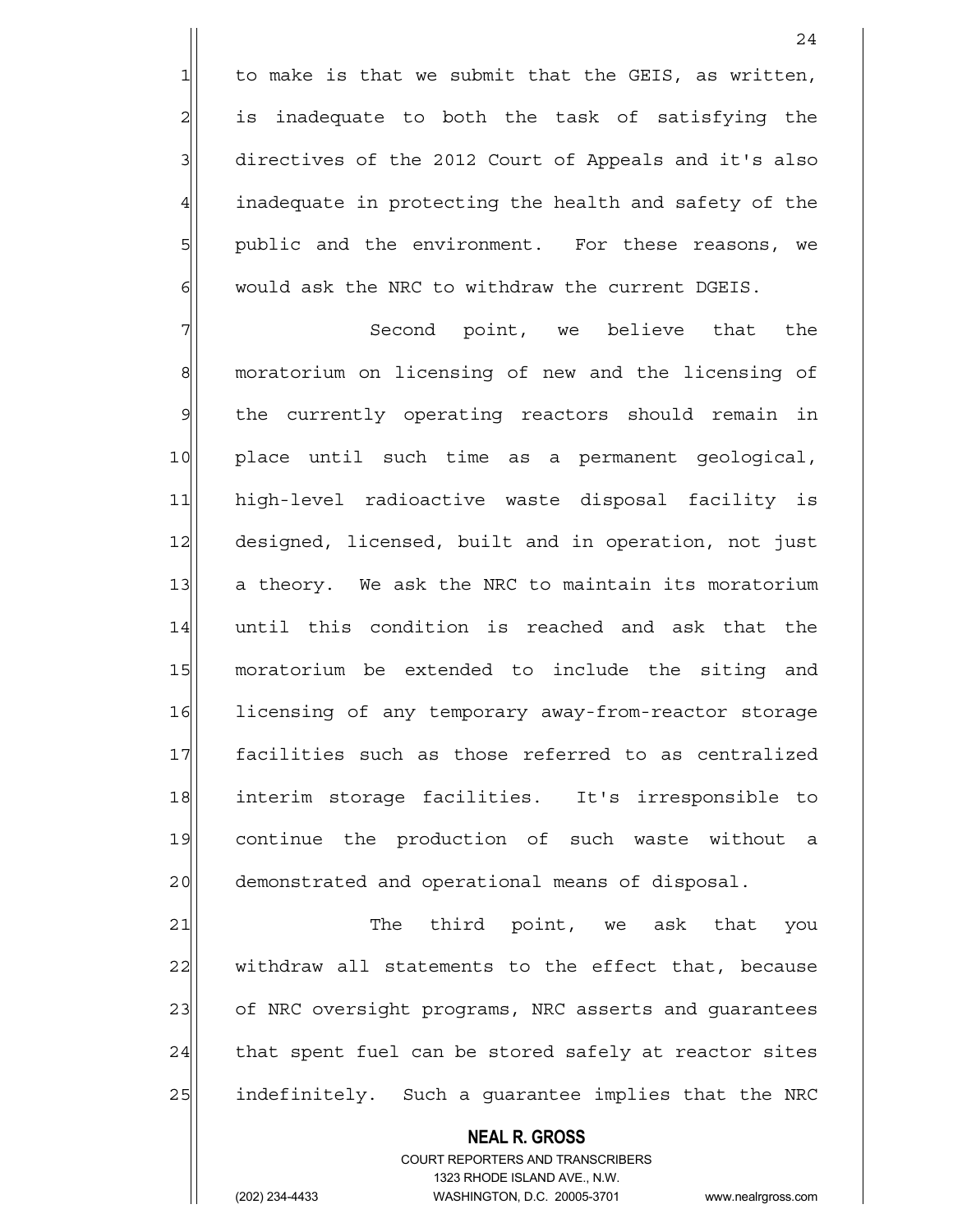to make is that we submit that the GEIS, as written, is inadequate to both the task of satisfying the directives of the 2012 Court of Appeals and it's also inadequate in protecting the health and safety of the public and the environment. For these reasons, we would ask the NRC to withdraw the current DGEIS.

Second point, we believe that the moratorium on licensing of new and the licensing of the currently operating reactors should remain in place until such time as a permanent geological, high-level radioactive waste disposal facility is designed, licensed, built and in operation, not just a theory. We ask the NRC to maintain its moratorium until this condition is reached and ask that the moratorium be extended to include the siting and licensing of any temporary away-from-reactor storage facilities such as those referred to as centralized interim storage facilities. It's irresponsible to continue the production of such waste without a demonstrated and operational means of disposal.

The third point, we ask that you withdraw all statements to the effect that, because of NRC oversight programs, NRC asserts and guarantees that spent fuel can be stored safely at reactor sites indefinitely. Such a guarantee implies that the NRC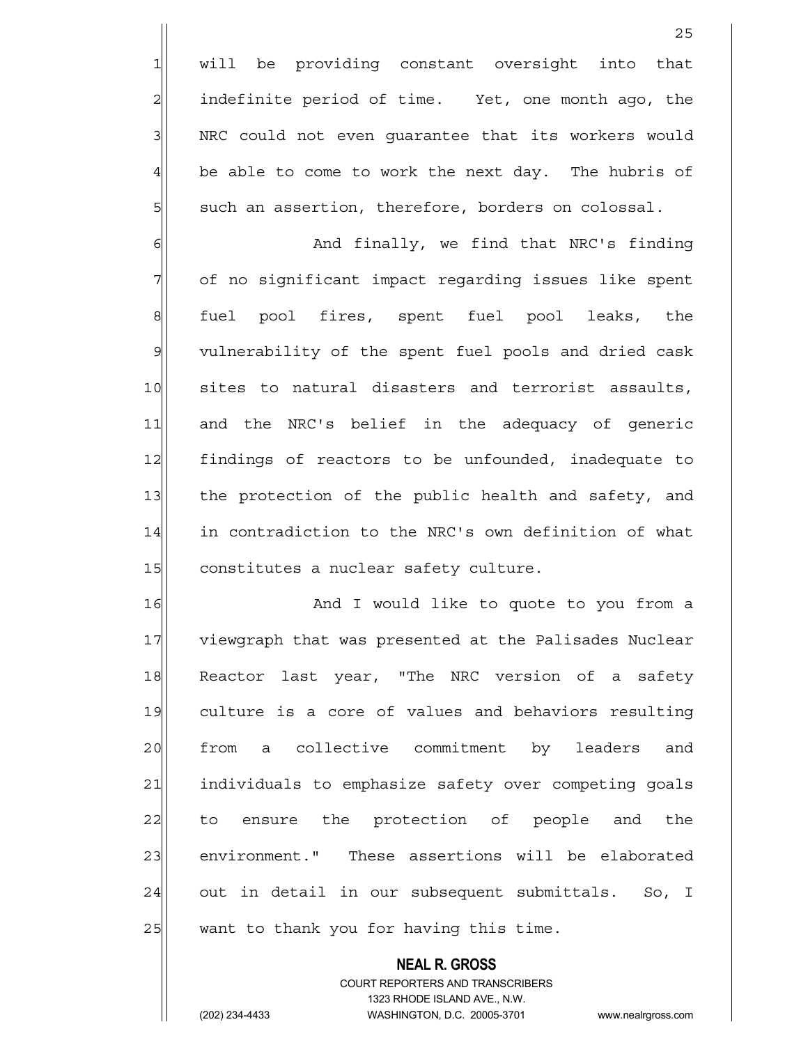will be providing constant oversight into that indefinite period of time. Yet, one month ago, the NRC could not even guarantee that its workers would be able to come to work the next day. The hubris of such an assertion, therefore, borders on colossal.

And finally, we find that NRC's finding of no significant impact regarding issues like spent fuel pool fires, spent fuel pool leaks, the vulnerability of the spent fuel pools and dried cask sites to natural disasters and terrorist assaults, and the NRC's belief in the adequacy of generic findings of reactors to be unfounded, inadequate to the protection of the public health and safety, and in contradiction to the NRC's own definition of what constitutes a nuclear safety culture.

And I would like to quote to you from a viewgraph that was presented at the Palisades Nuclear Reactor last year, "The NRC version of a safety culture is a core of values and behaviors resulting from a collective commitment by leaders and individuals to emphasize safety over competing goals to ensure the protection of people and the environment." These assertions will be elaborated out in detail in our subsequent submittals. So, I want to thank you for having this time.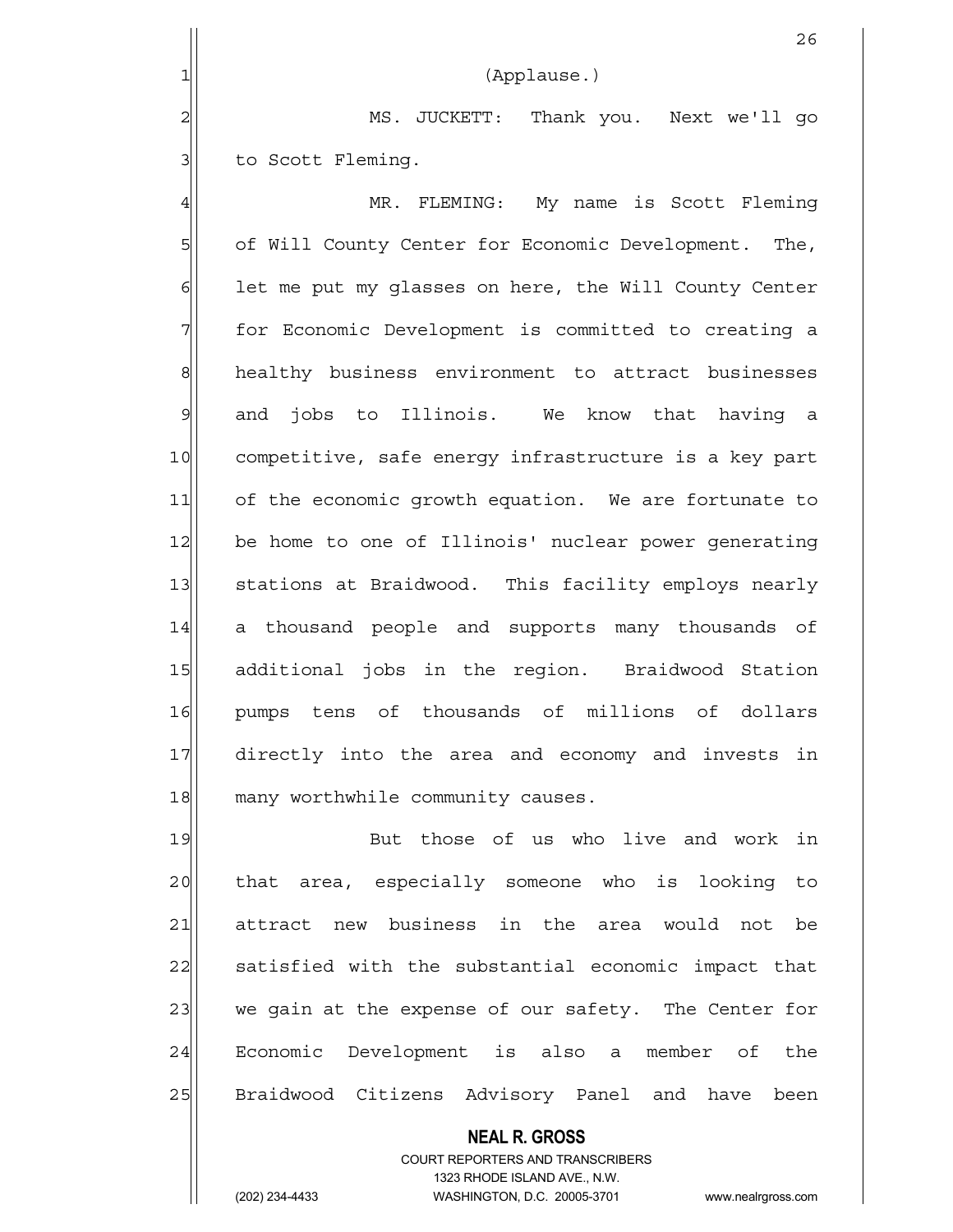(Applause.)

MS. JUCKETT: Thank you. Next we'll go to Scott Fleming.

MR. FLEMING: My name is Scott Fleming of Will County Center for Economic Development. The, let me put my glasses on here, the Will County Center for Economic Development is committed to creating a healthy business environment to attract businesses and jobs to Illinois. We know that having a competitive, safe energy infrastructure is a key part of the economic growth equation. We are fortunate to be home to one of Illinois' nuclear power generating stations at Braidwood. This facility employs nearly a thousand people and supports many thousands of additional jobs in the region. Braidwood Station pumps tens of thousands of millions of dollars directly into the area and economy and invests in many worthwhile community causes.

But those of us who live and work in that area, especially someone who is looking to attract new business in the area would not be satisfied with the substantial economic impact that we gain at the expense of our safety. The Center for Economic Development is also a member of the Braidwood Citizens Advisory Panel and have been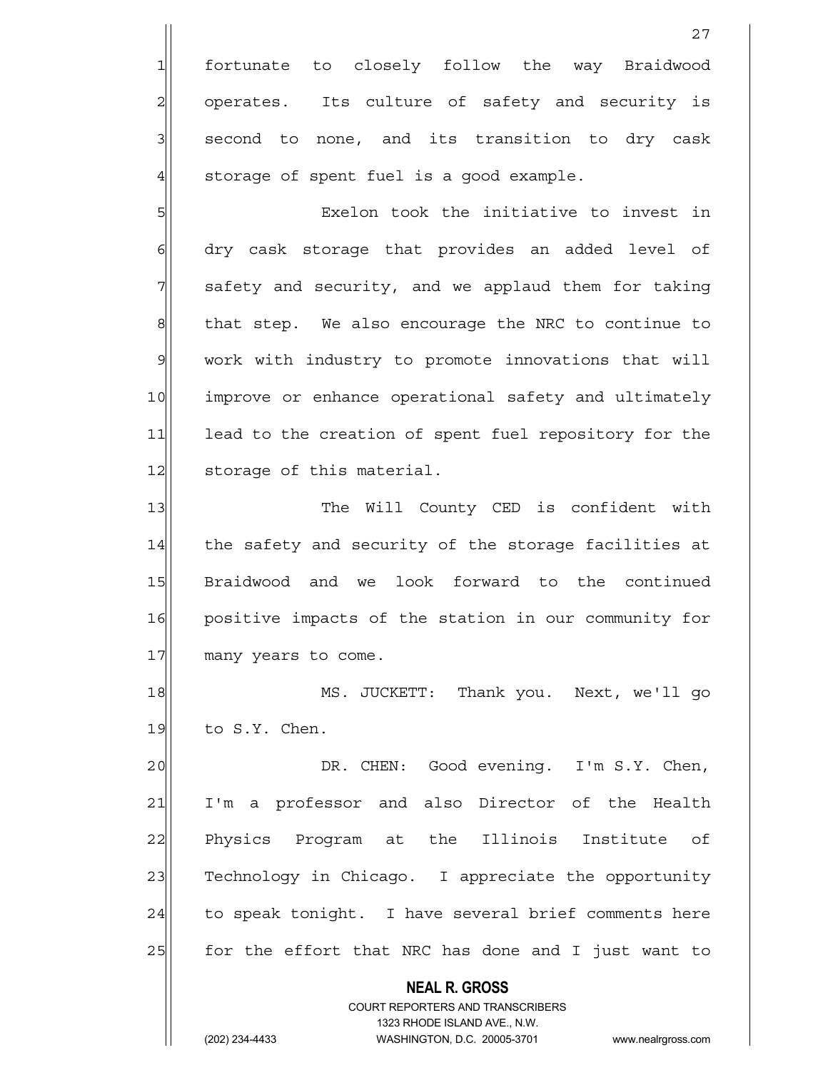fortunate to closely follow the way Braidwood operates. Its culture of safety and security is second to none, and its transition to dry cask storage of spent fuel is a good example.

Exelon took the initiative to invest in dry cask storage that provides an added level of safety and security, and we applaud them for taking that step. We also encourage the NRC to continue to work with industry to promote innovations that will improve or enhance operational safety and ultimately lead to the creation of spent fuel repository for the storage of this material.

The Will County CED is confident with the safety and security of the storage facilities at Braidwood and we look forward to the continued positive impacts of the station in our community for many years to come.

MS. JUCKETT: Thank you. Next, we'll go to S.Y. Chen.

DR. CHEN: Good evening. I'm S.Y. Chen, I'm a professor and also Director of the Health Physics Program at the Illinois Institute of Technology in Chicago. I appreciate the opportunity to speak tonight. I have several brief comments here for the effort that NRC has done and I just want to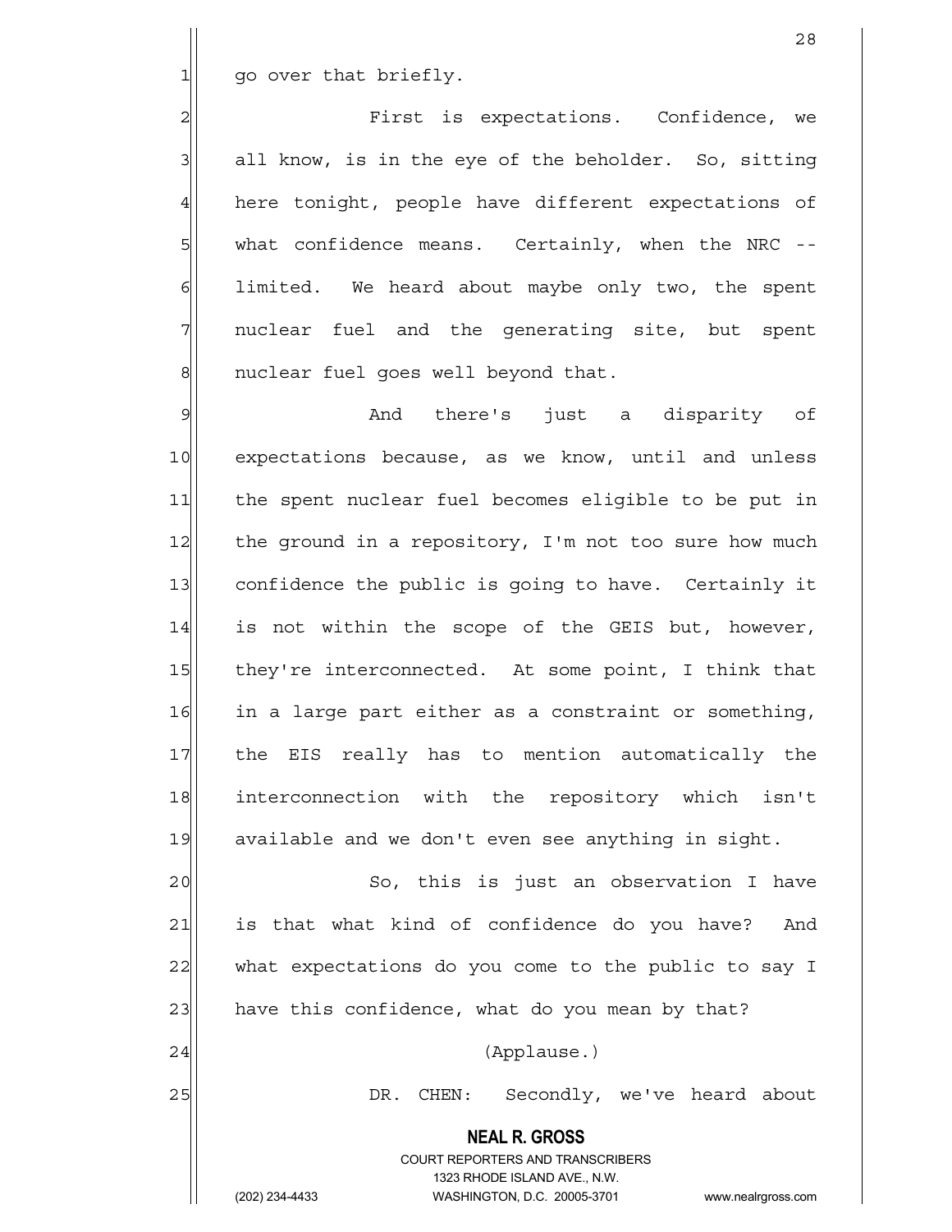go over that briefly.

First is expectations. Confidence, we all know, is in the eye of the beholder. So, sitting here tonight, people have different expectations of what confidence means. Certainly, when the NRC -- limited. We heard about maybe only two, the spent nuclear fuel and the generating site, but spent nuclear fuel goes well beyond that.

And there's just a disparity of expectations because, as we know, until and unless the spent nuclear fuel becomes eligible to be put in the ground in a repository, I'm not too sure how much confidence the public is going to have. Certainly it is not within the scope of the GEIS but, however, they're interconnected. At some point, I think that in a large part either as a constraint or something, the EIS really has to mention automatically the interconnection with the repository which isn't available and we don't even see anything in sight.

So, this is just an observation I have is that what kind of confidence do you have? And what expectations do you come to the public to say I have this confidence, what do you mean by that?

(Applause.)

DR. CHEN: Secondly, we've heard about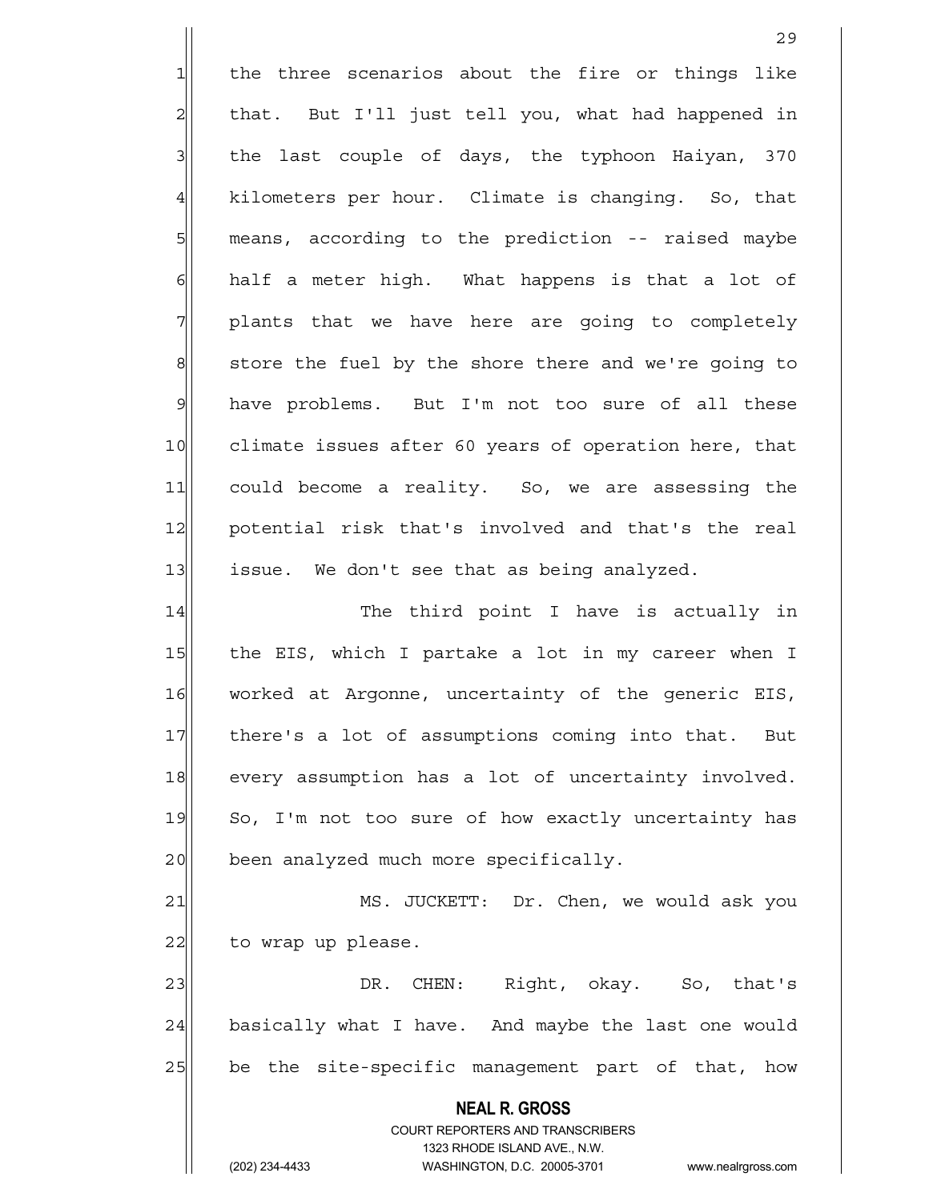the three scenarios about the fire or things like that. But I'll just tell you, what had happened in the last couple of days, the typhoon Haiyan, 370 kilometers per hour. Climate is changing. So, that means, according to the prediction -- raised maybe half a meter high. What happens is that a lot of plants that we have here are going to completely store the fuel by the shore there and we're going to have problems. But I'm not too sure of all these climate issues after 60 years of operation here, that could become a reality. So, we are assessing the potential risk that's involved and that's the real issue. We don't see that as being analyzed.

The third point I have is actually in the EIS, which I partake a lot in my career when I worked at Argonne, uncertainty of the generic EIS, there's a lot of assumptions coming into that. But every assumption has a lot of uncertainty involved. So, I'm not too sure of how exactly uncertainty has been analyzed much more specifically.

MS. JUCKETT: Dr. Chen, we would ask you to wrap up please.

DR. CHEN: Right, okay. So, that's basically what I have. And maybe the last one would be the site-specific management part of that, how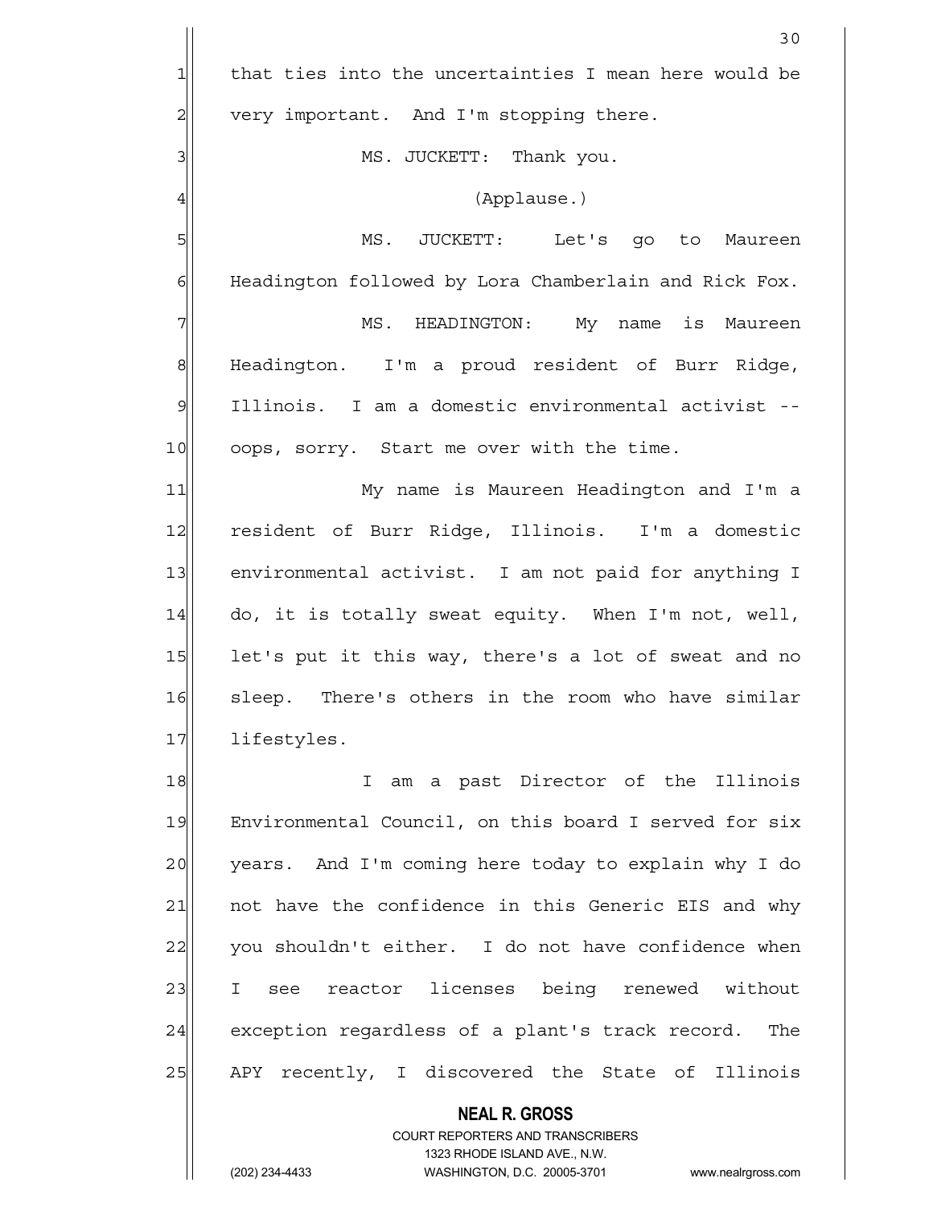that ties into the uncertainties I mean here would be very important. And I'm stopping there.

MS. JUCKETT: Thank you.

(Applause.)

MS. JUCKETT: Let's go to Maureen Headington followed by Lora Chamberlain and Rick Fox.

MS. HEADINGTON: My name is Maureen Headington. I'm a proud resident of Burr Ridge, Illinois. I am a domestic environmental activist -- oops, sorry. Start me over with the time.

My name is Maureen Headington and I'm a resident of Burr Ridge, Illinois. I'm a domestic environmental activist. I am not paid for anything I do, it is totally sweat equity. When I'm not, well, let's put it this way, there's a lot of sweat and no sleep. There's others in the room who have similar lifestyles.

I am a past Director of the Illinois Environmental Council, on this board I served for six years. And I'm coming here today to explain why I do not have the confidence in this Generic EIS and why you shouldn't either. I do not have confidence when I see reactor licenses being renewed without exception regardless of a plant's track record. The APY recently, I discovered the State of Illinois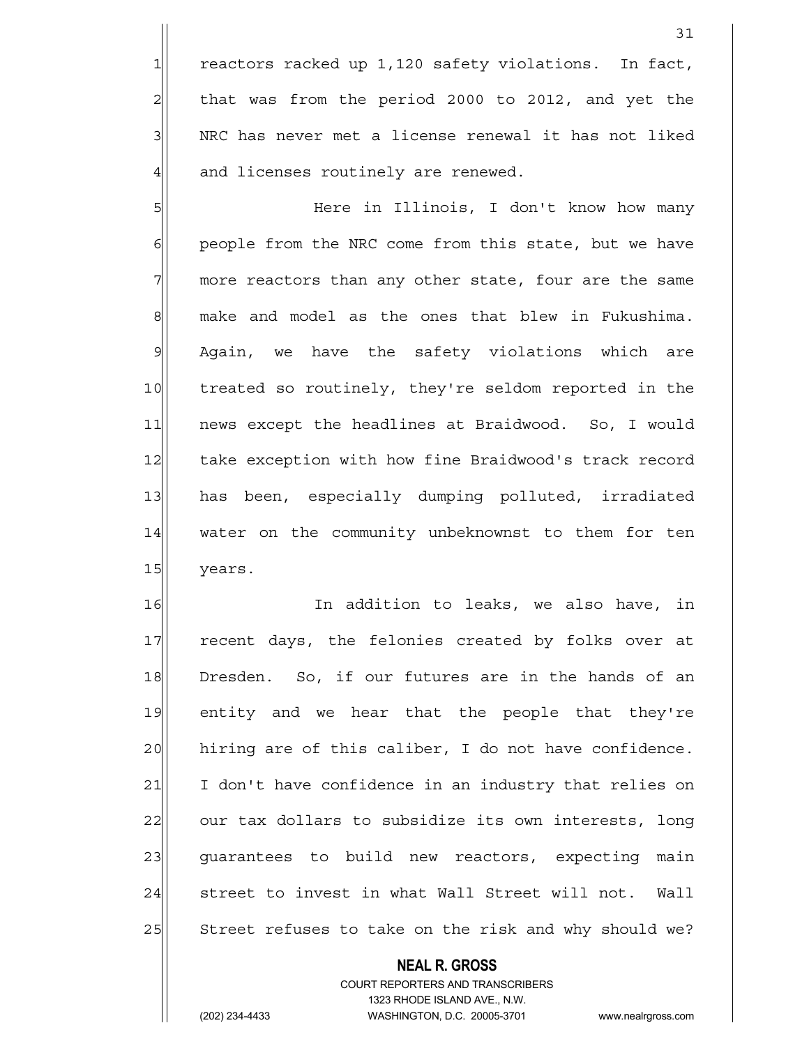reactors racked up 1,120 safety violations. In fact, that was from the period 2000 to 2012, and yet the NRC has never met a license renewal it has not liked and licenses routinely are renewed.

Here in Illinois, I don't know how many people from the NRC come from this state, but we have more reactors than any other state, four are the same make and model as the ones that blew in Fukushima. Again, we have the safety violations which are treated so routinely, they're seldom reported in the news except the headlines at Braidwood. So, I would take exception with how fine Braidwood's track record has been, especially dumping polluted, irradiated water on the community unbeknownst to them for ten years.

In addition to leaks, we also have, in recent days, the felonies created by folks over at Dresden. So, if our futures are in the hands of an entity and we hear that the people that they're hiring are of this caliber, I do not have confidence. I don't have confidence in an industry that relies on our tax dollars to subsidize its own interests, long guarantees to build new reactors, expecting main street to invest in what Wall Street will not. Wall Street refuses to take on the risk and why should we?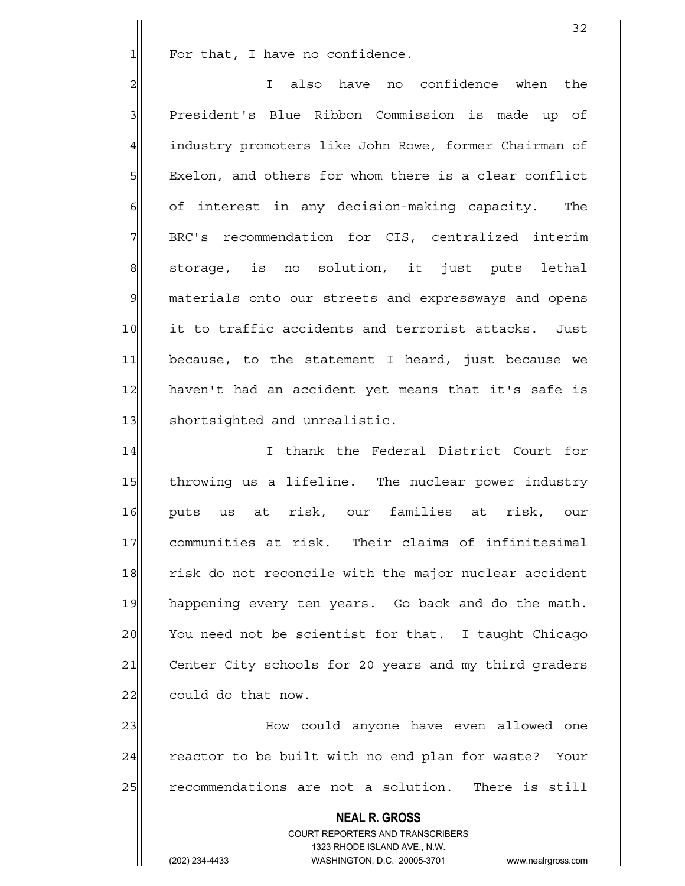For that, I have no confidence.

I also have no confidence when the President's Blue Ribbon Commission is made up of industry promoters like John Rowe, former Chairman of Exelon, and others for whom there is a clear conflict of interest in any decision-making capacity. The BRC's recommendation for CIS, centralized interim storage, is no solution, it just puts lethal materials onto our streets and expressways and opens it to traffic accidents and terrorist attacks. Just because, to the statement I heard, just because we haven't had an accident yet means that it's safe is shortsighted and unrealistic.

I thank the Federal District Court for throwing us a lifeline. The nuclear power industry puts us at risk, our families at risk, our communities at risk. Their claims of infinitesimal risk do not reconcile with the major nuclear accident happening every ten years. Go back and do the math. You need not be scientist for that. I taught Chicago Center City schools for 20 years and my third graders could do that now.

How could anyone have even allowed one reactor to be built with no end plan for waste? Your recommendations are not a solution. There is still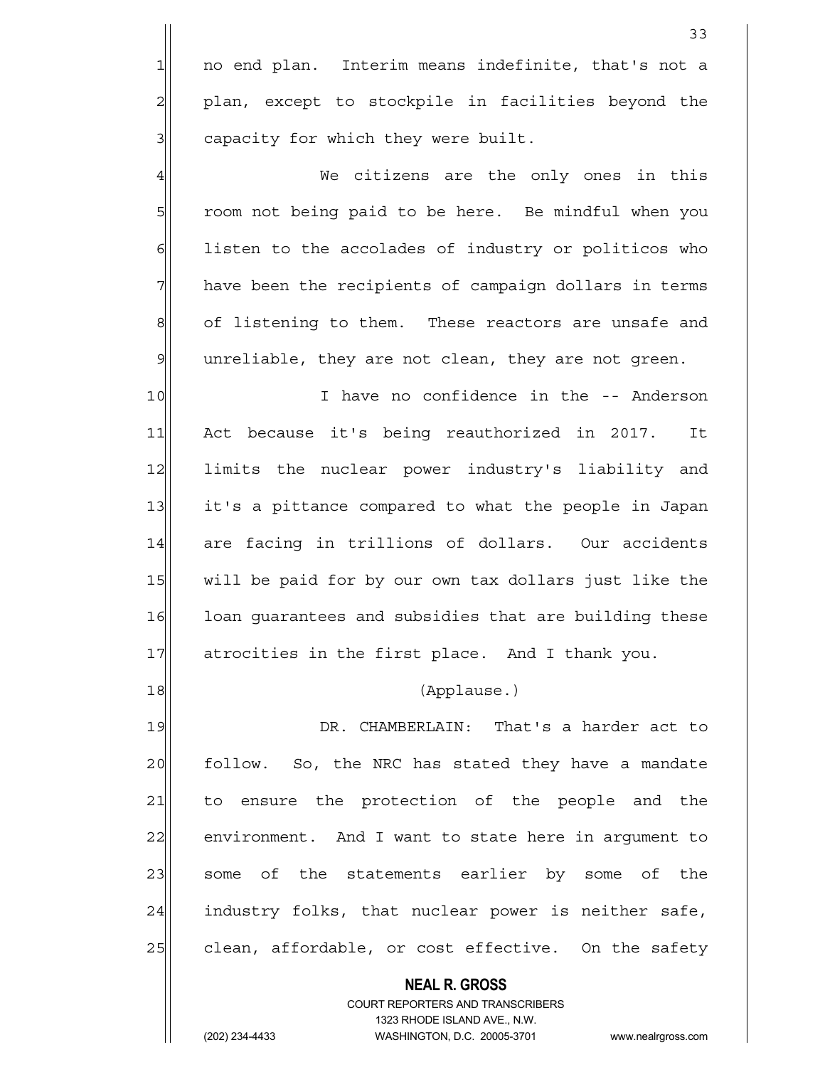no end plan. Interim means indefinite, that's not a plan, except to stockpile in facilities beyond the capacity for which they were built.

We citizens are the only ones in this room not being paid to be here. Be mindful when you listen to the accolades of industry or politicos who have been the recipients of campaign dollars in terms of listening to them. These reactors are unsafe and unreliable, they are not clean, they are not green.

I have no confidence in the -- Anderson Act because it's being reauthorized in 2017. It limits the nuclear power industry's liability and it's a pittance compared to what the people in Japan are facing in trillions of dollars. Our accidents will be paid for by our own tax dollars just like the loan guarantees and subsidies that are building these atrocities in the first place. And I thank you.

(Applause.)

DR. CHAMBERLAIN: That's a harder act to follow. So, the NRC has stated they have a mandate to ensure the protection of the people and the environment. And I want to state here in argument to some of the statements earlier by some of the industry folks, that nuclear power is neither safe, clean, affordable, or cost effective. On the safety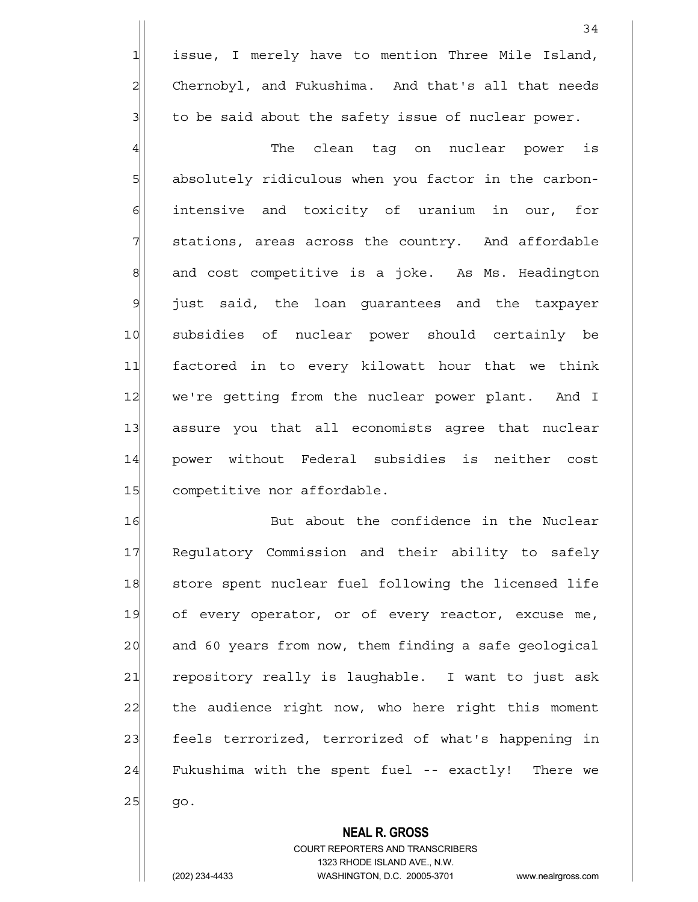issue, I merely have to mention Three Mile Island, Chernobyl, and Fukushima. And that's all that needs to be said about the safety issue of nuclear power.

The clean tag on nuclear power is absolutely ridiculous when you factor in the carbon-intensive and toxicity of uranium in our, for stations, areas across the country. And affordable and cost competitive is a joke. As Ms. Headington just said, the loan guarantees and the taxpayer subsidies of nuclear power should certainly be factored in to every kilowatt hour that we think we're getting from the nuclear power plant. And I assure you that all economists agree that nuclear power without Federal subsidies is neither cost competitive nor affordable.

But about the confidence in the Nuclear Regulatory Commission and their ability to safely store spent nuclear fuel following the licensed life of every operator, or of every reactor, excuse me, and 60 years from now, them finding a safe geological repository really is laughable. I want to just ask the audience right now, who here right this moment feels terrorized, terrorized of what's happening in Fukushima with the spent fuel -- exactly! There we go.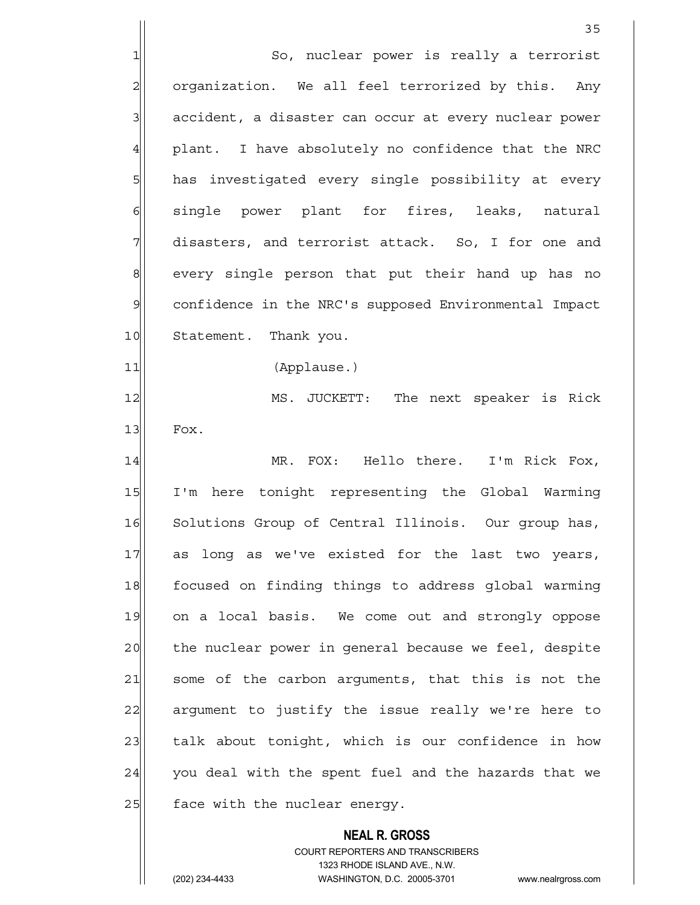So, nuclear power is really a terrorist organization. We all feel terrorized by this. Any accident, a disaster can occur at every nuclear power plant. I have absolutely no confidence that the NRC has investigated every single possibility at every single power plant for fires, leaks, natural disasters, and terrorist attack. So, I for one and every single person that put their hand up has no confidence in the NRC's supposed Environmental Impact Statement. Thank you.

(Applause.)

MS. JUCKETT: The next speaker is Rick Fox.

MR. FOX: Hello there. I'm Rick Fox, I'm here tonight representing the Global Warming Solutions Group of Central Illinois. Our group has, as long as we've existed for the last two years, focused on finding things to address global warming on a local basis. We come out and strongly oppose the nuclear power in general because we feel, despite some of the carbon arguments, that this is not the argument to justify the issue really we're here to talk about tonight, which is our confidence in how you deal with the spent fuel and the hazards that we face with the nuclear energy.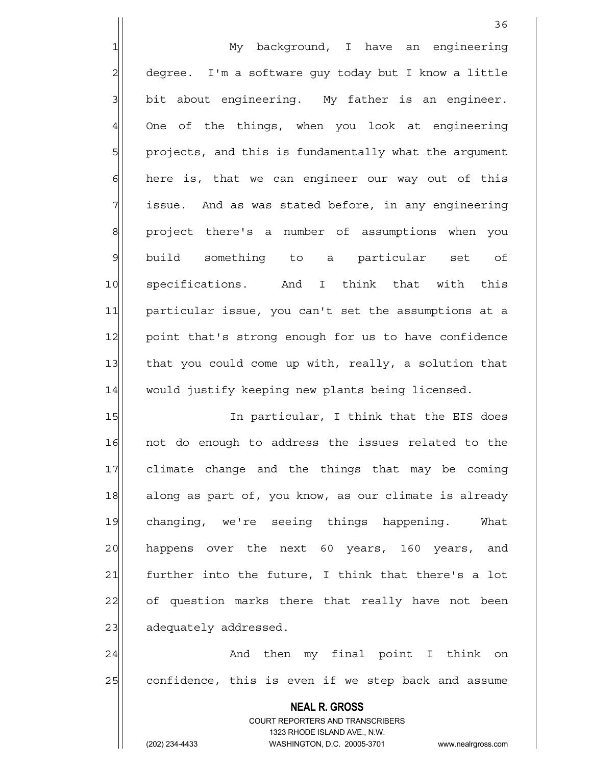My background, I have an engineering degree. I'm a software guy today but I know a little bit about engineering. My father is an engineer. One of the things, when you look at engineering projects, and this is fundamentally what the argument here is, that we can engineer our way out of this issue. And as was stated before, in any engineering project there's a number of assumptions when you build something to a particular set of specifications. And I think that with this particular issue, you can't set the assumptions at a point that's strong enough for us to have confidence that you could come up with, really, a solution that would justify keeping new plants being licensed.

In particular, I think that the EIS does not do enough to address the issues related to the climate change and the things that may be coming along as part of, you know, as our climate is already changing, we're seeing things happening. What happens over the next 60 years, 160 years, and further into the future, I think that there's a lot of question marks there that really have not been adequately addressed.

And then my final point I think on confidence, this is even if we step back and assume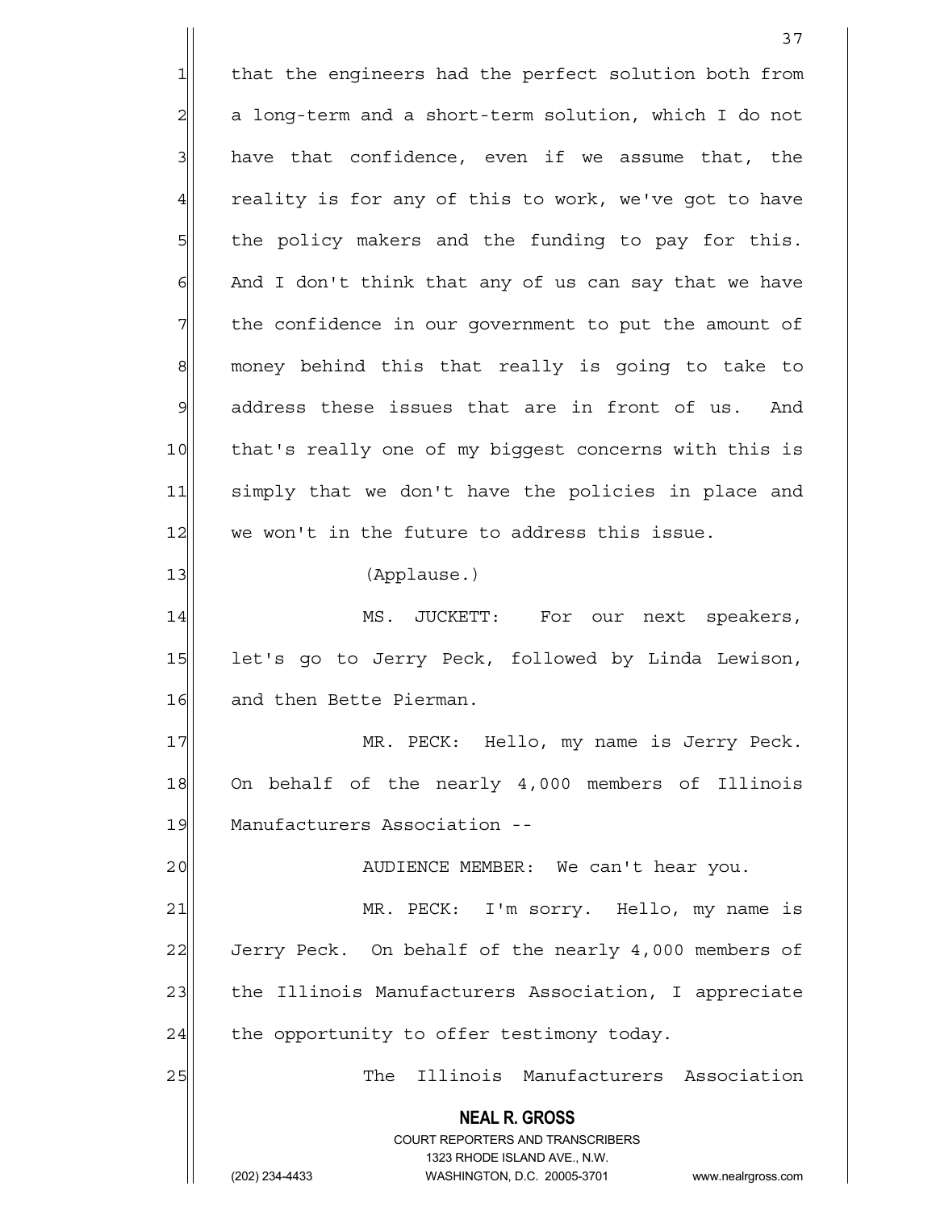that the engineers had the perfect solution both from a long-term and a short-term solution, which I do not have that confidence, even if we assume that, the reality is for any of this to work, we've got to have the policy makers and the funding to pay for this. And I don't think that any of us can say that we have the confidence in our government to put the amount of money behind this that really is going to take to address these issues that are in front of us. And that's really one of my biggest concerns with this is simply that we don't have the policies in place and we won't in the future to address this issue.

(Applause.)

MS. JUCKETT: For our next speakers, let's go to Jerry Peck, followed by Linda Lewison, and then Bette Pierman.

MR. PECK: Hello, my name is Jerry Peck. On behalf of the nearly 4,000 members of Illinois Manufacturers Association --

AUDIENCE MEMBER: We can't hear you.

MR. PECK: I'm sorry. Hello, my name is Jerry Peck. On behalf of the nearly 4,000 members of the Illinois Manufacturers Association, I appreciate the opportunity to offer testimony today.

The Illinois Manufacturers Association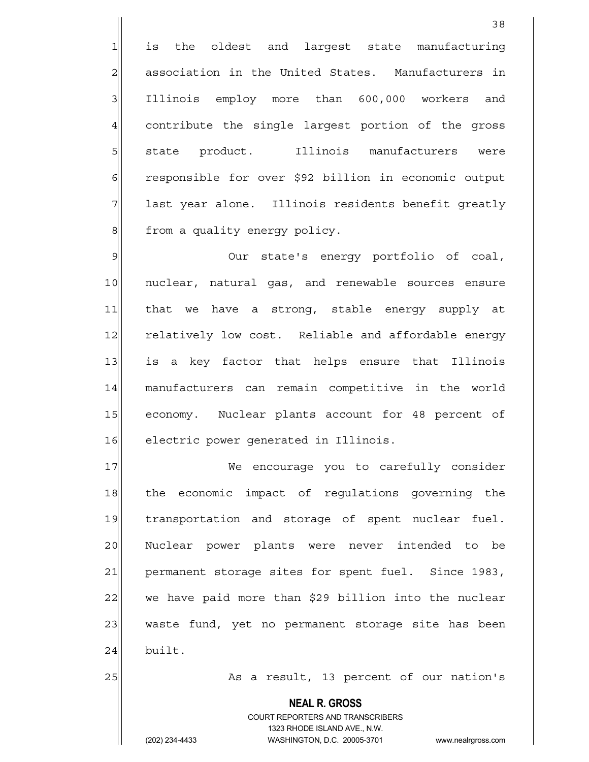is the oldest and largest state manufacturing association in the United States. Manufacturers in Illinois employ more than 600,000 workers and contribute the single largest portion of the gross state product. Illinois manufacturers were responsible for over $92 billion in economic output last year alone. Illinois residents benefit greatly from a quality energy policy.

Our state's energy portfolio of coal, nuclear, natural gas, and renewable sources ensure that we have a strong, stable energy supply at relatively low cost. Reliable and affordable energy is a key factor that helps ensure that Illinois manufacturers can remain competitive in the world economy. Nuclear plants account for 48 percent of electric power generated in Illinois.

We encourage you to carefully consider the economic impact of regulations governing the transportation and storage of spent nuclear fuel. Nuclear power plants were never intended to be permanent storage sites for spent fuel. Since 1983, we have paid more than $29 billion into the nuclear waste fund, yet no permanent storage site has been built.

As a result, 13 percent of our nation's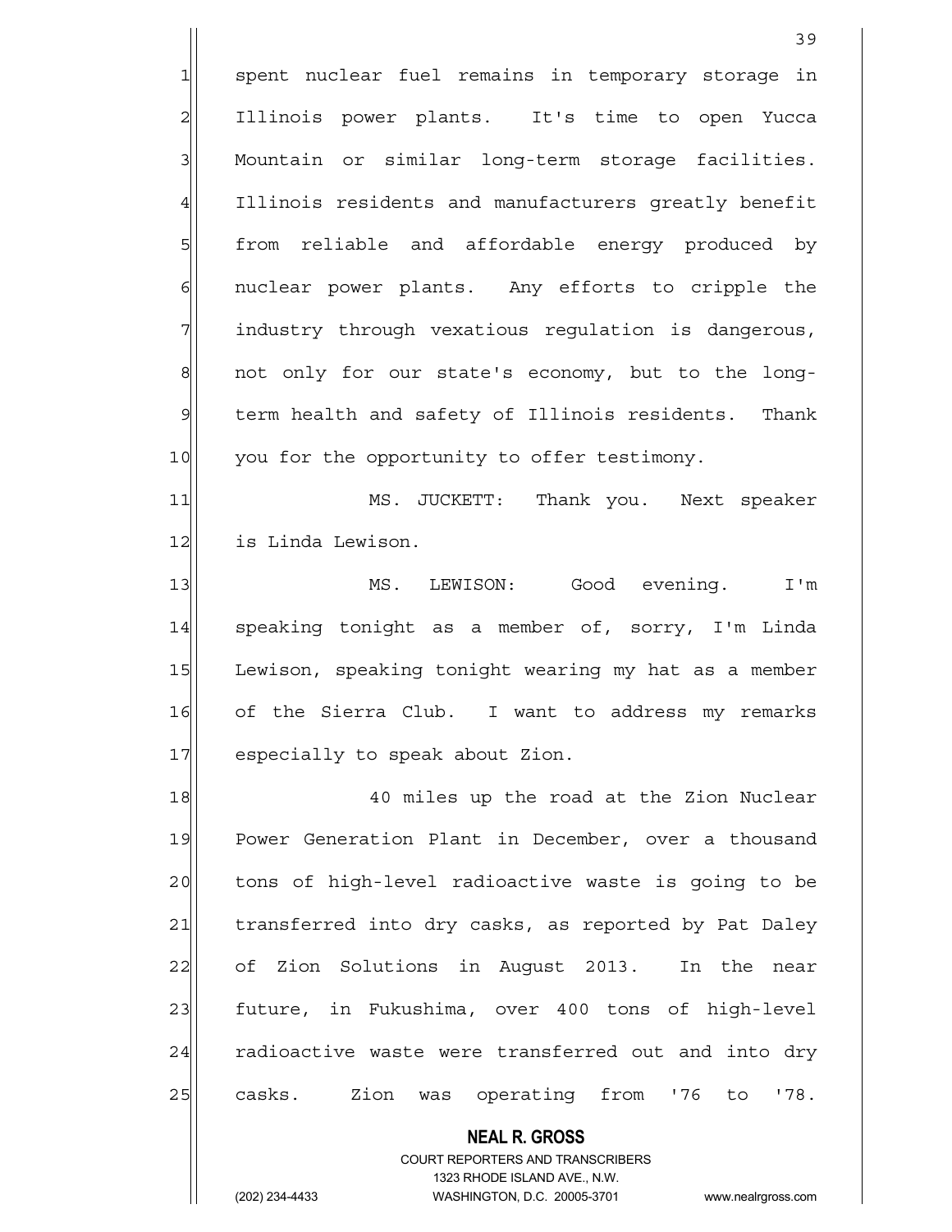spent nuclear fuel remains in temporary storage in Illinois power plants. It's time to open Yucca Mountain or similar long-term storage facilities. Illinois residents and manufacturers greatly benefit from reliable and affordable energy produced by nuclear power plants. Any efforts to cripple the industry through vexatious regulation is dangerous, not only for our state's economy, but to the long-term health and safety of Illinois residents. Thank you for the opportunity to offer testimony.

MS. JUCKETT: Thank you. Next speaker is Linda Lewison.

MS. LEWISON: Good evening. I'm speaking tonight as a member of, sorry, I'm Linda Lewison, speaking tonight wearing my hat as a member of the Sierra Club. I want to address my remarks especially to speak about Zion.

40 miles up the road at the Zion Nuclear Power Generation Plant in December, over a thousand tons of high-level radioactive waste is going to be transferred into dry casks, as reported by Pat Daley of Zion Solutions in August 2013. In the near future, in Fukushima, over 400 tons of high-level radioactive waste were transferred out and into dry casks. Zion was operating from '76 to '78.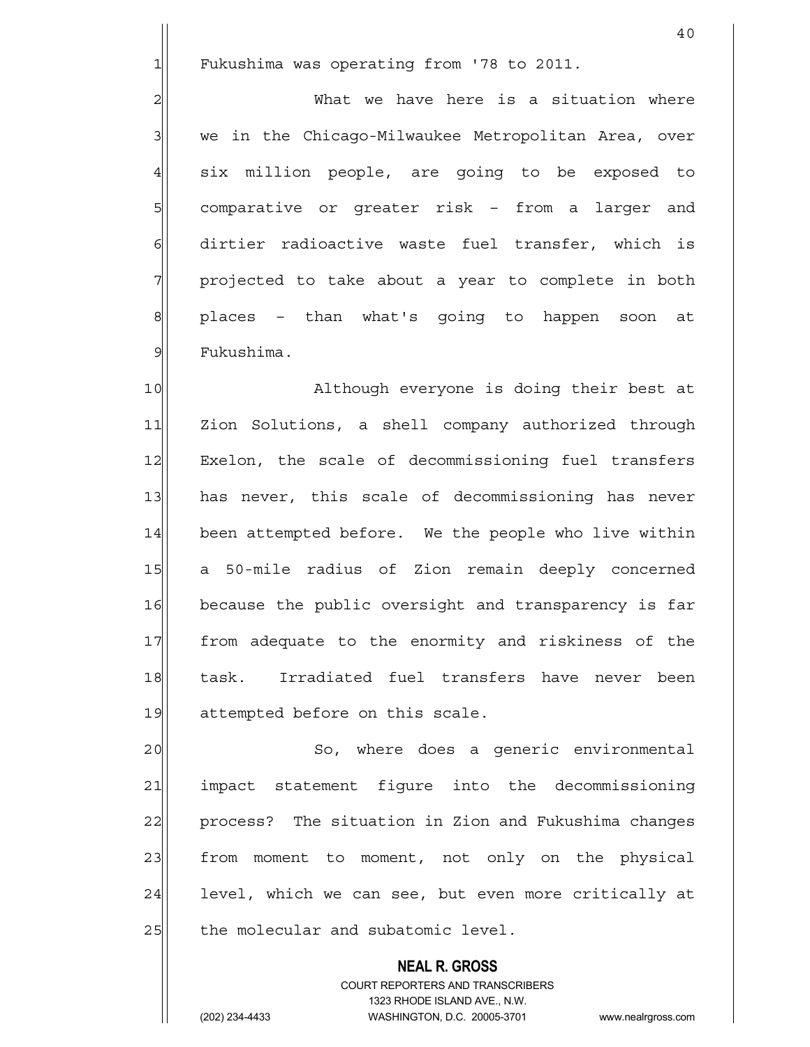Fukushima was operating from '78 to 2011.

What we have here is a situation where we in the Chicago-Milwaukee Metropolitan Area, over six million people, are going to be exposed to comparative or greater risk - from a larger and dirtier radioactive waste fuel transfer, which is projected to take about a year to complete in both places - than what's going to happen soon at Fukushima.

Although everyone is doing their best at Zion Solutions, a shell company authorized through Exelon, the scale of decommissioning fuel transfers has never, this scale of decommissioning has never been attempted before. We the people who live within a 50-mile radius of Zion remain deeply concerned because the public oversight and transparency is far from adequate to the enormity and riskiness of the task. Irradiated fuel transfers have never been attempted before on this scale.

So, where does a generic environmental impact statement figure into the decommissioning process? The situation in Zion and Fukushima changes from moment to moment, not only on the physical level, which we can see, but even more critically at the molecular and subatomic level.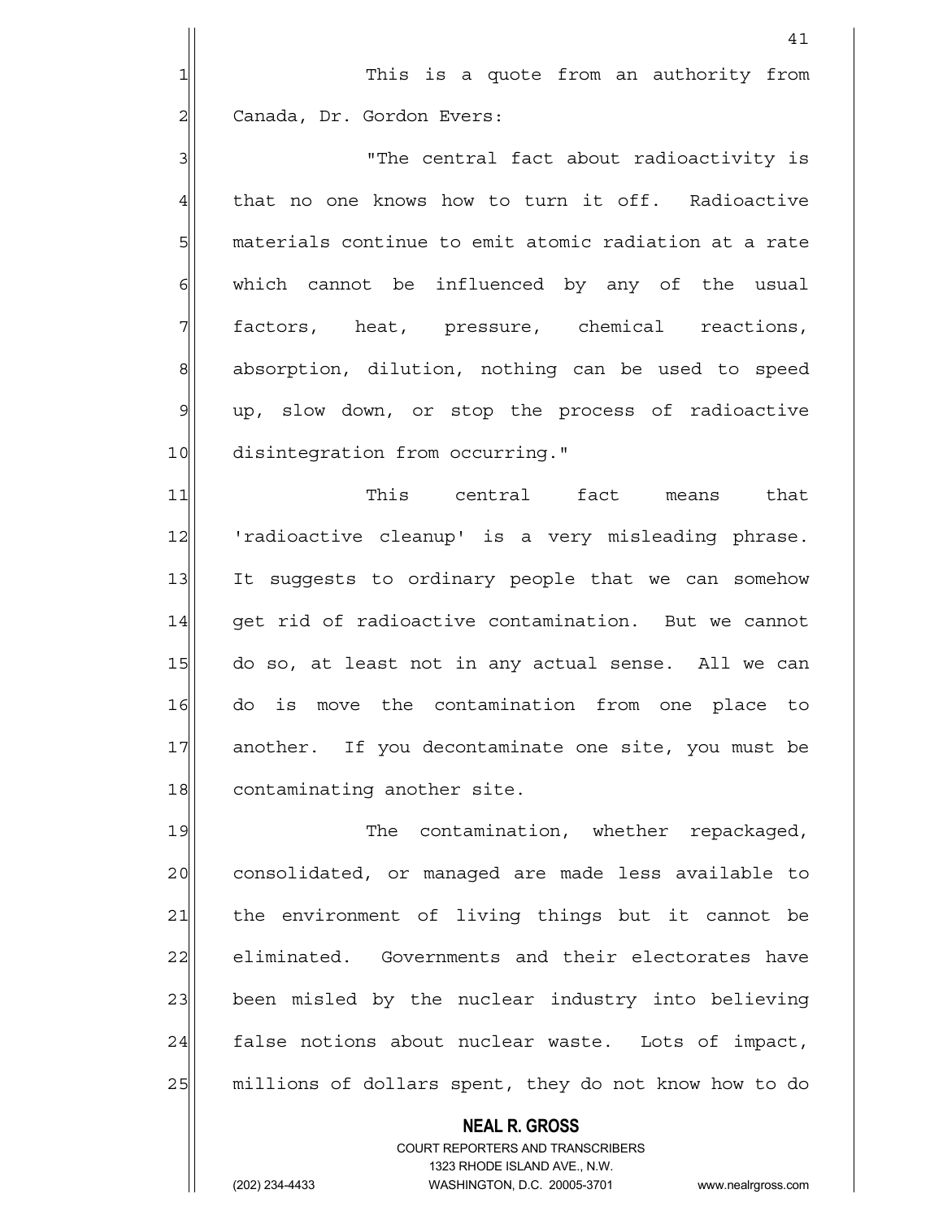This is a quote from an authority from Canada, Dr. Gordon Evers:

"The central fact about radioactivity is that no one knows how to turn it off. Radioactive materials continue to emit atomic radiation at a rate which cannot be influenced by any of the usual factors, heat, pressure, chemical reactions, absorption, dilution, nothing can be used to speed up, slow down, or stop the process of radioactive disintegration from occurring."

This central fact means that 'radioactive cleanup' is a very misleading phrase. It suggests to ordinary people that we can somehow get rid of radioactive contamination. But we cannot do so, at least not in any actual sense. All we can do is move the contamination from one place to another. If you decontaminate one site, you must be contaminating another site.

The contamination, whether repackaged, consolidated, or managed are made less available to the environment of living things but it cannot be eliminated. Governments and their electorates have been misled by the nuclear industry into believing false notions about nuclear waste. Lots of impact, millions of dollars spent, they do not know how to do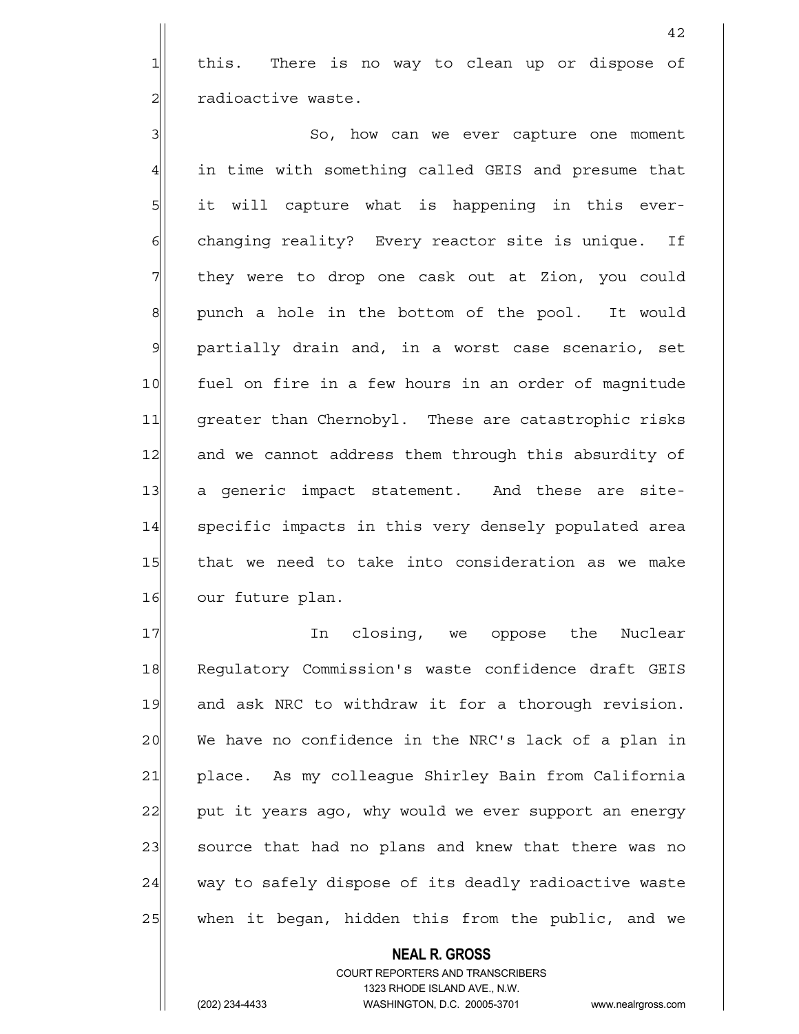this. There is no way to clean up or dispose of radioactive waste.

So, how can we ever capture one moment in time with something called GEIS and presume that it will capture what is happening in this ever-changing reality? Every reactor site is unique. If they were to drop one cask out at Zion, you could punch a hole in the bottom of the pool. It would partially drain and, in a worst case scenario, set fuel on fire in a few hours in an order of magnitude greater than Chernobyl. These are catastrophic risks and we cannot address them through this absurdity of a generic impact statement. And these are site-specific impacts in this very densely populated area that we need to take into consideration as we make our future plan.

In closing, we oppose the Nuclear Regulatory Commission's waste confidence draft GEIS and ask NRC to withdraw it for a thorough revision. We have no confidence in the NRC's lack of a plan in place. As my colleague Shirley Bain from California put it years ago, why would we ever support an energy source that had no plans and knew that there was no way to safely dispose of its deadly radioactive waste when it began, hidden this from the public, and we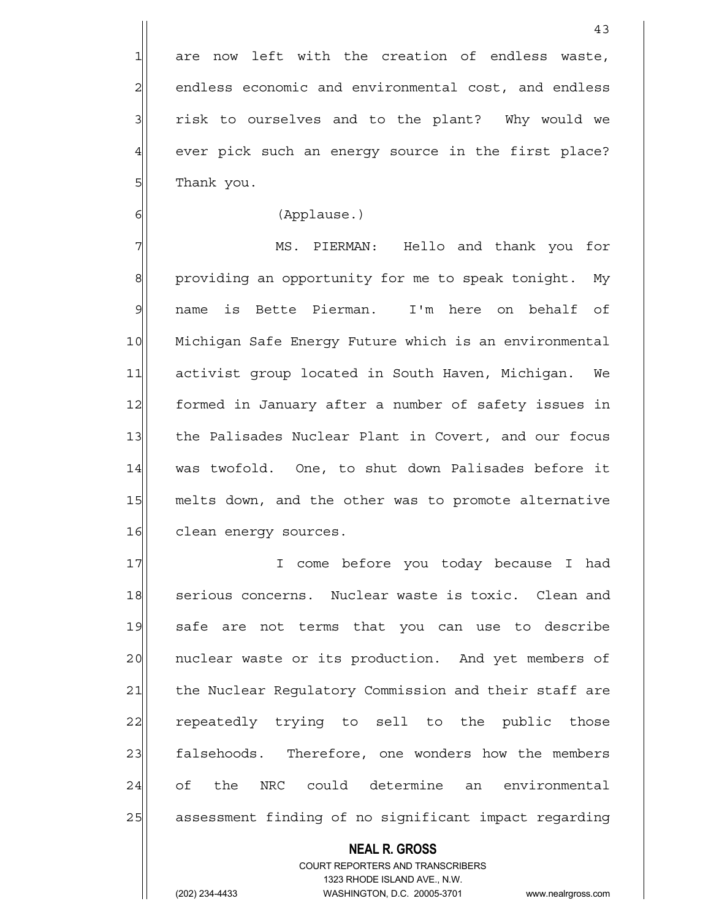are now left with the creation of endless waste, endless economic and environmental cost, and endless risk to ourselves and to the plant? Why would we ever pick such an energy source in the first place? Thank you.

(Applause.)

MS. PIERMAN: Hello and thank you for providing an opportunity for me to speak tonight. My name is Bette Pierman. I'm here on behalf of Michigan Safe Energy Future which is an environmental activist group located in South Haven, Michigan. We formed in January after a number of safety issues in the Palisades Nuclear Plant in Covert, and our focus was twofold. One, to shut down Palisades before it melts down, and the other was to promote alternative clean energy sources.

I come before you today because I had serious concerns. Nuclear waste is toxic. Clean and safe are not terms that you can use to describe nuclear waste or its production. And yet members of the Nuclear Regulatory Commission and their staff are repeatedly trying to sell to the public those falsehoods. Therefore, one wonders how the members of the NRC could determine an environmental assessment finding of no significant impact regarding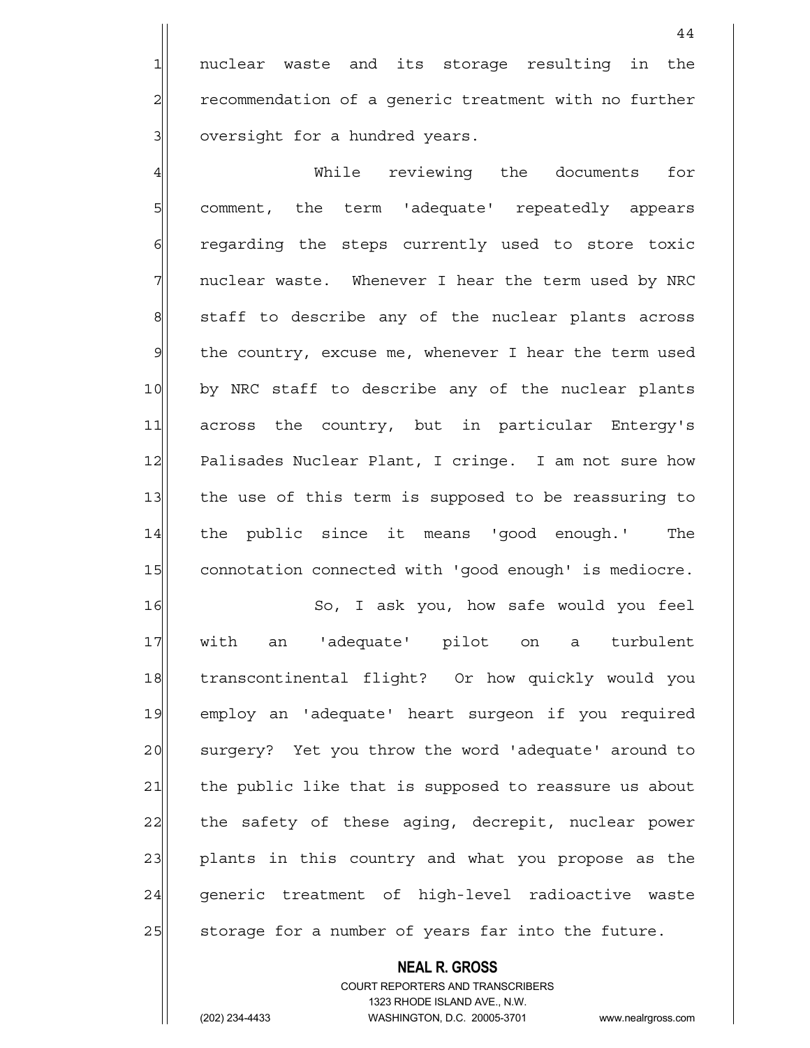nuclear waste and its storage resulting in the recommendation of a generic treatment with no further oversight for a hundred years.

While reviewing the documents for comment, the term 'adequate' repeatedly appears regarding the steps currently used to store toxic nuclear waste. Whenever I hear the term used by NRC staff to describe any of the nuclear plants across the country, excuse me, whenever I hear the term used by NRC staff to describe any of the nuclear plants across the country, but in particular Entergy's Palisades Nuclear Plant, I cringe. I am not sure how the use of this term is supposed to be reassuring to the public since it means 'good enough.' The connotation connected with 'good enough' is mediocre.

So, I ask you, how safe would you feel with an 'adequate' pilot on a turbulent transcontinental flight? Or how quickly would you employ an 'adequate' heart surgeon if you required surgery? Yet you throw the word 'adequate' around to the public like that is supposed to reassure us about the safety of these aging, decrepit, nuclear power plants in this country and what you propose as the generic treatment of high-level radioactive waste storage for a number of years far into the future.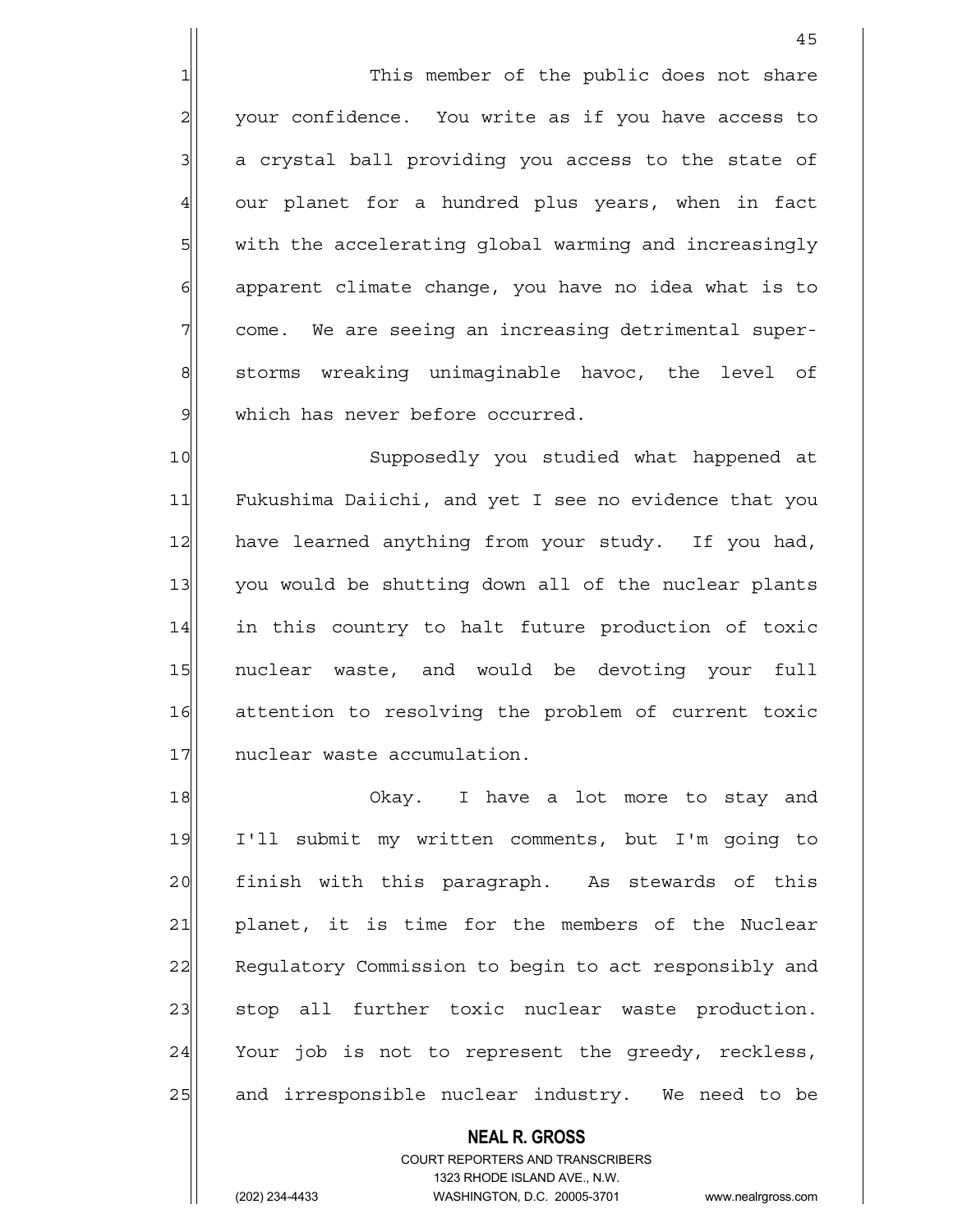This member of the public does not share your confidence. You write as if you have access to a crystal ball providing you access to the state of our planet for a hundred plus years, when in fact with the accelerating global warming and increasingly apparent climate change, you have no idea what is to come. We are seeing an increasing detrimental super-storms wreaking unimaginable havoc, the level of which has never before occurred.

Supposedly you studied what happened at Fukushima Daiichi, and yet I see no evidence that you have learned anything from your study. If you had, you would be shutting down all of the nuclear plants in this country to halt future production of toxic nuclear waste, and would be devoting your full attention to resolving the problem of current toxic nuclear waste accumulation.

Okay. I have a lot more to stay and I'll submit my written comments, but I'm going to finish with this paragraph. As stewards of this planet, it is time for the members of the Nuclear Regulatory Commission to begin to act responsibly and stop all further toxic nuclear waste production. Your job is not to represent the greedy, reckless, and irresponsible nuclear industry. We need to be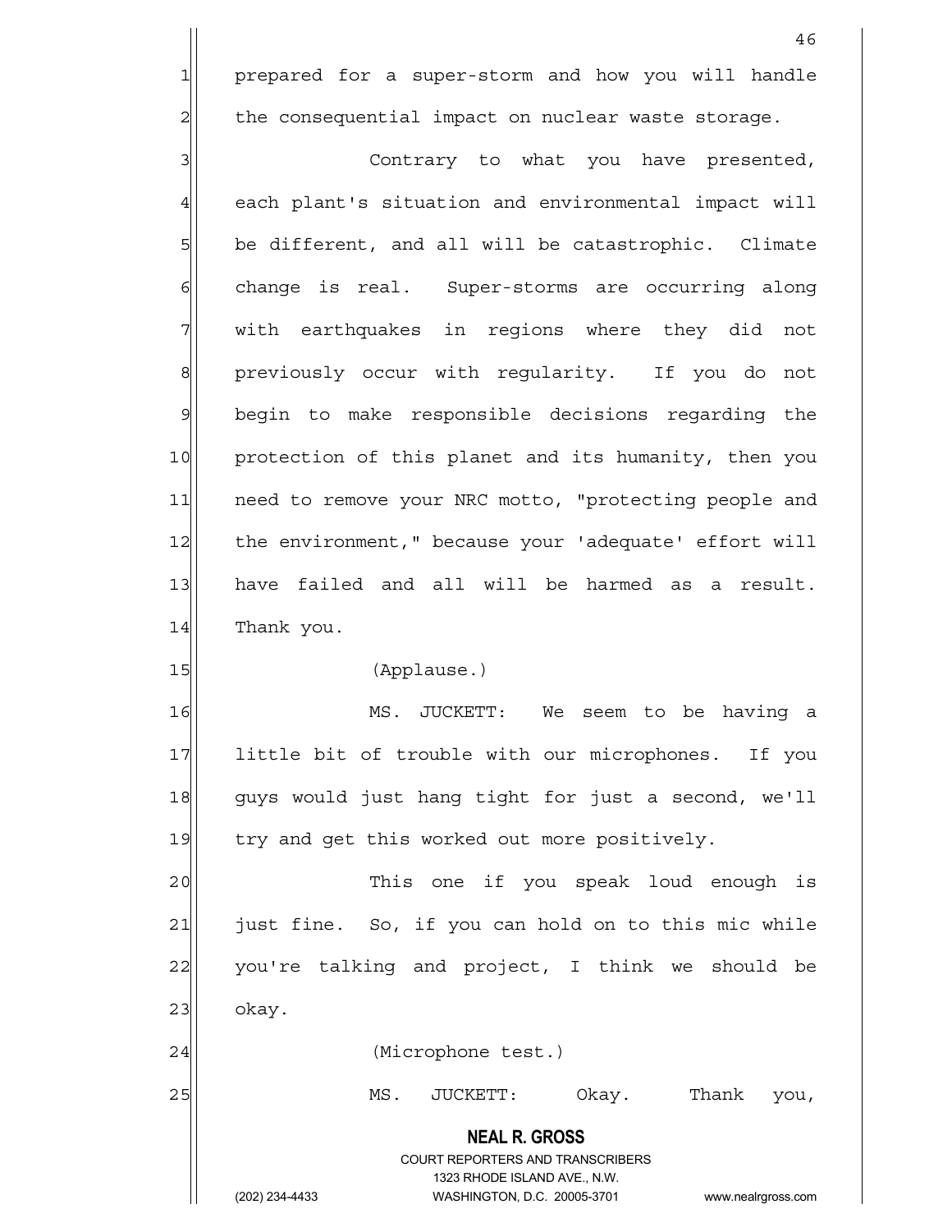prepared for a super-storm and how you will handle the consequential impact on nuclear waste storage.

Contrary to what you have presented, each plant's situation and environmental impact will be different, and all will be catastrophic. Climate change is real. Super-storms are occurring along with earthquakes in regions where they did not previously occur with regularity. If you do not begin to make responsible decisions regarding the protection of this planet and its humanity, then you need to remove your NRC motto, "protecting people and the environment," because your 'adequate' effort will have failed and all will be harmed as a result. Thank you.

(Applause.)

MS. JUCKETT: We seem to be having a little bit of trouble with our microphones. If you guys would just hang tight for just a second, we'll try and get this worked out more positively.

This one if you speak loud enough is just fine. So, if you can hold on to this mic while you're talking and project, I think we should be okay.

(Microphone test.)

MS. JUCKETT: Okay. Thank you,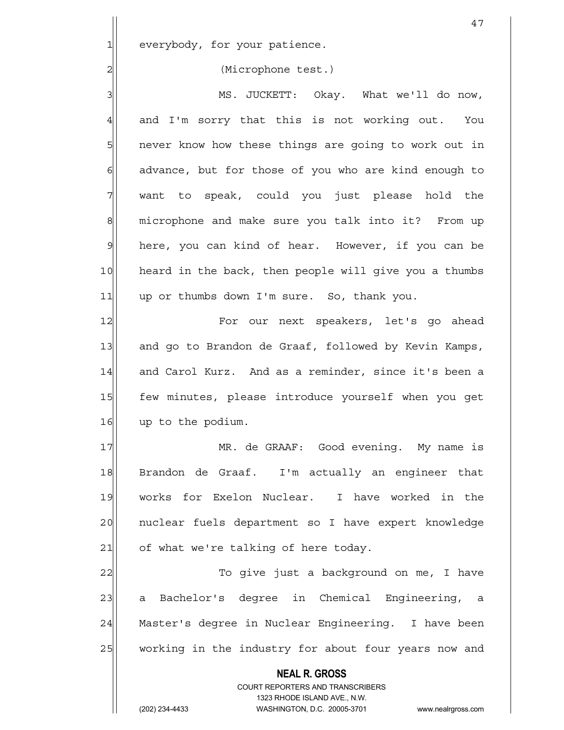everybody, for your patience.

(Microphone test.)

MS. JUCKETT: Okay. What we'll do now, and I'm sorry that this is not working out. You never know how these things are going to work out in advance, but for those of you who are kind enough to want to speak, could you just please hold the microphone and make sure you talk into it? From up here, you can kind of hear. However, if you can be heard in the back, then people will give you a thumbs up or thumbs down I'm sure. So, thank you.

For our next speakers, let's go ahead and go to Brandon de Graaf, followed by Kevin Kamps, and Carol Kurz. And as a reminder, since it's been a few minutes, please introduce yourself when you get up to the podium.

MR. de GRAAF: Good evening. My name is Brandon de Graaf. I'm actually an engineer that works for Exelon Nuclear. I have worked in the nuclear fuels department so I have expert knowledge of what we're talking of here today.

To give just a background on me, I have a Bachelor's degree in Chemical Engineering, a Master's degree in Nuclear Engineering. I have been working in the industry for about four years now and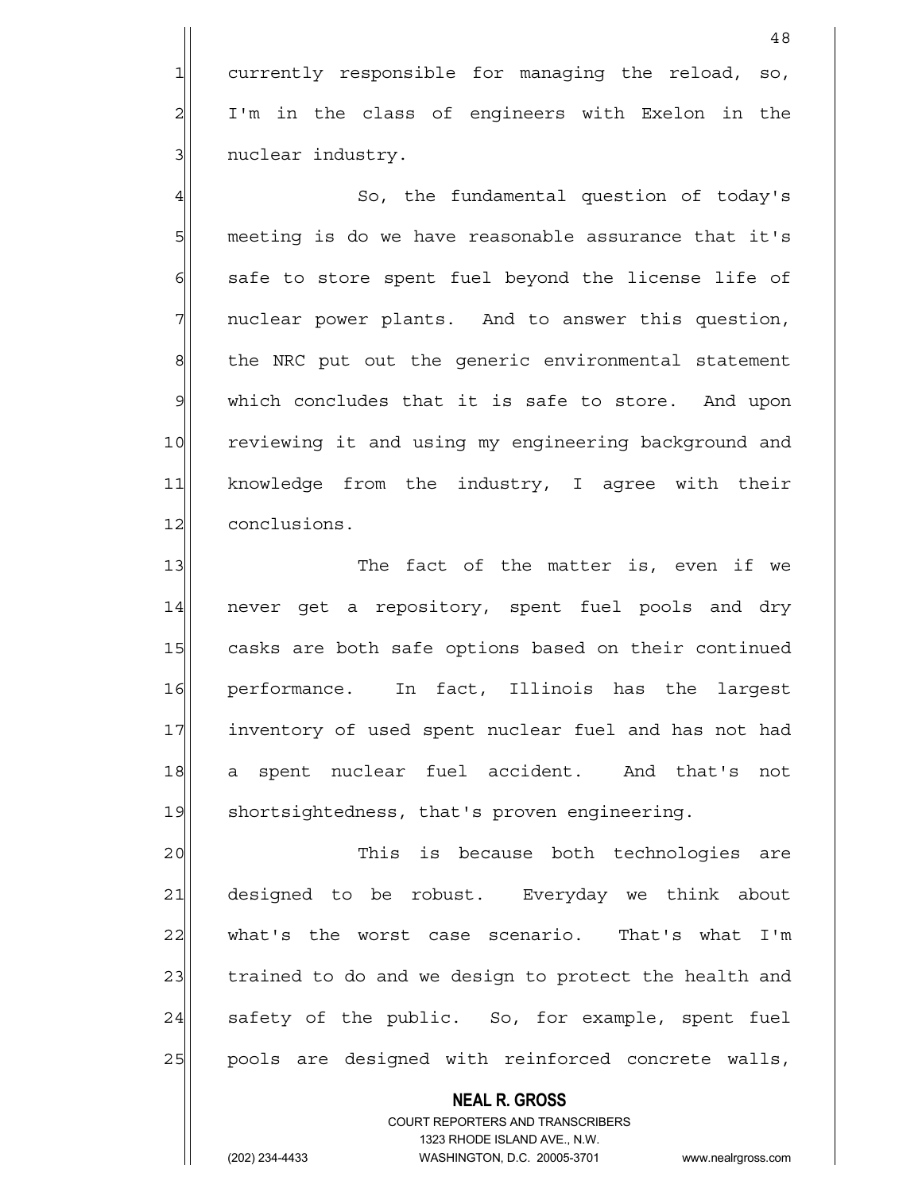currently responsible for managing the reload, so, I'm in the class of engineers with Exelon in the nuclear industry.

So, the fundamental question of today's meeting is do we have reasonable assurance that it's safe to store spent fuel beyond the license life of nuclear power plants. And to answer this question, the NRC put out the generic environmental statement which concludes that it is safe to store. And upon reviewing it and using my engineering background and knowledge from the industry, I agree with their conclusions.

The fact of the matter is, even if we never get a repository, spent fuel pools and dry casks are both safe options based on their continued performance. In fact, Illinois has the largest inventory of used spent nuclear fuel and has not had a spent nuclear fuel accident. And that's not shortsightedness, that's proven engineering.

This is because both technologies are designed to be robust. Everyday we think about what's the worst case scenario. That's what I'm trained to do and we design to protect the health and safety of the public. So, for example, spent fuel pools are designed with reinforced concrete walls,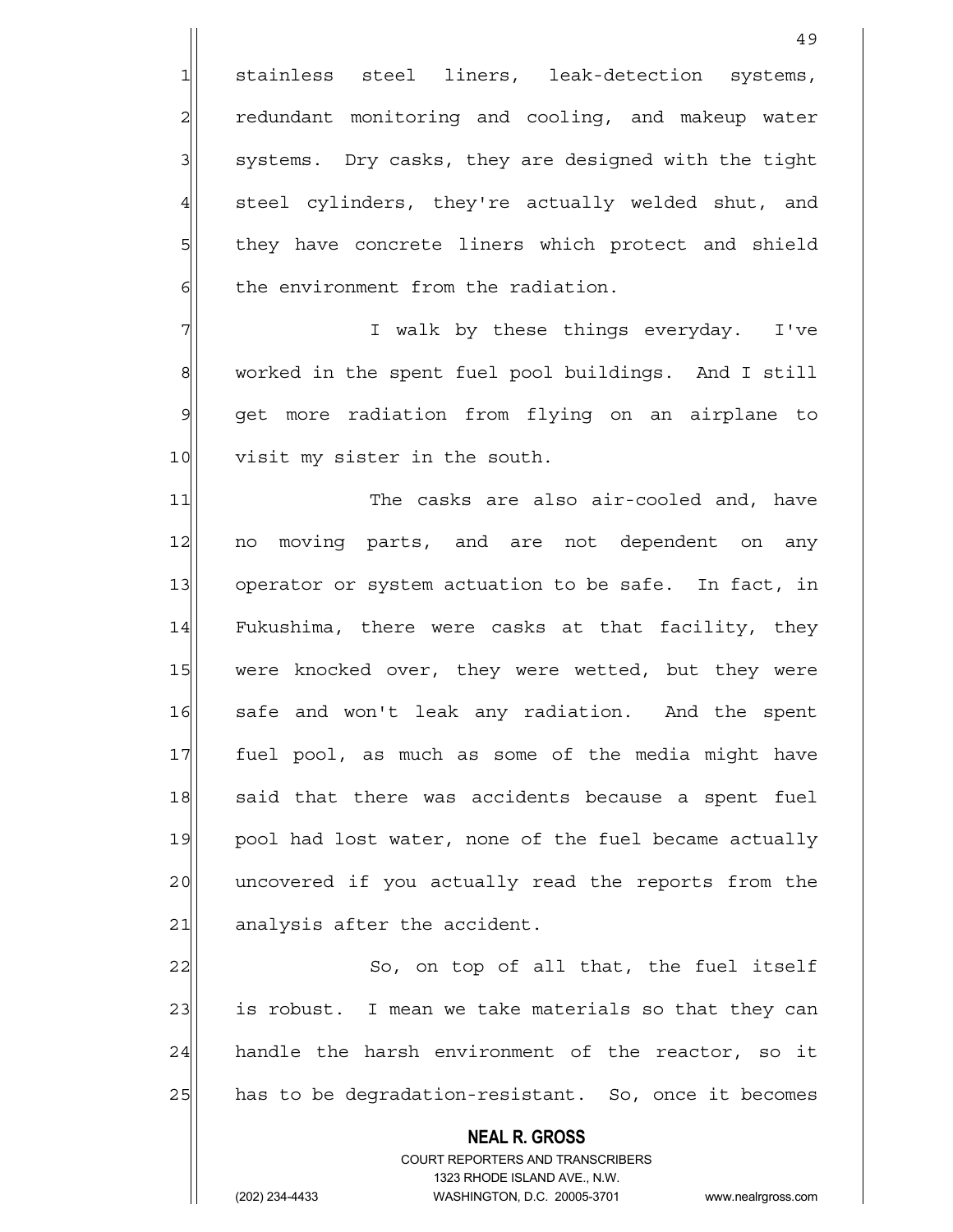stainless steel liners, leak-detection systems, redundant monitoring and cooling, and makeup water systems. Dry casks, they are designed with the tight steel cylinders, they're actually welded shut, and they have concrete liners which protect and shield the environment from the radiation.

I walk by these things everyday. I've worked in the spent fuel pool buildings. And I still get more radiation from flying on an airplane to visit my sister in the south.

The casks are also air-cooled and, have no moving parts, and are not dependent on any operator or system actuation to be safe. In fact, in Fukushima, there were casks at that facility, they were knocked over, they were wetted, but they were safe and won't leak any radiation. And the spent fuel pool, as much as some of the media might have said that there was accidents because a spent fuel pool had lost water, none of the fuel became actually uncovered if you actually read the reports from the analysis after the accident.

So, on top of all that, the fuel itself is robust. I mean we take materials so that they can handle the harsh environment of the reactor, so it has to be degradation-resistant. So, once it becomes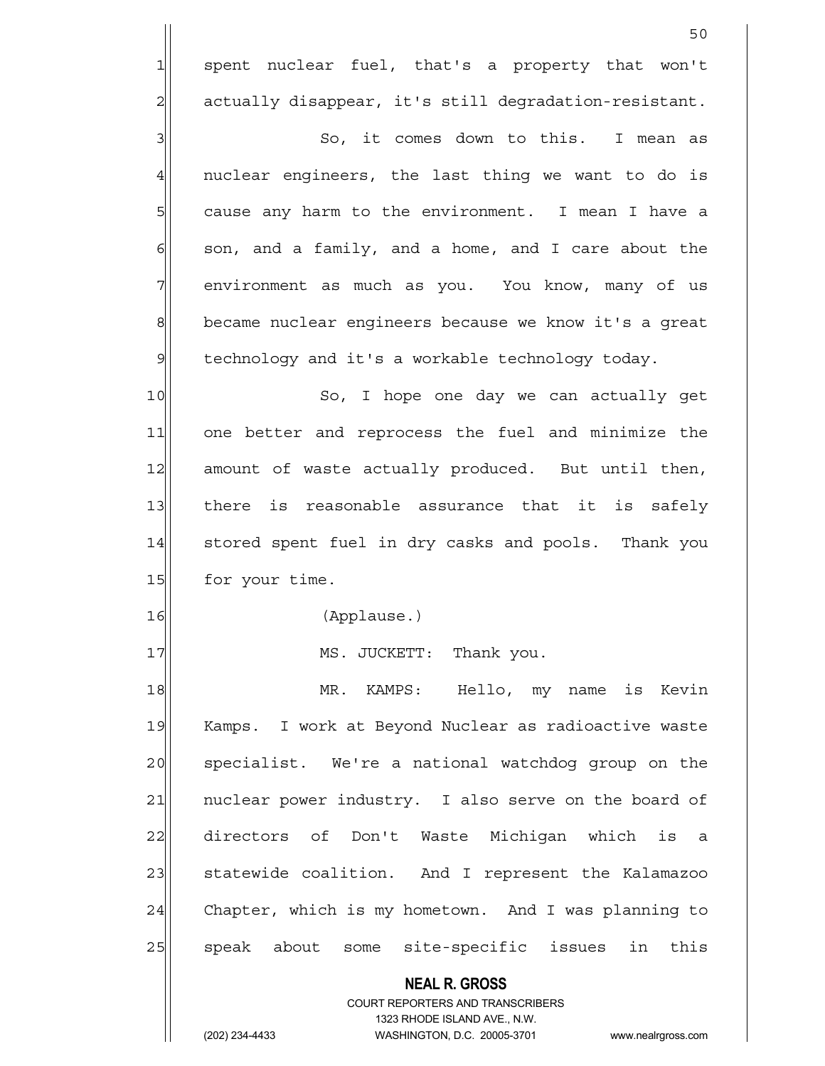spent nuclear fuel, that's a property that won't actually disappear, it's still degradation-resistant.

So, it comes down to this. I mean as nuclear engineers, the last thing we want to do is cause any harm to the environment. I mean I have a son, and a family, and a home, and I care about the environment as much as you. You know, many of us became nuclear engineers because we know it's a great technology and it's a workable technology today.

So, I hope one day we can actually get one better and reprocess the fuel and minimize the amount of waste actually produced. But until then, there is reasonable assurance that it is safely stored spent fuel in dry casks and pools. Thank you for your time.

(Applause.)

MS. JUCKETT: Thank you.

MR. KAMPS: Hello, my name is Kevin Kamps. I work at Beyond Nuclear as radioactive waste specialist. We're a national watchdog group on the nuclear power industry. I also serve on the board of directors of Don't Waste Michigan which is a statewide coalition. And I represent the Kalamazoo Chapter, which is my hometown. And I was planning to speak about some site-specific issues in this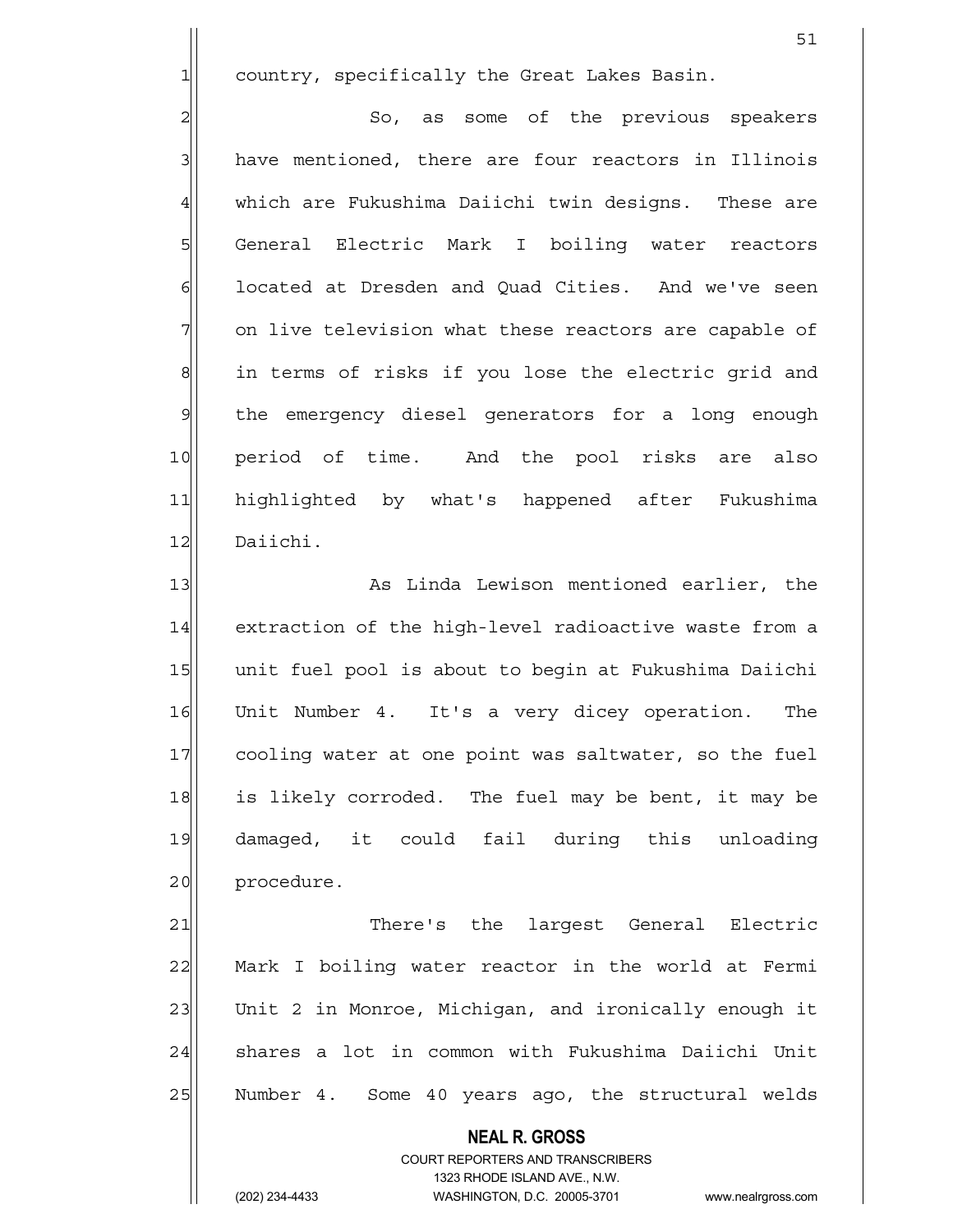country, specifically the Great Lakes Basin.

So, as some of the previous speakers have mentioned, there are four reactors in Illinois which are Fukushima Daiichi twin designs. These are General Electric Mark I boiling water reactors located at Dresden and Quad Cities. And we've seen on live television what these reactors are capable of in terms of risks if you lose the electric grid and the emergency diesel generators for a long enough period of time. And the pool risks are also highlighted by what's happened after Fukushima Daiichi.

As Linda Lewison mentioned earlier, the extraction of the high-level radioactive waste from a unit fuel pool is about to begin at Fukushima Daiichi Unit Number 4. It's a very dicey operation. The cooling water at one point was saltwater, so the fuel is likely corroded. The fuel may be bent, it may be damaged, it could fail during this unloading procedure.

There's the largest General Electric Mark I boiling water reactor in the world at Fermi Unit 2 in Monroe, Michigan, and ironically enough it shares a lot in common with Fukushima Daiichi Unit Number 4. Some 40 years ago, the structural welds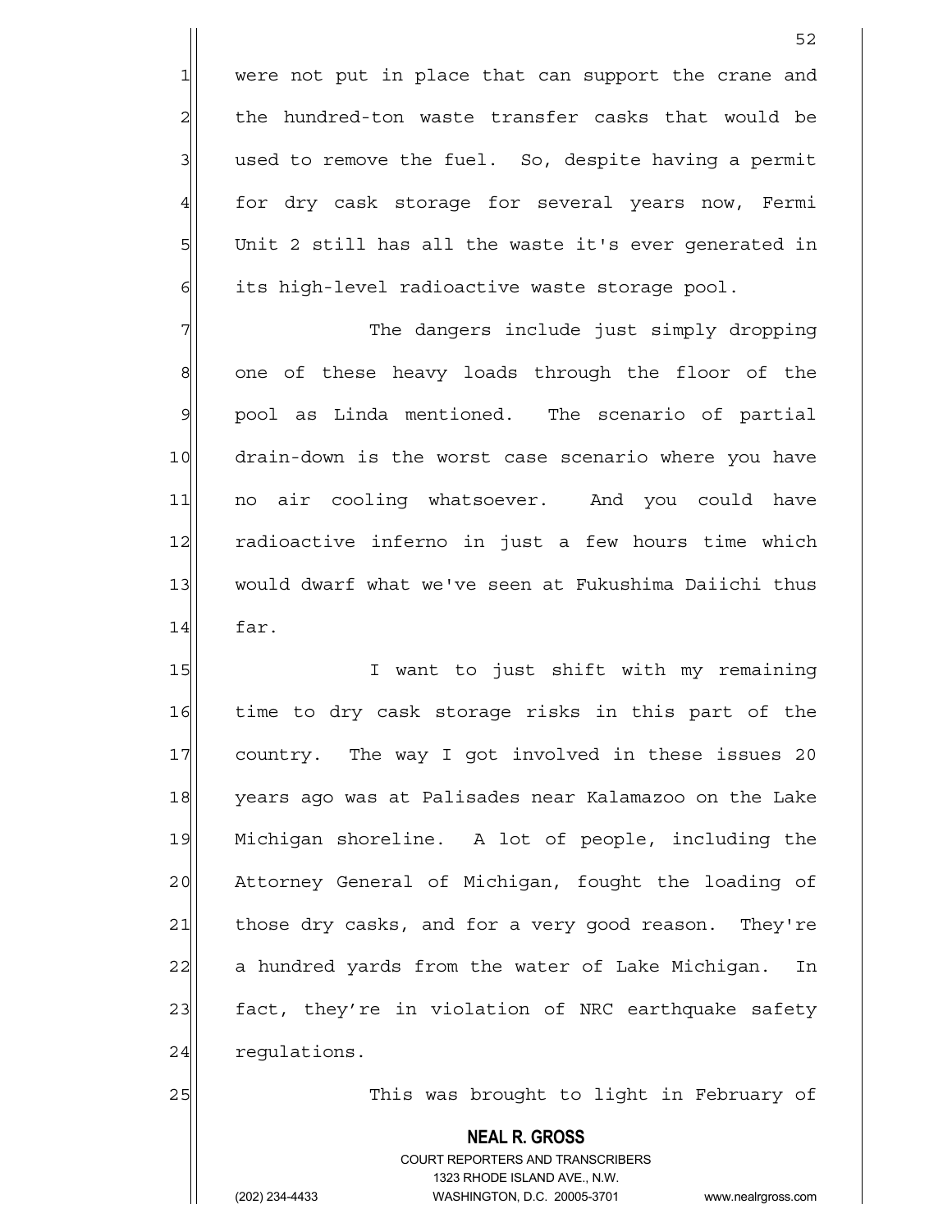were not put in place that can support the crane and the hundred-ton waste transfer casks that would be used to remove the fuel. So, despite having a permit for dry cask storage for several years now, Fermi Unit 2 still has all the waste it's ever generated in its high-level radioactive waste storage pool.

The dangers include just simply dropping one of these heavy loads through the floor of the pool as Linda mentioned. The scenario of partial drain-down is the worst case scenario where you have no air cooling whatsoever. And you could have radioactive inferno in just a few hours time which would dwarf what we've seen at Fukushima Daiichi thus far.

I want to just shift with my remaining time to dry cask storage risks in this part of the country. The way I got involved in these issues 20 years ago was at Palisades near Kalamazoo on the Lake Michigan shoreline. A lot of people, including the Attorney General of Michigan, fought the loading of those dry casks, and for a very good reason. They're a hundred yards from the water of Lake Michigan. In fact, they're in violation of NRC earthquake safety regulations.

This was brought to light in February of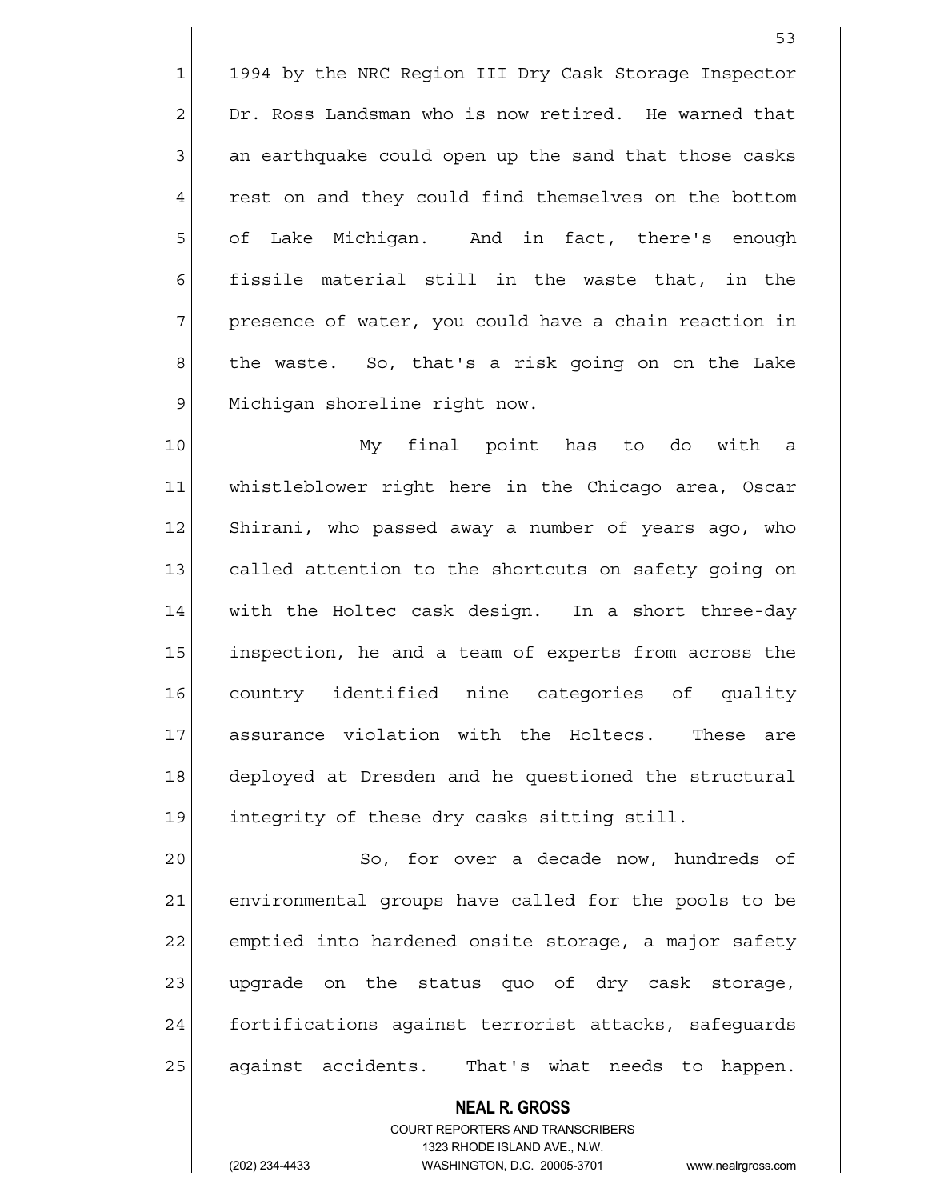1994 by the NRC Region III Dry Cask Storage Inspector Dr. Ross Landsman who is now retired. He warned that an earthquake could open up the sand that those casks rest on and they could find themselves on the bottom of Lake Michigan. And in fact, there's enough fissile material still in the waste that, in the presence of water, you could have a chain reaction in the waste. So, that's a risk going on on the Lake Michigan shoreline right now.

My final point has to do with a whistleblower right here in the Chicago area, Oscar Shirani, who passed away a number of years ago, who called attention to the shortcuts on safety going on with the Holtec cask design. In a short three-day inspection, he and a team of experts from across the country identified nine categories of quality assurance violation with the Holtecs. These are deployed at Dresden and he questioned the structural integrity of these dry casks sitting still.

So, for over a decade now, hundreds of environmental groups have called for the pools to be emptied into hardened onsite storage, a major safety upgrade on the status quo of dry cask storage, fortifications against terrorist attacks, safeguards against accidents. That's what needs to happen.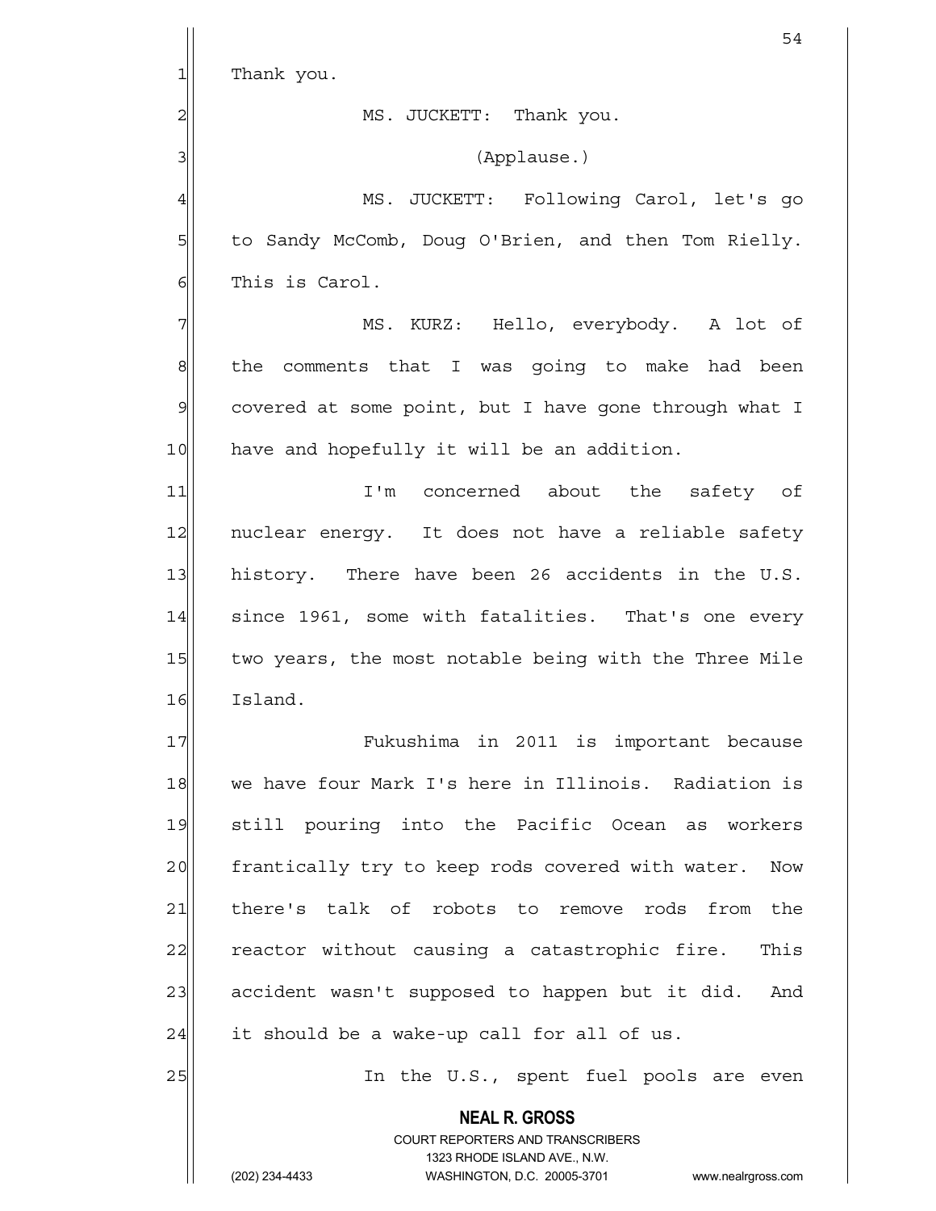Thank you.

MS. JUCKETT: Thank you.

(Applause.)

MS. JUCKETT: Following Carol, let's go to Sandy McComb, Doug O'Brien, and then Tom Rielly. This is Carol.

MS. KURZ: Hello, everybody. A lot of the comments that I was going to make had been covered at some point, but I have gone through what I have and hopefully it will be an addition.

I'm concerned about the safety of nuclear energy. It does not have a reliable safety history. There have been 26 accidents in the U.S. since 1961, some with fatalities. That's one every two years, the most notable being with the Three Mile Island.

Fukushima in 2011 is important because we have four Mark I's here in Illinois. Radiation is still pouring into the Pacific Ocean as workers frantically try to keep rods covered with water. Now there's talk of robots to remove rods from the reactor without causing a catastrophic fire. This accident wasn't supposed to happen but it did. And it should be a wake-up call for all of us.

In the U.S., spent fuel pools are even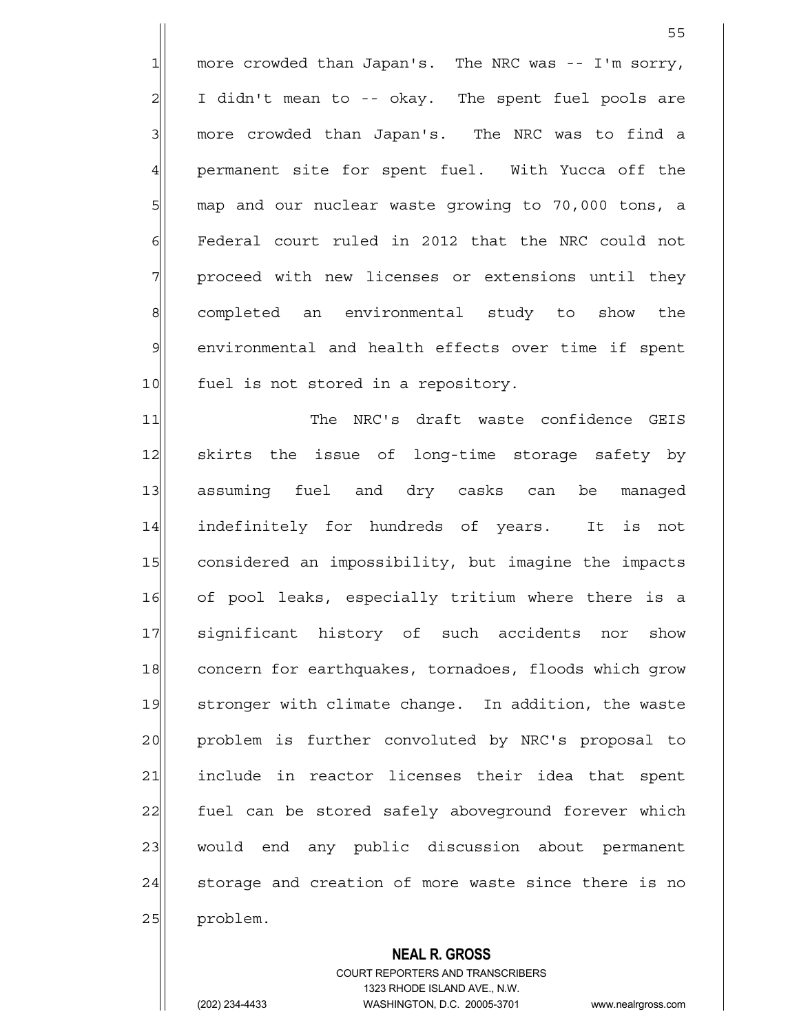more crowded than Japan's. The NRC was -- I'm sorry, I didn't mean to -- okay. The spent fuel pools are more crowded than Japan's. The NRC was to find a permanent site for spent fuel. With Yucca off the map and our nuclear waste growing to 70,000 tons, a Federal court ruled in 2012 that the NRC could not proceed with new licenses or extensions until they completed an environmental study to show the environmental and health effects over time if spent fuel is not stored in a repository.

The NRC's draft waste confidence GEIS skirts the issue of long-time storage safety by assuming fuel and dry casks can be managed indefinitely for hundreds of years. It is not considered an impossibility, but imagine the impacts of pool leaks, especially tritium where there is a significant history of such accidents nor show concern for earthquakes, tornadoes, floods which grow stronger with climate change. In addition, the waste problem is further convoluted by NRC's proposal to include in reactor licenses their idea that spent fuel can be stored safely aboveground forever which would end any public discussion about permanent storage and creation of more waste since there is no problem.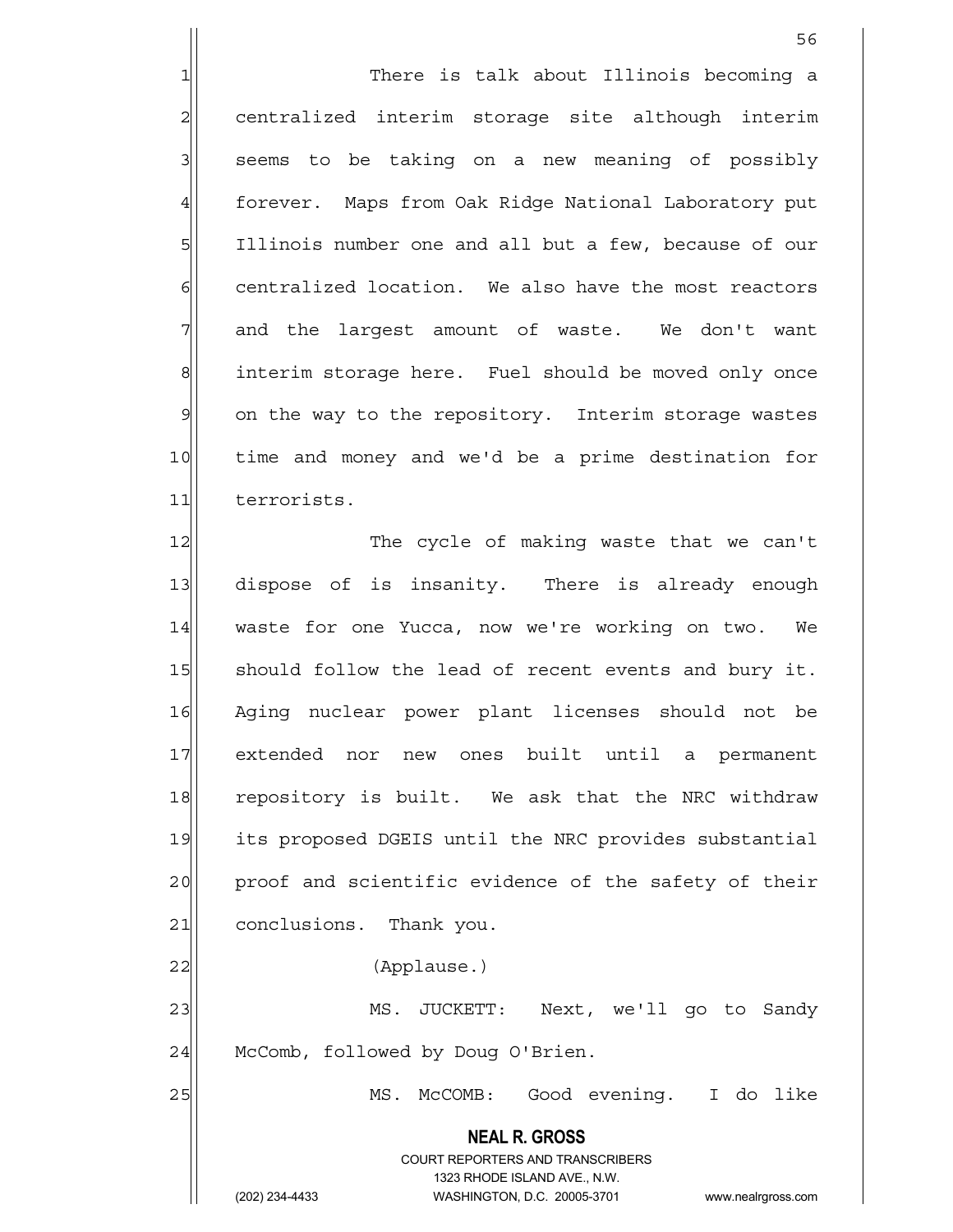There is talk about Illinois becoming a centralized interim storage site although interim seems to be taking on a new meaning of possibly forever. Maps from Oak Ridge National Laboratory put Illinois number one and all but a few, because of our centralized location. We also have the most reactors and the largest amount of waste. We don't want interim storage here. Fuel should be moved only once on the way to the repository. Interim storage wastes time and money and we'd be a prime destination for terrorists.

The cycle of making waste that we can't dispose of is insanity. There is already enough waste for one Yucca, now we're working on two. We should follow the lead of recent events and bury it. Aging nuclear power plant licenses should not be extended nor new ones built until a permanent repository is built. We ask that the NRC withdraw its proposed DGEIS until the NRC provides substantial proof and scientific evidence of the safety of their conclusions. Thank you.

(Applause.)

MS. JUCKETT: Next, we'll go to Sandy McComb, followed by Doug O'Brien.

MS. McCOMB: Good evening. I do like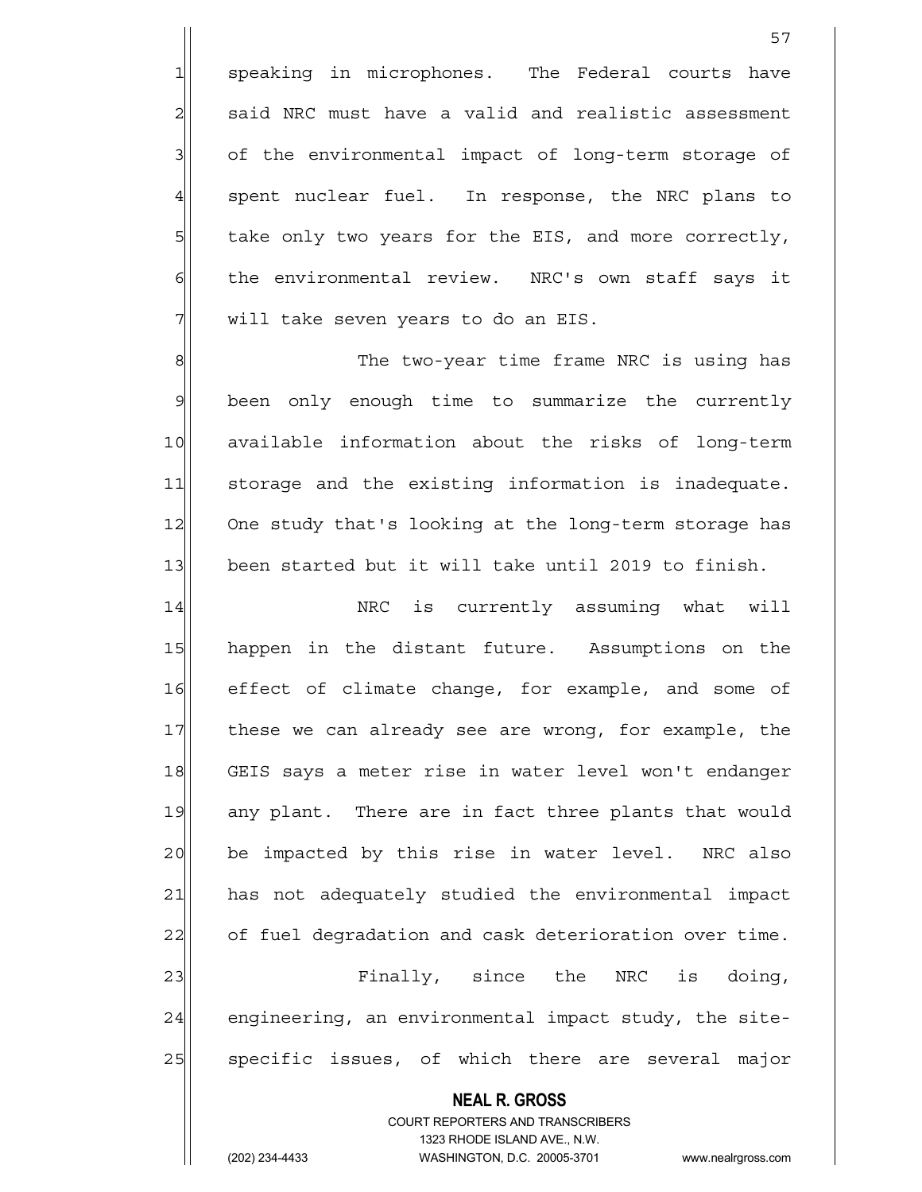speaking in microphones. The Federal courts have said NRC must have a valid and realistic assessment of the environmental impact of long-term storage of spent nuclear fuel. In response, the NRC plans to take only two years for the EIS, and more correctly, the environmental review. NRC's own staff says it will take seven years to do an EIS.

The two-year time frame NRC is using has been only enough time to summarize the currently available information about the risks of long-term storage and the existing information is inadequate. One study that's looking at the long-term storage has been started but it will take until 2019 to finish.

NRC is currently assuming what will happen in the distant future. Assumptions on the effect of climate change, for example, and some of these we can already see are wrong, for example, the GEIS says a meter rise in water level won't endanger any plant. There are in fact three plants that would be impacted by this rise in water level. NRC also has not adequately studied the environmental impact of fuel degradation and cask deterioration over time.

Finally, since the NRC is doing, engineering, an environmental impact study, the site-specific issues, of which there are several major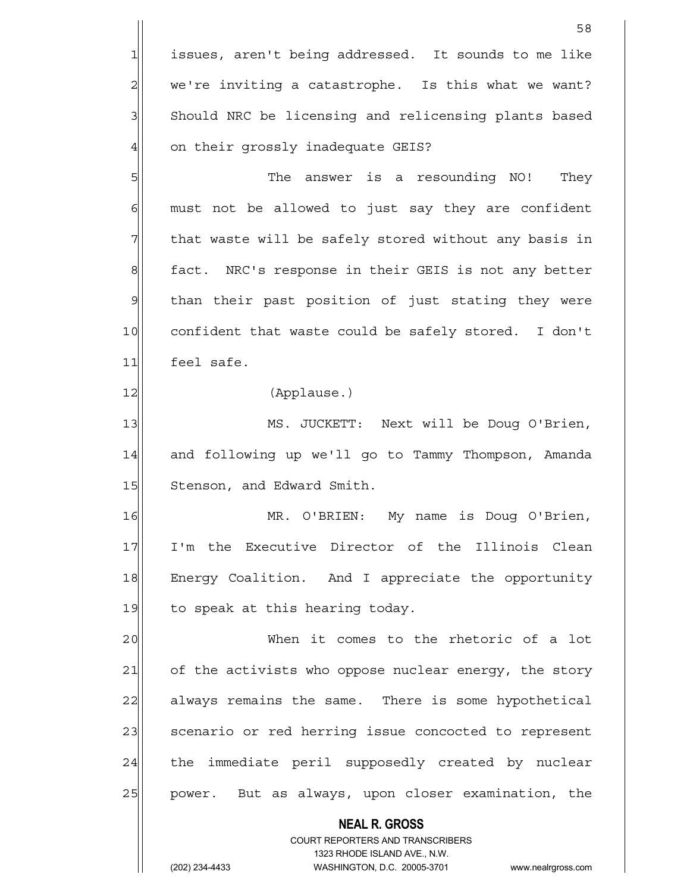issues, aren't being addressed. It sounds to me like we're inviting a catastrophe. Is this what we want? Should NRC be licensing and relicensing plants based on their grossly inadequate GEIS?

The answer is a resounding NO! They must not be allowed to just say they are confident that waste will be safely stored without any basis in fact. NRC's response in their GEIS is not any better than their past position of just stating they were confident that waste could be safely stored. I don't feel safe.

(Applause.)

MS. JUCKETT: Next will be Doug O'Brien, and following up we'll go to Tammy Thompson, Amanda Stenson, and Edward Smith.

MR. O'BRIEN: My name is Doug O'Brien, I'm the Executive Director of the Illinois Clean Energy Coalition. And I appreciate the opportunity to speak at this hearing today.

When it comes to the rhetoric of a lot of the activists who oppose nuclear energy, the story always remains the same. There is some hypothetical scenario or red herring issue concocted to represent the immediate peril supposedly created by nuclear power. But as always, upon closer examination, the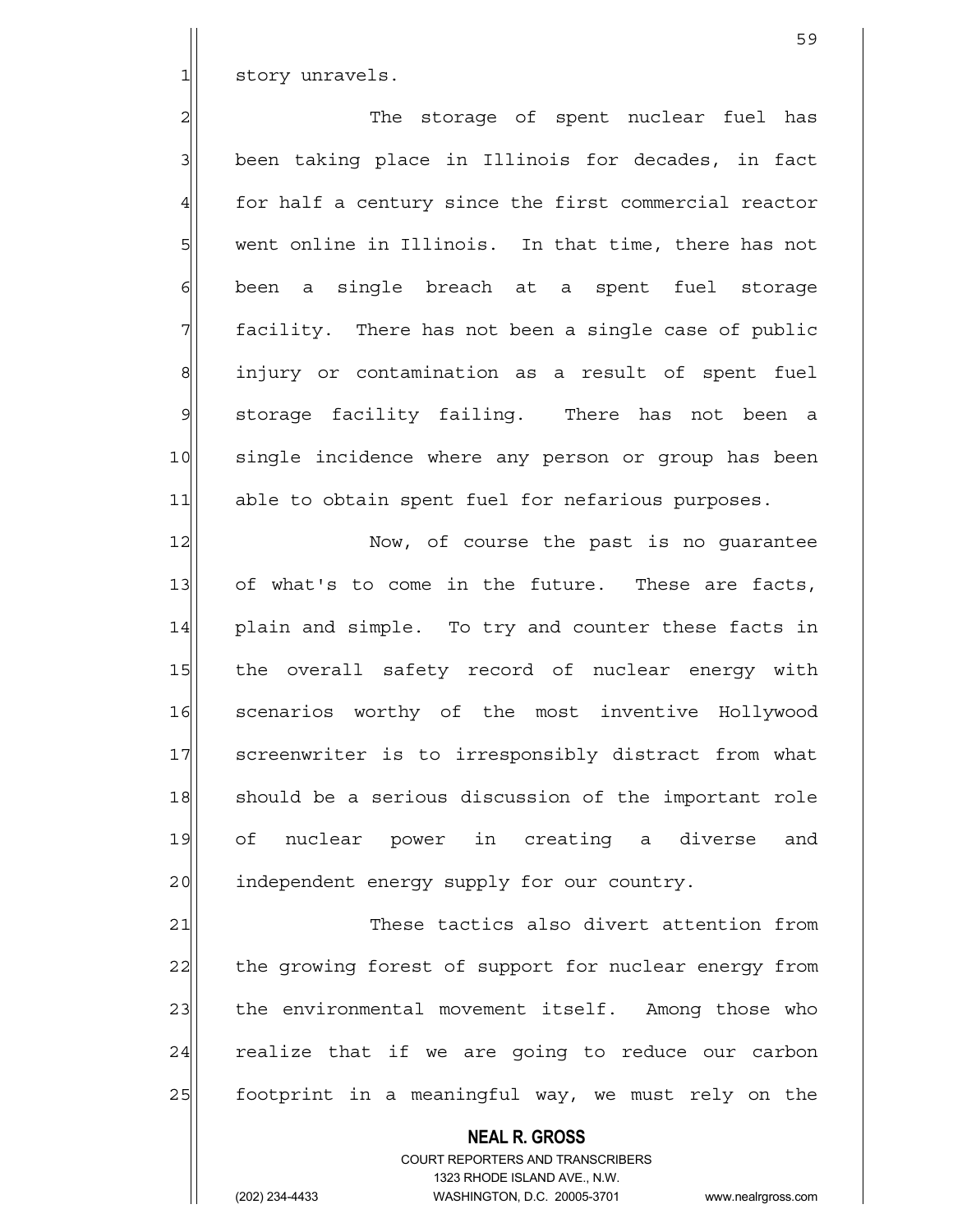story unravels.

The storage of spent nuclear fuel has been taking place in Illinois for decades, in fact for half a century since the first commercial reactor went online in Illinois. In that time, there has not been a single breach at a spent fuel storage facility. There has not been a single case of public injury or contamination as a result of spent fuel storage facility failing. There has not been a single incidence where any person or group has been able to obtain spent fuel for nefarious purposes.

Now, of course the past is no guarantee of what's to come in the future. These are facts, plain and simple. To try and counter these facts in the overall safety record of nuclear energy with scenarios worthy of the most inventive Hollywood screenwriter is to irresponsibly distract from what should be a serious discussion of the important role of nuclear power in creating a diverse and independent energy supply for our country.

These tactics also divert attention from the growing forest of support for nuclear energy from the environmental movement itself. Among those who realize that if we are going to reduce our carbon footprint in a meaningful way, we must rely on the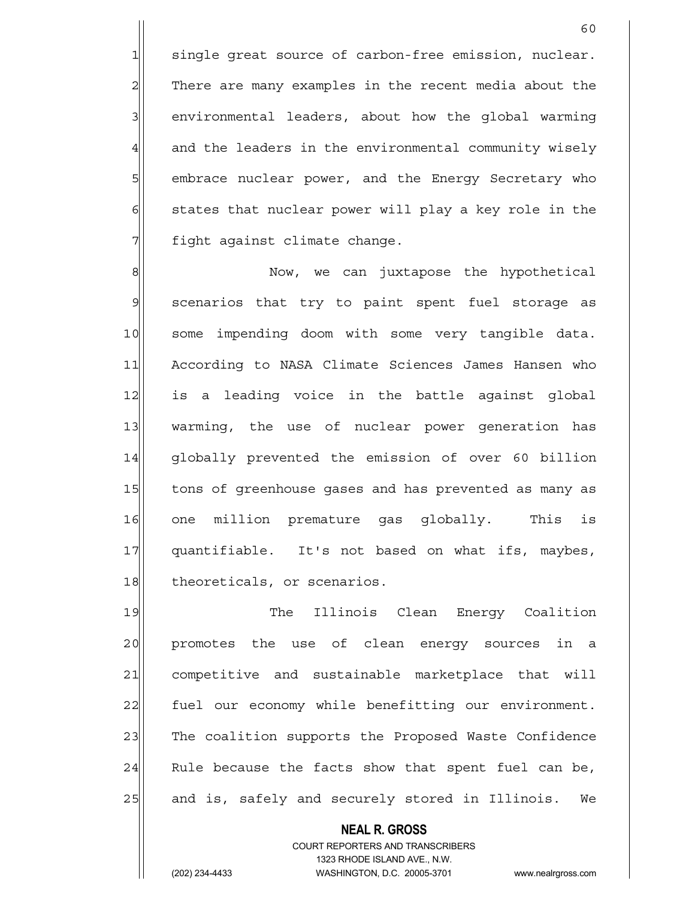single great source of carbon-free emission, nuclear. There are many examples in the recent media about the environmental leaders, about how the global warming and the leaders in the environmental community wisely embrace nuclear power, and the Energy Secretary who states that nuclear power will play a key role in the fight against climate change.

Now, we can juxtapose the hypothetical scenarios that try to paint spent fuel storage as some impending doom with some very tangible data. According to NASA Climate Sciences James Hansen who is a leading voice in the battle against global warming, the use of nuclear power generation has globally prevented the emission of over 60 billion tons of greenhouse gases and has prevented as many as one million premature gas globally. This is quantifiable. It's not based on what ifs, maybes, theoreticals, or scenarios.

The Illinois Clean Energy Coalition promotes the use of clean energy sources in a competitive and sustainable marketplace that will fuel our economy while benefitting our environment. The coalition supports the Proposed Waste Confidence Rule because the facts show that spent fuel can be, and is, safely and securely stored in Illinois. We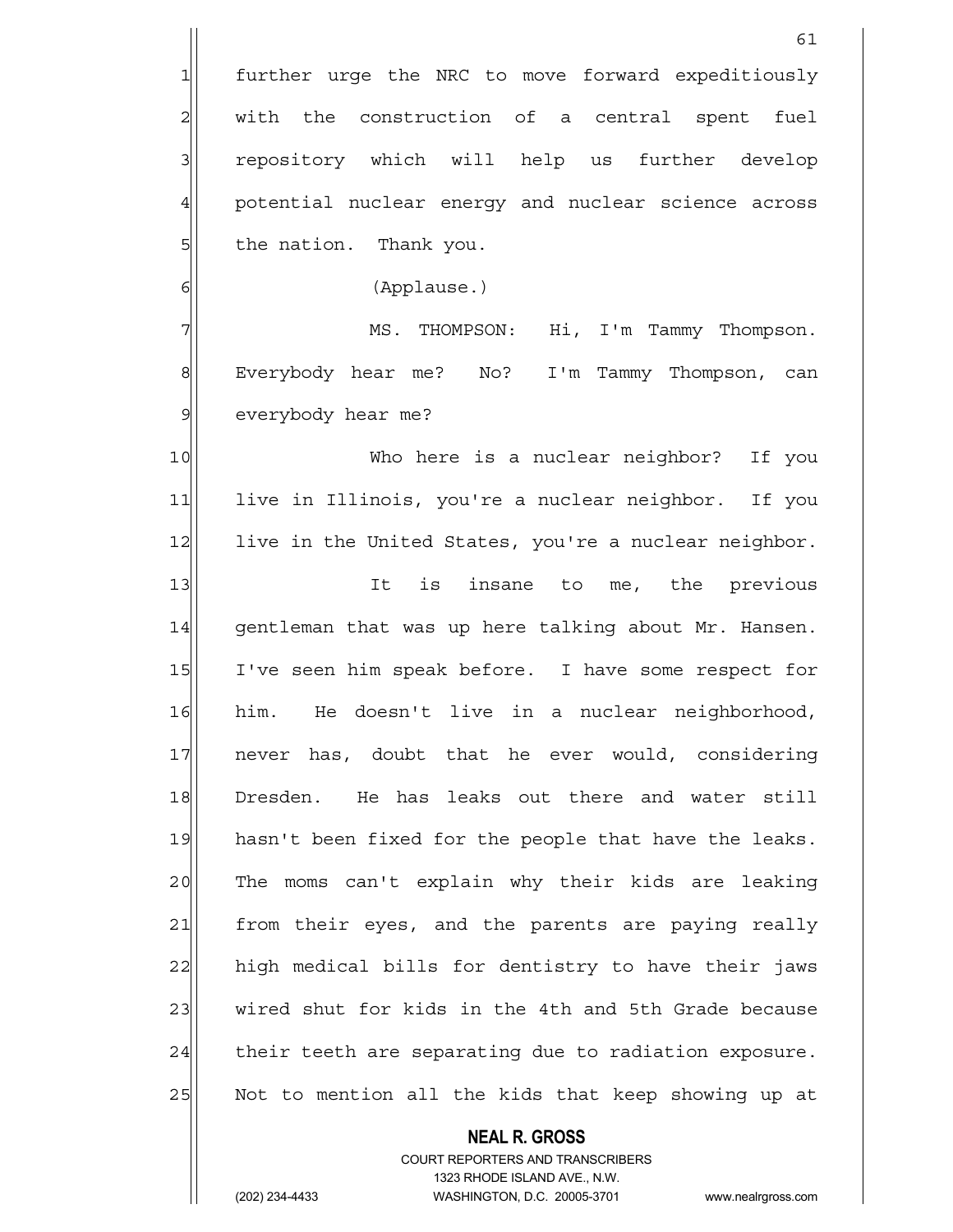further urge the NRC to move forward expeditiously with the construction of a central spent fuel repository which will help us further develop potential nuclear energy and nuclear science across the nation. Thank you.

(Applause.)

MS. THOMPSON: Hi, I'm Tammy Thompson. Everybody hear me? No? I'm Tammy Thompson, can everybody hear me?

Who here is a nuclear neighbor? If you live in Illinois, you're a nuclear neighbor. If you live in the United States, you're a nuclear neighbor.

It is insane to me, the previous gentleman that was up here talking about Mr. Hansen. I've seen him speak before. I have some respect for him. He doesn't live in a nuclear neighborhood, never has, doubt that he ever would, considering Dresden. He has leaks out there and water still hasn't been fixed for the people that have the leaks. The moms can't explain why their kids are leaking from their eyes, and the parents are paying really high medical bills for dentistry to have their jaws wired shut for kids in the 4th and 5th Grade because their teeth are separating due to radiation exposure. Not to mention all the kids that keep showing up at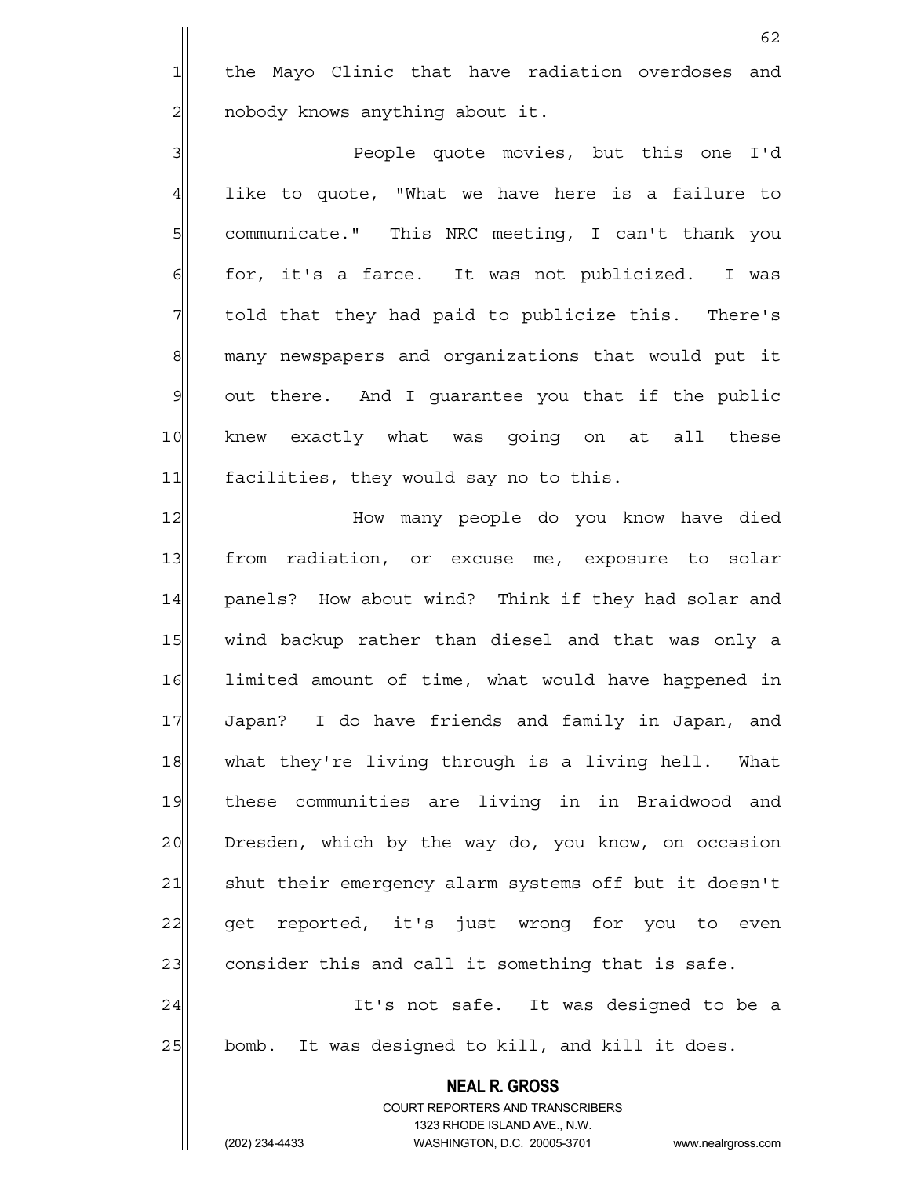the Mayo Clinic that have radiation overdoses and nobody knows anything about it.

People quote movies, but this one I'd like to quote, "What we have here is a failure to communicate." This NRC meeting, I can't thank you for, it's a farce. It was not publicized. I was told that they had paid to publicize this. There's many newspapers and organizations that would put it out there. And I guarantee you that if the public knew exactly what was going on at all these facilities, they would say no to this.

How many people do you know have died from radiation, or excuse me, exposure to solar panels? How about wind? Think if they had solar and wind backup rather than diesel and that was only a limited amount of time, what would have happened in Japan? I do have friends and family in Japan, and what they're living through is a living hell. What these communities are living in in Braidwood and Dresden, which by the way do, you know, on occasion shut their emergency alarm systems off but it doesn't get reported, it's just wrong for you to even consider this and call it something that is safe.

It's not safe. It was designed to be a bomb. It was designed to kill, and kill it does.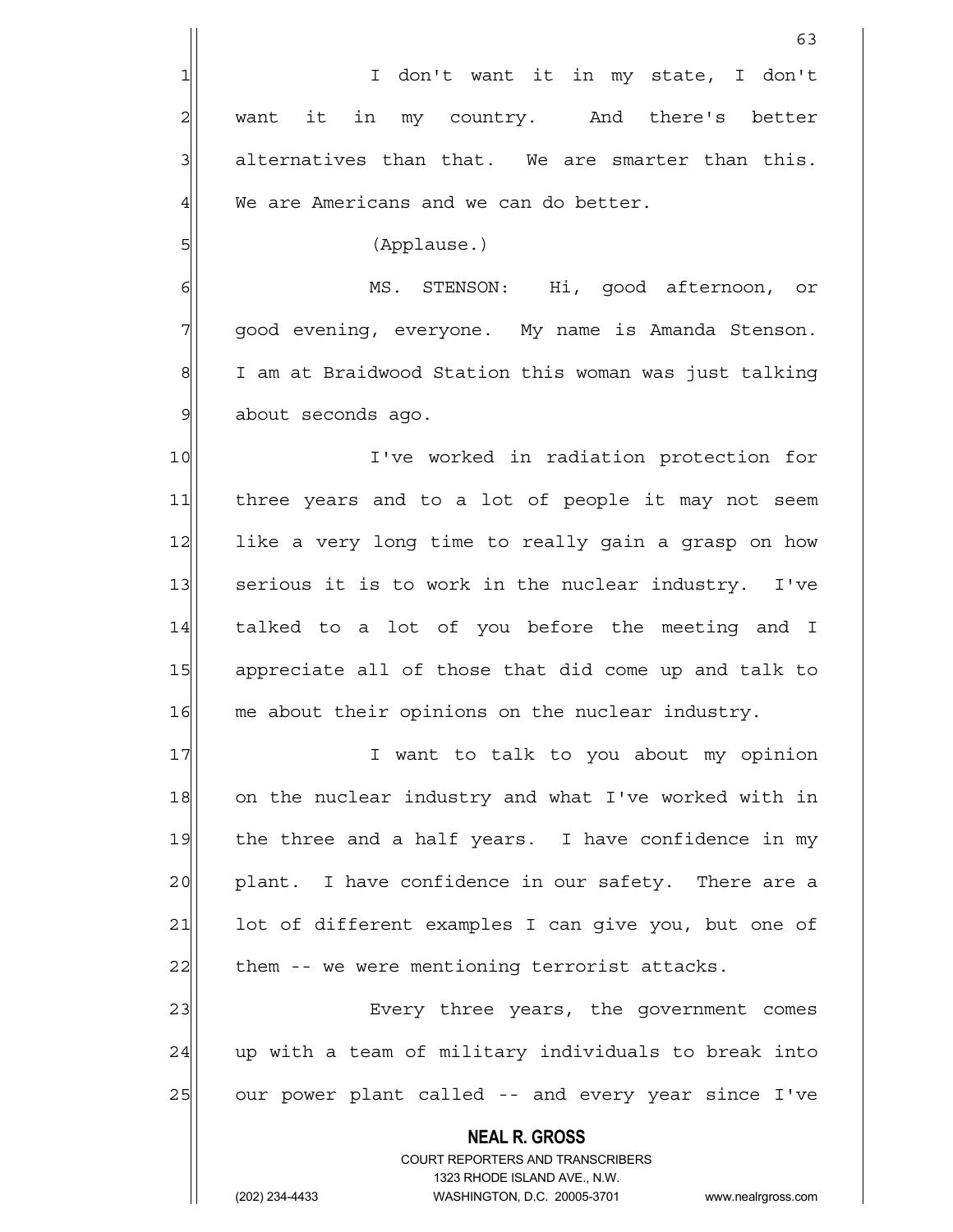I don't want it in my state, I don't want it in my country. And there's better alternatives than that. We are smarter than this. We are Americans and we can do better.

(Applause.)

MS. STENSON: Hi, good afternoon, or good evening, everyone. My name is Amanda Stenson. I am at Braidwood Station this woman was just talking about seconds ago.

I've worked in radiation protection for three years and to a lot of people it may not seem like a very long time to really gain a grasp on how serious it is to work in the nuclear industry. I've talked to a lot of you before the meeting and I appreciate all of those that did come up and talk to me about their opinions on the nuclear industry.

I want to talk to you about my opinion on the nuclear industry and what I've worked with in the three and a half years. I have confidence in my plant. I have confidence in our safety. There are a lot of different examples I can give you, but one of them -- we were mentioning terrorist attacks.

Every three years, the government comes up with a team of military individuals to break into our power plant called -- and every year since I've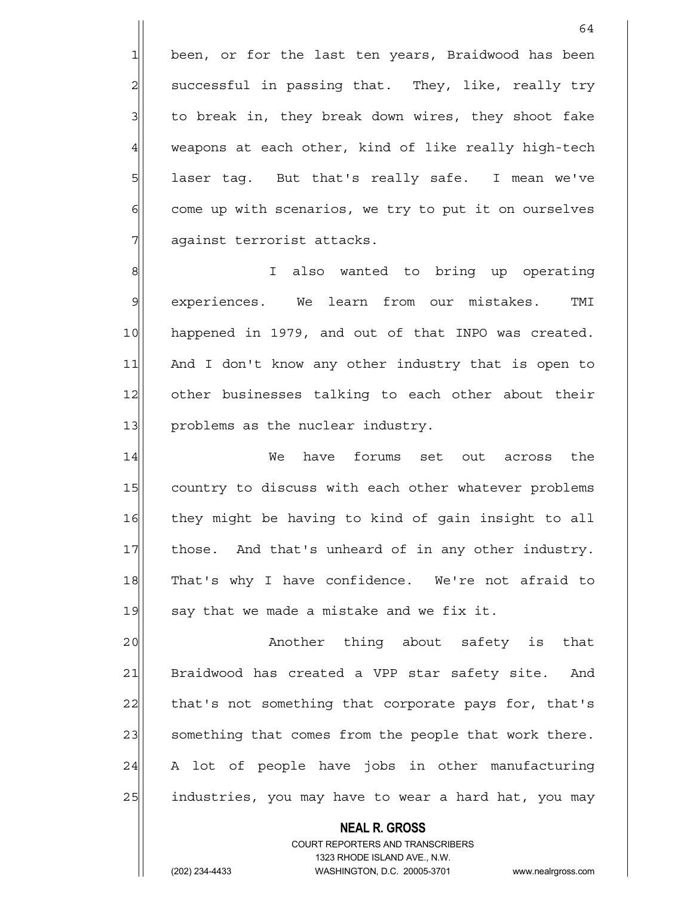been, or for the last ten years, Braidwood has been successful in passing that. They, like, really try to break in, they break down wires, they shoot fake weapons at each other, kind of like really high-tech laser tag. But that's really safe. I mean we've come up with scenarios, we try to put it on ourselves against terrorist attacks.

I also wanted to bring up operating experiences. We learn from our mistakes. TMI happened in 1979, and out of that INPO was created. And I don't know any other industry that is open to other businesses talking to each other about their problems as the nuclear industry.

We have forums set out across the country to discuss with each other whatever problems they might be having to kind of gain insight to all those. And that's unheard of in any other industry. That's why I have confidence. We're not afraid to say that we made a mistake and we fix it.

Another thing about safety is that Braidwood has created a VPP star safety site. And that's not something that corporate pays for, that's something that comes from the people that work there. A lot of people have jobs in other manufacturing industries, you may have to wear a hard hat, you may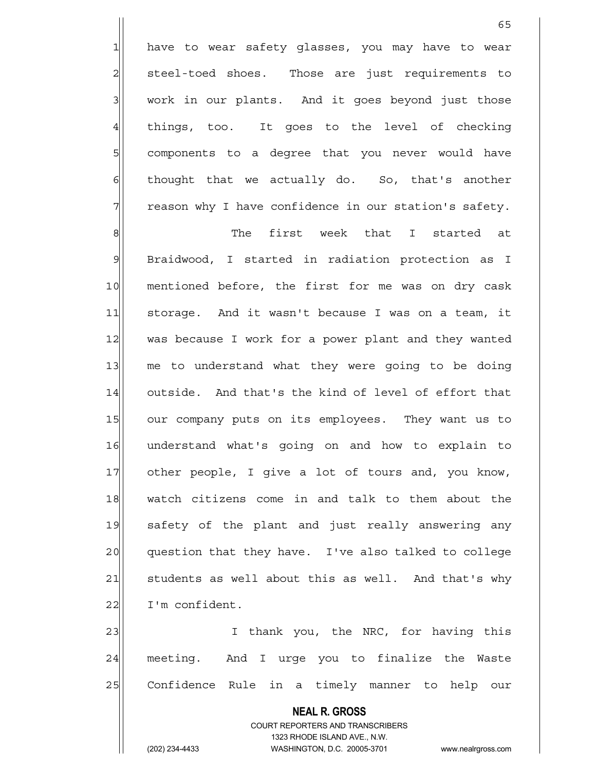have to wear safety glasses, you may have to wear steel-toed shoes. Those are just requirements to work in our plants. And it goes beyond just those things, too. It goes to the level of checking components to a degree that you never would have thought that we actually do. So, that's another reason why I have confidence in our station's safety.

The first week that I started at Braidwood, I started in radiation protection as I mentioned before, the first for me was on dry cask storage. And it wasn't because I was on a team, it was because I work for a power plant and they wanted me to understand what they were going to be doing outside. And that's the kind of level of effort that our company puts on its employees. They want us to understand what's going on and how to explain to other people, I give a lot of tours and, you know, watch citizens come in and talk to them about the safety of the plant and just really answering any question that they have. I've also talked to college students as well about this as well. And that's why I'm confident.

I thank you, the NRC, for having this meeting. And I urge you to finalize the Waste Confidence Rule in a timely manner to help our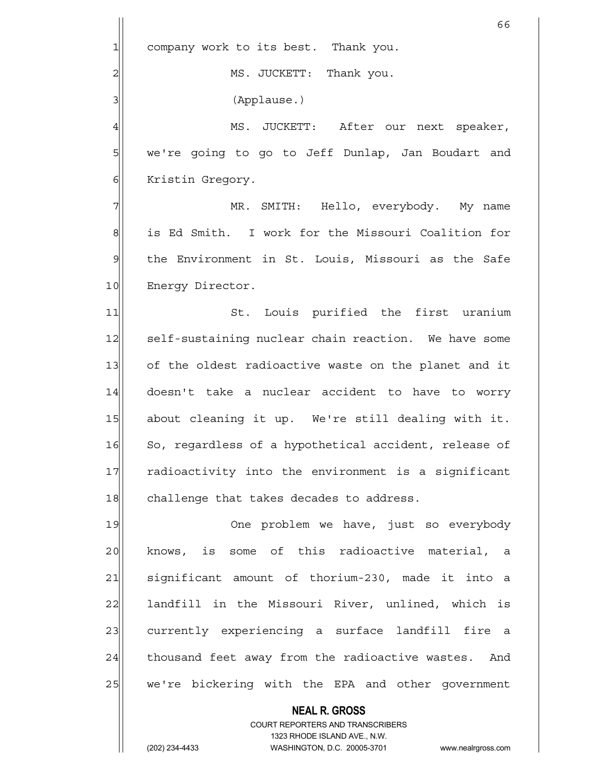company work to its best. Thank you.

MS. JUCKETT: Thank you.

(Applause.)

MS. JUCKETT: After our next speaker, we're going to go to Jeff Dunlap, Jan Boudart and Kristin Gregory.

MR. SMITH: Hello, everybody. My name is Ed Smith. I work for the Missouri Coalition for the Environment in St. Louis, Missouri as the Safe Energy Director.

St. Louis purified the first uranium self-sustaining nuclear chain reaction. We have some of the oldest radioactive waste on the planet and it doesn't take a nuclear accident to have to worry about cleaning it up. We're still dealing with it. So, regardless of a hypothetical accident, release of radioactivity into the environment is a significant challenge that takes decades to address.

One problem we have, just so everybody knows, is some of this radioactive material, a significant amount of thorium-230, made it into a landfill in the Missouri River, unlined, which is currently experiencing a surface landfill fire a thousand feet away from the radioactive wastes. And we're bickering with the EPA and other government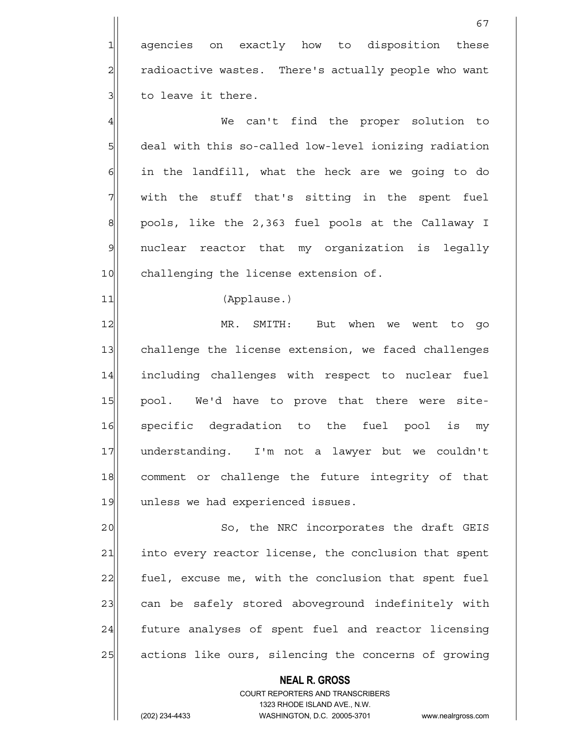agencies on exactly how to disposition these radioactive wastes. There's actually people who want to leave it there.

We can't find the proper solution to deal with this so-called low-level ionizing radiation in the landfill, what the heck are we going to do with the stuff that's sitting in the spent fuel pools, like the 2,363 fuel pools at the Callaway I nuclear reactor that my organization is legally challenging the license extension of.

(Applause.)

MR. SMITH: But when we went to go challenge the license extension, we faced challenges including challenges with respect to nuclear fuel pool. We'd have to prove that there were site-specific degradation to the fuel pool is my understanding. I'm not a lawyer but we couldn't comment or challenge the future integrity of that unless we had experienced issues.

So, the NRC incorporates the draft GEIS into every reactor license, the conclusion that spent fuel, excuse me, with the conclusion that spent fuel can be safely stored aboveground indefinitely with future analyses of spent fuel and reactor licensing actions like ours, silencing the concerns of growing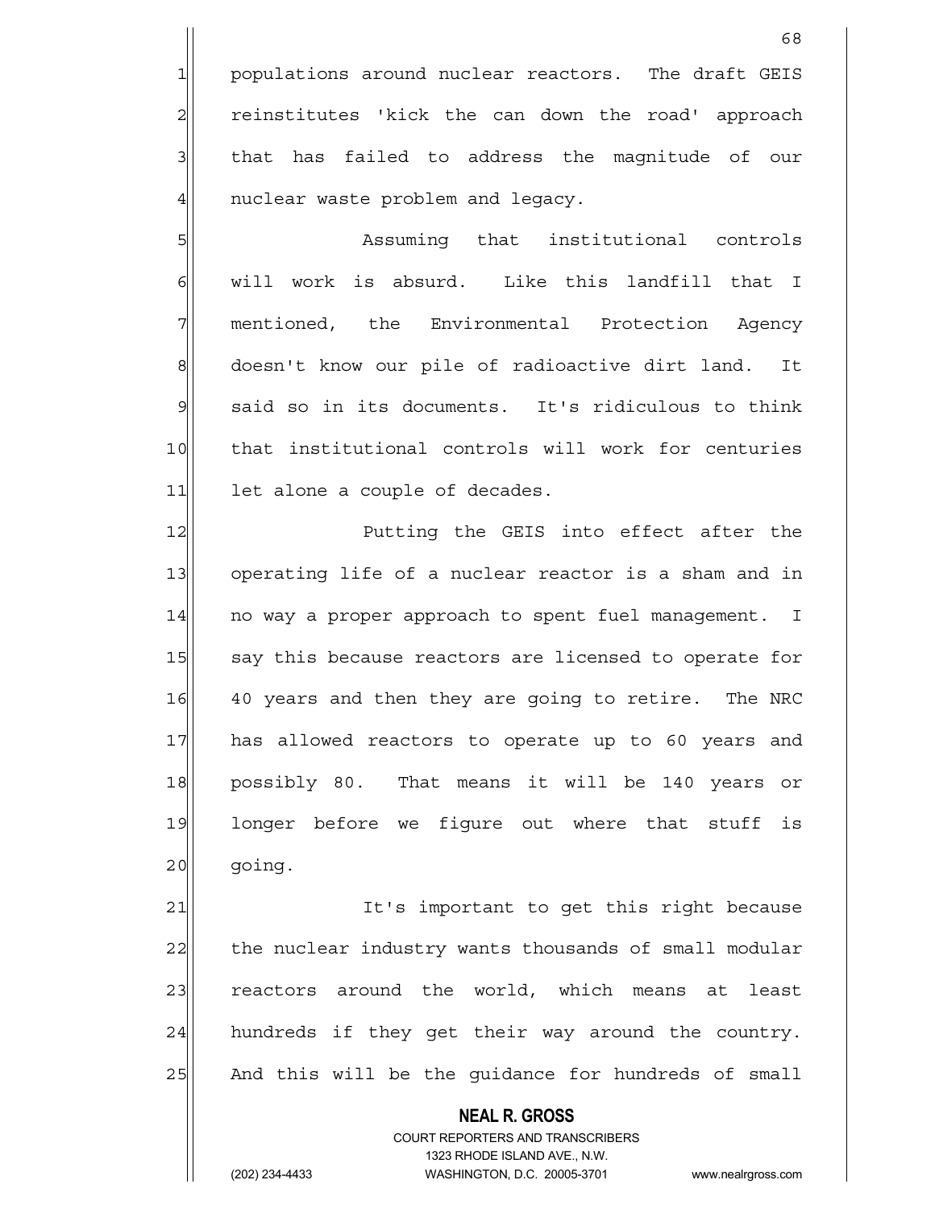populations around nuclear reactors. The draft GEIS reinstitutes 'kick the can down the road' approach that has failed to address the magnitude of our nuclear waste problem and legacy.

Assuming that institutional controls will work is absurd. Like this landfill that I mentioned, the Environmental Protection Agency doesn't know our pile of radioactive dirt land. It said so in its documents. It's ridiculous to think that institutional controls will work for centuries let alone a couple of decades.

Putting the GEIS into effect after the operating life of a nuclear reactor is a sham and in no way a proper approach to spent fuel management. I say this because reactors are licensed to operate for 40 years and then they are going to retire. The NRC has allowed reactors to operate up to 60 years and possibly 80. That means it will be 140 years or longer before we figure out where that stuff is going.

It's important to get this right because the nuclear industry wants thousands of small modular reactors around the world, which means at least hundreds if they get their way around the country. And this will be the guidance for hundreds of small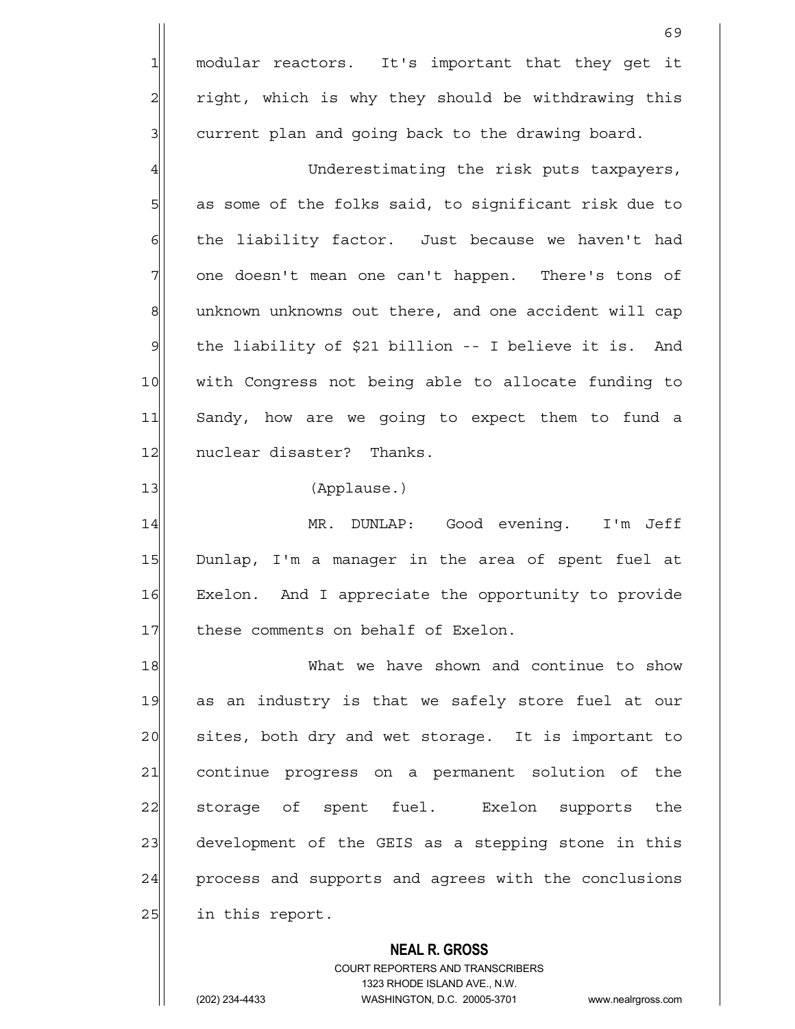modular reactors. It's important that they get it right, which is why they should be withdrawing this current plan and going back to the drawing board.

Underestimating the risk puts taxpayers, as some of the folks said, to significant risk due to the liability factor. Just because we haven't had one doesn't mean one can't happen. There's tons of unknown unknowns out there, and one accident will cap the liability of $21 billion -- I believe it is. And with Congress not being able to allocate funding to Sandy, how are we going to expect them to fund a nuclear disaster? Thanks.

(Applause.)

MR. DUNLAP: Good evening. I'm Jeff Dunlap, I'm a manager in the area of spent fuel at Exelon. And I appreciate the opportunity to provide these comments on behalf of Exelon.

What we have shown and continue to show as an industry is that we safely store fuel at our sites, both dry and wet storage. It is important to continue progress on a permanent solution of the storage of spent fuel. Exelon supports the development of the GEIS as a stepping stone in this process and supports and agrees with the conclusions in this report.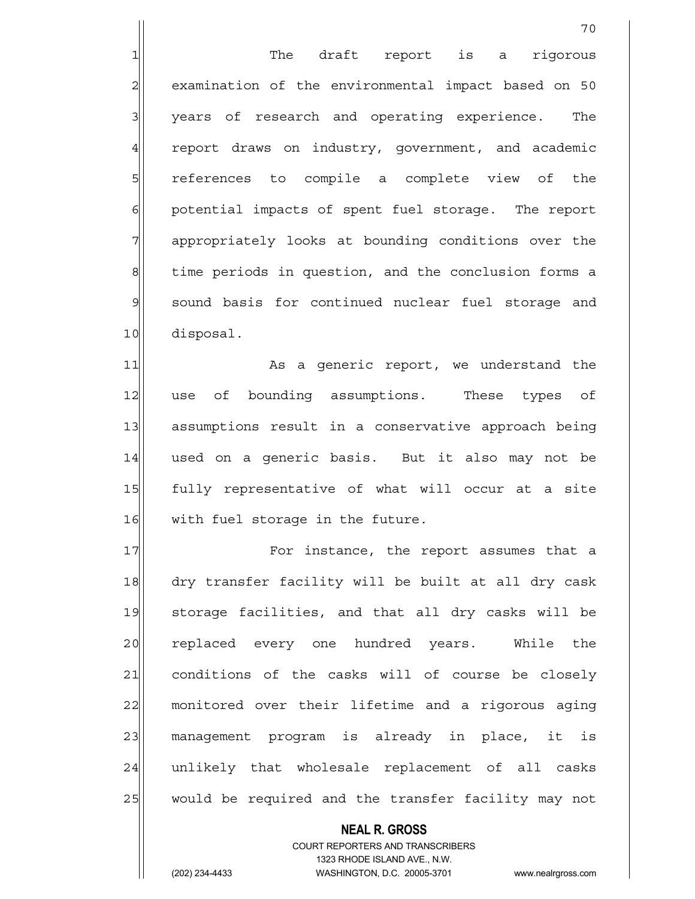The draft report is a rigorous examination of the environmental impact based on 50 years of research and operating experience. The report draws on industry, government, and academic references to compile a complete view of the potential impacts of spent fuel storage. The report appropriately looks at bounding conditions over the time periods in question, and the conclusion forms a sound basis for continued nuclear fuel storage and disposal.

As a generic report, we understand the use of bounding assumptions. These types of assumptions result in a conservative approach being used on a generic basis. But it also may not be fully representative of what will occur at a site with fuel storage in the future.

For instance, the report assumes that a dry transfer facility will be built at all dry cask storage facilities, and that all dry casks will be replaced every one hundred years. While the conditions of the casks will of course be closely monitored over their lifetime and a rigorous aging management program is already in place, it is unlikely that wholesale replacement of all casks would be required and the transfer facility may not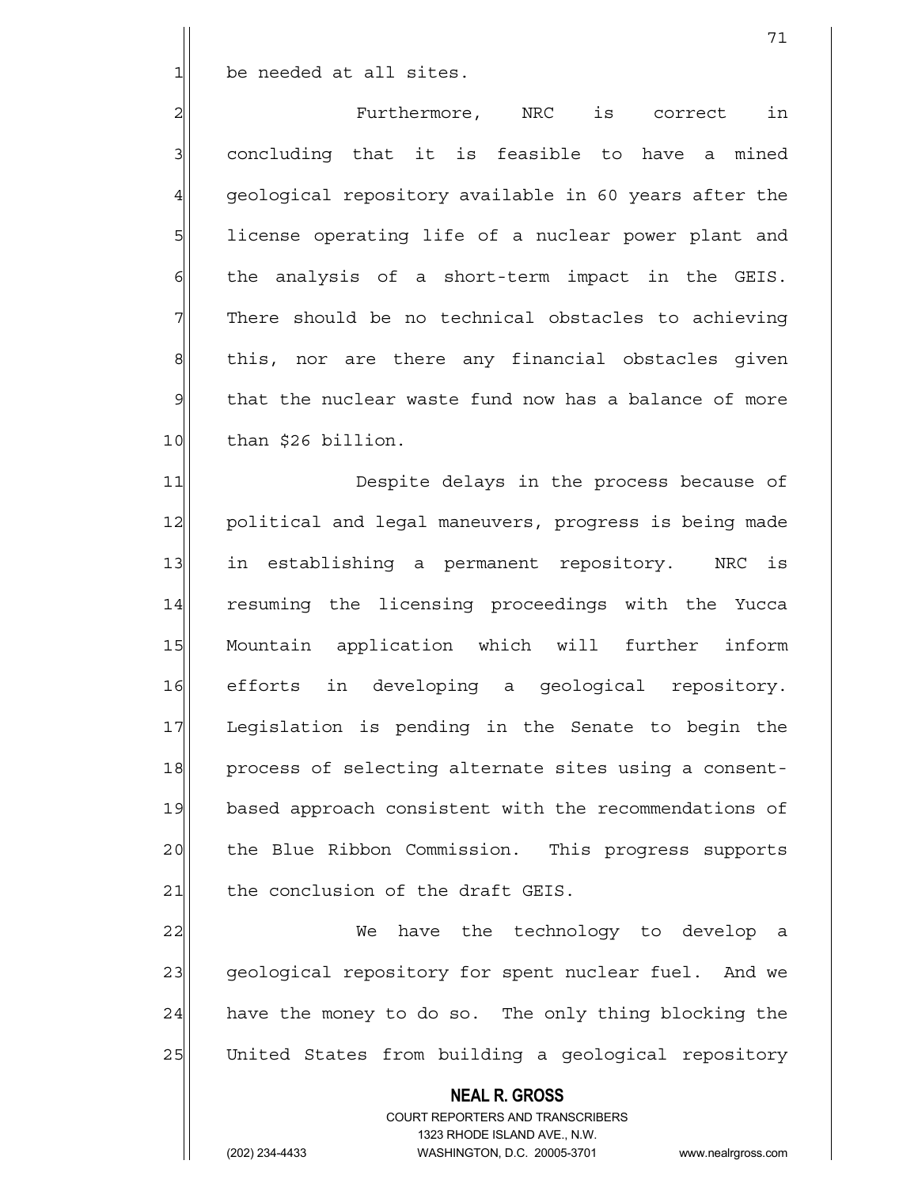be needed at all sites.

Furthermore, NRC is correct in concluding that it is feasible to have a mined geological repository available in 60 years after the license operating life of a nuclear power plant and the analysis of a short-term impact in the GEIS. There should be no technical obstacles to achieving this, nor are there any financial obstacles given that the nuclear waste fund now has a balance of more than $26 billion.

Despite delays in the process because of political and legal maneuvers, progress is being made in establishing a permanent repository. NRC is resuming the licensing proceedings with the Yucca Mountain application which will further inform efforts in developing a geological repository. Legislation is pending in the Senate to begin the process of selecting alternate sites using a consent-based approach consistent with the recommendations of the Blue Ribbon Commission. This progress supports the conclusion of the draft GEIS.

We have the technology to develop a geological repository for spent nuclear fuel. And we have the money to do so. The only thing blocking the United States from building a geological repository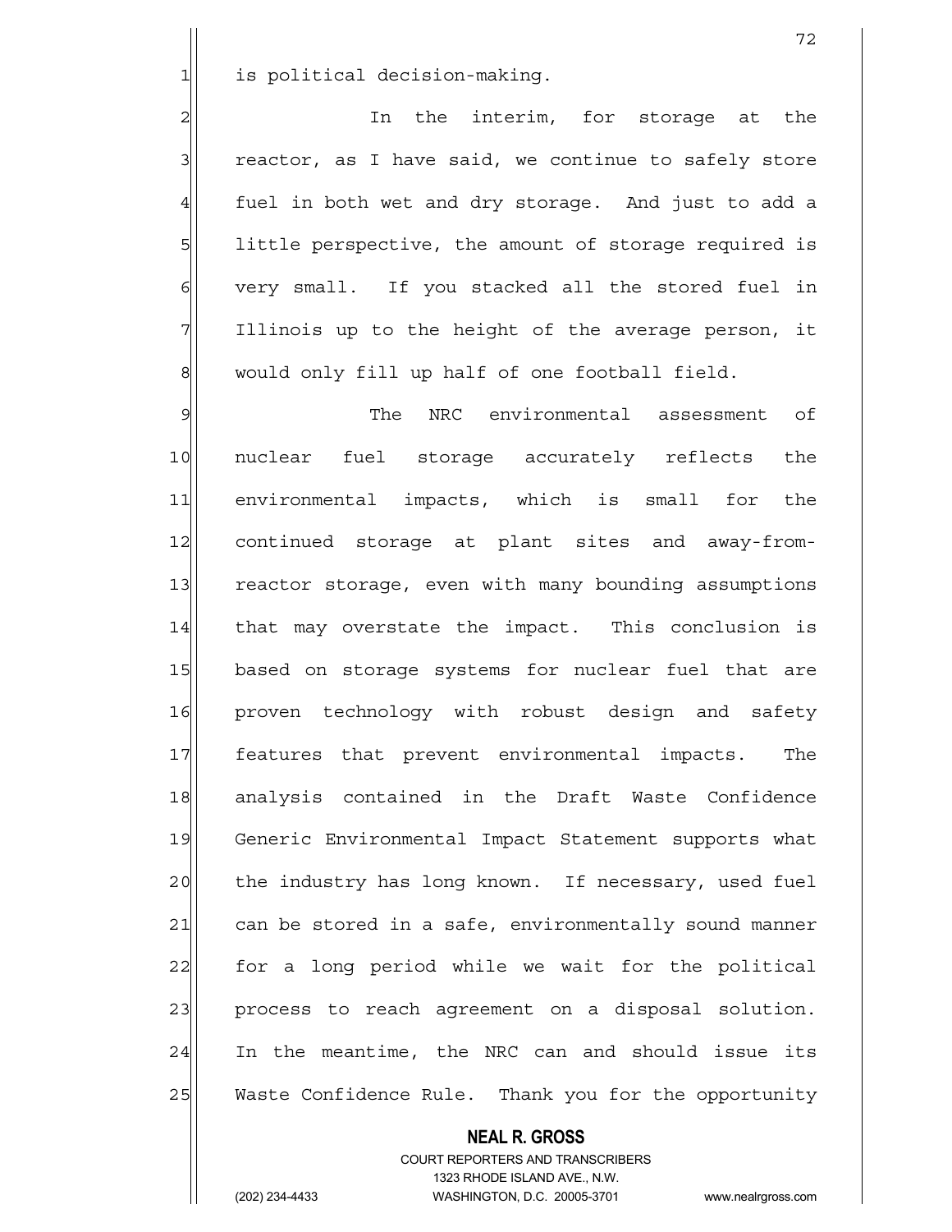is political decision-making.

In the interim, for storage at the reactor, as I have said, we continue to safely store fuel in both wet and dry storage. And just to add a little perspective, the amount of storage required is very small. If you stacked all the stored fuel in Illinois up to the height of the average person, it would only fill up half of one football field.

The NRC environmental assessment of nuclear fuel storage accurately reflects the environmental impacts, which is small for the continued storage at plant sites and away-from-reactor storage, even with many bounding assumptions that may overstate the impact. This conclusion is based on storage systems for nuclear fuel that are proven technology with robust design and safety features that prevent environmental impacts. The analysis contained in the Draft Waste Confidence Generic Environmental Impact Statement supports what the industry has long known. If necessary, used fuel can be stored in a safe, environmentally sound manner for a long period while we wait for the political process to reach agreement on a disposal solution. In the meantime, the NRC can and should issue its Waste Confidence Rule. Thank you for the opportunity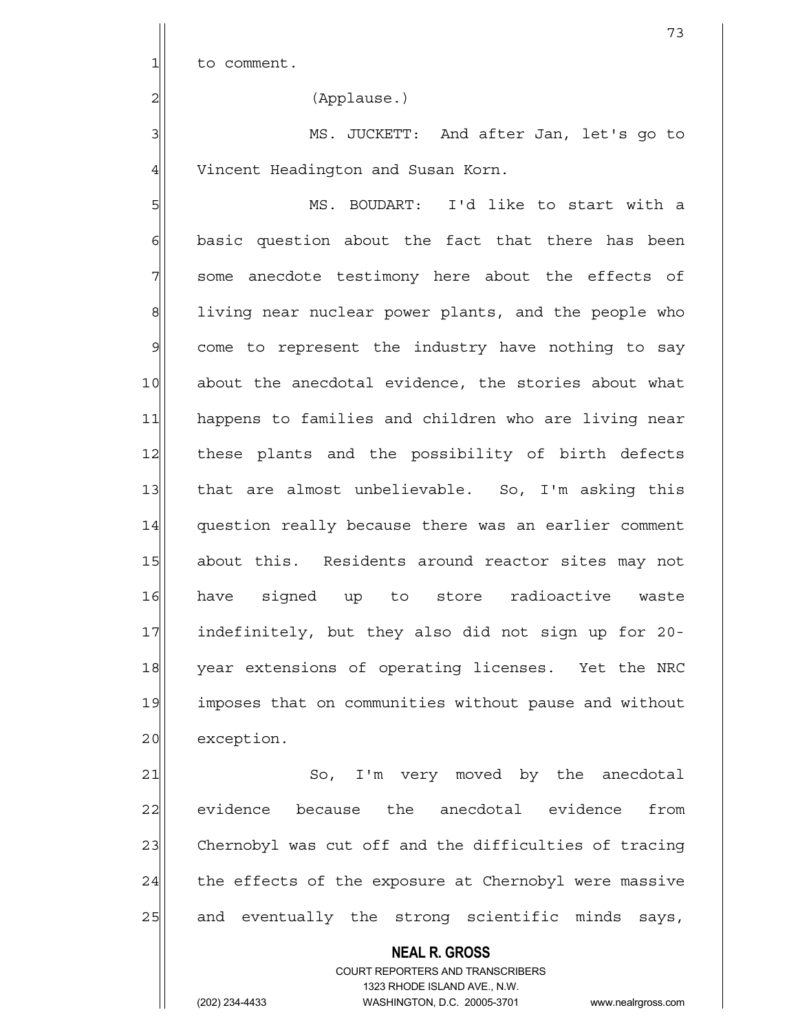to comment.

(Applause.)

MS. JUCKETT: And after Jan, let's go to Vincent Headington and Susan Korn.

MS. BOUDART: I'd like to start with a basic question about the fact that there has been some anecdote testimony here about the effects of living near nuclear power plants, and the people who come to represent the industry have nothing to say about the anecdotal evidence, the stories about what happens to families and children who are living near these plants and the possibility of birth defects that are almost unbelievable. So, I'm asking this question really because there was an earlier comment about this. Residents around reactor sites may not have signed up to store radioactive waste indefinitely, but they also did not sign up for 20-year extensions of operating licenses. Yet the NRC imposes that on communities without pause and without exception.

So, I'm very moved by the anecdotal evidence because the anecdotal evidence from Chernobyl was cut off and the difficulties of tracing the effects of the exposure at Chernobyl were massive and eventually the strong scientific minds says,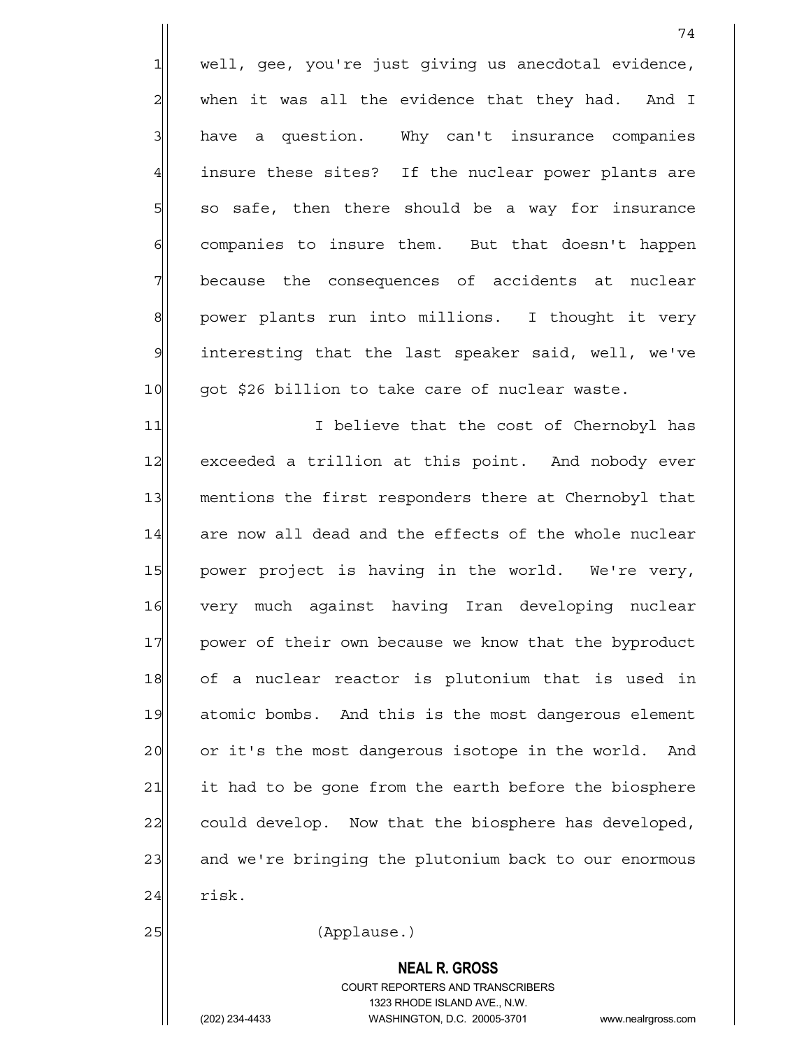well, gee, you're just giving us anecdotal evidence, when it was all the evidence that they had. And I have a question. Why can't insurance companies insure these sites? If the nuclear power plants are so safe, then there should be a way for insurance companies to insure them. But that doesn't happen because the consequences of accidents at nuclear power plants run into millions. I thought it very interesting that the last speaker said, well, we've got $26 billion to take care of nuclear waste.

I believe that the cost of Chernobyl has exceeded a trillion at this point. And nobody ever mentions the first responders there at Chernobyl that are now all dead and the effects of the whole nuclear power project is having in the world. We're very, very much against having Iran developing nuclear power of their own because we know that the byproduct of a nuclear reactor is plutonium that is used in atomic bombs. And this is the most dangerous element or it's the most dangerous isotope in the world. And it had to be gone from the earth before the biosphere could develop. Now that the biosphere has developed, and we're bringing the plutonium back to our enormous risk.

(Applause.)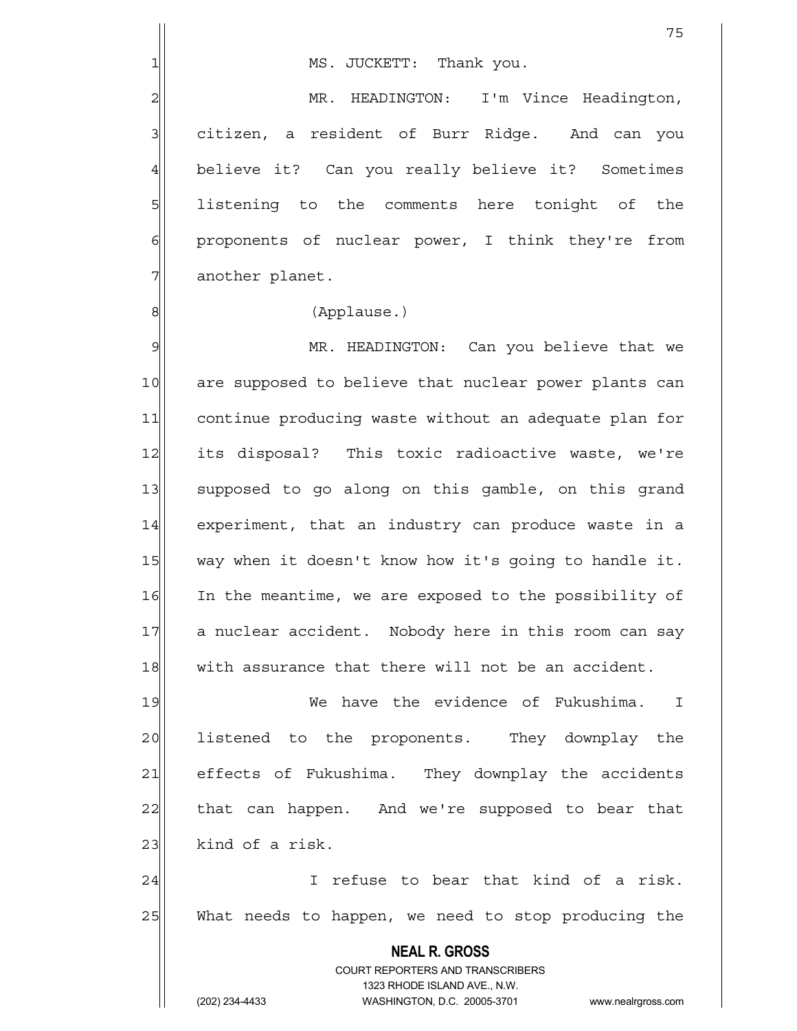MS. JUCKETT: Thank you.

MR. HEADINGTON: I'm Vince Headington, citizen, a resident of Burr Ridge. And can you believe it? Can you really believe it? Sometimes listening to the comments here tonight of the proponents of nuclear power, I think they're from another planet.

(Applause.)

MR. HEADINGTON: Can you believe that we are supposed to believe that nuclear power plants can continue producing waste without an adequate plan for its disposal? This toxic radioactive waste, we're supposed to go along on this gamble, on this grand experiment, that an industry can produce waste in a way when it doesn't know how it's going to handle it. In the meantime, we are exposed to the possibility of a nuclear accident. Nobody here in this room can say with assurance that there will not be an accident.

We have the evidence of Fukushima. I listened to the proponents. They downplay the effects of Fukushima. They downplay the accidents that can happen. And we're supposed to bear that kind of a risk.

I refuse to bear that kind of a risk. What needs to happen, we need to stop producing the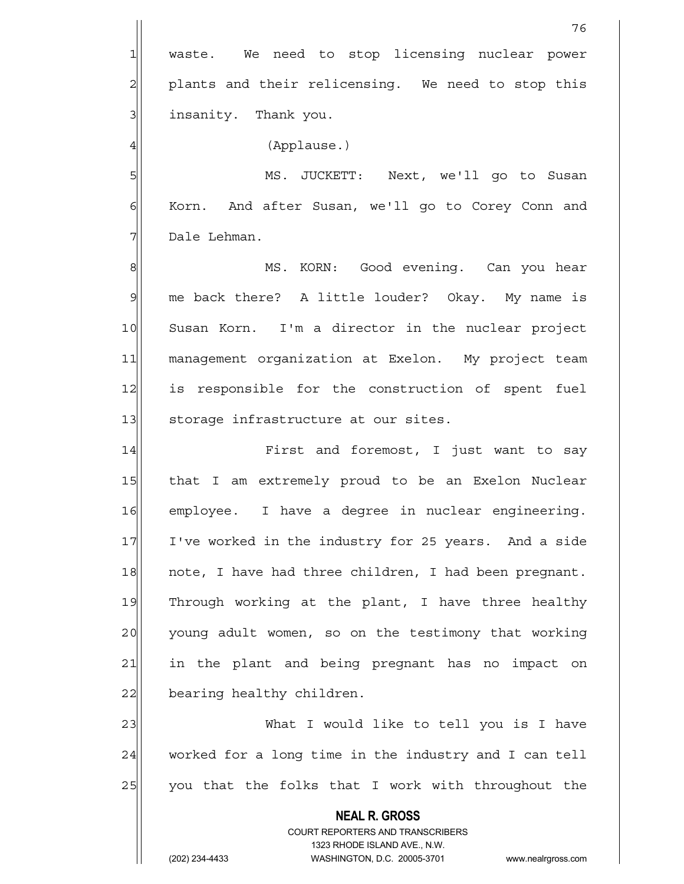waste. We need to stop licensing nuclear power plants and their relicensing. We need to stop this insanity. Thank you.

(Applause.)

MS. JUCKETT: Next, we'll go to Susan Korn. And after Susan, we'll go to Corey Conn and Dale Lehman.

MS. KORN: Good evening. Can you hear me back there? A little louder? Okay. My name is Susan Korn. I'm a director in the nuclear project management organization at Exelon. My project team is responsible for the construction of spent fuel storage infrastructure at our sites.

First and foremost, I just want to say that I am extremely proud to be an Exelon Nuclear employee. I have a degree in nuclear engineering. I've worked in the industry for 25 years. And a side note, I have had three children, I had been pregnant. Through working at the plant, I have three healthy young adult women, so on the testimony that working in the plant and being pregnant has no impact on bearing healthy children.

What I would like to tell you is I have worked for a long time in the industry and I can tell you that the folks that I work with throughout the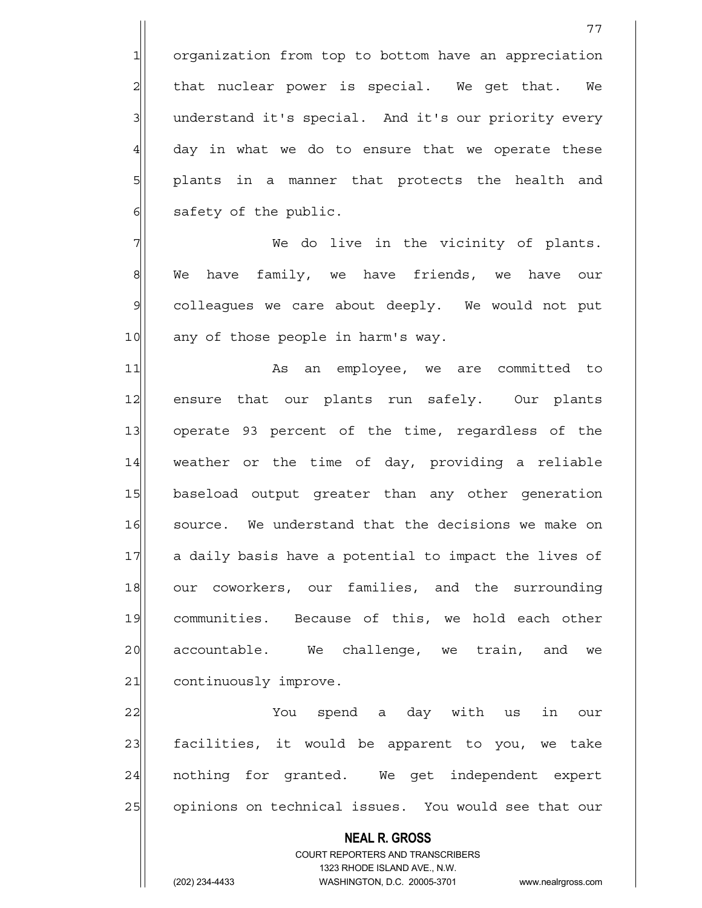organization from top to bottom have an appreciation that nuclear power is special. We get that. We understand it's special. And it's our priority every day in what we do to ensure that we operate these plants in a manner that protects the health and safety of the public.

We do live in the vicinity of plants. We have family, we have friends, we have our colleagues we care about deeply. We would not put any of those people in harm's way.

As an employee, we are committed to ensure that our plants run safely. Our plants operate 93 percent of the time, regardless of the weather or the time of day, providing a reliable baseload output greater than any other generation source. We understand that the decisions we make on a daily basis have a potential to impact the lives of our coworkers, our families, and the surrounding communities. Because of this, we hold each other accountable. We challenge, we train, and we continuously improve.

You spend a day with us in our facilities, it would be apparent to you, we take nothing for granted. We get independent expert opinions on technical issues. You would see that our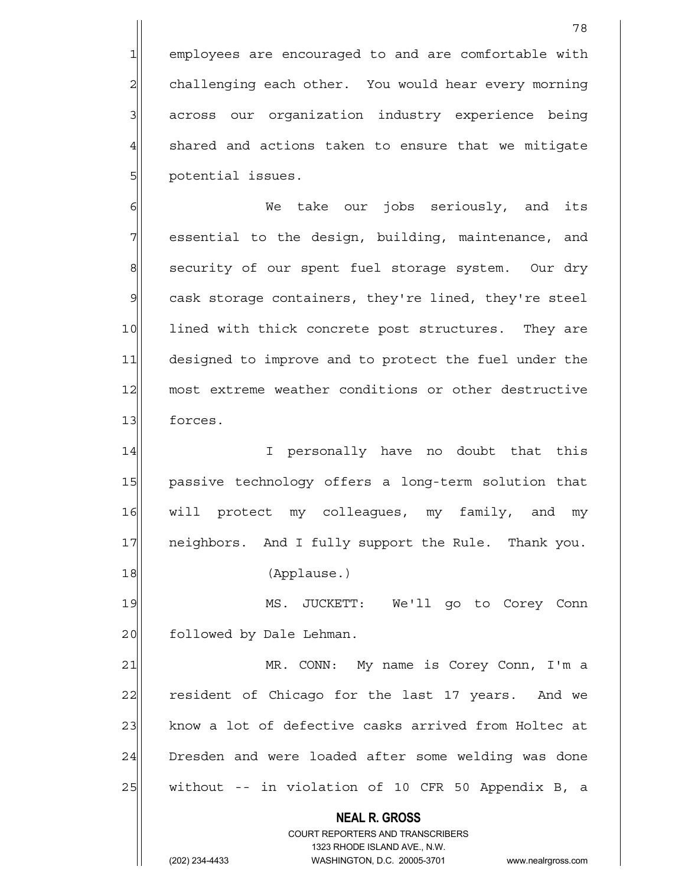employees are encouraged to and are comfortable with challenging each other. You would hear every morning across our organization industry experience being shared and actions taken to ensure that we mitigate potential issues.

We take our jobs seriously, and its essential to the design, building, maintenance, and security of our spent fuel storage system. Our dry cask storage containers, they're lined, they're steel lined with thick concrete post structures. They are designed to improve and to protect the fuel under the most extreme weather conditions or other destructive forces.

I personally have no doubt that this passive technology offers a long-term solution that will protect my colleagues, my family, and my neighbors. And I fully support the Rule. Thank you.

(Applause.)

MS. JUCKETT: We'll go to Corey Conn followed by Dale Lehman.

MR. CONN: My name is Corey Conn, I'm a resident of Chicago for the last 17 years. And we know a lot of defective casks arrived from Holtec at Dresden and were loaded after some welding was done without -- in violation of 10 CFR 50 Appendix B, a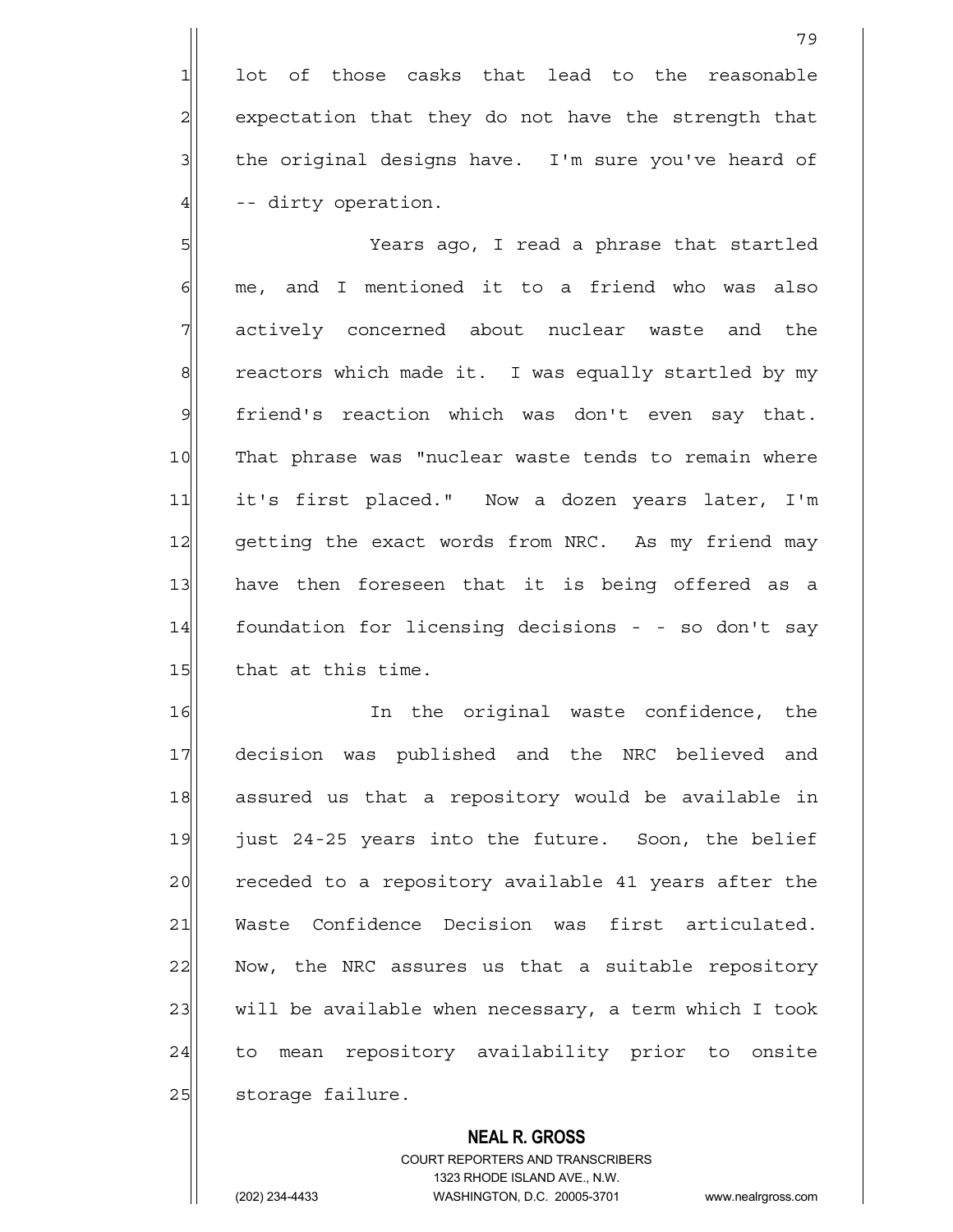lot of those casks that lead to the reasonable expectation that they do not have the strength that the original designs have. I'm sure you've heard of -- dirty operation.

Years ago, I read a phrase that startled me, and I mentioned it to a friend who was also actively concerned about nuclear waste and the reactors which made it. I was equally startled by my friend's reaction which was don't even say that. That phrase was "nuclear waste tends to remain where it's first placed." Now a dozen years later, I'm getting the exact words from NRC. As my friend may have then foreseen that it is being offered as a foundation for licensing decisions - - so don't say that at this time.

In the original waste confidence, the decision was published and the NRC believed and assured us that a repository would be available in just 24-25 years into the future. Soon, the belief receded to a repository available 41 years after the Waste Confidence Decision was first articulated. Now, the NRC assures us that a suitable repository will be available when necessary, a term which I took to mean repository availability prior to onsite storage failure.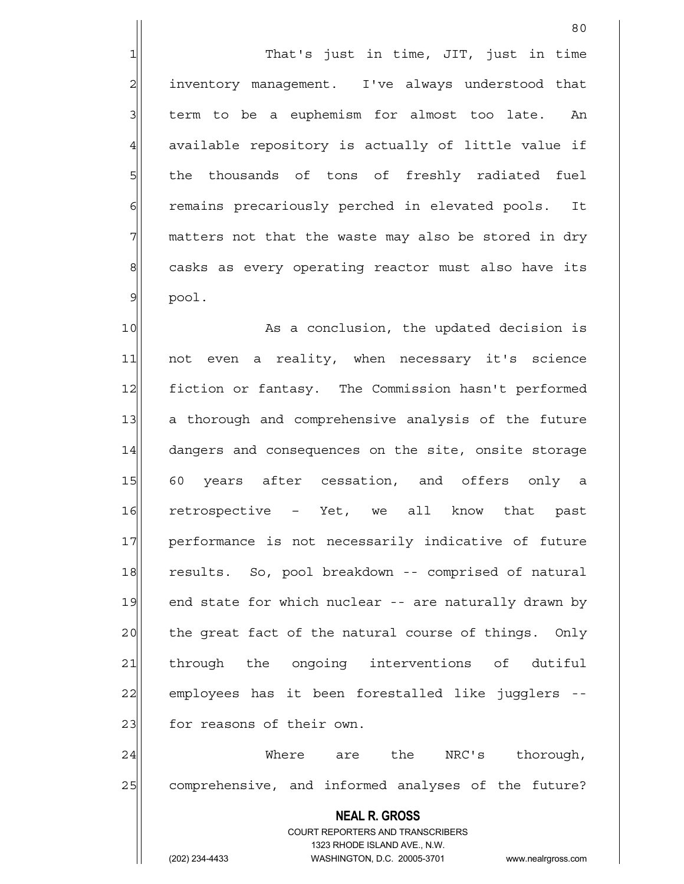That's just in time, JIT, just in time inventory management. I've always understood that term to be a euphemism for almost too late. An available repository is actually of little value if the thousands of tons of freshly radiated fuel remains precariously perched in elevated pools. It matters not that the waste may also be stored in dry casks as every operating reactor must also have its pool.

As a conclusion, the updated decision is not even a reality, when necessary it's science fiction or fantasy. The Commission hasn't performed a thorough and comprehensive analysis of the future dangers and consequences on the site, onsite storage 60 years after cessation, and offers only a retrospective - Yet, we all know that past performance is not necessarily indicative of future results. So, pool breakdown -- comprised of natural end state for which nuclear -- are naturally drawn by the great fact of the natural course of things. Only through the ongoing interventions of dutiful employees has it been forestalled like jugglers -- for reasons of their own.

Where are the NRC's thorough, comprehensive, and informed analyses of the future?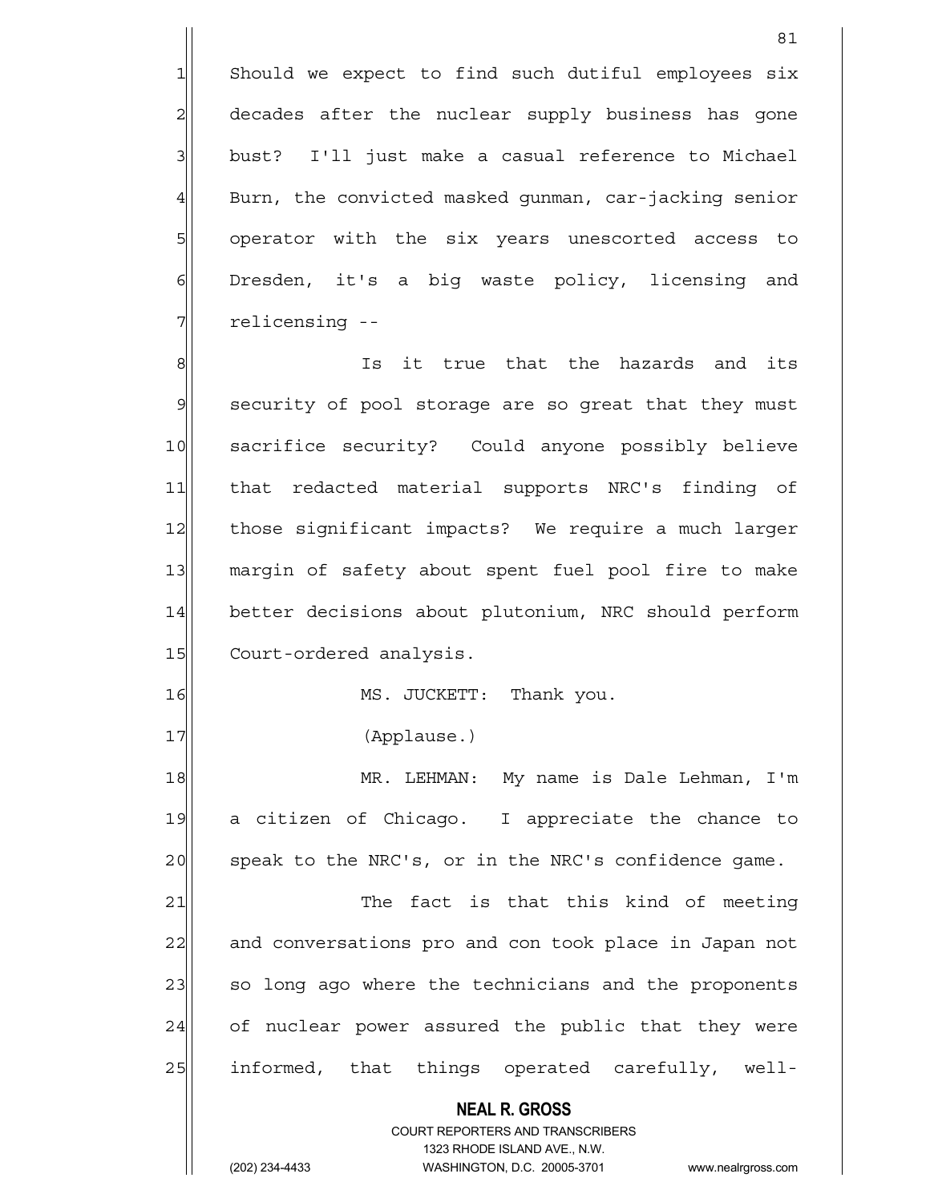Should we expect to find such dutiful employees six decades after the nuclear supply business has gone bust? I'll just make a casual reference to Michael Burn, the convicted masked gunman, car-jacking senior operator with the six years unescorted access to Dresden, it's a big waste policy, licensing and relicensing --

Is it true that the hazards and its security of pool storage are so great that they must sacrifice security? Could anyone possibly believe that redacted material supports NRC's finding of those significant impacts? We require a much larger margin of safety about spent fuel pool fire to make better decisions about plutonium, NRC should perform Court-ordered analysis.

MS. JUCKETT: Thank you.

(Applause.)

MR. LEHMAN: My name is Dale Lehman, I'm a citizen of Chicago. I appreciate the chance to speak to the NRC's, or in the NRC's confidence game.

The fact is that this kind of meeting and conversations pro and con took place in Japan not so long ago where the technicians and the proponents of nuclear power assured the public that they were informed, that things operated carefully, well-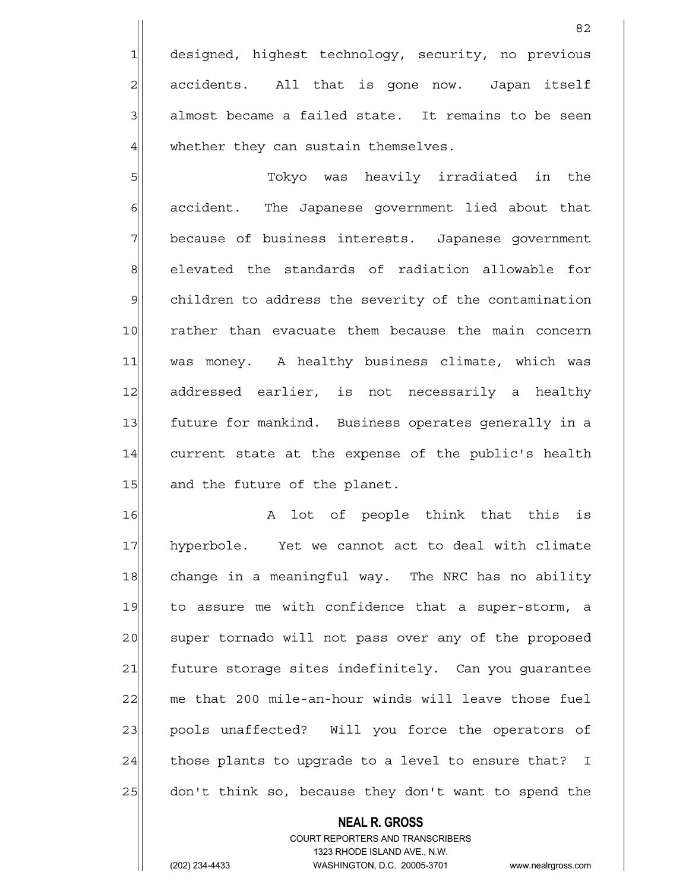designed, highest technology, security, no previous accidents. All that is gone now. Japan itself almost became a failed state. It remains to be seen whether they can sustain themselves.

Tokyo was heavily irradiated in the accident. The Japanese government lied about that because of business interests. Japanese government elevated the standards of radiation allowable for children to address the severity of the contamination rather than evacuate them because the main concern was money. A healthy business climate, which was addressed earlier, is not necessarily a healthy future for mankind. Business operates generally in a current state at the expense of the public's health and the future of the planet.

A lot of people think that this is hyperbole. Yet we cannot act to deal with climate change in a meaningful way. The NRC has no ability to assure me with confidence that a super-storm, a super tornado will not pass over any of the proposed future storage sites indefinitely. Can you guarantee me that 200 mile-an-hour winds will leave those fuel pools unaffected? Will you force the operators of those plants to upgrade to a level to ensure that? I don't think so, because they don't want to spend the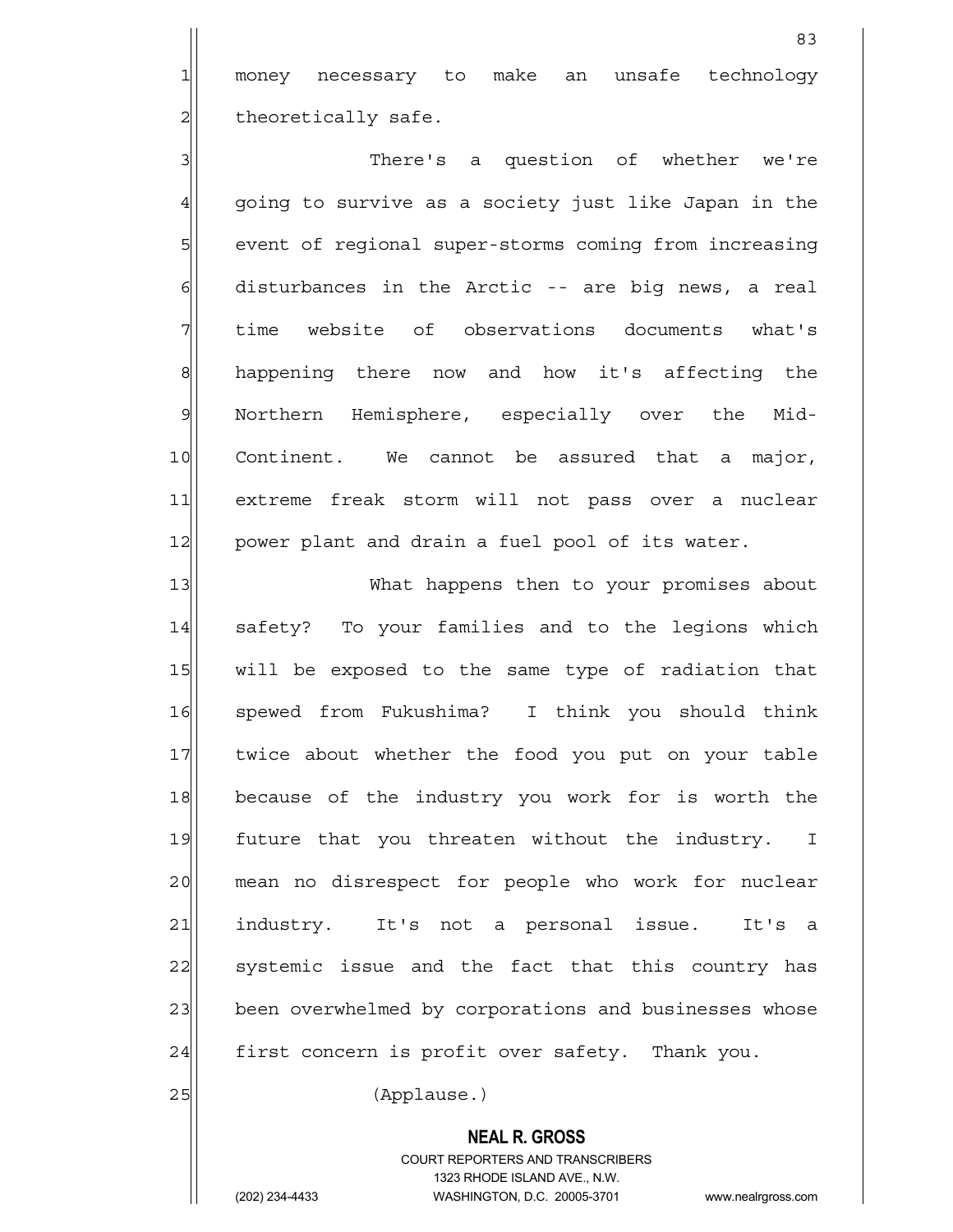money necessary to make an unsafe technology theoretically safe.

There's a question of whether we're going to survive as a society just like Japan in the event of regional super-storms coming from increasing disturbances in the Arctic -- are big news, a real time website of observations documents what's happening there now and how it's affecting the Northern Hemisphere, especially over the Mid-Continent. We cannot be assured that a major, extreme freak storm will not pass over a nuclear power plant and drain a fuel pool of its water.

What happens then to your promises about safety? To your families and to the legions which will be exposed to the same type of radiation that spewed from Fukushima? I think you should think twice about whether the food you put on your table because of the industry you work for is worth the future that you threaten without the industry. I mean no disrespect for people who work for nuclear industry. It's not a personal issue. It's a systemic issue and the fact that this country has been overwhelmed by corporations and businesses whose first concern is profit over safety. Thank you.

(Applause.)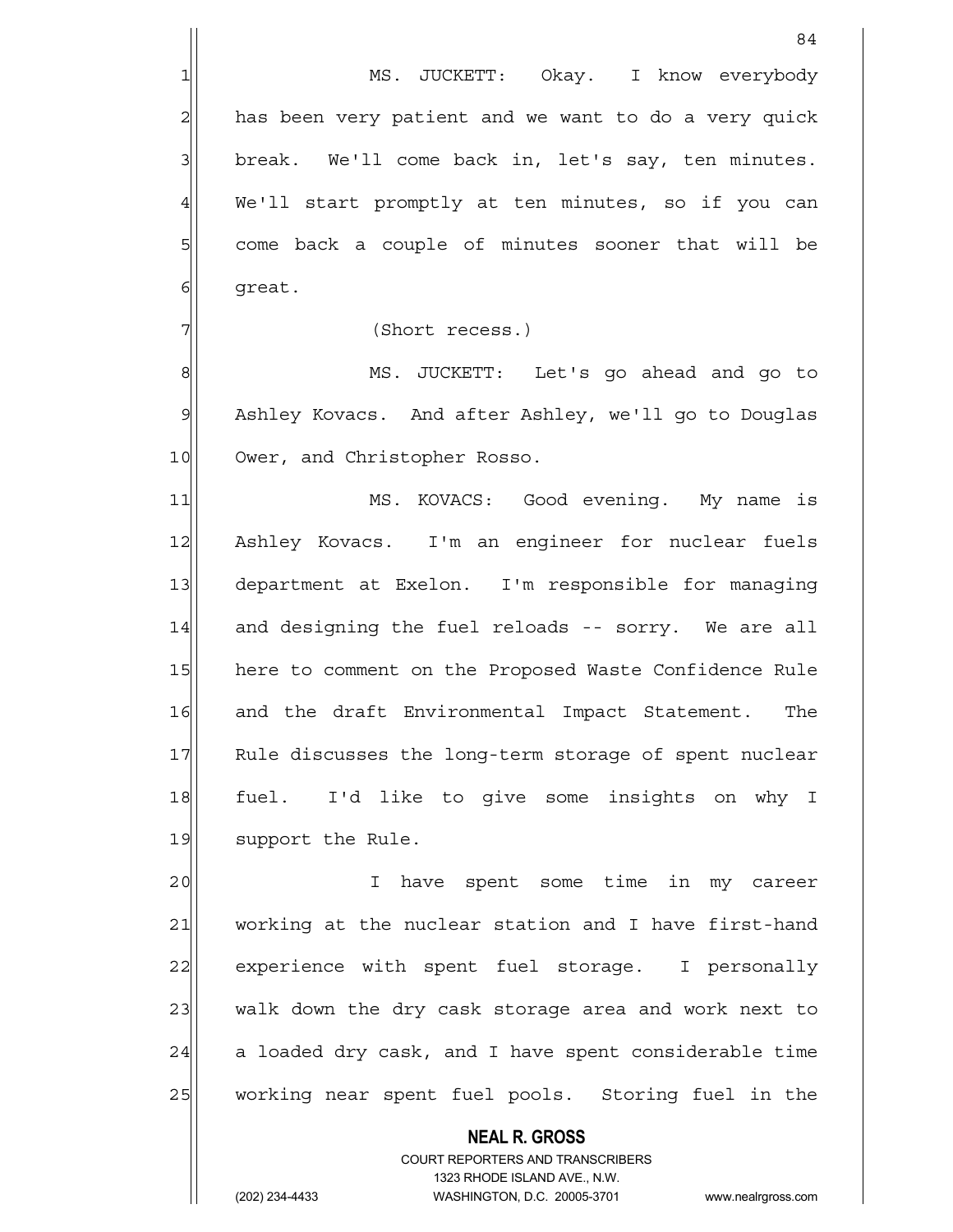MS. JUCKETT: Okay. I know everybody has been very patient and we want to do a very quick break. We'll come back in, let's say, ten minutes. We'll start promptly at ten minutes, so if you can come back a couple of minutes sooner that will be great.

(Short recess.)

MS. JUCKETT: Let's go ahead and go to Ashley Kovacs. And after Ashley, we'll go to Douglas Ower, and Christopher Rosso.

MS. KOVACS: Good evening. My name is Ashley Kovacs. I'm an engineer for nuclear fuels department at Exelon. I'm responsible for managing and designing the fuel reloads -- sorry. We are all here to comment on the Proposed Waste Confidence Rule and the draft Environmental Impact Statement. The Rule discusses the long-term storage of spent nuclear fuel. I'd like to give some insights on why I support the Rule.

I have spent some time in my career working at the nuclear station and I have first-hand experience with spent fuel storage. I personally walk down the dry cask storage area and work next to a loaded dry cask, and I have spent considerable time working near spent fuel pools. Storing fuel in the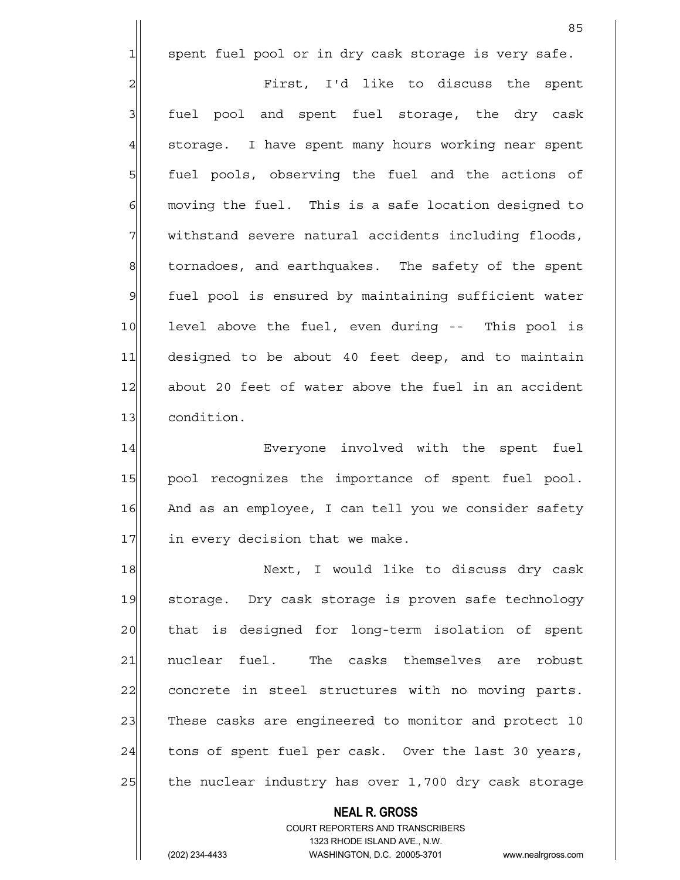spent fuel pool or in dry cask storage is very safe.

First, I'd like to discuss the spent fuel pool and spent fuel storage, the dry cask storage. I have spent many hours working near spent fuel pools, observing the fuel and the actions of moving the fuel. This is a safe location designed to withstand severe natural accidents including floods, tornadoes, and earthquakes. The safety of the spent fuel pool is ensured by maintaining sufficient water level above the fuel, even during -- This pool is designed to be about 40 feet deep, and to maintain about 20 feet of water above the fuel in an accident condition.

Everyone involved with the spent fuel pool recognizes the importance of spent fuel pool. And as an employee, I can tell you we consider safety in every decision that we make.

Next, I would like to discuss dry cask storage. Dry cask storage is proven safe technology that is designed for long-term isolation of spent nuclear fuel. The casks themselves are robust concrete in steel structures with no moving parts. These casks are engineered to monitor and protect 10 tons of spent fuel per cask. Over the last 30 years, the nuclear industry has over 1,700 dry cask storage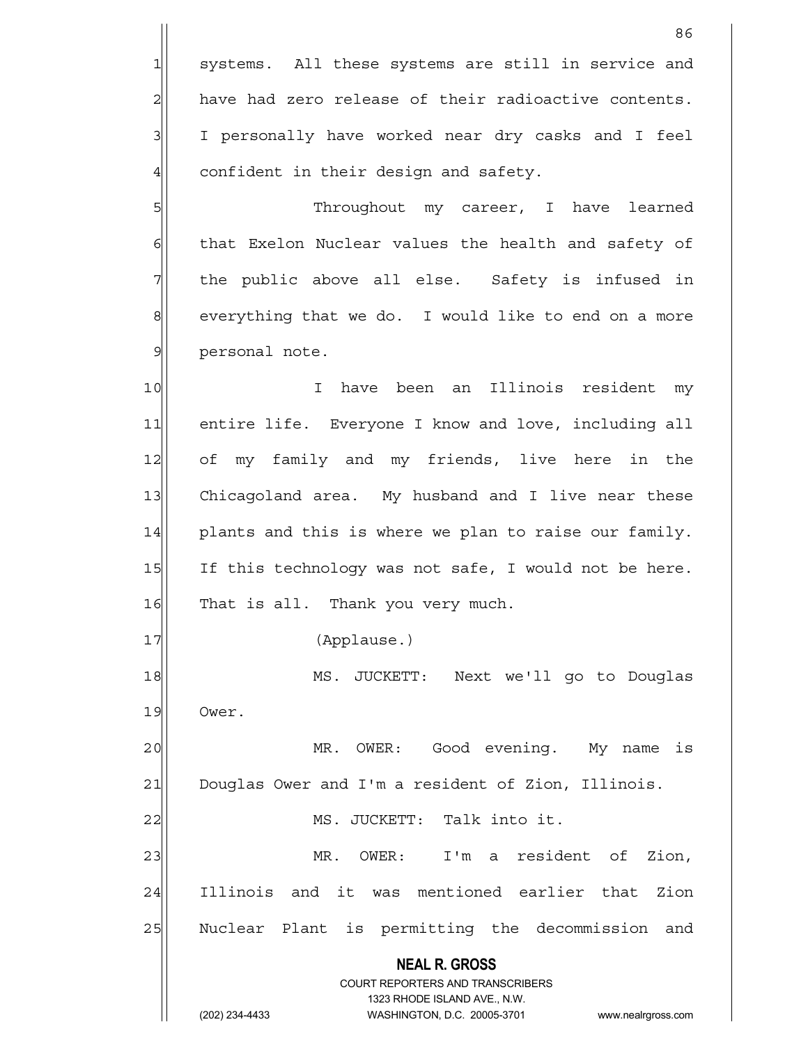systems. All these systems are still in service and have had zero release of their radioactive contents. I personally have worked near dry casks and I feel confident in their design and safety.

Throughout my career, I have learned that Exelon Nuclear values the health and safety of the public above all else. Safety is infused in everything that we do. I would like to end on a more personal note.

I have been an Illinois resident my entire life. Everyone I know and love, including all of my family and my friends, live here in the Chicagoland area. My husband and I live near these plants and this is where we plan to raise our family. If this technology was not safe, I would not be here. That is all. Thank you very much.

(Applause.)

MS. JUCKETT: Next we'll go to Douglas Ower.

MR. OWER: Good evening. My name is Douglas Ower and I'm a resident of Zion, Illinois.

MS. JUCKETT: Talk into it.

MR. OWER: I'm a resident of Zion, Illinois and it was mentioned earlier that Zion Nuclear Plant is permitting the decommission and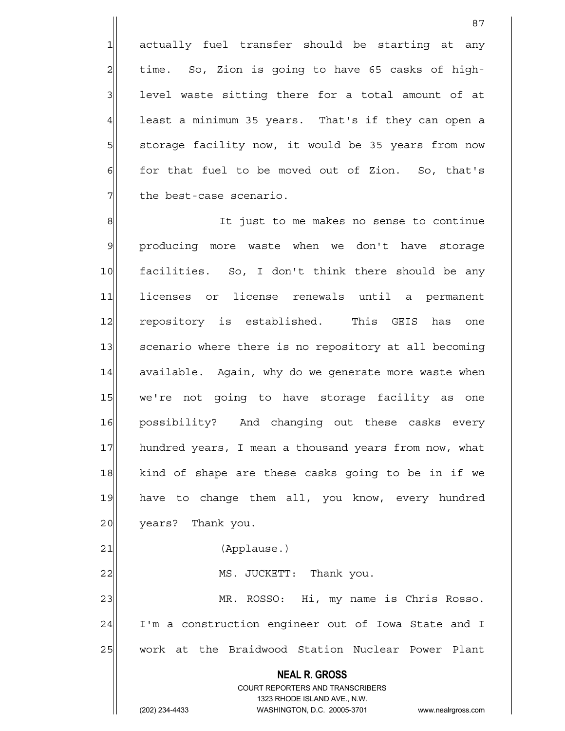actually fuel transfer should be starting at any time. So, Zion is going to have 65 casks of high-level waste sitting there for a total amount of at least a minimum 35 years. That's if they can open a storage facility now, it would be 35 years from now for that fuel to be moved out of Zion. So, that's the best-case scenario.

It just to me makes no sense to continue producing more waste when we don't have storage facilities. So, I don't think there should be any licenses or license renewals until a permanent repository is established. This GEIS has one scenario where there is no repository at all becoming available. Again, why do we generate more waste when we're not going to have storage facility as one possibility? And changing out these casks every hundred years, I mean a thousand years from now, what kind of shape are these casks going to be in if we have to change them all, you know, every hundred years? Thank you.

(Applause.)

MS. JUCKETT: Thank you.

MR. ROSSO: Hi, my name is Chris Rosso. I'm a construction engineer out of Iowa State and I work at the Braidwood Station Nuclear Power Plant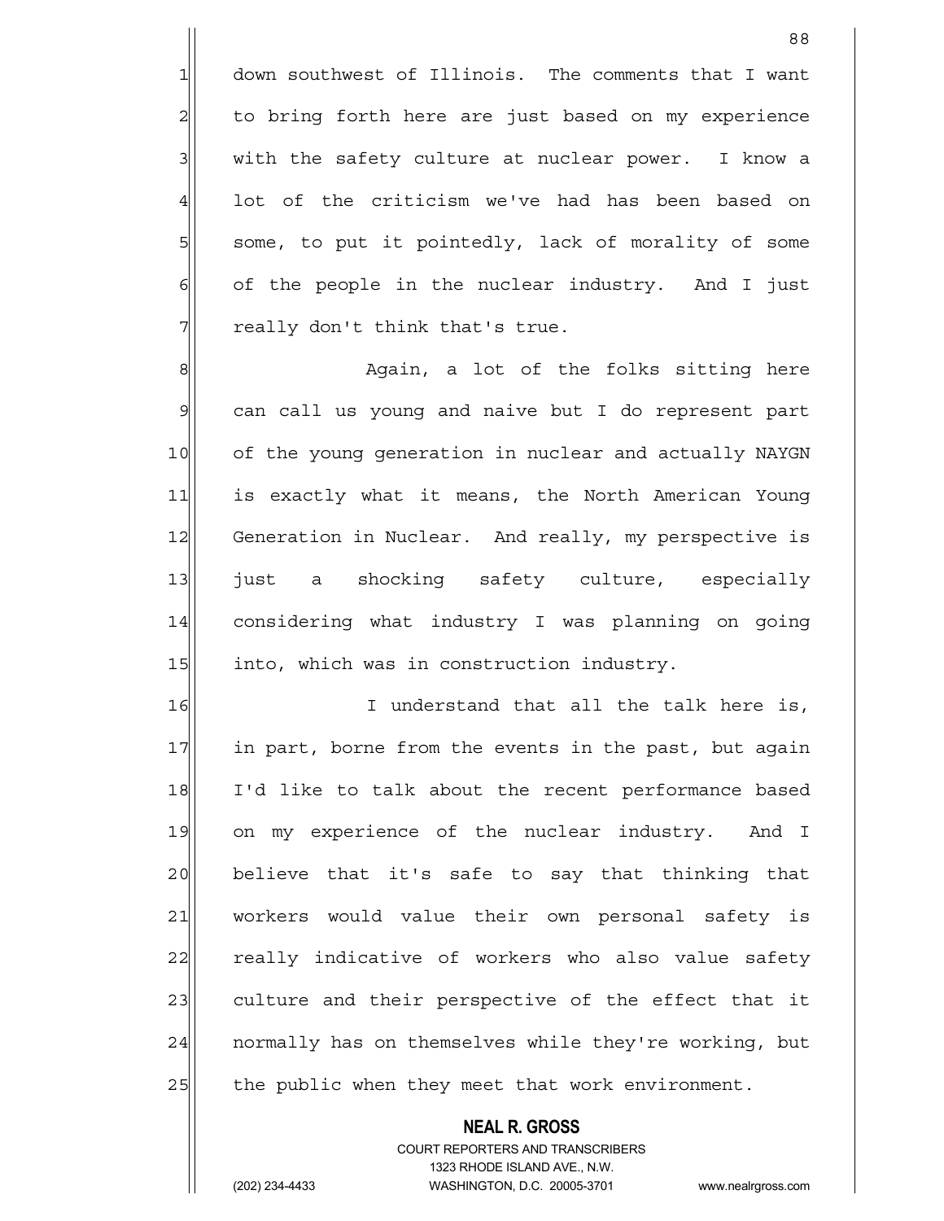down southwest of Illinois. The comments that I want to bring forth here are just based on my experience with the safety culture at nuclear power. I know a lot of the criticism we've had has been based on some, to put it pointedly, lack of morality of some of the people in the nuclear industry. And I just really don't think that's true.

Again, a lot of the folks sitting here can call us young and naive but I do represent part of the young generation in nuclear and actually NAYGN is exactly what it means, the North American Young Generation in Nuclear. And really, my perspective is just a shocking safety culture, especially considering what industry I was planning on going into, which was in construction industry.

I understand that all the talk here is, in part, borne from the events in the past, but again I'd like to talk about the recent performance based on my experience of the nuclear industry. And I believe that it's safe to say that thinking that workers would value their own personal safety is really indicative of workers who also value safety culture and their perspective of the effect that it normally has on themselves while they're working, but the public when they meet that work environment.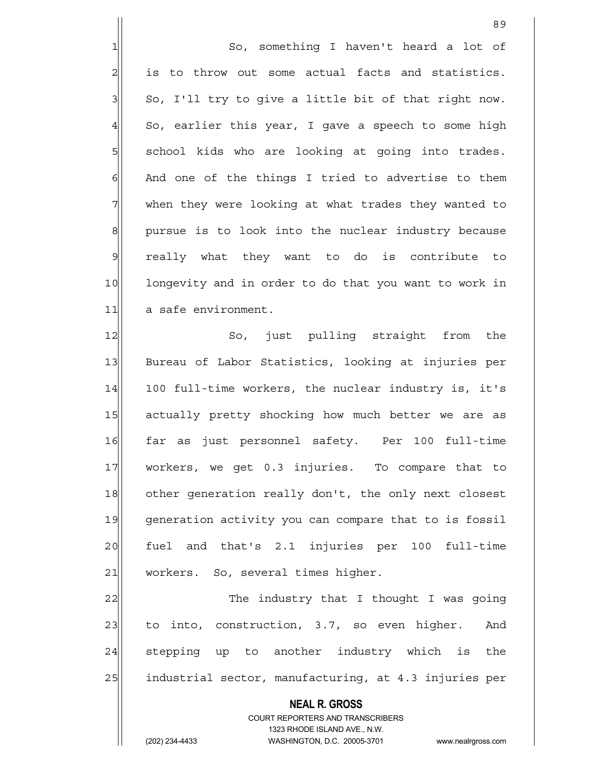So, something I haven't heard a lot of is to throw out some actual facts and statistics. So, I'll try to give a little bit of that right now. So, earlier this year, I gave a speech to some high school kids who are looking at going into trades. And one of the things I tried to advertise to them when they were looking at what trades they wanted to pursue is to look into the nuclear industry because really what they want to do is contribute to longevity and in order to do that you want to work in a safe environment.

So, just pulling straight from the Bureau of Labor Statistics, looking at injuries per 100 full-time workers, the nuclear industry is, it's actually pretty shocking how much better we are as far as just personnel safety. Per 100 full-time workers, we get 0.3 injuries. To compare that to other generation really don't, the only next closest generation activity you can compare that to is fossil fuel and that's 2.1 injuries per 100 full-time workers. So, several times higher.

The industry that I thought I was going to into, construction, 3.7, so even higher. And stepping up to another industry which is the industrial sector, manufacturing, at 4.3 injuries per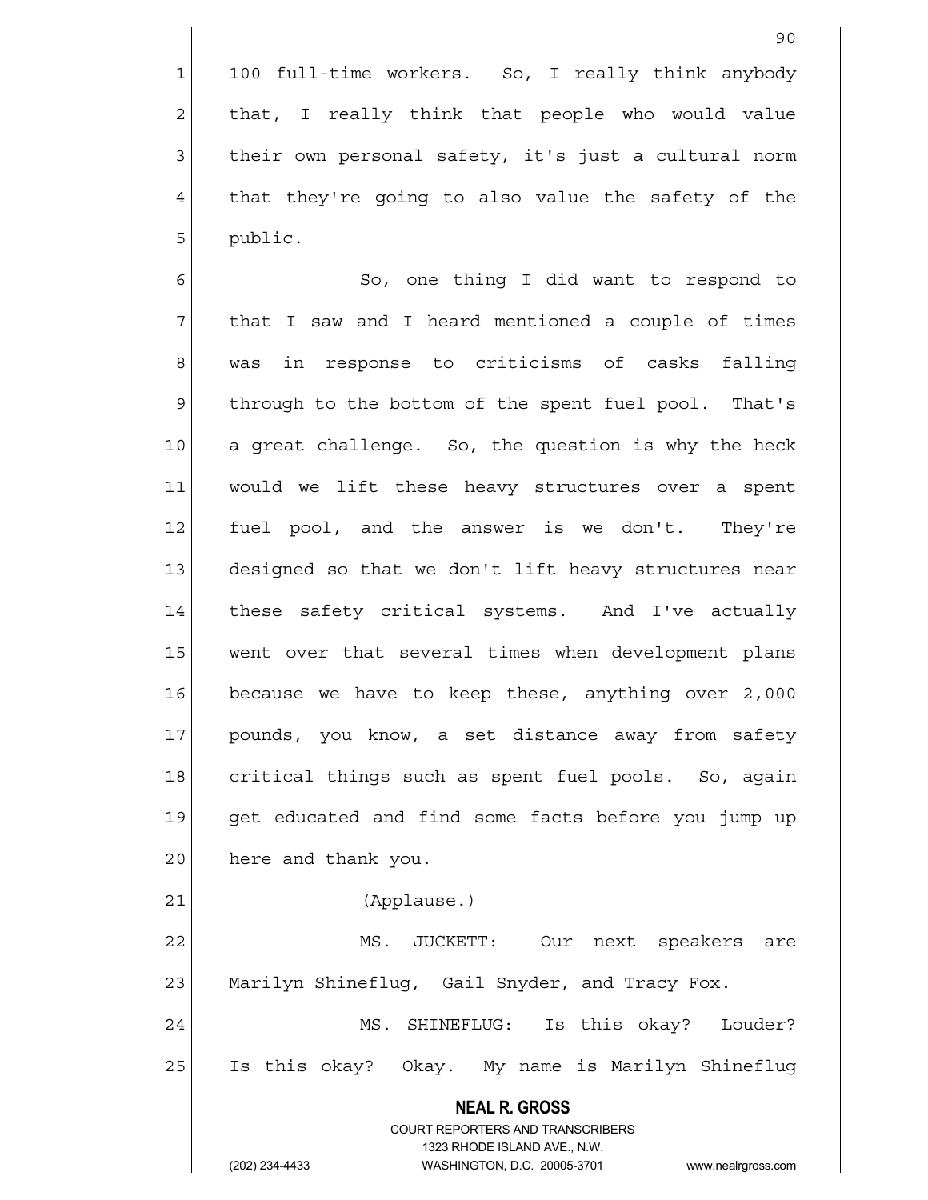100 full-time workers. So, I really think anybody that, I really think that people who would value their own personal safety, it's just a cultural norm that they're going to also value the safety of the public.

So, one thing I did want to respond to that I saw and I heard mentioned a couple of times was in response to criticisms of casks falling through to the bottom of the spent fuel pool. That's a great challenge. So, the question is why the heck would we lift these heavy structures over a spent fuel pool, and the answer is we don't. They're designed so that we don't lift heavy structures near these safety critical systems. And I've actually went over that several times when development plans because we have to keep these, anything over 2,000 pounds, you know, a set distance away from safety critical things such as spent fuel pools. So, again get educated and find some facts before you jump up here and thank you.

(Applause.)

MS. JUCKETT: Our next speakers are Marilyn Shineflug, Gail Snyder, and Tracy Fox.

MS. SHINEFLUG: Is this okay? Louder? Is this okay? Okay. My name is Marilyn Shineflug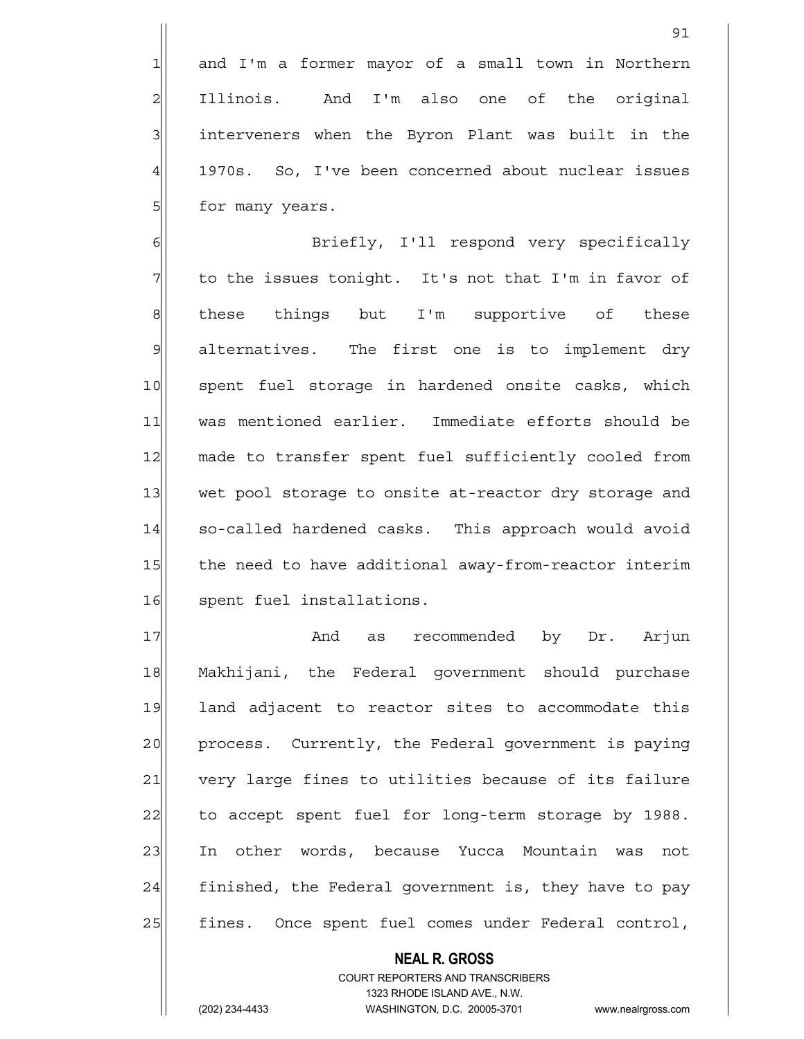and I'm a former mayor of a small town in Northern Illinois. And I'm also one of the original interveners when the Byron Plant was built in the 1970s. So, I've been concerned about nuclear issues for many years.

Briefly, I'll respond very specifically to the issues tonight. It's not that I'm in favor of these things but I'm supportive of these alternatives. The first one is to implement dry spent fuel storage in hardened onsite casks, which was mentioned earlier. Immediate efforts should be made to transfer spent fuel sufficiently cooled from wet pool storage to onsite at-reactor dry storage and so-called hardened casks. This approach would avoid the need to have additional away-from-reactor interim spent fuel installations.

And as recommended by Dr. Arjun Makhijani, the Federal government should purchase land adjacent to reactor sites to accommodate this process. Currently, the Federal government is paying very large fines to utilities because of its failure to accept spent fuel for long-term storage by 1988. In other words, because Yucca Mountain was not finished, the Federal government is, they have to pay fines. Once spent fuel comes under Federal control,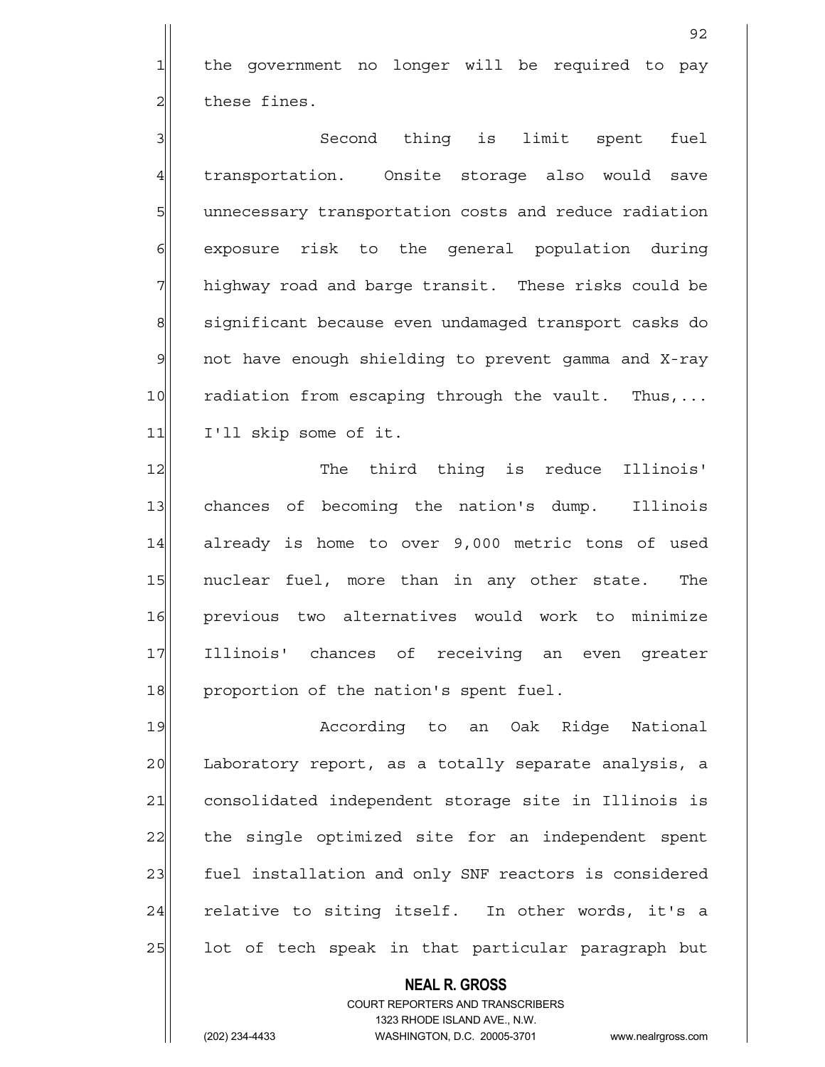the government no longer will be required to pay these fines.

Second thing is limit spent fuel transportation. Onsite storage also would save unnecessary transportation costs and reduce radiation exposure risk to the general population during highway road and barge transit. These risks could be significant because even undamaged transport casks do not have enough shielding to prevent gamma and X-ray radiation from escaping through the vault. Thus,... I'll skip some of it.

The third thing is reduce Illinois' chances of becoming the nation's dump. Illinois already is home to over 9,000 metric tons of used nuclear fuel, more than in any other state. The previous two alternatives would work to minimize Illinois' chances of receiving an even greater proportion of the nation's spent fuel.

According to an Oak Ridge National Laboratory report, as a totally separate analysis, a consolidated independent storage site in Illinois is the single optimized site for an independent spent fuel installation and only SNF reactors is considered relative to siting itself. In other words, it's a lot of tech speak in that particular paragraph but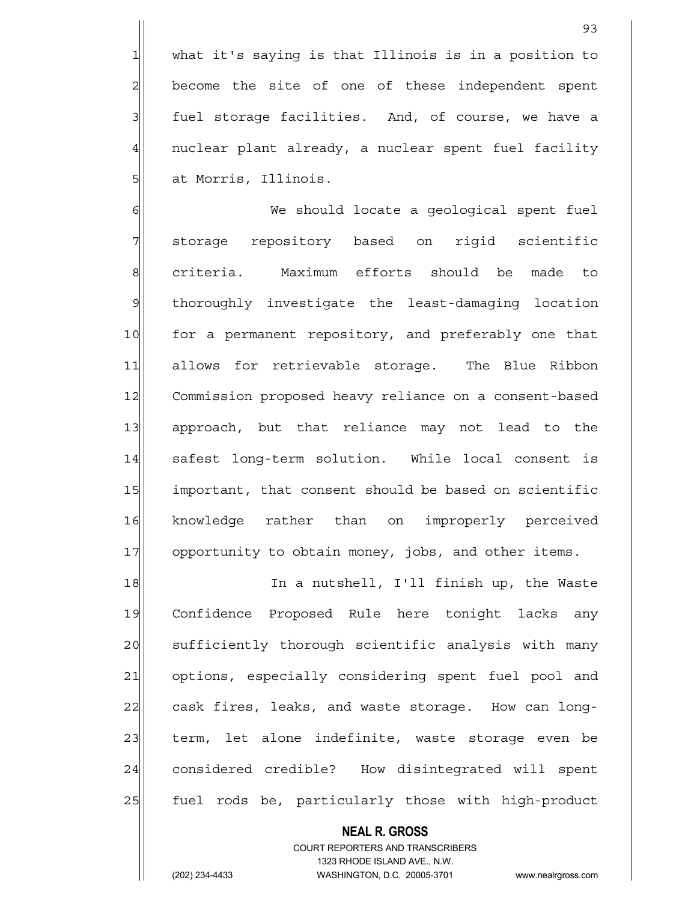what it's saying is that Illinois is in a position to become the site of one of these independent spent fuel storage facilities. And, of course, we have a nuclear plant already, a nuclear spent fuel facility at Morris, Illinois.

We should locate a geological spent fuel storage repository based on rigid scientific criteria. Maximum efforts should be made to thoroughly investigate the least-damaging location for a permanent repository, and preferably one that allows for retrievable storage. The Blue Ribbon Commission proposed heavy reliance on a consent-based approach, but that reliance may not lead to the safest long-term solution. While local consent is important, that consent should be based on scientific knowledge rather than on improperly perceived opportunity to obtain money, jobs, and other items.

In a nutshell, I'll finish up, the Waste Confidence Proposed Rule here tonight lacks any sufficiently thorough scientific analysis with many options, especially considering spent fuel pool and cask fires, leaks, and waste storage. How can long-term, let alone indefinite, waste storage even be considered credible? How disintegrated will spent fuel rods be, particularly those with high-product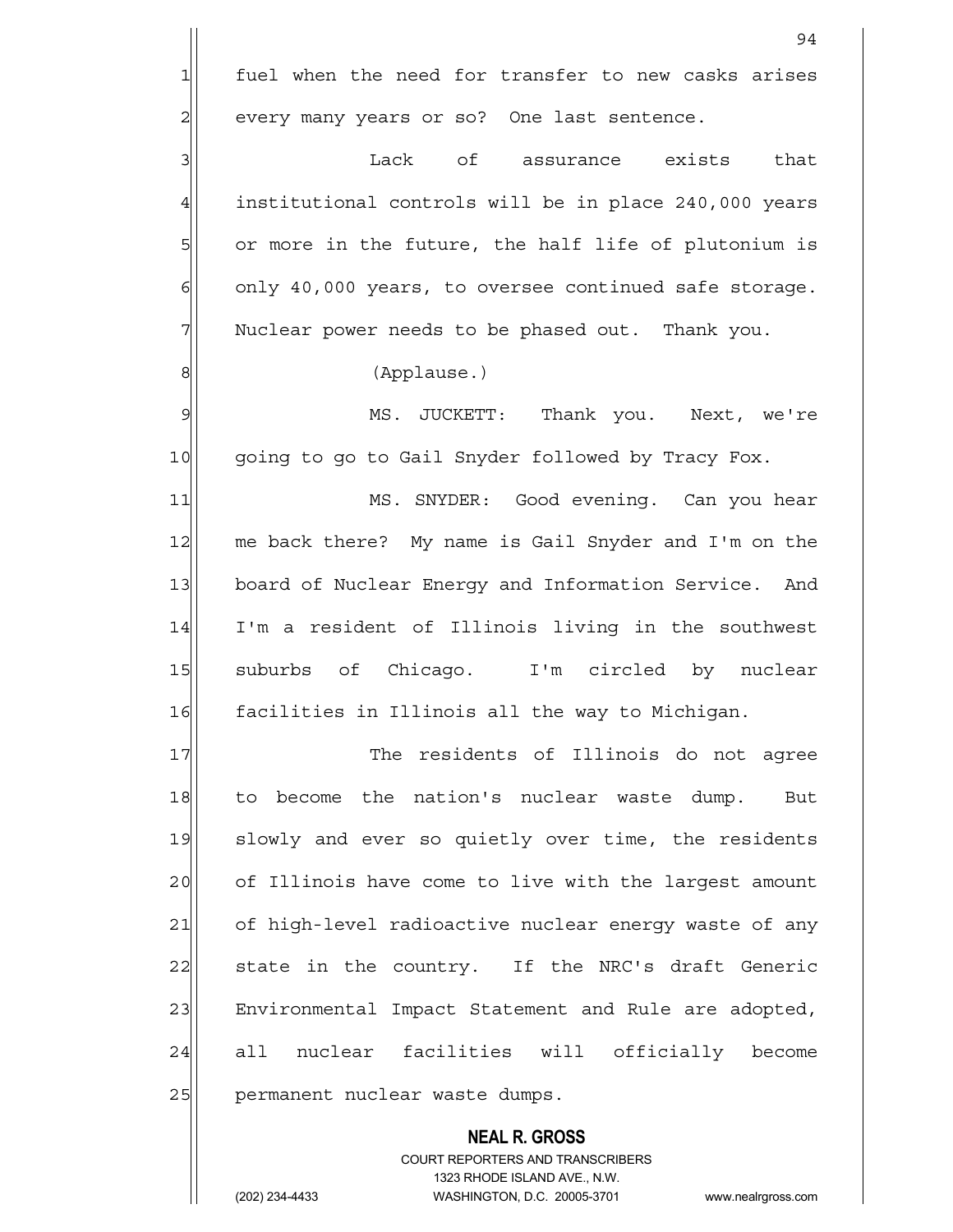fuel when the need for transfer to new casks arises every many years or so? One last sentence.

Lack of assurance exists that institutional controls will be in place 240,000 years or more in the future, the half life of plutonium is only 40,000 years, to oversee continued safe storage. Nuclear power needs to be phased out. Thank you.

(Applause.)

MS. JUCKETT: Thank you. Next, we're going to go to Gail Snyder followed by Tracy Fox.

MS. SNYDER: Good evening. Can you hear me back there? My name is Gail Snyder and I'm on the board of Nuclear Energy and Information Service. And I'm a resident of Illinois living in the southwest suburbs of Chicago. I'm circled by nuclear facilities in Illinois all the way to Michigan.

The residents of Illinois do not agree to become the nation's nuclear waste dump. But slowly and ever so quietly over time, the residents of Illinois have come to live with the largest amount of high-level radioactive nuclear energy waste of any state in the country. If the NRC's draft Generic Environmental Impact Statement and Rule are adopted, all nuclear facilities will officially become permanent nuclear waste dumps.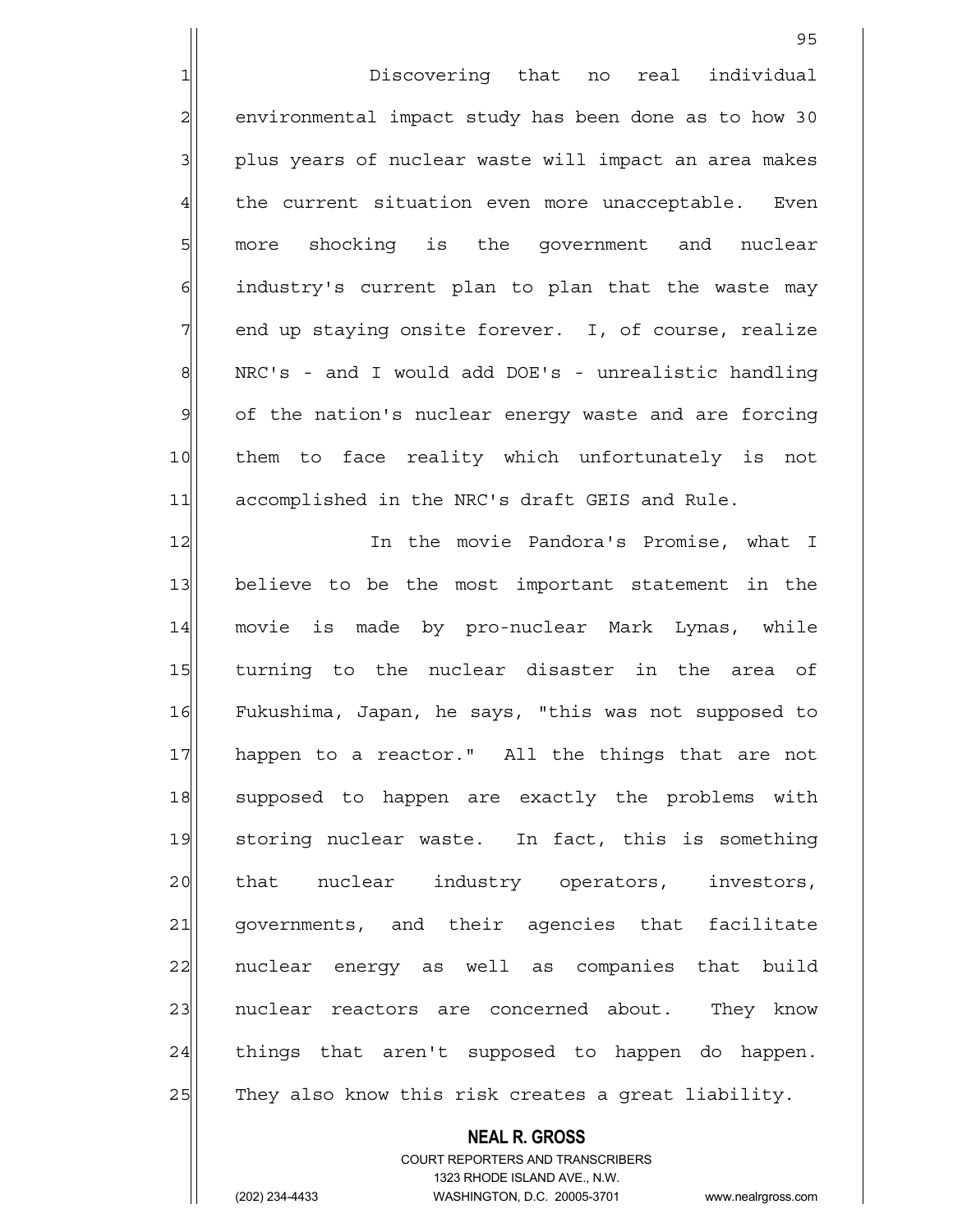Discovering that no real individual environmental impact study has been done as to how 30 plus years of nuclear waste will impact an area makes the current situation even more unacceptable. Even more shocking is the government and nuclear industry's current plan to plan that the waste may end up staying onsite forever. I, of course, realize NRC's - and I would add DOE's - unrealistic handling of the nation's nuclear energy waste and are forcing them to face reality which unfortunately is not accomplished in the NRC's draft GEIS and Rule.

In the movie Pandora's Promise, what I believe to be the most important statement in the movie is made by pro-nuclear Mark Lynas, while turning to the nuclear disaster in the area of Fukushima, Japan, he says, "this was not supposed to happen to a reactor." All the things that are not supposed to happen are exactly the problems with storing nuclear waste. In fact, this is something that nuclear industry operators, investors, governments, and their agencies that facilitate nuclear energy as well as companies that build nuclear reactors are concerned about. They know things that aren't supposed to happen do happen. They also know this risk creates a great liability.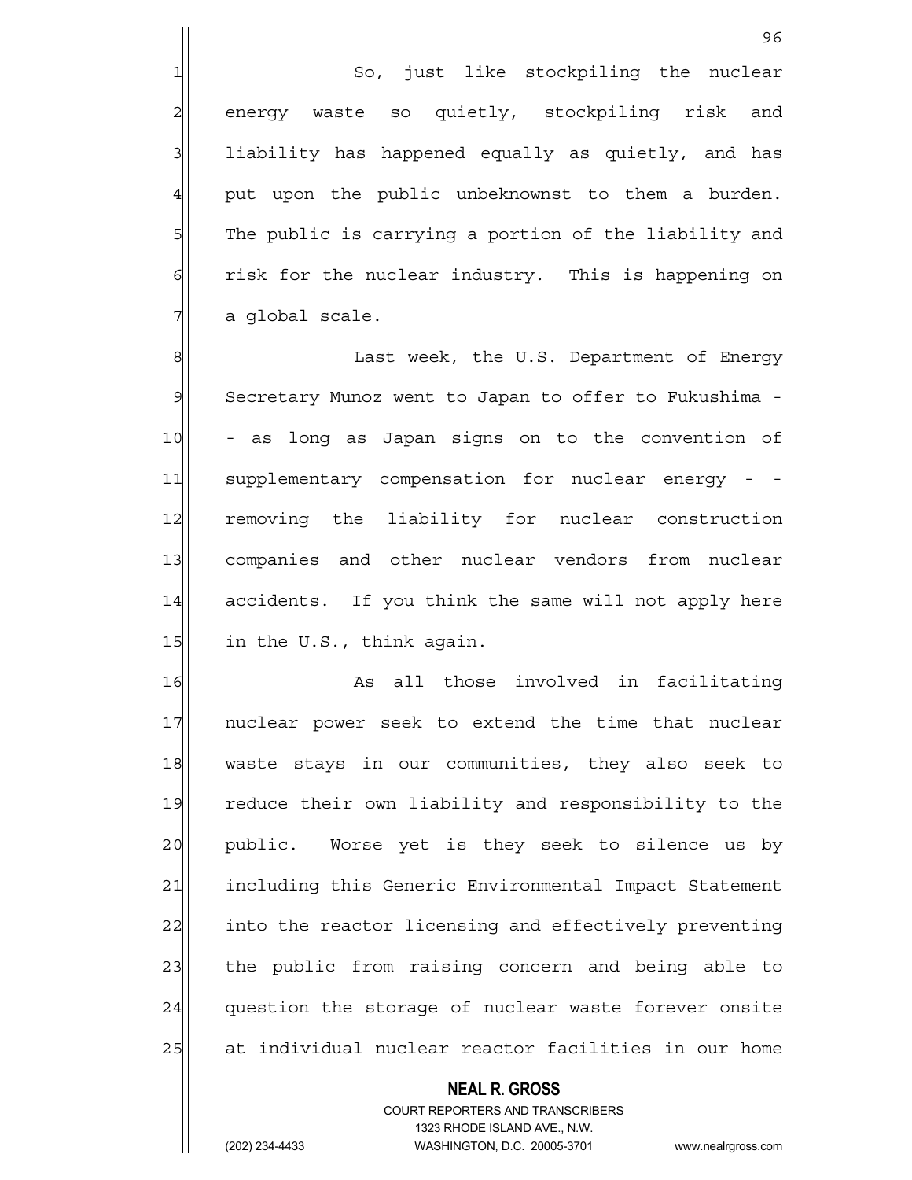So, just like stockpiling the nuclear energy waste so quietly, stockpiling risk and liability has happened equally as quietly, and has put upon the public unbeknownst to them a burden. The public is carrying a portion of the liability and risk for the nuclear industry. This is happening on a global scale.

Last week, the U.S. Department of Energy Secretary Munoz went to Japan to offer to Fukushima -- as long as Japan signs on to the convention of supplementary compensation for nuclear energy - - removing the liability for nuclear construction companies and other nuclear vendors from nuclear accidents. If you think the same will not apply here in the U.S., think again.

As all those involved in facilitating nuclear power seek to extend the time that nuclear waste stays in our communities, they also seek to reduce their own liability and responsibility to the public. Worse yet is they seek to silence us by including this Generic Environmental Impact Statement into the reactor licensing and effectively preventing the public from raising concern and being able to question the storage of nuclear waste forever onsite at individual nuclear reactor facilities in our home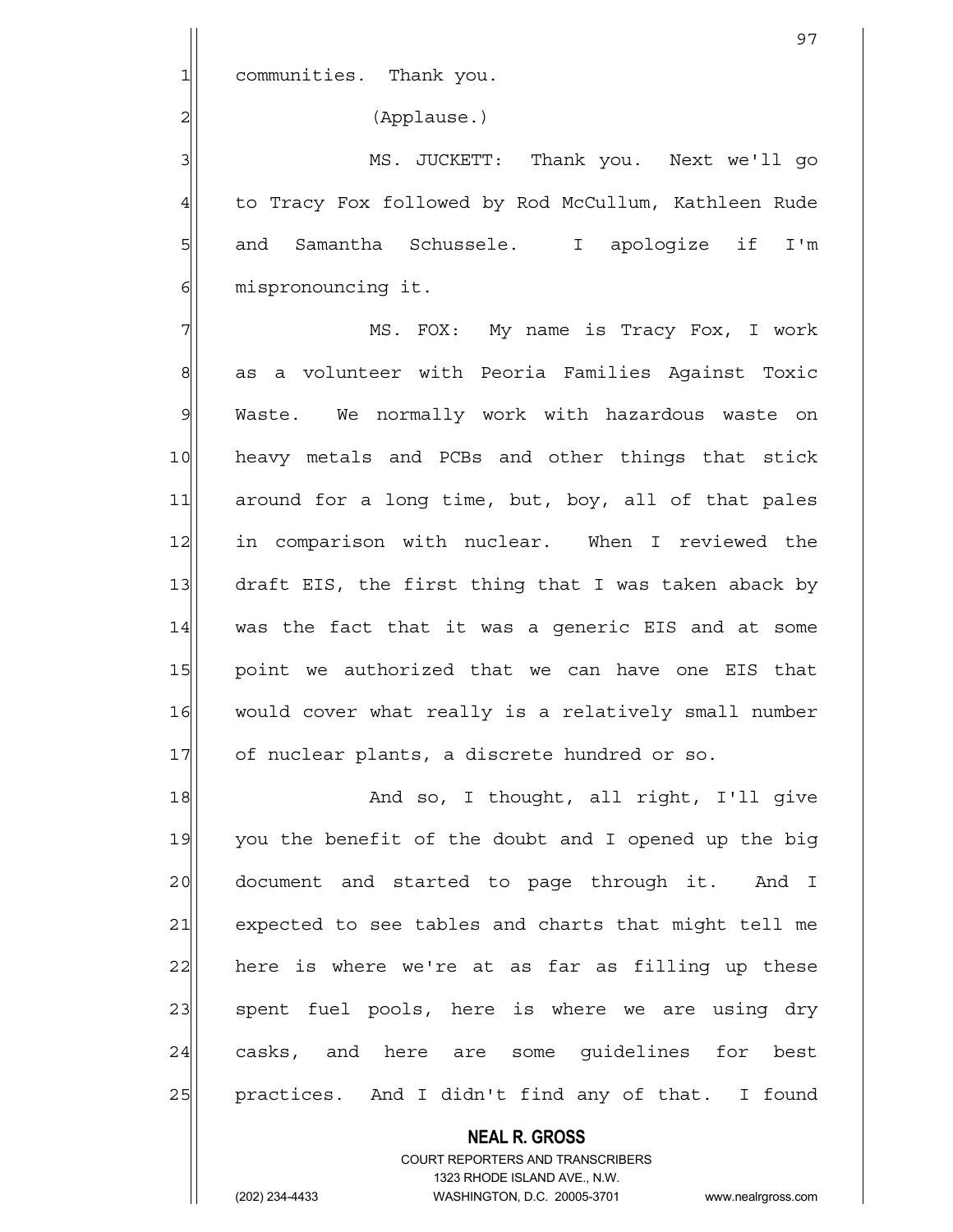communities. Thank you.

(Applause.)

MS. JUCKETT: Thank you. Next we'll go to Tracy Fox followed by Rod McCullum, Kathleen Rude and Samantha Schussele. I apologize if I'm mispronouncing it.

MS. FOX: My name is Tracy Fox, I work as a volunteer with Peoria Families Against Toxic Waste. We normally work with hazardous waste on heavy metals and PCBs and other things that stick around for a long time, but, boy, all of that pales in comparison with nuclear. When I reviewed the draft EIS, the first thing that I was taken aback by was the fact that it was a generic EIS and at some point we authorized that we can have one EIS that would cover what really is a relatively small number of nuclear plants, a discrete hundred or so.

And so, I thought, all right, I'll give you the benefit of the doubt and I opened up the big document and started to page through it. And I expected to see tables and charts that might tell me here is where we're at as far as filling up these spent fuel pools, here is where we are using dry casks, and here are some guidelines for best practices. And I didn't find any of that. I found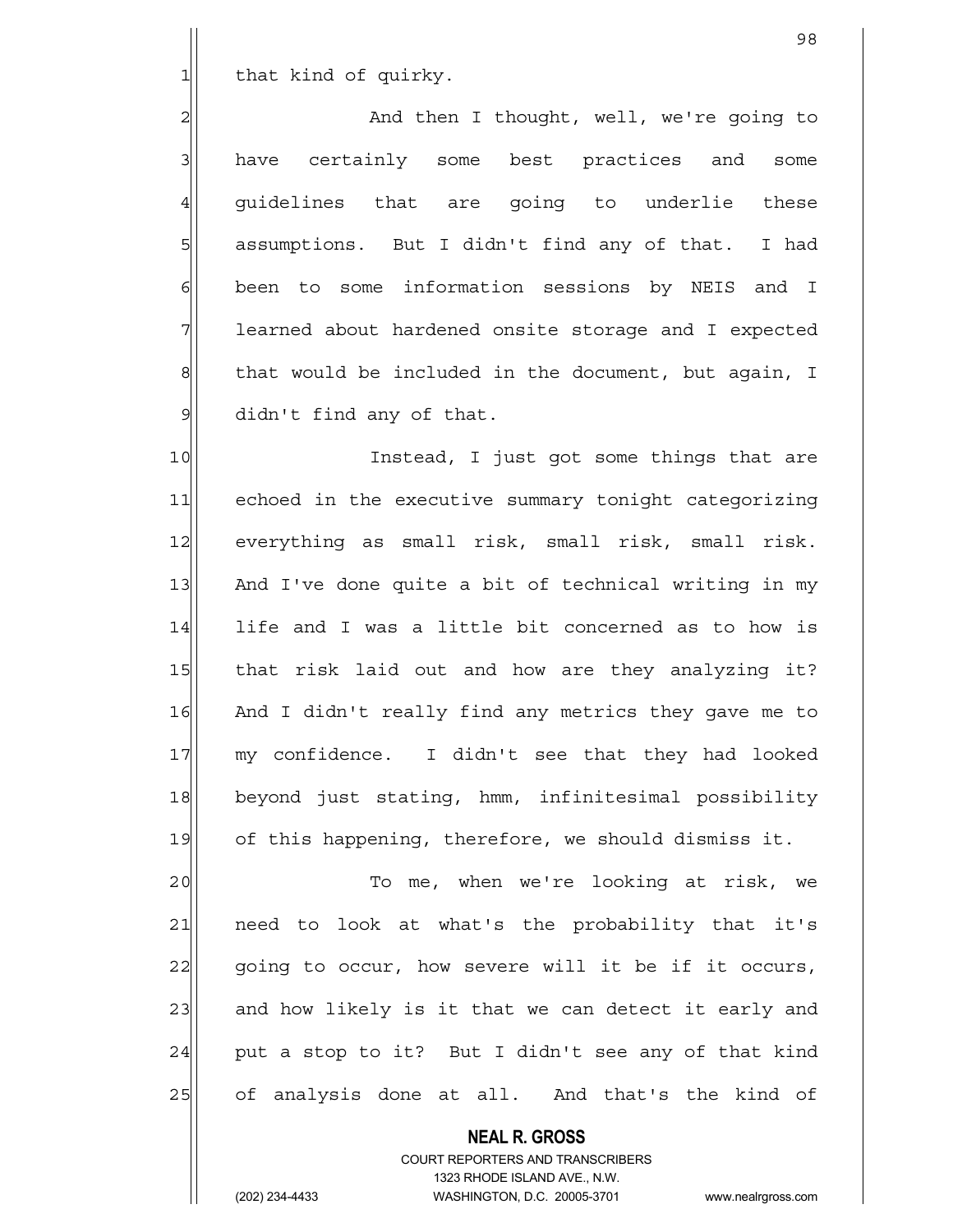that kind of quirky.

And then I thought, well, we're going to have certainly some best practices and some guidelines that are going to underlie these assumptions. But I didn't find any of that. I had been to some information sessions by NEIS and I learned about hardened onsite storage and I expected that would be included in the document, but again, I didn't find any of that.

Instead, I just got some things that are echoed in the executive summary tonight categorizing everything as small risk, small risk, small risk. And I've done quite a bit of technical writing in my life and I was a little bit concerned as to how is that risk laid out and how are they analyzing it? And I didn't really find any metrics they gave me to my confidence. I didn't see that they had looked beyond just stating, hmm, infinitesimal possibility of this happening, therefore, we should dismiss it.

To me, when we're looking at risk, we need to look at what's the probability that it's going to occur, how severe will it be if it occurs, and how likely is it that we can detect it early and put a stop to it? But I didn't see any of that kind of analysis done at all. And that's the kind of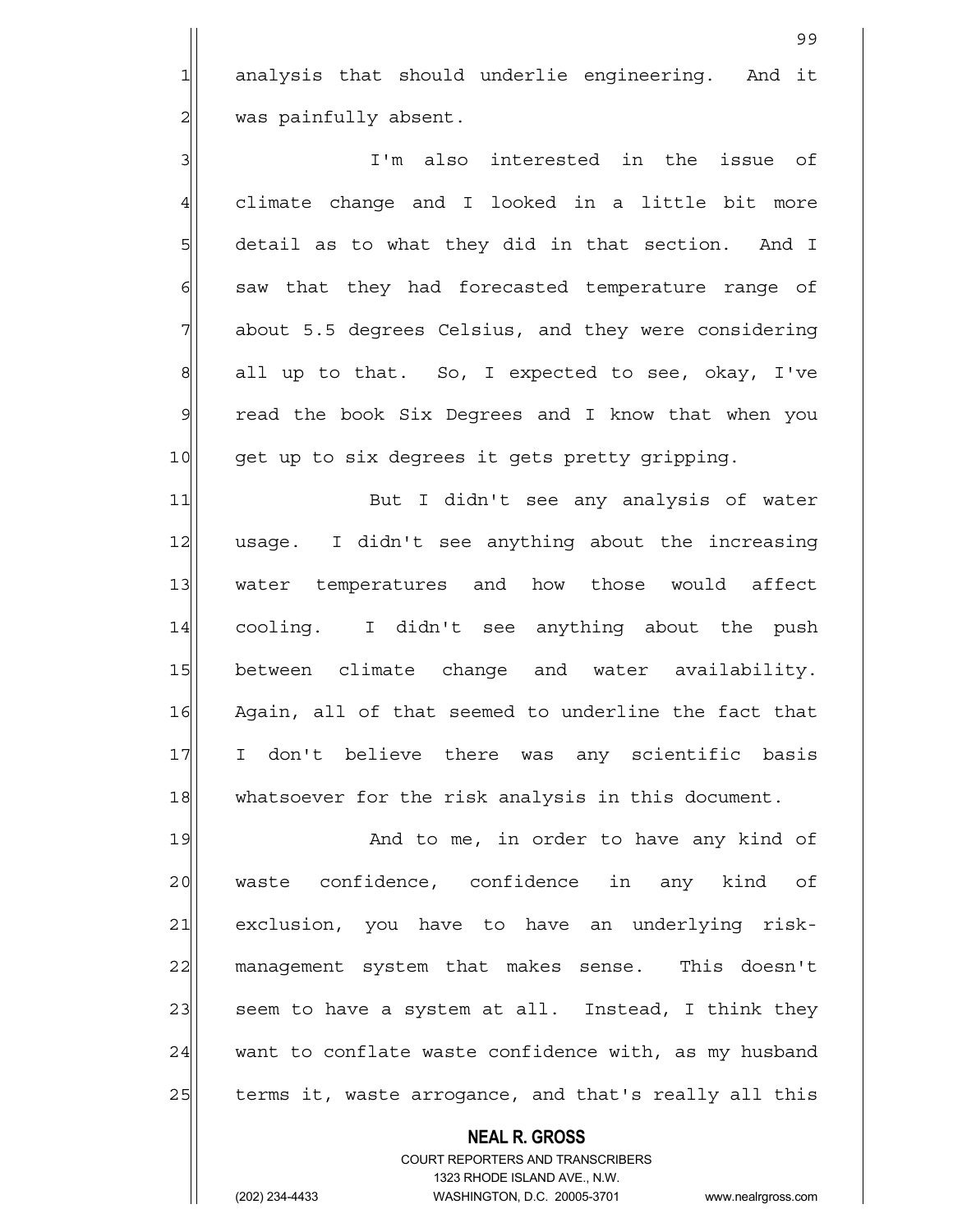analysis that should underlie engineering. And it was painfully absent.

I'm also interested in the issue of climate change and I looked in a little bit more detail as to what they did in that section. And I saw that they had forecasted temperature range of about 5.5 degrees Celsius, and they were considering all up to that. So, I expected to see, okay, I've read the book Six Degrees and I know that when you get up to six degrees it gets pretty gripping.

But I didn't see any analysis of water usage. I didn't see anything about the increasing water temperatures and how those would affect cooling. I didn't see anything about the push between climate change and water availability. Again, all of that seemed to underline the fact that I don't believe there was any scientific basis whatsoever for the risk analysis in this document.

And to me, in order to have any kind of waste confidence, confidence in any kind of exclusion, you have to have an underlying risk-management system that makes sense. This doesn't seem to have a system at all. Instead, I think they want to conflate waste confidence with, as my husband terms it, waste arrogance, and that's really all this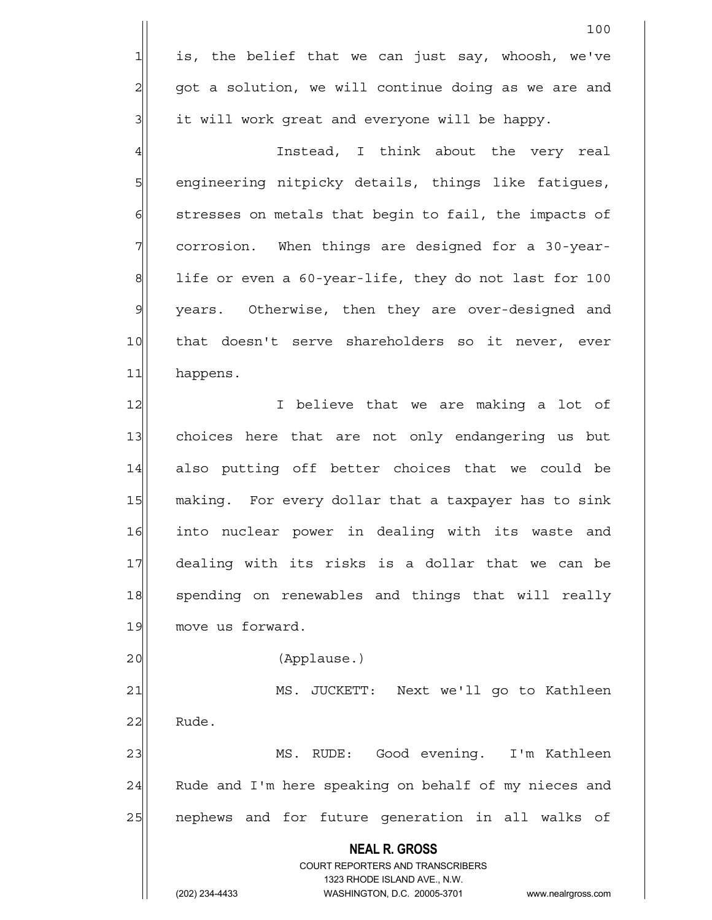is, the belief that we can just say, whoosh, we've got a solution, we will continue doing as we are and it will work great and everyone will be happy.

Instead, I think about the very real engineering nitpicky details, things like fatigues, stresses on metals that begin to fail, the impacts of corrosion. When things are designed for a 30-year-life or even a 60-year-life, they do not last for 100 years. Otherwise, then they are over-designed and that doesn't serve shareholders so it never, ever happens.

I believe that we are making a lot of choices here that are not only endangering us but also putting off better choices that we could be making. For every dollar that a taxpayer has to sink into nuclear power in dealing with its waste and dealing with its risks is a dollar that we can be spending on renewables and things that will really move us forward.

(Applause.)

MS. JUCKETT: Next we'll go to Kathleen Rude.

MS. RUDE: Good evening. I'm Kathleen Rude and I'm here speaking on behalf of my nieces and nephews and for future generation in all walks of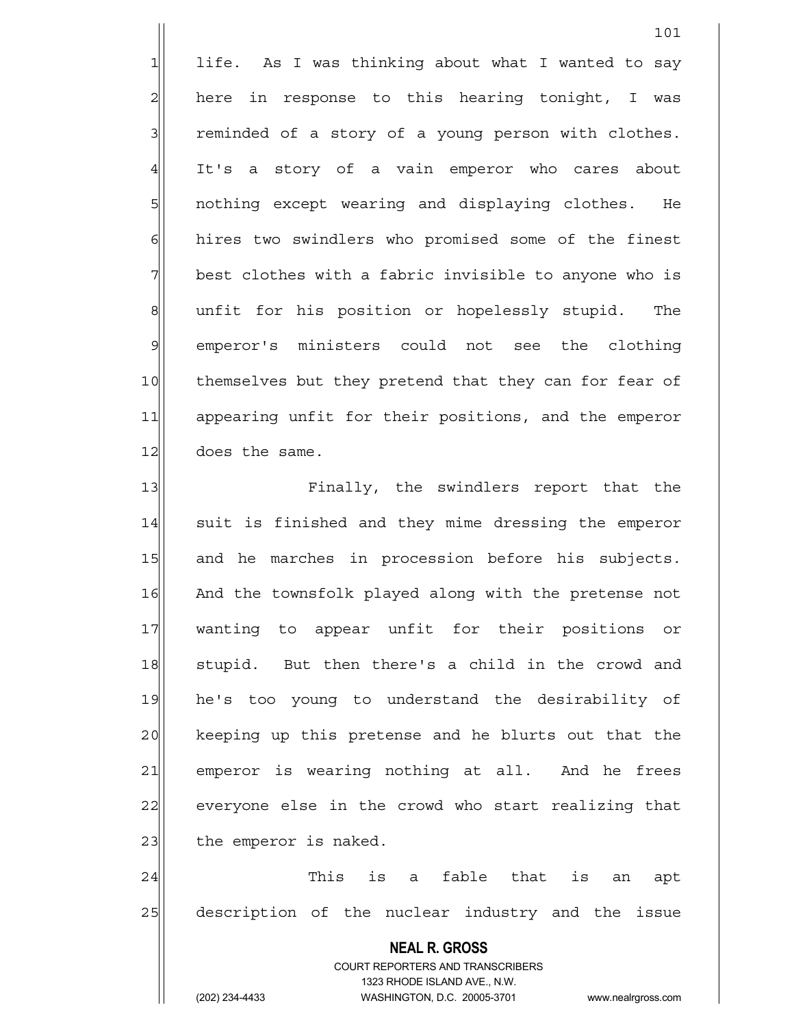life. As I was thinking about what I wanted to say here in response to this hearing tonight, I was reminded of a story of a young person with clothes. It's a story of a vain emperor who cares about nothing except wearing and displaying clothes. He hires two swindlers who promised some of the finest best clothes with a fabric invisible to anyone who is unfit for his position or hopelessly stupid. The emperor's ministers could not see the clothing themselves but they pretend that they can for fear of appearing unfit for their positions, and the emperor does the same.

Finally, the swindlers report that the suit is finished and they mime dressing the emperor and he marches in procession before his subjects. And the townsfolk played along with the pretense not wanting to appear unfit for their positions or stupid. But then there's a child in the crowd and he's too young to understand the desirability of keeping up this pretense and he blurts out that the emperor is wearing nothing at all. And he frees everyone else in the crowd who start realizing that the emperor is naked.

This is a fable that is an apt description of the nuclear industry and the issue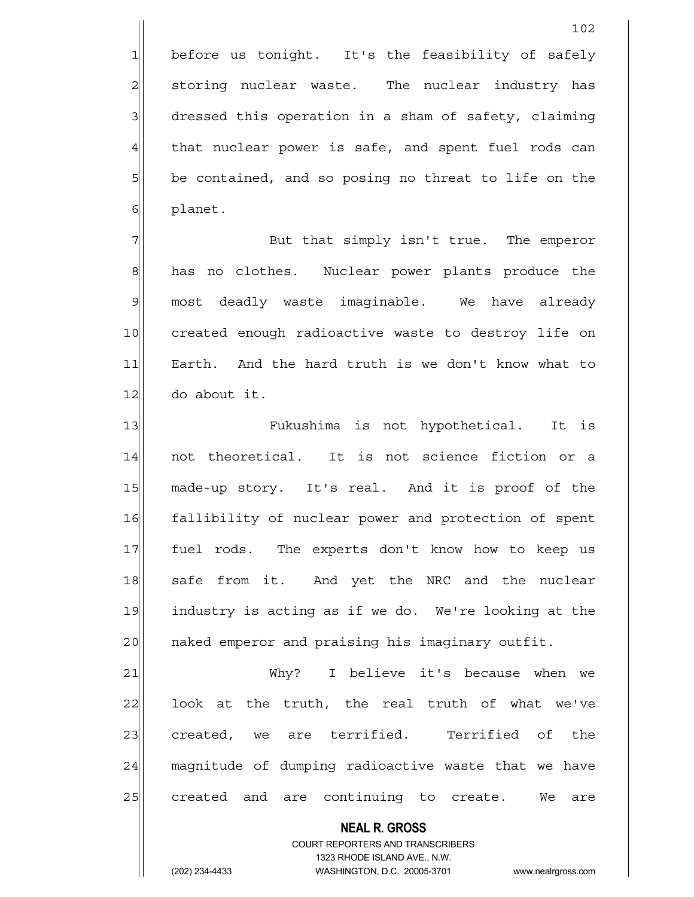before us tonight. It's the feasibility of safely storing nuclear waste. The nuclear industry has dressed this operation in a sham of safety, claiming that nuclear power is safe, and spent fuel rods can be contained, and so posing no threat to life on the planet.

But that simply isn't true. The emperor has no clothes. Nuclear power plants produce the most deadly waste imaginable. We have already created enough radioactive waste to destroy life on Earth. And the hard truth is we don't know what to do about it.

Fukushima is not hypothetical. It is not theoretical. It is not science fiction or a made-up story. It's real. And it is proof of the fallibility of nuclear power and protection of spent fuel rods. The experts don't know how to keep us safe from it. And yet the NRC and the nuclear industry is acting as if we do. We're looking at the naked emperor and praising his imaginary outfit.

Why? I believe it's because when we look at the truth, the real truth of what we've created, we are terrified. Terrified of the magnitude of dumping radioactive waste that we have created and are continuing to create. We are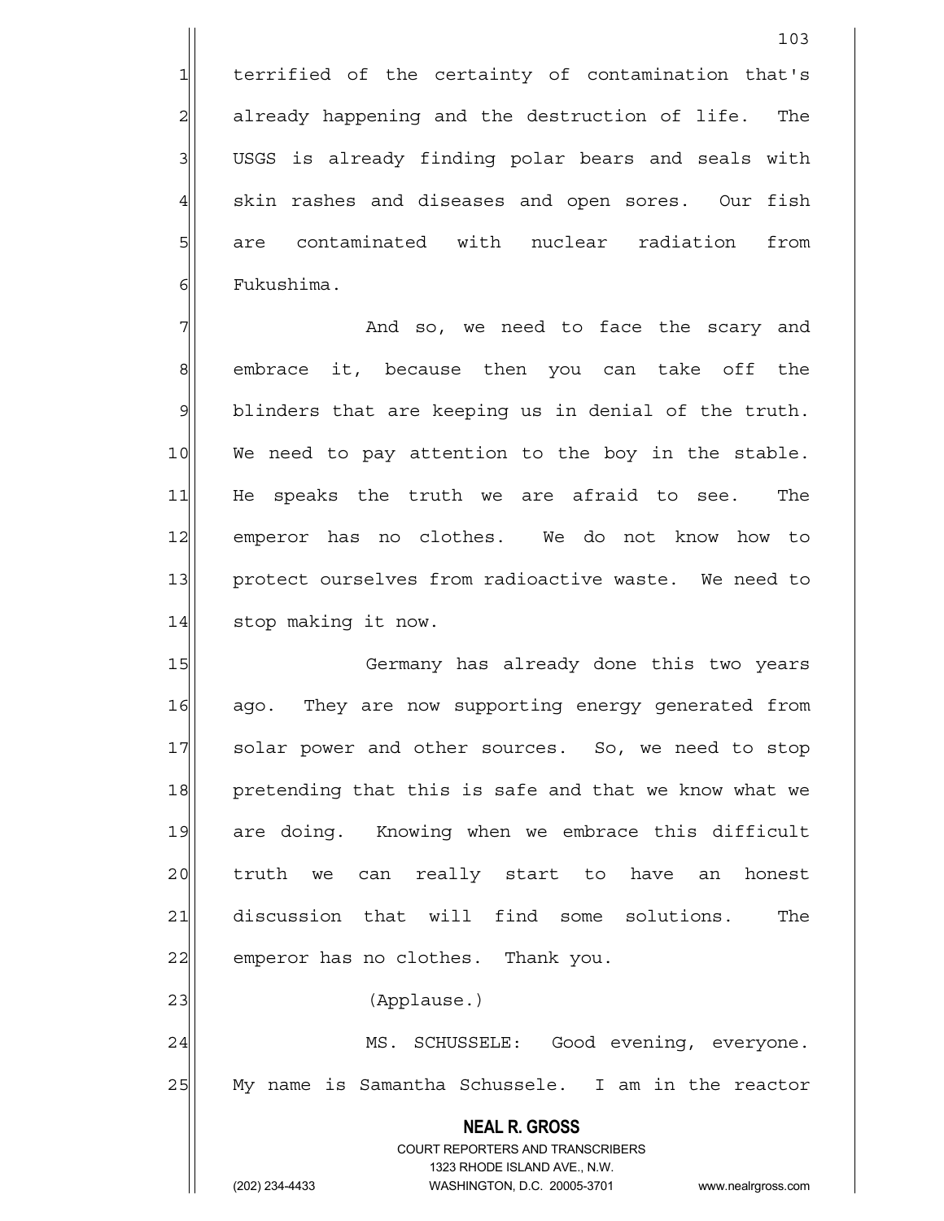terrified of the certainty of contamination that's already happening and the destruction of life. The USGS is already finding polar bears and seals with skin rashes and diseases and open sores. Our fish are contaminated with nuclear radiation from Fukushima.

And so, we need to face the scary and embrace it, because then you can take off the blinders that are keeping us in denial of the truth. We need to pay attention to the boy in the stable. He speaks the truth we are afraid to see. The emperor has no clothes. We do not know how to protect ourselves from radioactive waste. We need to stop making it now.

Germany has already done this two years ago. They are now supporting energy generated from solar power and other sources. So, we need to stop pretending that this is safe and that we know what we are doing. Knowing when we embrace this difficult truth we can really start to have an honest discussion that will find some solutions. The emperor has no clothes. Thank you.

(Applause.)

MS. SCHUSSELE: Good evening, everyone. My name is Samantha Schussele. I am in the reactor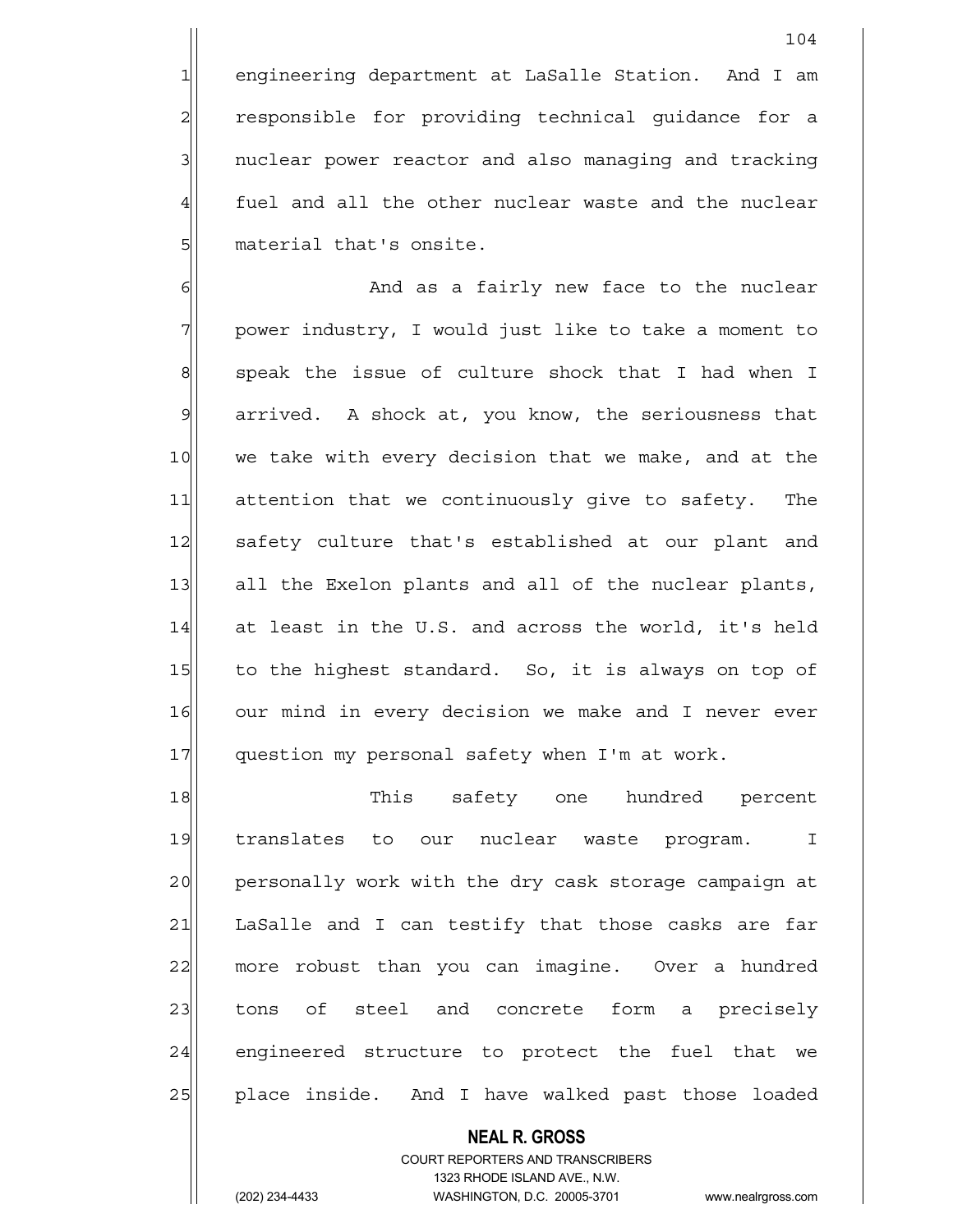engineering department at LaSalle Station. And I am responsible for providing technical guidance for a nuclear power reactor and also managing and tracking fuel and all the other nuclear waste and the nuclear material that's onsite.

And as a fairly new face to the nuclear power industry, I would just like to take a moment to speak the issue of culture shock that I had when I arrived. A shock at, you know, the seriousness that we take with every decision that we make, and at the attention that we continuously give to safety. The safety culture that's established at our plant and all the Exelon plants and all of the nuclear plants, at least in the U.S. and across the world, it's held to the highest standard. So, it is always on top of our mind in every decision we make and I never ever question my personal safety when I'm at work.

This safety one hundred percent translates to our nuclear waste program. I personally work with the dry cask storage campaign at LaSalle and I can testify that those casks are far more robust than you can imagine. Over a hundred tons of steel and concrete form a precisely engineered structure to protect the fuel that we place inside. And I have walked past those loaded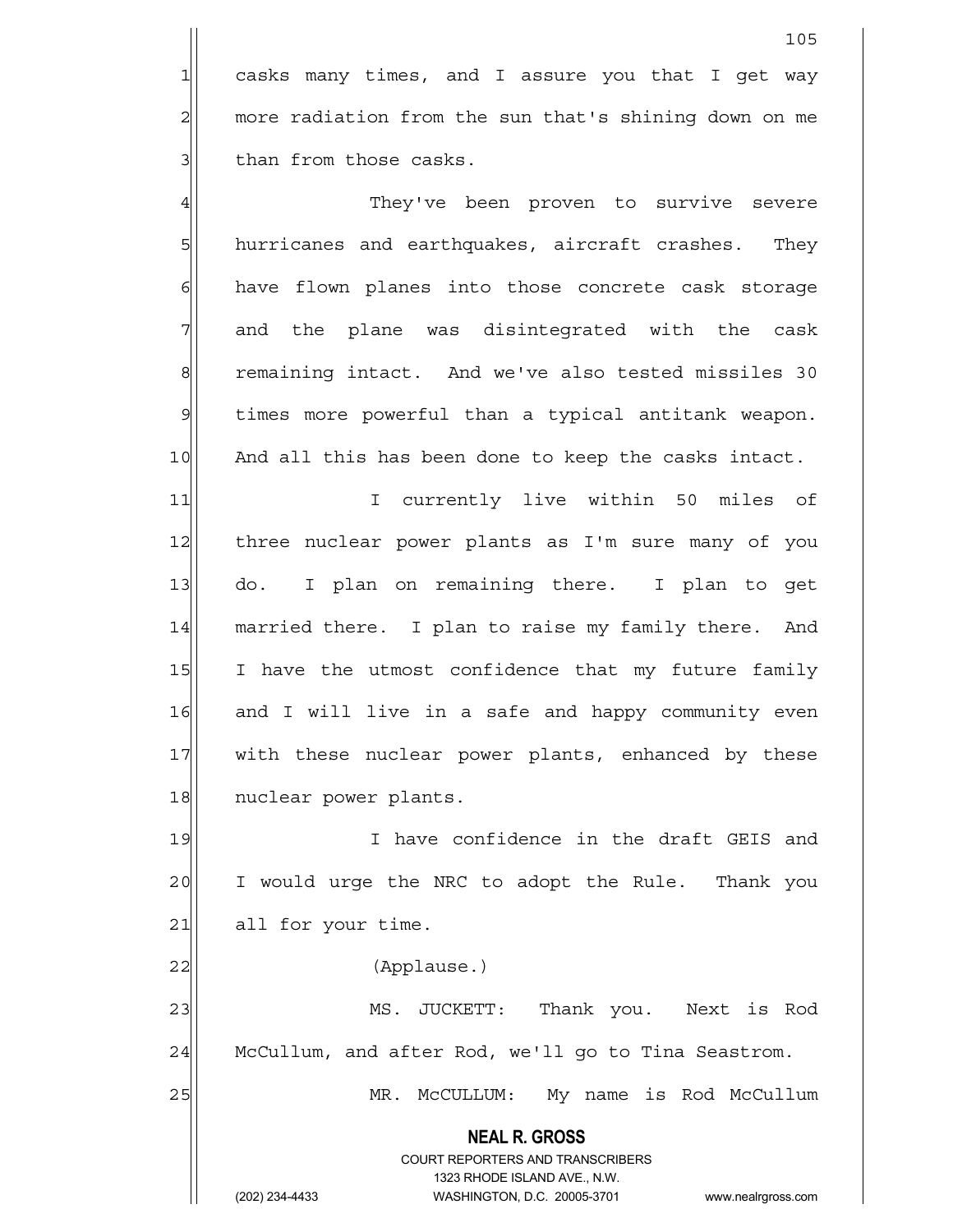casks many times, and I assure you that I get way more radiation from the sun that's shining down on me than from those casks.

They've been proven to survive severe hurricanes and earthquakes, aircraft crashes. They have flown planes into those concrete cask storage and the plane was disintegrated with the cask remaining intact. And we've also tested missiles 30 times more powerful than a typical antitank weapon. And all this has been done to keep the casks intact.

I currently live within 50 miles of three nuclear power plants as I'm sure many of you do. I plan on remaining there. I plan to get married there. I plan to raise my family there. And I have the utmost confidence that my future family and I will live in a safe and happy community even with these nuclear power plants, enhanced by these nuclear power plants.

I have confidence in the draft GEIS and I would urge the NRC to adopt the Rule. Thank you all for your time.

(Applause.)

MS. JUCKETT: Thank you. Next is Rod McCullum, and after Rod, we'll go to Tina Seastrom.

MR. McCULLUM: My name is Rod McCullum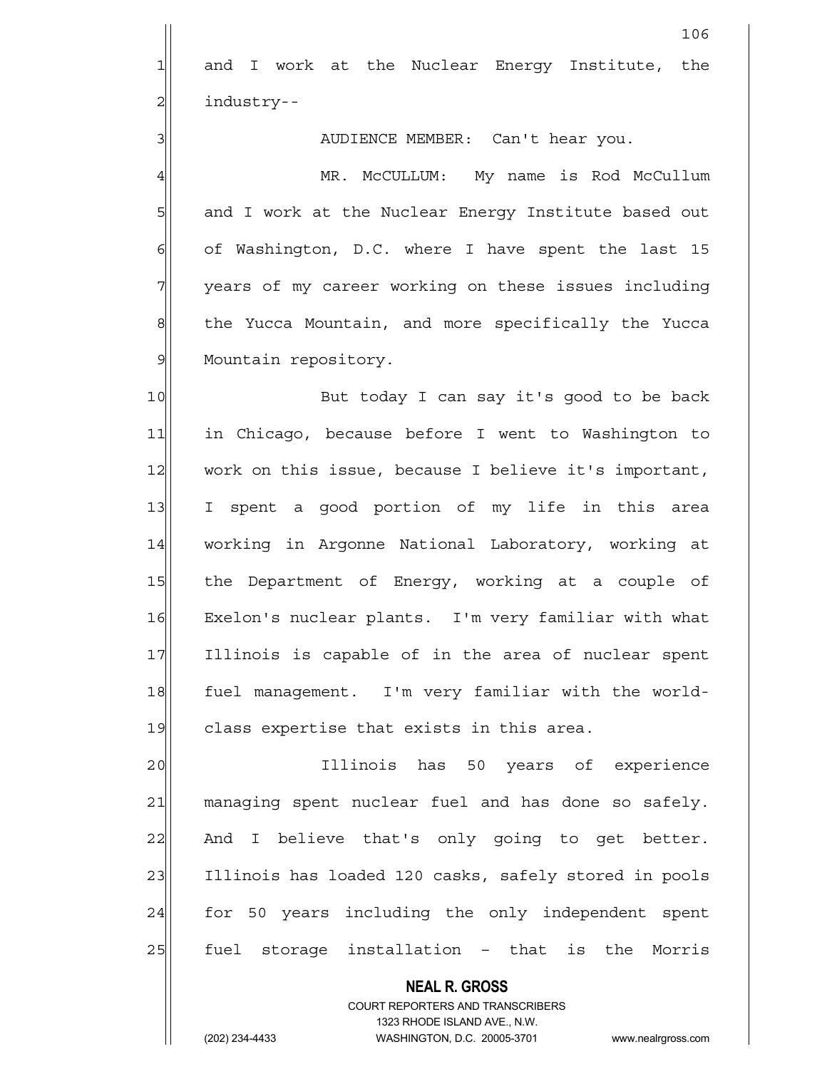and I work at the Nuclear Energy Institute, the industry--

AUDIENCE MEMBER: Can't hear you.

MR. McCULLUM: My name is Rod McCullum and I work at the Nuclear Energy Institute based out of Washington, D.C. where I have spent the last 15 years of my career working on these issues including the Yucca Mountain, and more specifically the Yucca Mountain repository.

But today I can say it's good to be back in Chicago, because before I went to Washington to work on this issue, because I believe it's important, I spent a good portion of my life in this area working in Argonne National Laboratory, working at the Department of Energy, working at a couple of Exelon's nuclear plants. I'm very familiar with what Illinois is capable of in the area of nuclear spent fuel management. I'm very familiar with the world-class expertise that exists in this area.

Illinois has 50 years of experience managing spent nuclear fuel and has done so safely. And I believe that's only going to get better. Illinois has loaded 120 casks, safely stored in pools for 50 years including the only independent spent fuel storage installation - that is the Morris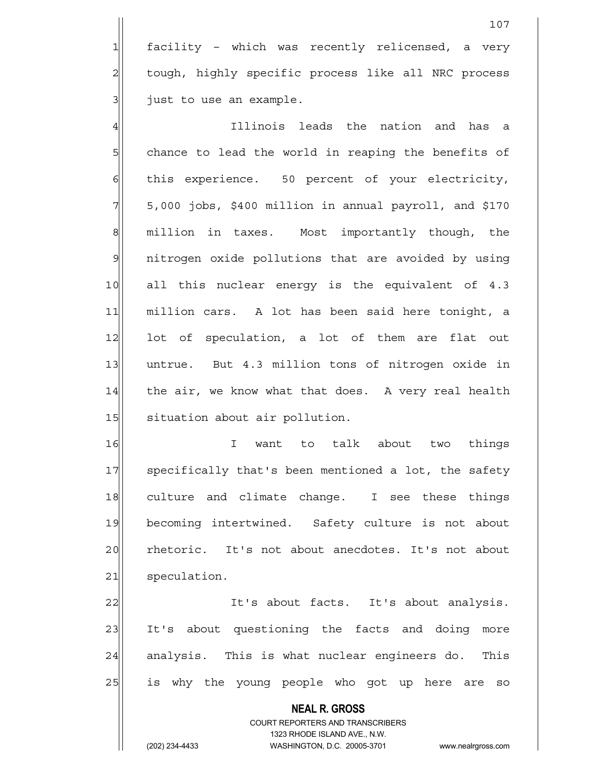facility - which was recently relicensed, a very tough, highly specific process like all NRC process just to use an example.

Illinois leads the nation and has a chance to lead the world in reaping the benefits of this experience. 50 percent of your electricity, 5,000 jobs, $400 million in annual payroll, and $170 million in taxes. Most importantly though, the nitrogen oxide pollutions that are avoided by using all this nuclear energy is the equivalent of 4.3 million cars. A lot has been said here tonight, a lot of speculation, a lot of them are flat out untrue. But 4.3 million tons of nitrogen oxide in the air, we know what that does. A very real health situation about air pollution.

I want to talk about two things specifically that's been mentioned a lot, the safety culture and climate change. I see these things becoming intertwined. Safety culture is not about rhetoric. It's not about anecdotes. It's not about speculation.

It's about facts. It's about analysis. It's about questioning the facts and doing more analysis. This is what nuclear engineers do. This is why the young people who got up here are so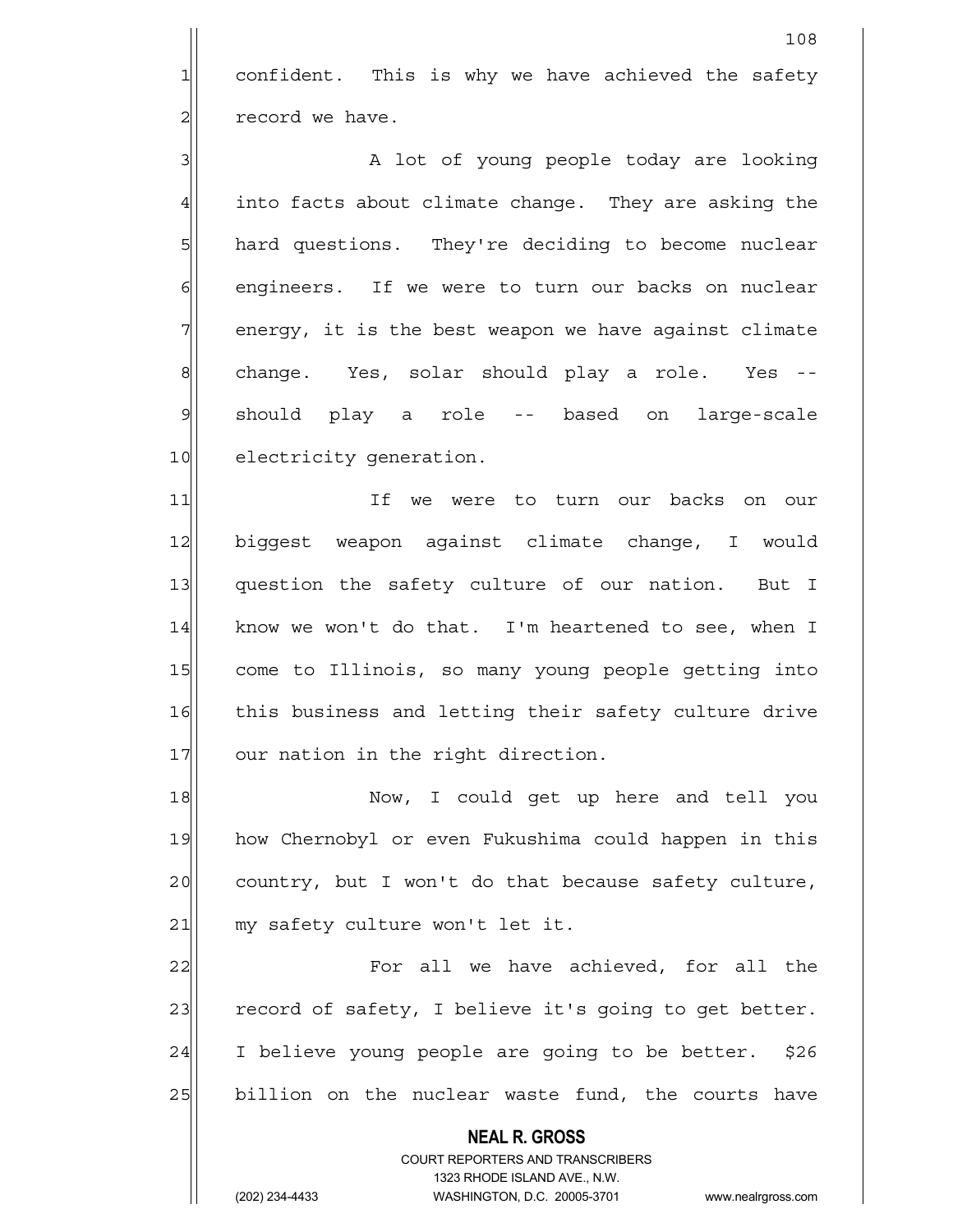confident. This is why we have achieved the safety record we have.

A lot of young people today are looking into facts about climate change. They are asking the hard questions. They're deciding to become nuclear engineers. If we were to turn our backs on nuclear energy, it is the best weapon we have against climate change. Yes, solar should play a role. Yes -- should play a role -- based on large-scale electricity generation.

If we were to turn our backs on our biggest weapon against climate change, I would question the safety culture of our nation. But I know we won't do that. I'm heartened to see, when I come to Illinois, so many young people getting into this business and letting their safety culture drive our nation in the right direction.

Now, I could get up here and tell you how Chernobyl or even Fukushima could happen in this country, but I won't do that because safety culture, my safety culture won't let it.

For all we have achieved, for all the record of safety, I believe it's going to get better. I believe young people are going to be better. $26 billion on the nuclear waste fund, the courts have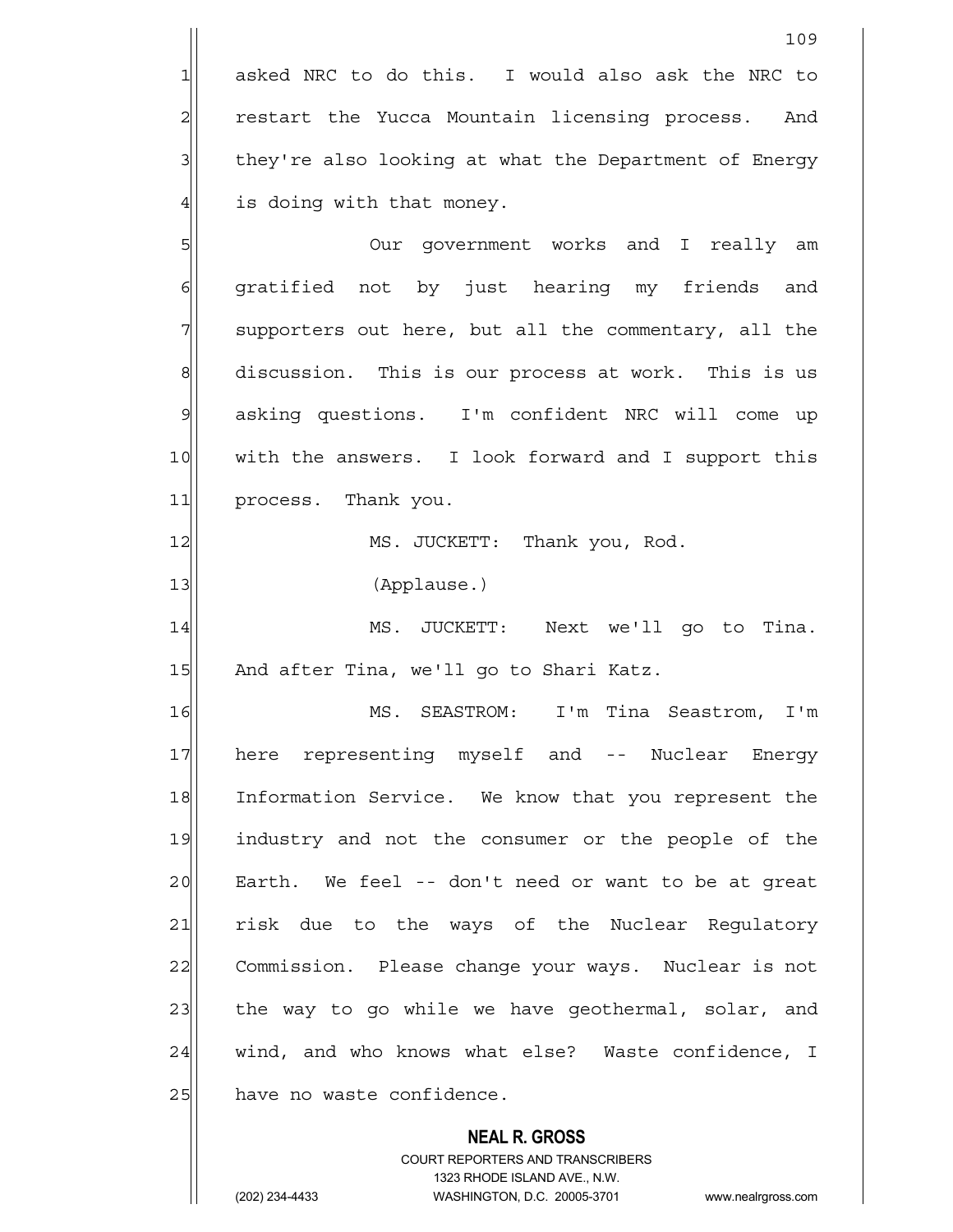asked NRC to do this. I would also ask the NRC to restart the Yucca Mountain licensing process. And they're also looking at what the Department of Energy is doing with that money.

Our government works and I really am gratified not by just hearing my friends and supporters out here, but all the commentary, all the discussion. This is our process at work. This is us asking questions. I'm confident NRC will come up with the answers. I look forward and I support this process. Thank you.

MS. JUCKETT: Thank you, Rod.

(Applause.)

MS. JUCKETT: Next we'll go to Tina. And after Tina, we'll go to Shari Katz.

MS. SEASTROM: I'm Tina Seastrom, I'm here representing myself and -- Nuclear Energy Information Service. We know that you represent the industry and not the consumer or the people of the Earth. We feel -- don't need or want to be at great risk due to the ways of the Nuclear Regulatory Commission. Please change your ways. Nuclear is not the way to go while we have geothermal, solar, and wind, and who knows what else? Waste confidence, I have no waste confidence.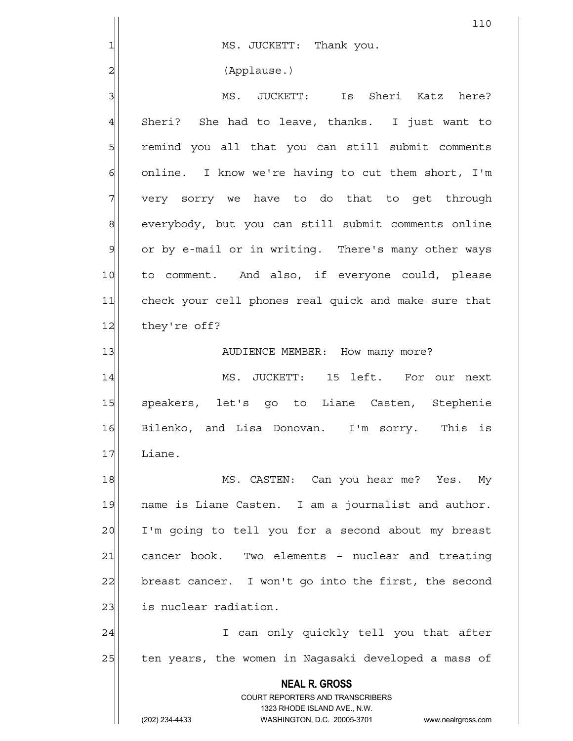MS. JUCKETT: Thank you.

(Applause.)

MS. JUCKETT: Is Sheri Katz here? Sheri? She had to leave, thanks. I just want to remind you all that you can still submit comments online. I know we're having to cut them short, I'm very sorry we have to do that to get through everybody, but you can still submit comments online or by e-mail or in writing. There's many other ways to comment. And also, if everyone could, please check your cell phones real quick and make sure that they're off?

AUDIENCE MEMBER: How many more?

MS. JUCKETT: 15 left. For our next speakers, let's go to Liane Casten, Stephenie Bilenko, and Lisa Donovan. I'm sorry. This is Liane.

MS. CASTEN: Can you hear me? Yes. My name is Liane Casten. I am a journalist and author. I'm going to tell you for a second about my breast cancer book. Two elements - nuclear and treating breast cancer. I won't go into the first, the second is nuclear radiation.

I can only quickly tell you that after ten years, the women in Nagasaki developed a mass of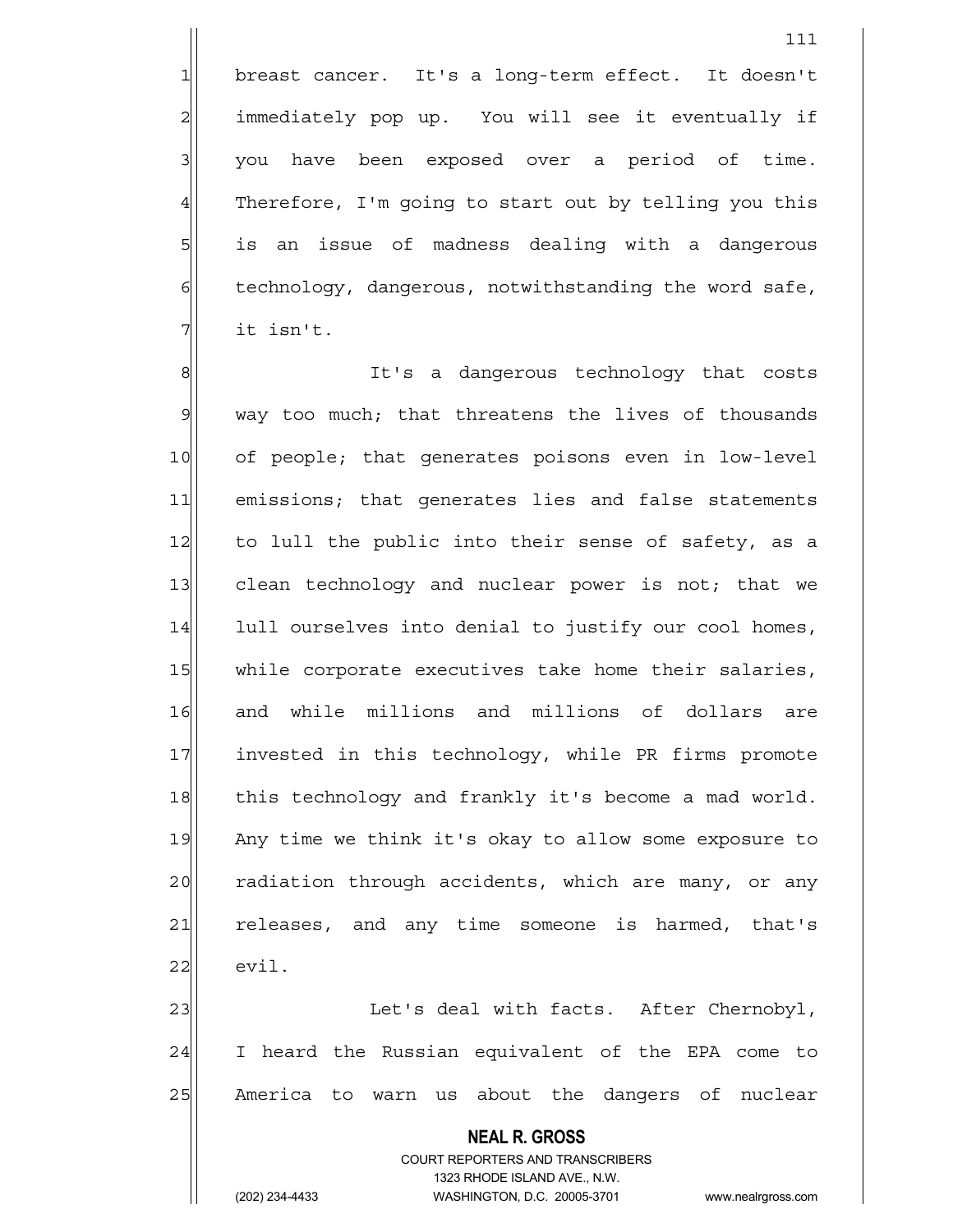breast cancer. It's a long-term effect. It doesn't immediately pop up. You will see it eventually if you have been exposed over a period of time. Therefore, I'm going to start out by telling you this is an issue of madness dealing with a dangerous technology, dangerous, notwithstanding the word safe, it isn't.

It's a dangerous technology that costs way too much; that threatens the lives of thousands of people; that generates poisons even in low-level emissions; that generates lies and false statements to lull the public into their sense of safety, as a clean technology and nuclear power is not; that we lull ourselves into denial to justify our cool homes, while corporate executives take home their salaries, and while millions and millions of dollars are invested in this technology, while PR firms promote this technology and frankly it's become a mad world. Any time we think it's okay to allow some exposure to radiation through accidents, which are many, or any releases, and any time someone is harmed, that's evil.

Let's deal with facts. After Chernobyl, I heard the Russian equivalent of the EPA come to America to warn us about the dangers of nuclear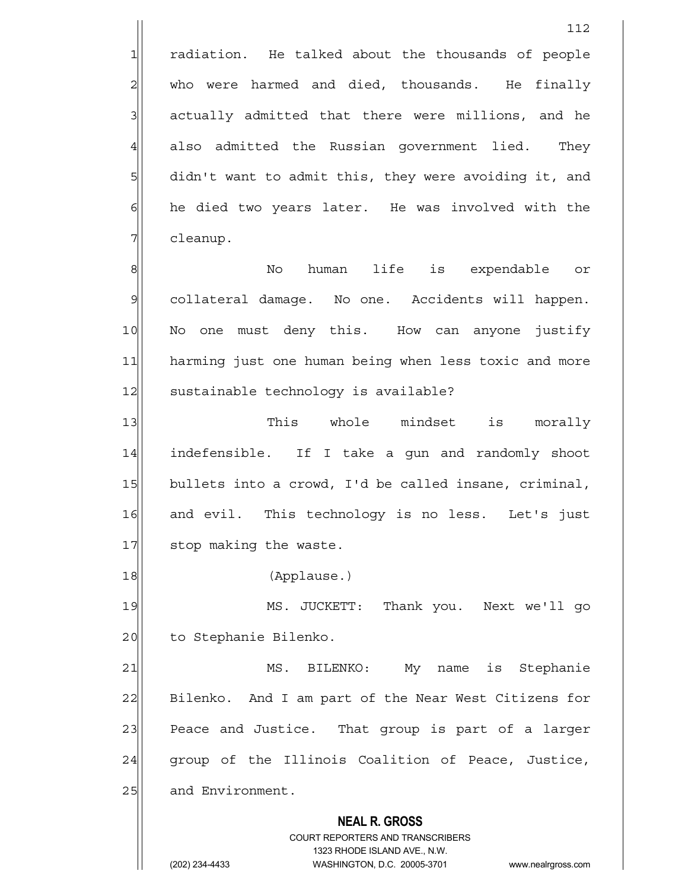radiation. He talked about the thousands of people who were harmed and died, thousands. He finally actually admitted that there were millions, and he also admitted the Russian government lied. They didn't want to admit this, they were avoiding it, and he died two years later. He was involved with the cleanup.

No human life is expendable or collateral damage. No one. Accidents will happen. No one must deny this. How can anyone justify harming just one human being when less toxic and more sustainable technology is available?

This whole mindset is morally indefensible. If I take a gun and randomly shoot bullets into a crowd, I'd be called insane, criminal, and evil. This technology is no less. Let's just stop making the waste.

(Applause.)

MS. JUCKETT: Thank you. Next we'll go to Stephanie Bilenko.

MS. BILENKO: My name is Stephanie Bilenko. And I am part of the Near West Citizens for Peace and Justice. That group is part of a larger group of the Illinois Coalition of Peace, Justice, and Environment.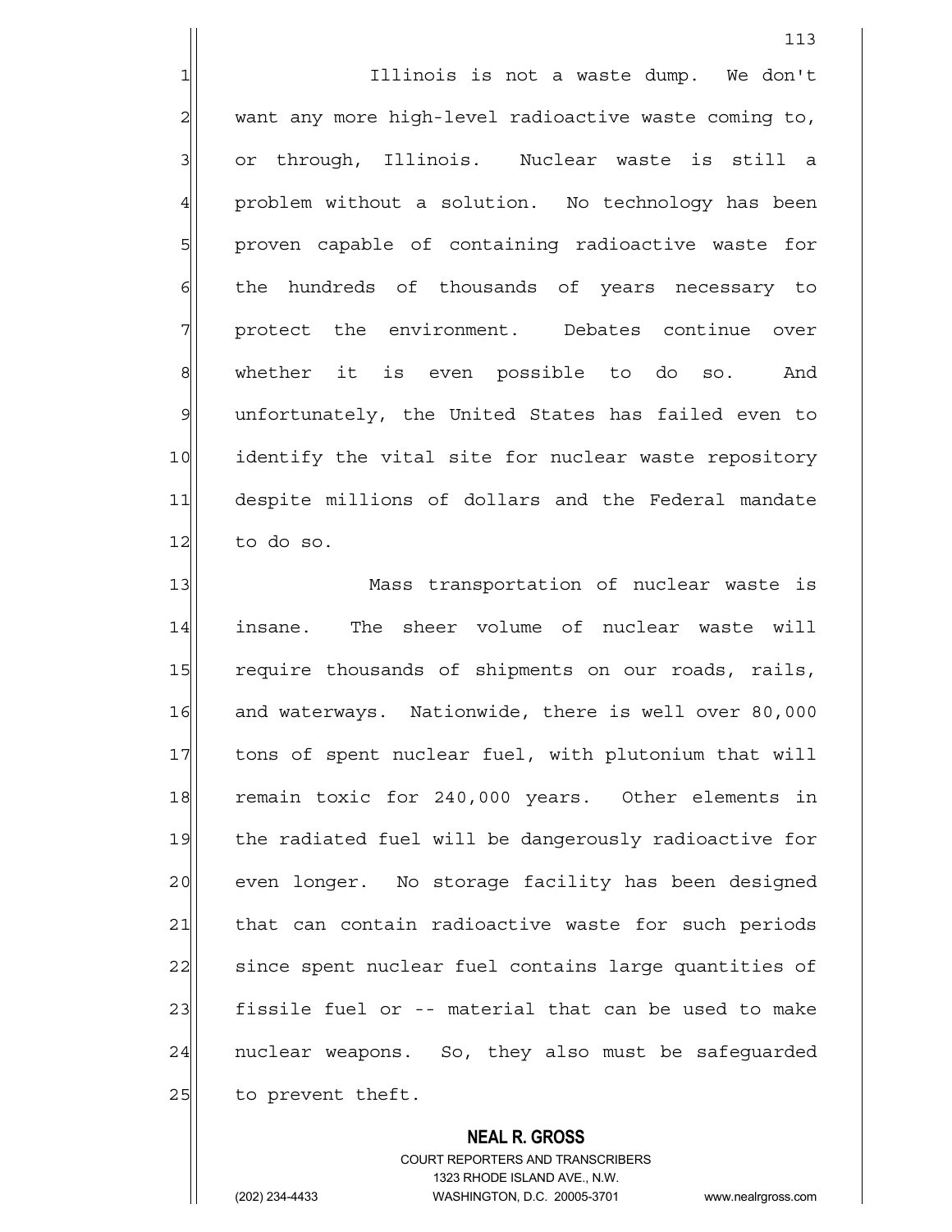Illinois is not a waste dump. We don't want any more high-level radioactive waste coming to, or through, Illinois. Nuclear waste is still a problem without a solution. No technology has been proven capable of containing radioactive waste for the hundreds of thousands of years necessary to protect the environment. Debates continue over whether it is even possible to do so. And unfortunately, the United States has failed even to identify the vital site for nuclear waste repository despite millions of dollars and the Federal mandate to do so.

Mass transportation of nuclear waste is insane. The sheer volume of nuclear waste will require thousands of shipments on our roads, rails, and waterways. Nationwide, there is well over 80,000 tons of spent nuclear fuel, with plutonium that will remain toxic for 240,000 years. Other elements in the radiated fuel will be dangerously radioactive for even longer. No storage facility has been designed that can contain radioactive waste for such periods since spent nuclear fuel contains large quantities of fissile fuel or -- material that can be used to make nuclear weapons. So, they also must be safeguarded to prevent theft.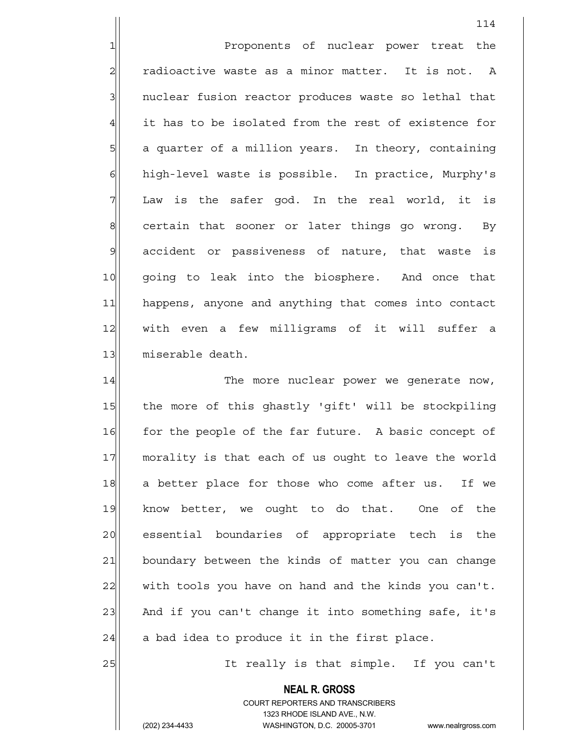Proponents of nuclear power treat the radioactive waste as a minor matter. It is not. A nuclear fusion reactor produces waste so lethal that it has to be isolated from the rest of existence for a quarter of a million years. In theory, containing high-level waste is possible. In practice, Murphy's Law is the safer god. In the real world, it is certain that sooner or later things go wrong. By accident or passiveness of nature, that waste is going to leak into the biosphere. And once that happens, anyone and anything that comes into contact with even a few milligrams of it will suffer a miserable death.

The more nuclear power we generate now, the more of this ghastly 'gift' will be stockpiling for the people of the far future. A basic concept of morality is that each of us ought to leave the world a better place for those who come after us. If we know better, we ought to do that. One of the essential boundaries of appropriate tech is the boundary between the kinds of matter you can change with tools you have on hand and the kinds you can't. And if you can't change it into something safe, it's a bad idea to produce it in the first place.

It really is that simple. If you can't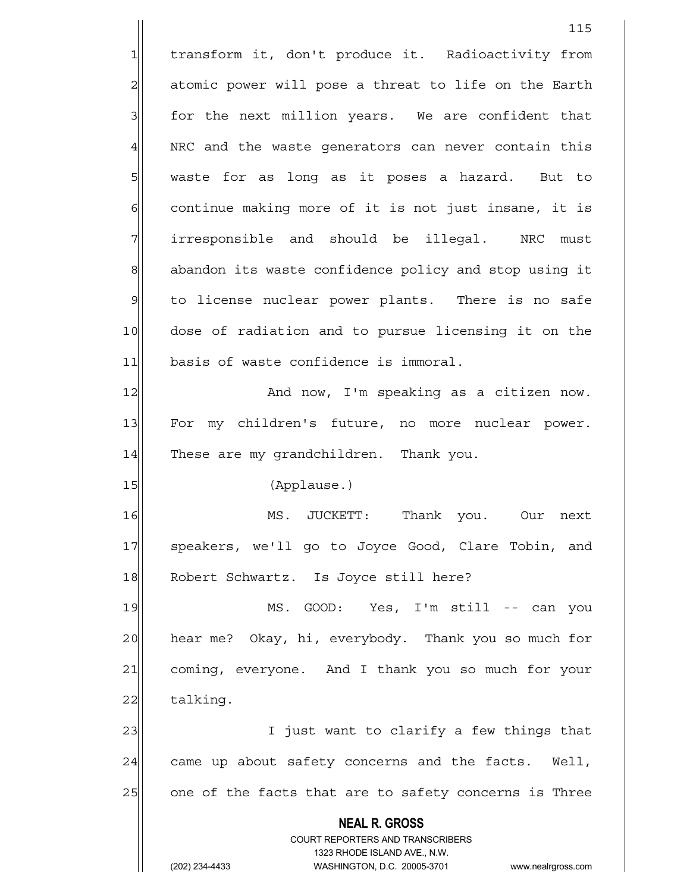transform it, don't produce it. Radioactivity from atomic power will pose a threat to life on the Earth for the next million years. We are confident that NRC and the waste generators can never contain this waste for as long as it poses a hazard. But to continue making more of it is not just insane, it is irresponsible and should be illegal. NRC must abandon its waste confidence policy and stop using it to license nuclear power plants. There is no safe dose of radiation and to pursue licensing it on the basis of waste confidence is immoral.

And now, I'm speaking as a citizen now. For my children's future, no more nuclear power. These are my grandchildren. Thank you.

(Applause.)

MS. JUCKETT: Thank you. Our next speakers, we'll go to Joyce Good, Clare Tobin, and Robert Schwartz. Is Joyce still here?

MS. GOOD: Yes, I'm still -- can you hear me? Okay, hi, everybody. Thank you so much for coming, everyone. And I thank you so much for your talking.

I just want to clarify a few things that came up about safety concerns and the facts. Well, one of the facts that are to safety concerns is Three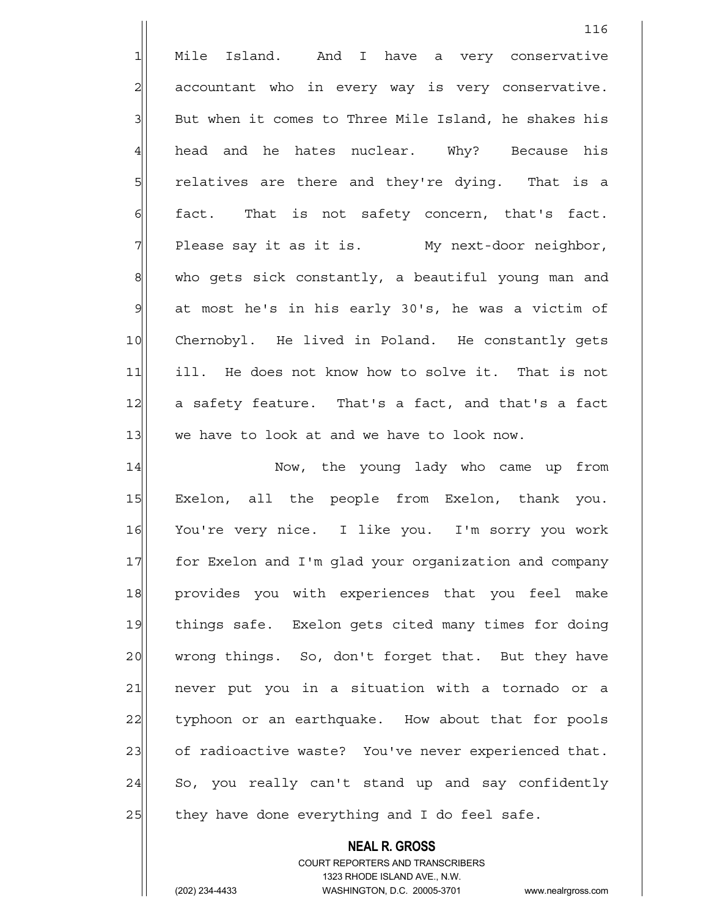Mile Island. And I have a very conservative accountant who in every way is very conservative. But when it comes to Three Mile Island, he shakes his head and he hates nuclear. Why? Because his relatives are there and they're dying. That is a fact. That is not safety concern, that's fact. Please say it as it is. My next-door neighbor, who gets sick constantly, a beautiful young man and at most he's in his early 30's, he was a victim of Chernobyl. He lived in Poland. He constantly gets ill. He does not know how to solve it. That is not a safety feature. That's a fact, and that's a fact we have to look at and we have to look now.

Now, the young lady who came up from Exelon, all the people from Exelon, thank you. You're very nice. I like you. I'm sorry you work for Exelon and I'm glad your organization and company provides you with experiences that you feel make things safe. Exelon gets cited many times for doing wrong things. So, don't forget that. But they have never put you in a situation with a tornado or a typhoon or an earthquake. How about that for pools of radioactive waste? You've never experienced that. So, you really can't stand up and say confidently they have done everything and I do feel safe.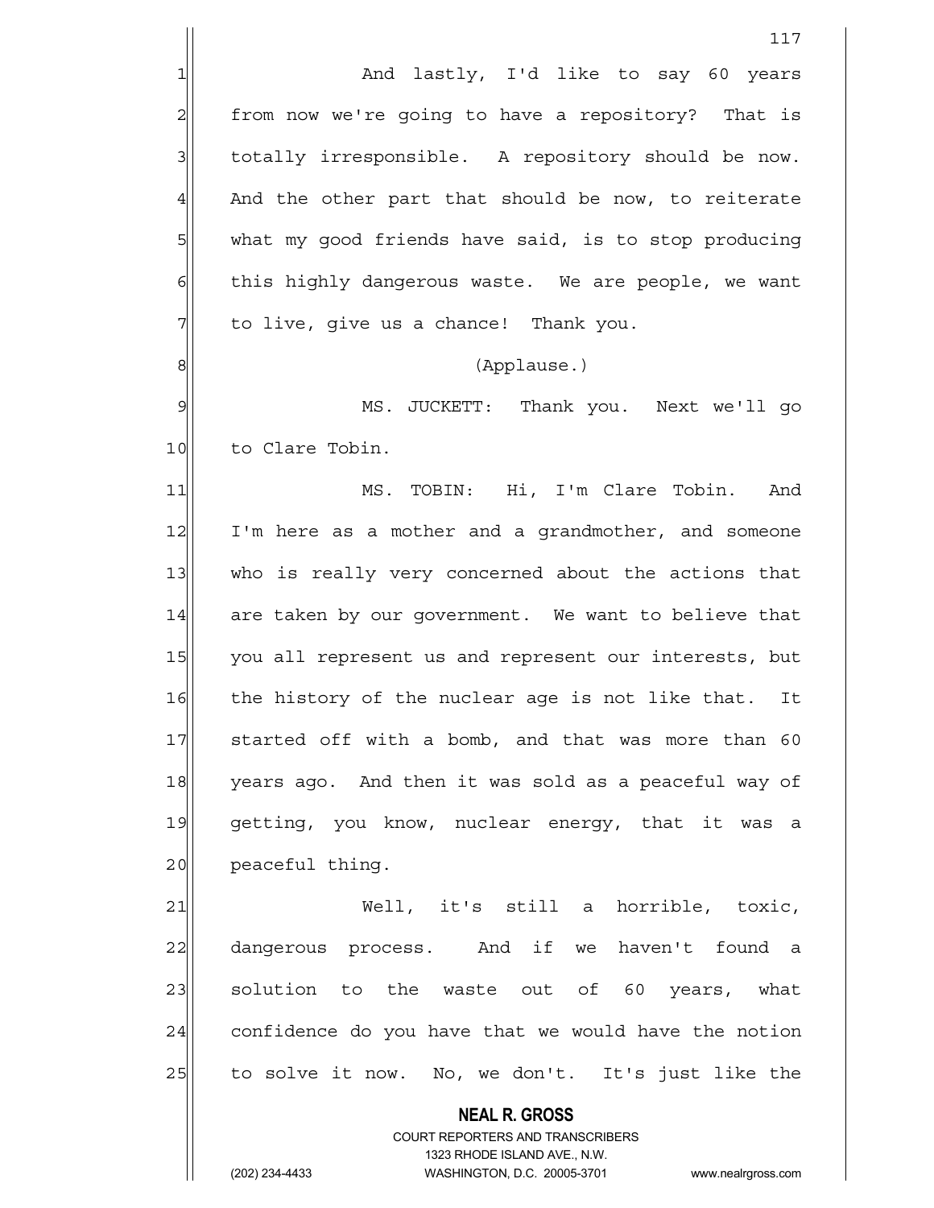And lastly, I'd like to say 60 years from now we're going to have a repository? That is totally irresponsible. A repository should be now. And the other part that should be now, to reiterate what my good friends have said, is to stop producing this highly dangerous waste. We are people, we want to live, give us a chance! Thank you.

(Applause.)

MS. JUCKETT: Thank you. Next we'll go to Clare Tobin.

MS. TOBIN: Hi, I'm Clare Tobin. And I'm here as a mother and a grandmother, and someone who is really very concerned about the actions that are taken by our government. We want to believe that you all represent us and represent our interests, but the history of the nuclear age is not like that. It started off with a bomb, and that was more than 60 years ago. And then it was sold as a peaceful way of getting, you know, nuclear energy, that it was a peaceful thing.

Well, it's still a horrible, toxic, dangerous process. And if we haven't found a solution to the waste out of 60 years, what confidence do you have that we would have the notion to solve it now. No, we don't. It's just like the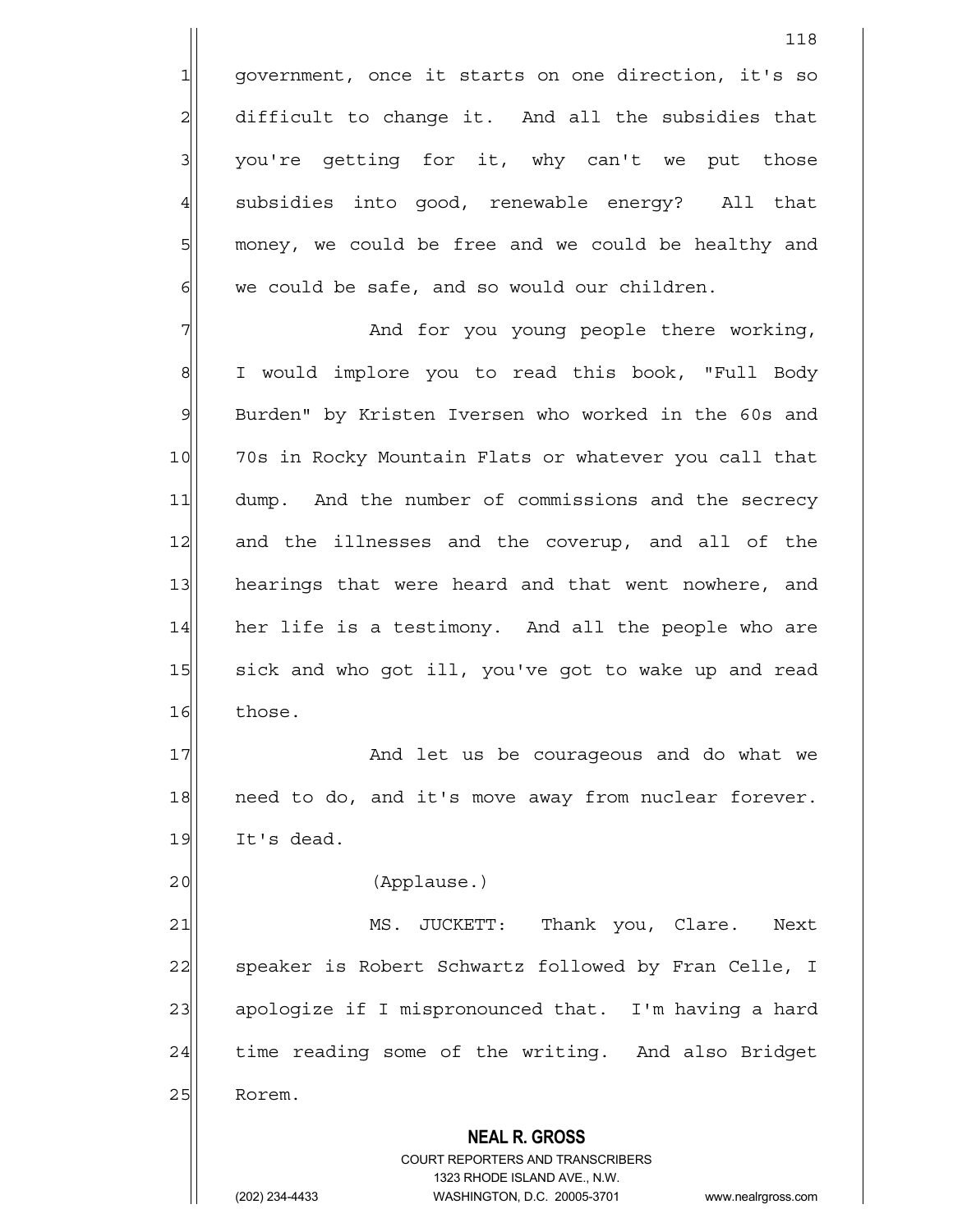government, once it starts on one direction, it's so difficult to change it. And all the subsidies that you're getting for it, why can't we put those subsidies into good, renewable energy? All that money, we could be free and we could be healthy and we could be safe, and so would our children.

And for you young people there working, I would implore you to read this book, "Full Body Burden" by Kristen Iversen who worked in the 60s and 70s in Rocky Mountain Flats or whatever you call that dump. And the number of commissions and the secrecy and the illnesses and the coverup, and all of the hearings that were heard and that went nowhere, and her life is a testimony. And all the people who are sick and who got ill, you've got to wake up and read those.

And let us be courageous and do what we need to do, and it's move away from nuclear forever. It's dead.

(Applause.)

MS. JUCKETT: Thank you, Clare. Next speaker is Robert Schwartz followed by Fran Celle, I apologize if I mispronounced that. I'm having a hard time reading some of the writing. And also Bridget Rorem.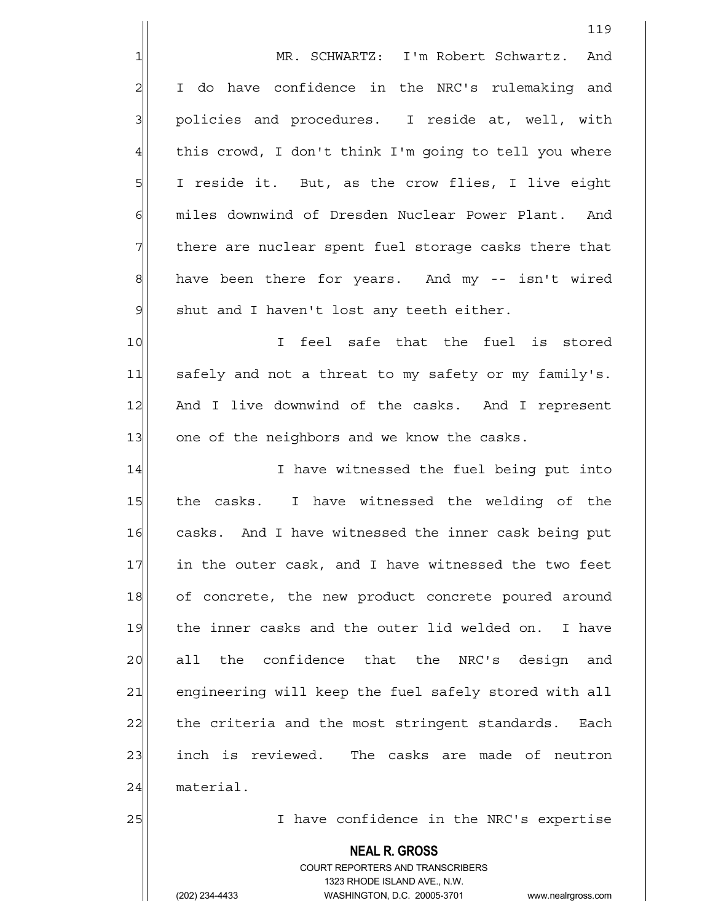MR. SCHWARTZ: I'm Robert Schwartz. And I do have confidence in the NRC's rulemaking and policies and procedures. I reside at, well, with this crowd, I don't think I'm going to tell you where I reside it. But, as the crow flies, I live eight miles downwind of Dresden Nuclear Power Plant. And there are nuclear spent fuel storage casks there that have been there for years. And my -- isn't wired shut and I haven't lost any teeth either.

I feel safe that the fuel is stored safely and not a threat to my safety or my family's. And I live downwind of the casks. And I represent one of the neighbors and we know the casks.

I have witnessed the fuel being put into the casks. I have witnessed the welding of the casks. And I have witnessed the inner cask being put in the outer cask, and I have witnessed the two feet of concrete, the new product concrete poured around the inner casks and the outer lid welded on. I have all the confidence that the NRC's design and engineering will keep the fuel safely stored with all the criteria and the most stringent standards. Each inch is reviewed. The casks are made of neutron material.

I have confidence in the NRC's expertise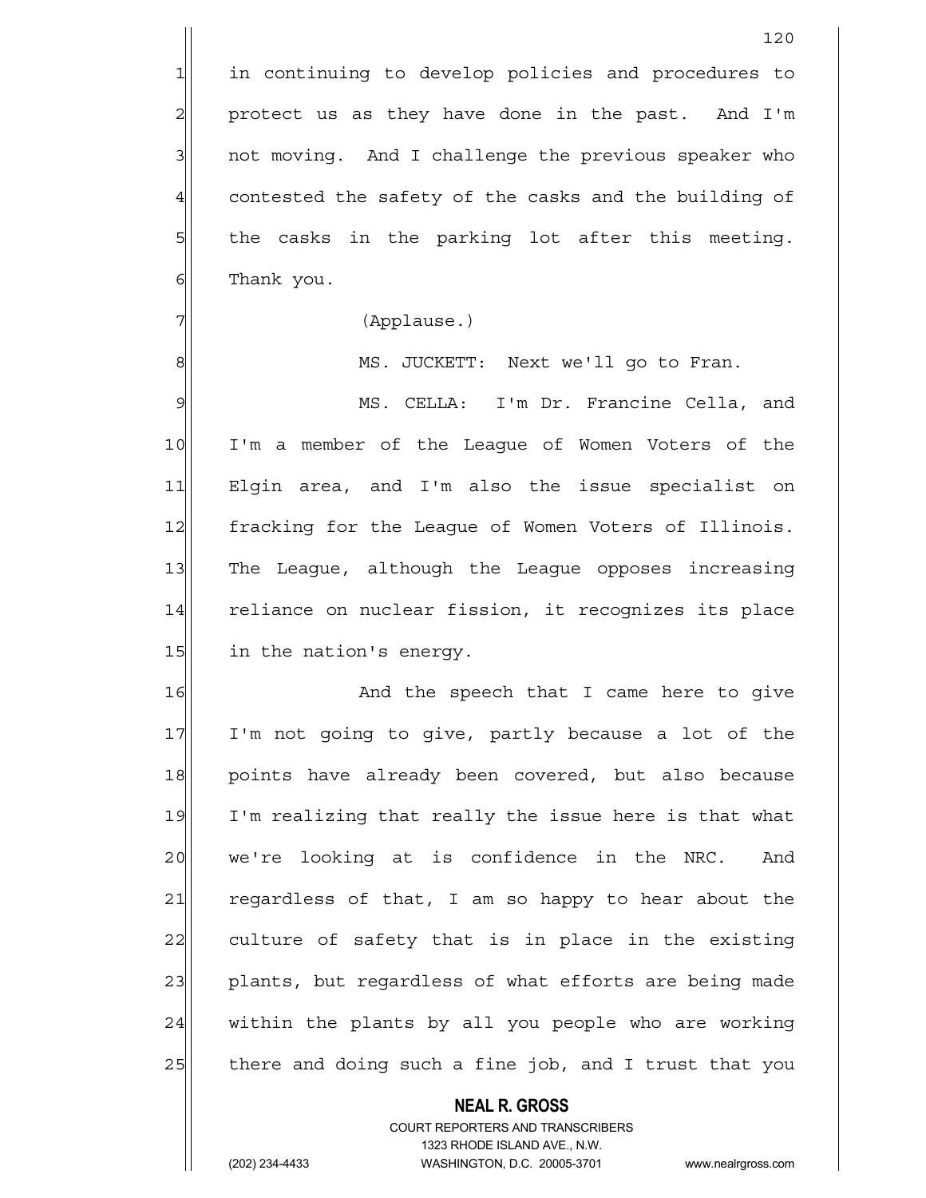in continuing to develop policies and procedures to protect us as they have done in the past. And I'm not moving. And I challenge the previous speaker who contested the safety of the casks and the building of the casks in the parking lot after this meeting. Thank you.

(Applause.)

MS. JUCKETT: Next we'll go to Fran.

MS. CELLA: I'm Dr. Francine Cella, and I'm a member of the League of Women Voters of the Elgin area, and I'm also the issue specialist on fracking for the League of Women Voters of Illinois. The League, although the League opposes increasing reliance on nuclear fission, it recognizes its place in the nation's energy.

And the speech that I came here to give I'm not going to give, partly because a lot of the points have already been covered, but also because I'm realizing that really the issue here is that what we're looking at is confidence in the NRC. And regardless of that, I am so happy to hear about the culture of safety that is in place in the existing plants, but regardless of what efforts are being made within the plants by all you people who are working there and doing such a fine job, and I trust that you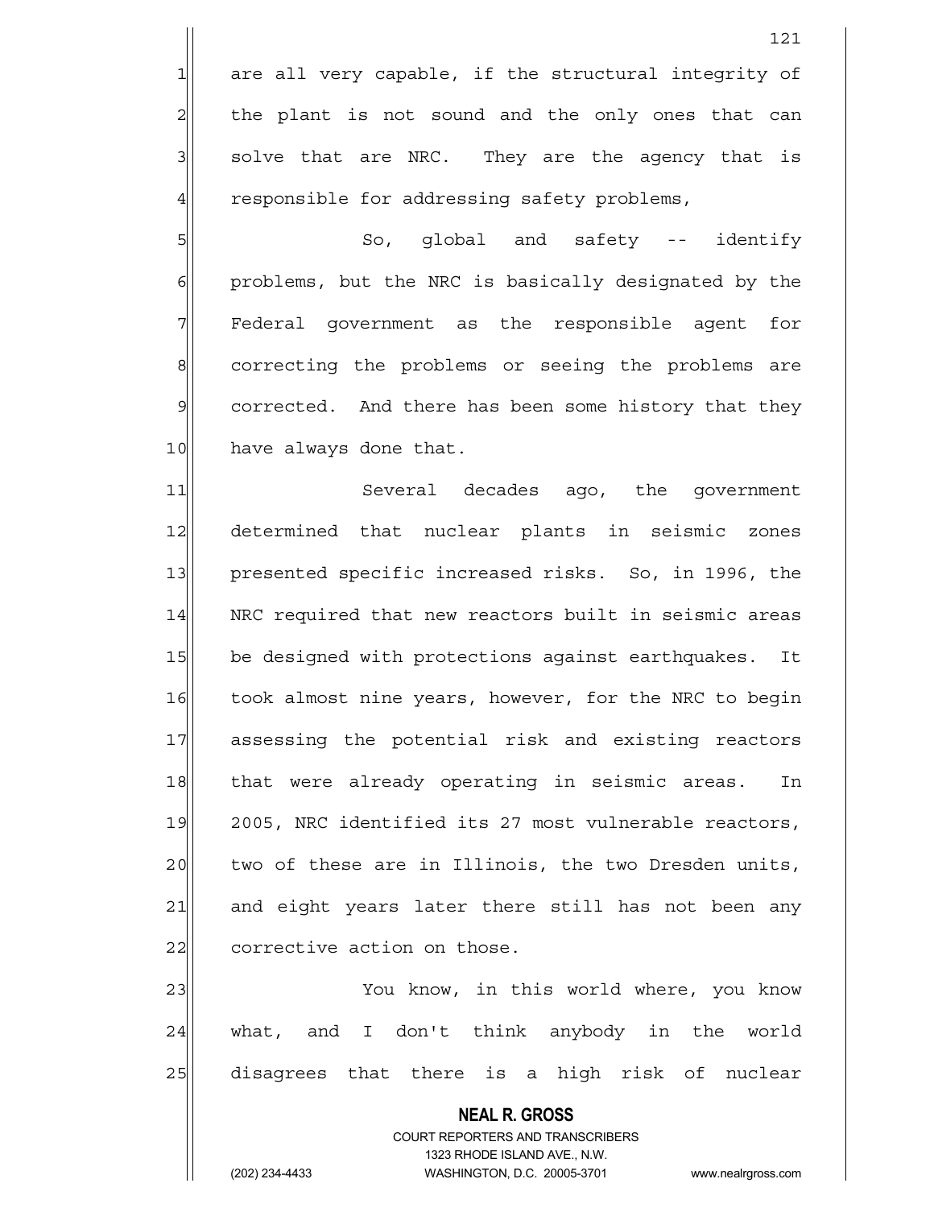are all very capable, if the structural integrity of the plant is not sound and the only ones that can solve that are NRC. They are the agency that is responsible for addressing safety problems,

So, global and safety -- identify problems, but the NRC is basically designated by the Federal government as the responsible agent for correcting the problems or seeing the problems are corrected. And there has been some history that they have always done that.

Several decades ago, the government determined that nuclear plants in seismic zones presented specific increased risks. So, in 1996, the NRC required that new reactors built in seismic areas be designed with protections against earthquakes. It took almost nine years, however, for the NRC to begin assessing the potential risk and existing reactors that were already operating in seismic areas. In 2005, NRC identified its 27 most vulnerable reactors, two of these are in Illinois, the two Dresden units, and eight years later there still has not been any corrective action on those.

You know, in this world where, you know what, and I don't think anybody in the world disagrees that there is a high risk of nuclear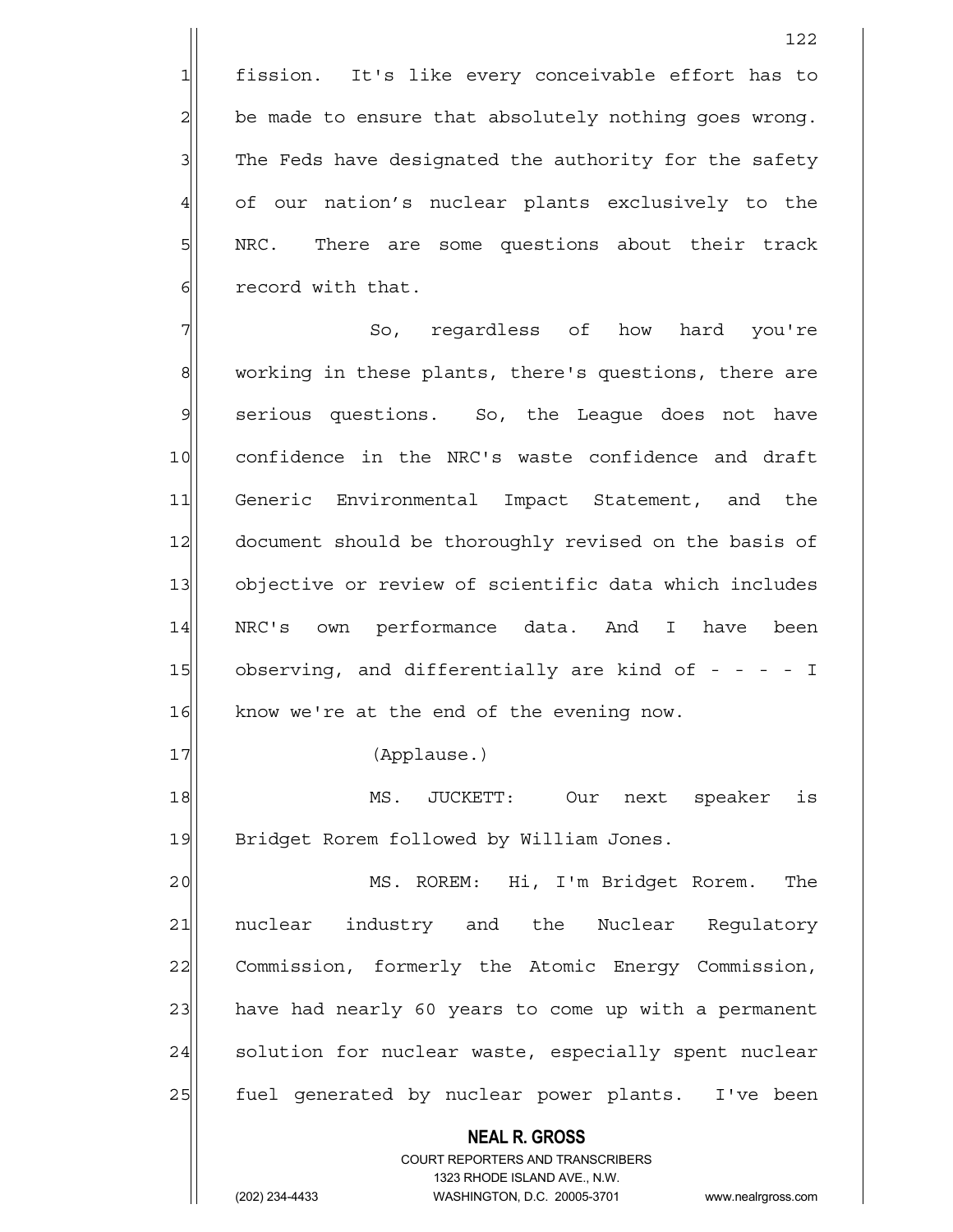fission. It's like every conceivable effort has to be made to ensure that absolutely nothing goes wrong. The Feds have designated the authority for the safety of our nation's nuclear plants exclusively to the NRC. There are some questions about their track record with that.

So, regardless of how hard you're working in these plants, there's questions, there are serious questions. So, the League does not have confidence in the NRC's waste confidence and draft Generic Environmental Impact Statement, and the document should be thoroughly revised on the basis of objective or review of scientific data which includes NRC's own performance data. And I have been observing, and differentially are kind of - - - - I know we're at the end of the evening now.

(Applause.)

MS. JUCKETT: Our next speaker is Bridget Rorem followed by William Jones.

MS. ROREM: Hi, I'm Bridget Rorem. The nuclear industry and the Nuclear Regulatory Commission, formerly the Atomic Energy Commission, have had nearly 60 years to come up with a permanent solution for nuclear waste, especially spent nuclear fuel generated by nuclear power plants. I've been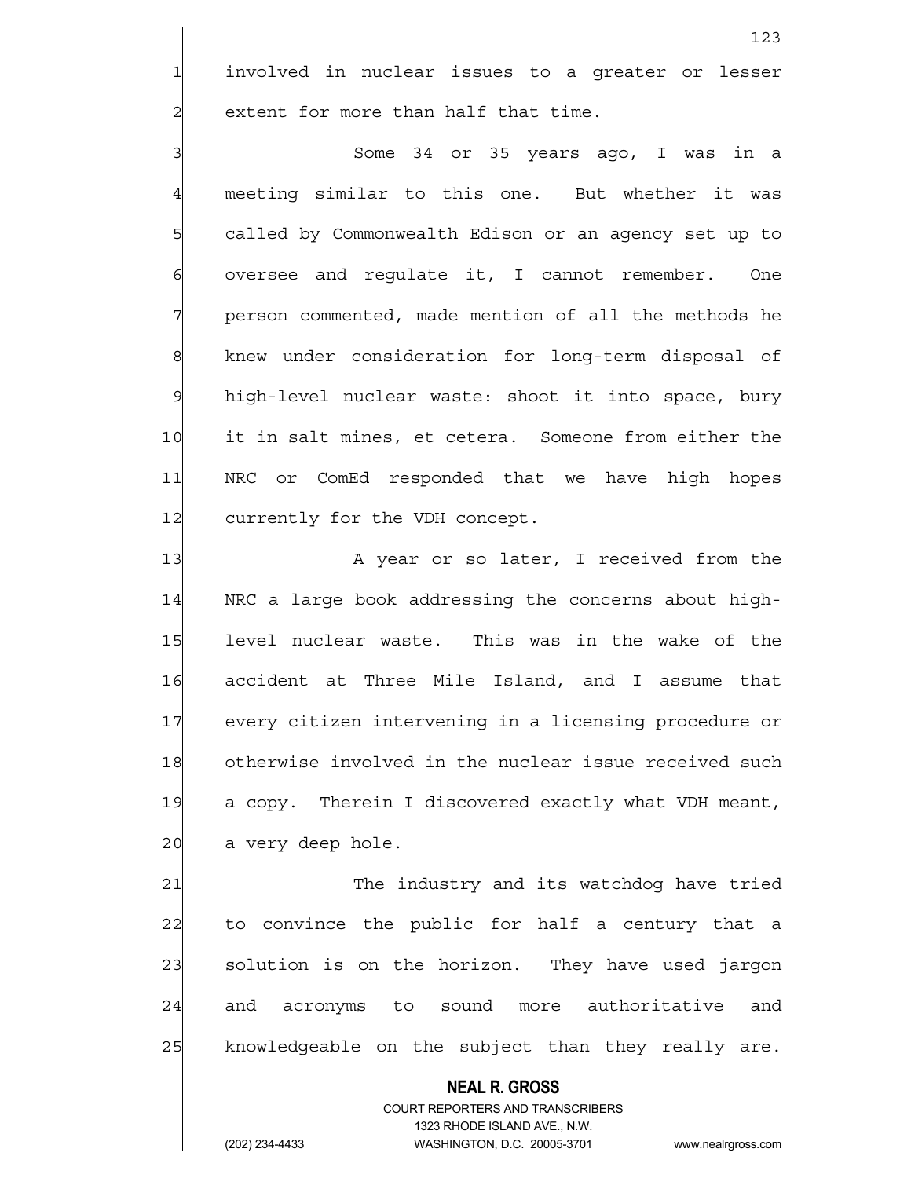involved in nuclear issues to a greater or lesser extent for more than half that time.

Some 34 or 35 years ago, I was in a meeting similar to this one. But whether it was called by Commonwealth Edison or an agency set up to oversee and regulate it, I cannot remember. One person commented, made mention of all the methods he knew under consideration for long-term disposal of high-level nuclear waste: shoot it into space, bury it in salt mines, et cetera. Someone from either the NRC or ComEd responded that we have high hopes currently for the VDH concept.

A year or so later, I received from the NRC a large book addressing the concerns about high-level nuclear waste. This was in the wake of the accident at Three Mile Island, and I assume that every citizen intervening in a licensing procedure or otherwise involved in the nuclear issue received such a copy. Therein I discovered exactly what VDH meant, a very deep hole.

The industry and its watchdog have tried to convince the public for half a century that a solution is on the horizon. They have used jargon and acronyms to sound more authoritative and knowledgeable on the subject than they really are.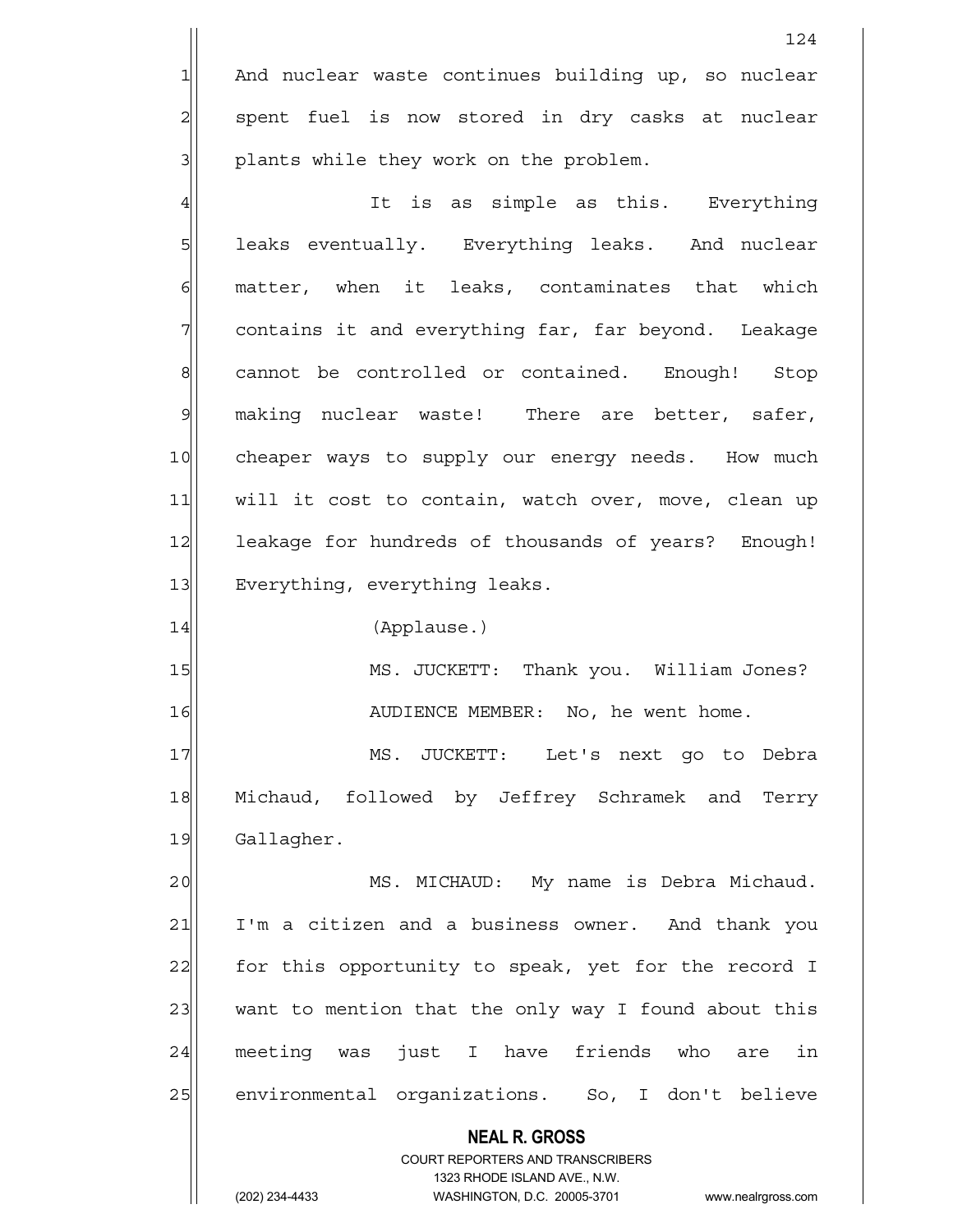And nuclear waste continues building up, so nuclear spent fuel is now stored in dry casks at nuclear plants while they work on the problem.

It is as simple as this. Everything leaks eventually. Everything leaks. And nuclear matter, when it leaks, contaminates that which contains it and everything far, far beyond. Leakage cannot be controlled or contained. Enough! Stop making nuclear waste! There are better, safer, cheaper ways to supply our energy needs. How much will it cost to contain, watch over, move, clean up leakage for hundreds of thousands of years? Enough! Everything, everything leaks.

(Applause.)

MS. JUCKETT: Thank you. William Jones?

AUDIENCE MEMBER: No, he went home.

MS. JUCKETT: Let's next go to Debra Michaud, followed by Jeffrey Schramek and Terry Gallagher.

MS. MICHAUD: My name is Debra Michaud. I'm a citizen and a business owner. And thank you for this opportunity to speak, yet for the record I want to mention that the only way I found about this meeting was just I have friends who are in environmental organizations. So, I don't believe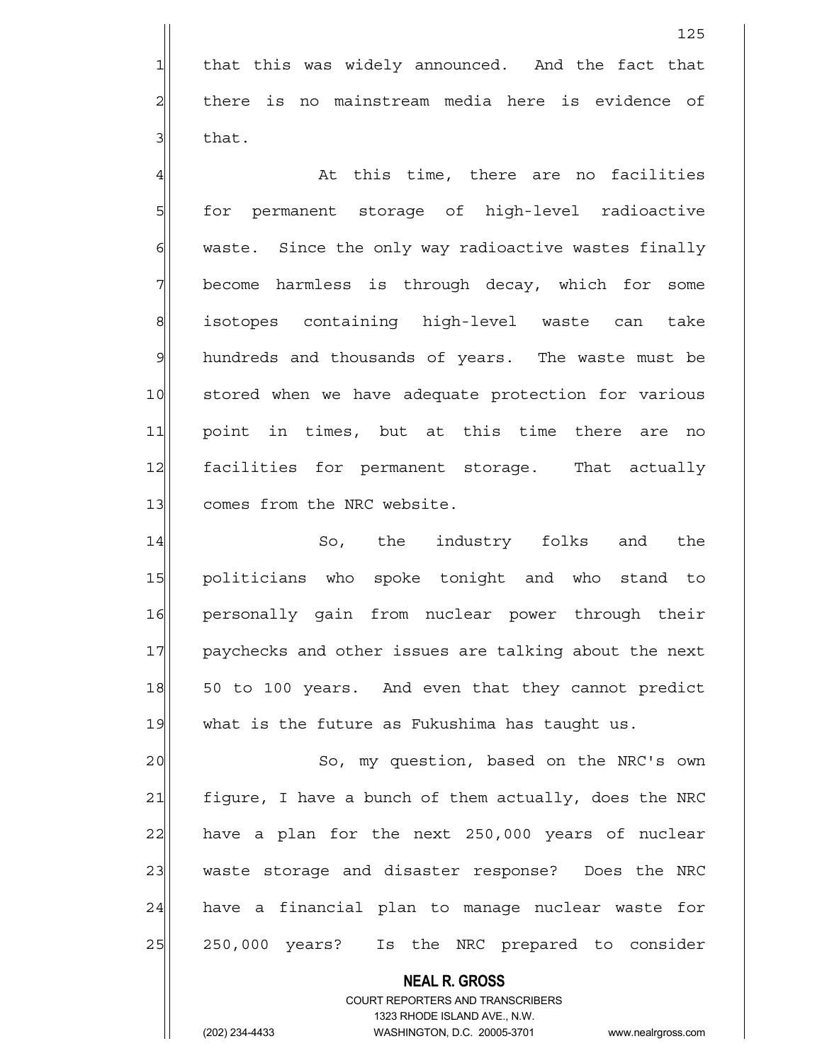that this was widely announced. And the fact that there is no mainstream media here is evidence of that.

At this time, there are no facilities for permanent storage of high-level radioactive waste. Since the only way radioactive wastes finally become harmless is through decay, which for some isotopes containing high-level waste can take hundreds and thousands of years. The waste must be stored when we have adequate protection for various point in times, but at this time there are no facilities for permanent storage. That actually comes from the NRC website.

So, the industry folks and the politicians who spoke tonight and who stand to personally gain from nuclear power through their paychecks and other issues are talking about the next 50 to 100 years. And even that they cannot predict what is the future as Fukushima has taught us.

So, my question, based on the NRC's own figure, I have a bunch of them actually, does the NRC have a plan for the next 250,000 years of nuclear waste storage and disaster response? Does the NRC have a financial plan to manage nuclear waste for 250,000 years? Is the NRC prepared to consider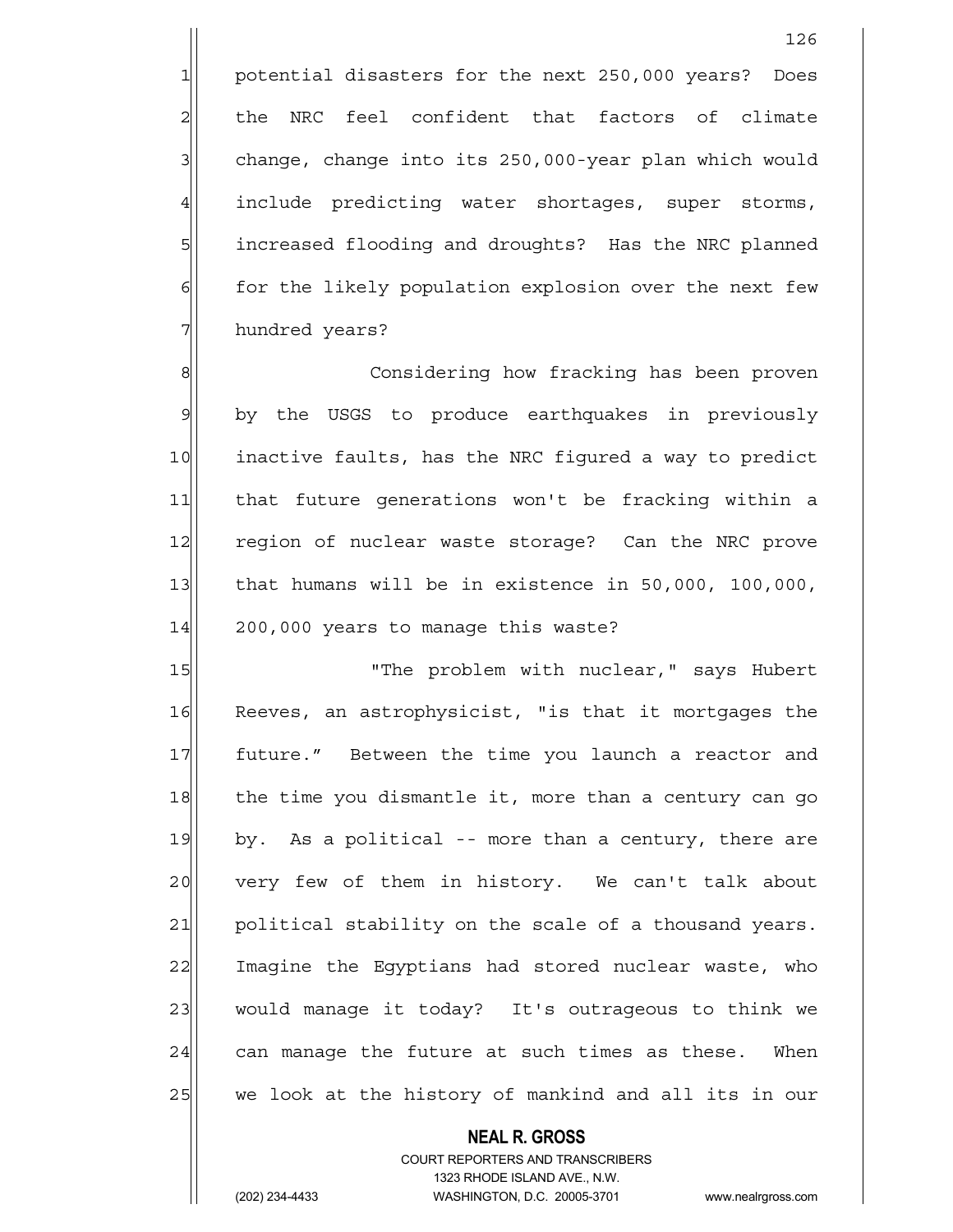potential disasters for the next 250,000 years? Does the NRC feel confident that factors of climate change, change into its 250,000-year plan which would include predicting water shortages, super storms, increased flooding and droughts? Has the NRC planned for the likely population explosion over the next few hundred years?

Considering how fracking has been proven by the USGS to produce earthquakes in previously inactive faults, has the NRC figured a way to predict that future generations won't be fracking within a region of nuclear waste storage? Can the NRC prove that humans will be in existence in 50,000, 100,000, 200,000 years to manage this waste?

"The problem with nuclear," says Hubert Reeves, an astrophysicist, "is that it mortgages the future." Between the time you launch a reactor and the time you dismantle it, more than a century can go by. As a political -- more than a century, there are very few of them in history. We can't talk about political stability on the scale of a thousand years. Imagine the Egyptians had stored nuclear waste, who would manage it today? It's outrageous to think we can manage the future at such times as these. When we look at the history of mankind and all its in our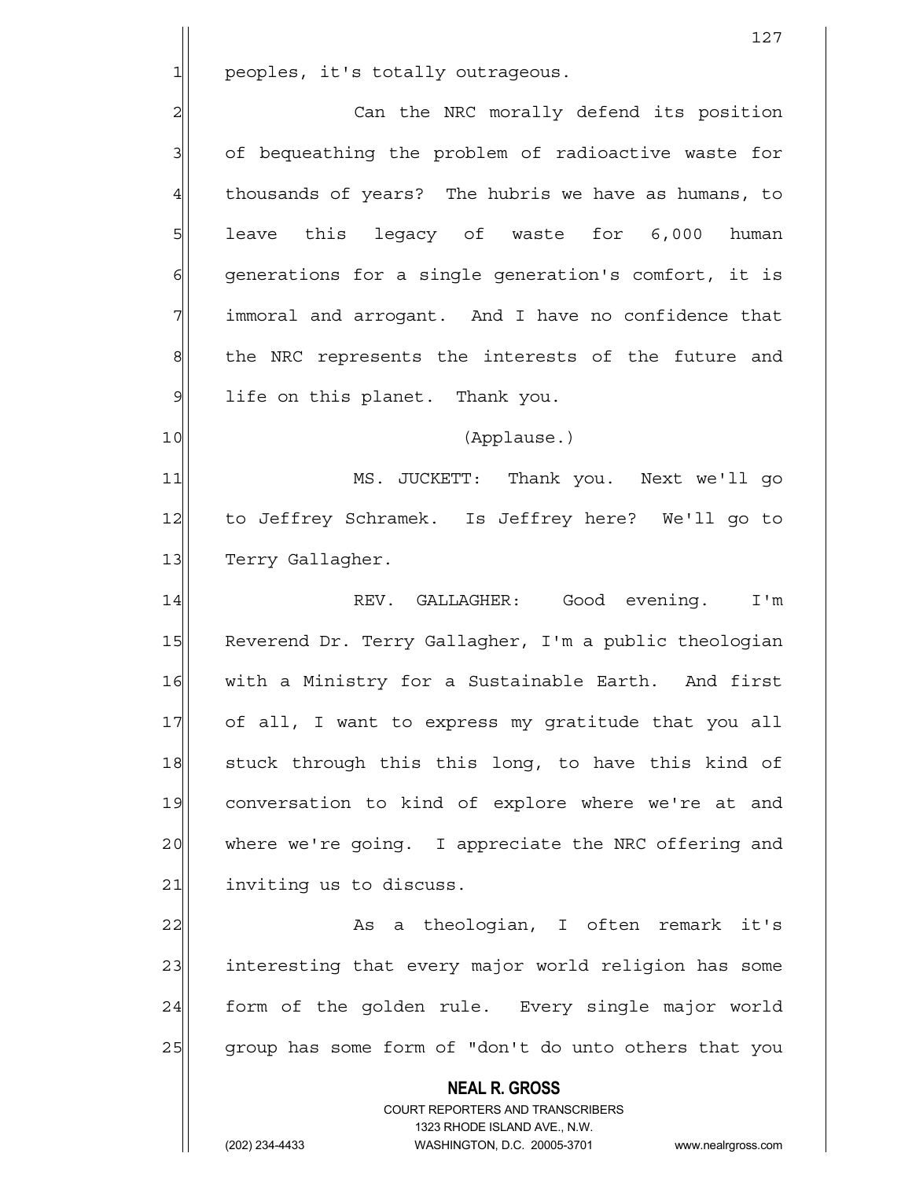peoples, it's totally outrageous.

Can the NRC morally defend its position of bequeathing the problem of radioactive waste for thousands of years? The hubris we have as humans, to leave this legacy of waste for 6,000 human generations for a single generation's comfort, it is immoral and arrogant. And I have no confidence that the NRC represents the interests of the future and life on this planet. Thank you.

(Applause.)

MS. JUCKETT: Thank you. Next we'll go to Jeffrey Schramek. Is Jeffrey here? We'll go to Terry Gallagher.

REV. GALLAGHER: Good evening. I'm Reverend Dr. Terry Gallagher, I'm a public theologian with a Ministry for a Sustainable Earth. And first of all, I want to express my gratitude that you all stuck through this this long, to have this kind of conversation to kind of explore where we're at and where we're going. I appreciate the NRC offering and inviting us to discuss.

As a theologian, I often remark it's interesting that every major world religion has some form of the golden rule. Every single major world group has some form of "don't do unto others that you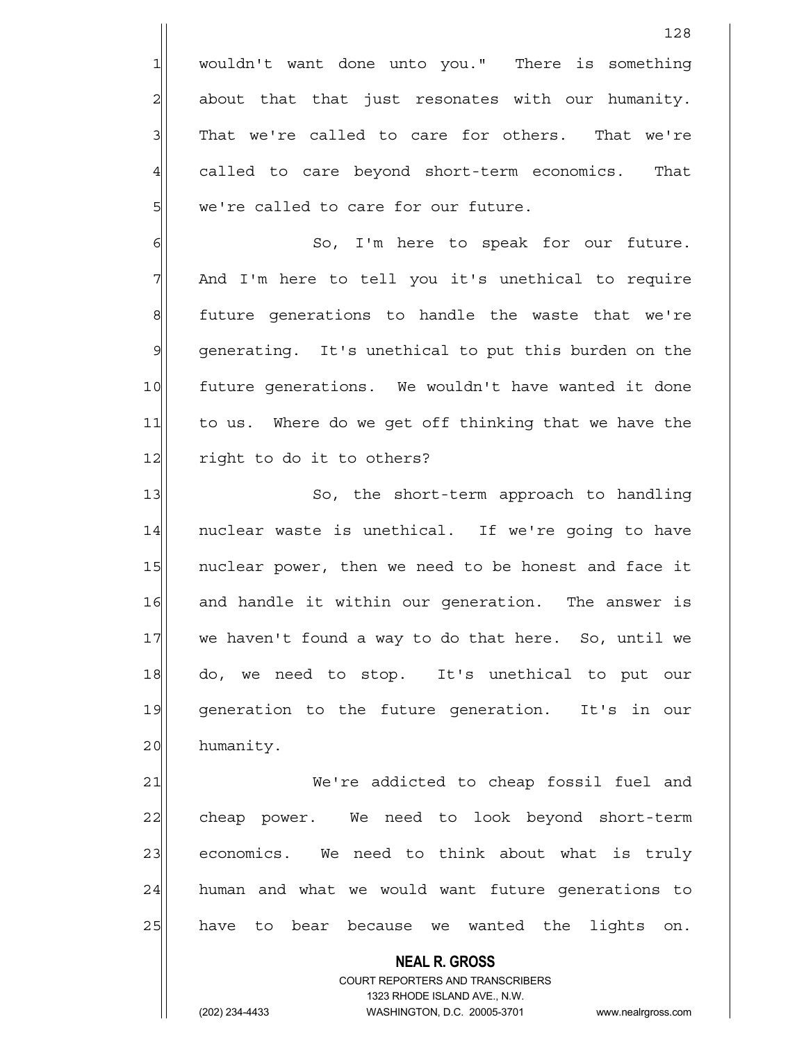wouldn't want done unto you." There is something about that that just resonates with our humanity. That we're called to care for others. That we're called to care beyond short-term economics. That we're called to care for our future.

So, I'm here to speak for our future. And I'm here to tell you it's unethical to require future generations to handle the waste that we're generating. It's unethical to put this burden on the future generations. We wouldn't have wanted it done to us. Where do we get off thinking that we have the right to do it to others?

So, the short-term approach to handling nuclear waste is unethical. If we're going to have nuclear power, then we need to be honest and face it and handle it within our generation. The answer is we haven't found a way to do that here. So, until we do, we need to stop. It's unethical to put our generation to the future generation. It's in our humanity.

We're addicted to cheap fossil fuel and cheap power. We need to look beyond short-term economics. We need to think about what is truly human and what we would want future generations to have to bear because we wanted the lights on.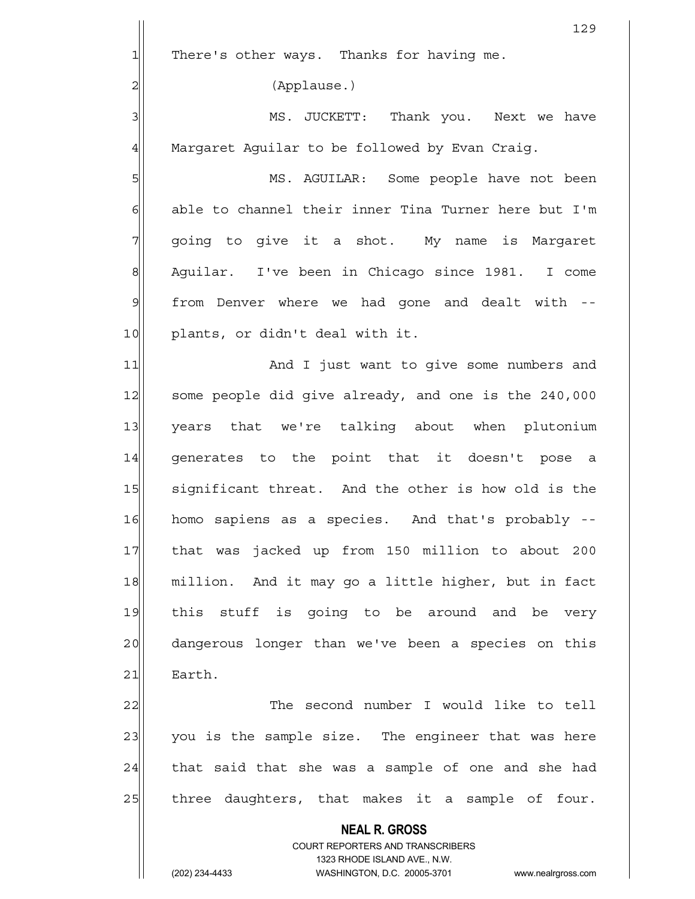There's other ways. Thanks for having me.

(Applause.)

MS. JUCKETT: Thank you. Next we have Margaret Aguilar to be followed by Evan Craig.

MS. AGUILAR: Some people have not been able to channel their inner Tina Turner here but I'm going to give it a shot. My name is Margaret Aguilar. I've been in Chicago since 1981. I come from Denver where we had gone and dealt with -- plants, or didn't deal with it.

And I just want to give some numbers and some people did give already, and one is the 240,000 years that we're talking about when plutonium generates to the point that it doesn't pose a significant threat. And the other is how old is the homo sapiens as a species. And that's probably -- that was jacked up from 150 million to about 200 million. And it may go a little higher, but in fact this stuff is going to be around and be very dangerous longer than we've been a species on this Earth.

The second number I would like to tell you is the sample size. The engineer that was here that said that she was a sample of one and she had three daughters, that makes it a sample of four.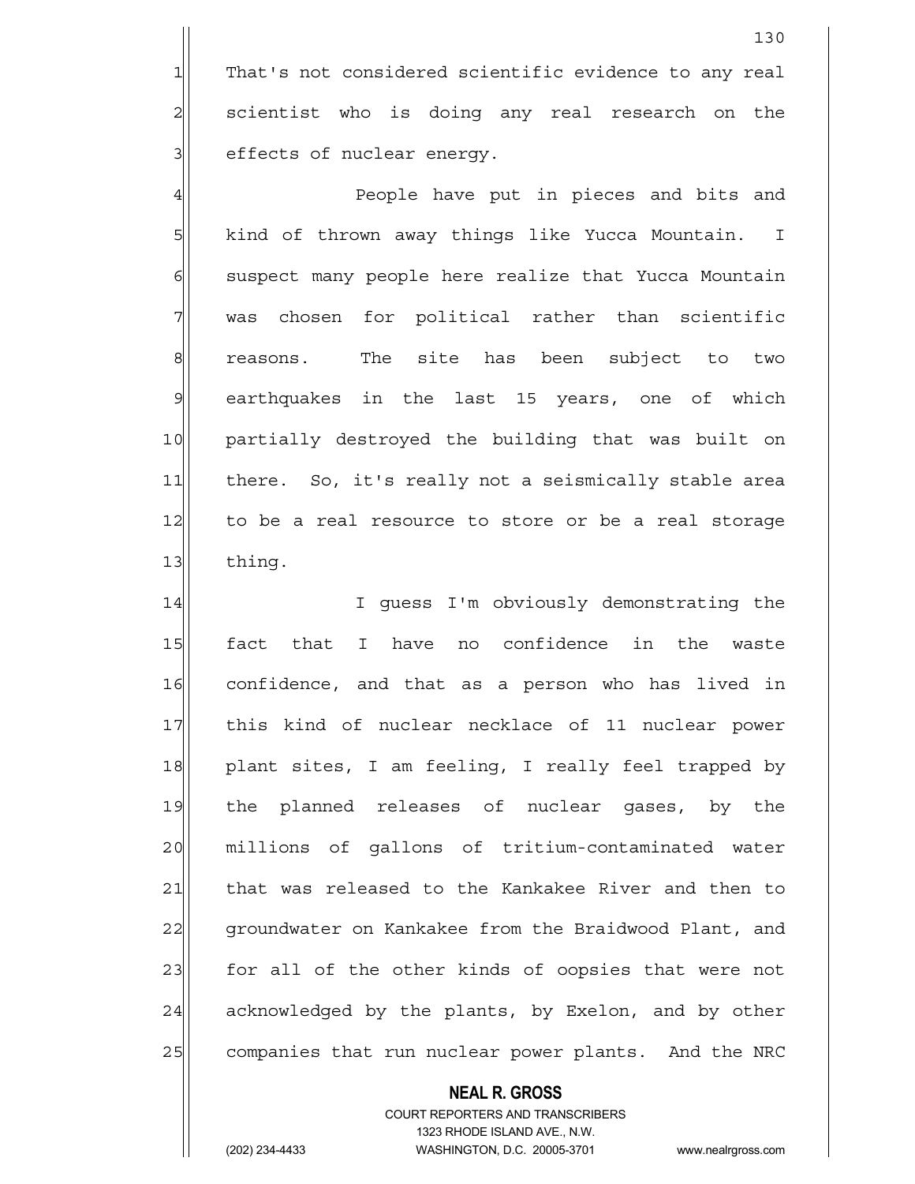That's not considered scientific evidence to any real scientist who is doing any real research on the effects of nuclear energy.

People have put in pieces and bits and kind of thrown away things like Yucca Mountain. I suspect many people here realize that Yucca Mountain was chosen for political rather than scientific reasons. The site has been subject to two earthquakes in the last 15 years, one of which partially destroyed the building that was built on there. So, it's really not a seismically stable area to be a real resource to store or be a real storage thing.

I guess I'm obviously demonstrating the fact that I have no confidence in the waste confidence, and that as a person who has lived in this kind of nuclear necklace of 11 nuclear power plant sites, I am feeling, I really feel trapped by the planned releases of nuclear gases, by the millions of gallons of tritium-contaminated water that was released to the Kankakee River and then to groundwater on Kankakee from the Braidwood Plant, and for all of the other kinds of oopsies that were not acknowledged by the plants, by Exelon, and by other companies that run nuclear power plants. And the NRC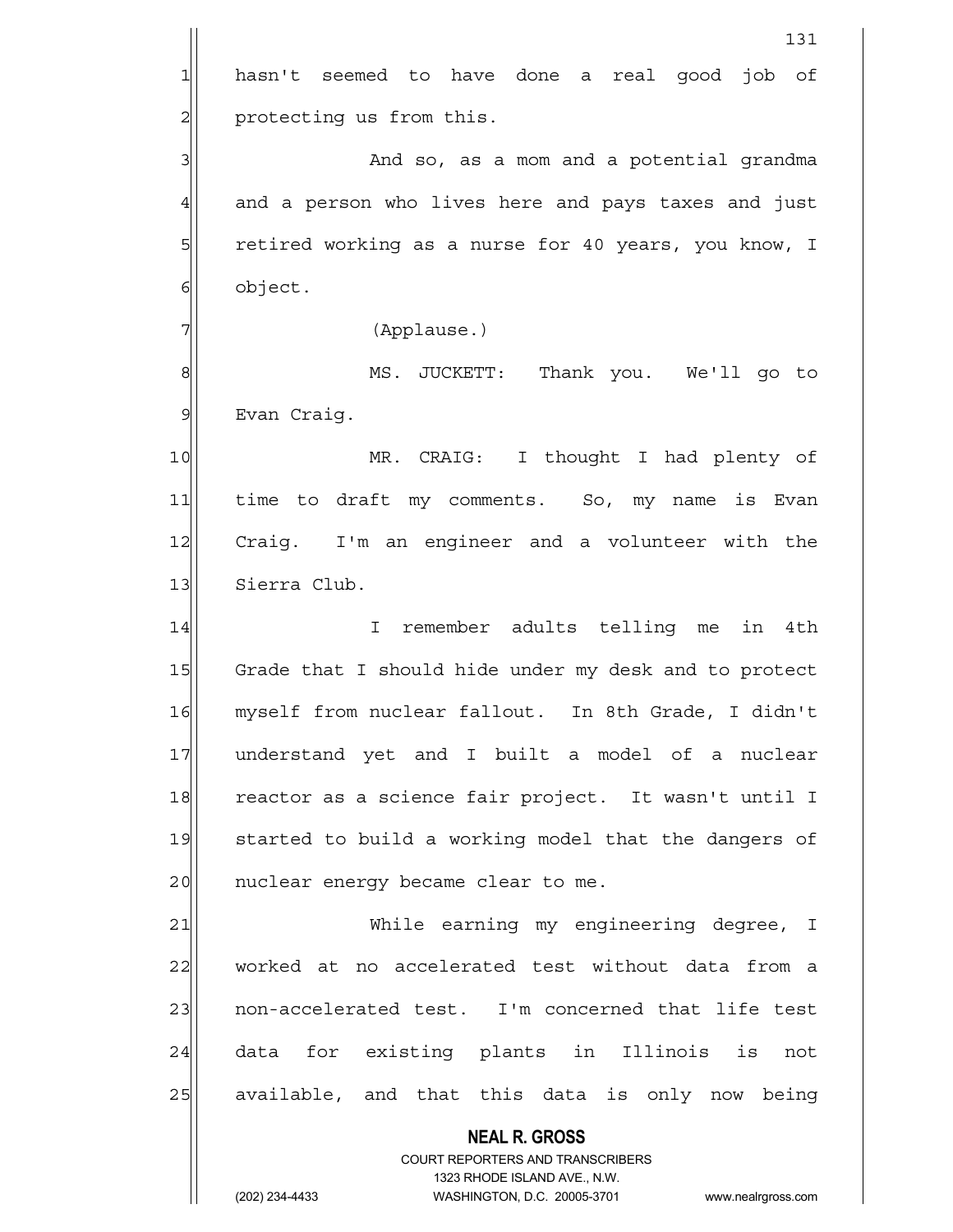hasn't seemed to have done a real good job of protecting us from this.

And so, as a mom and a potential grandma and a person who lives here and pays taxes and just retired working as a nurse for 40 years, you know, I object.

(Applause.)

MS. JUCKETT: Thank you. We'll go to Evan Craig.

MR. CRAIG: I thought I had plenty of time to draft my comments. So, my name is Evan Craig. I'm an engineer and a volunteer with the Sierra Club.

I remember adults telling me in 4th Grade that I should hide under my desk and to protect myself from nuclear fallout. In 8th Grade, I didn't understand yet and I built a model of a nuclear reactor as a science fair project. It wasn't until I started to build a working model that the dangers of nuclear energy became clear to me.

While earning my engineering degree, I worked at no accelerated test without data from a non-accelerated test. I'm concerned that life test data for existing plants in Illinois is not available, and that this data is only now being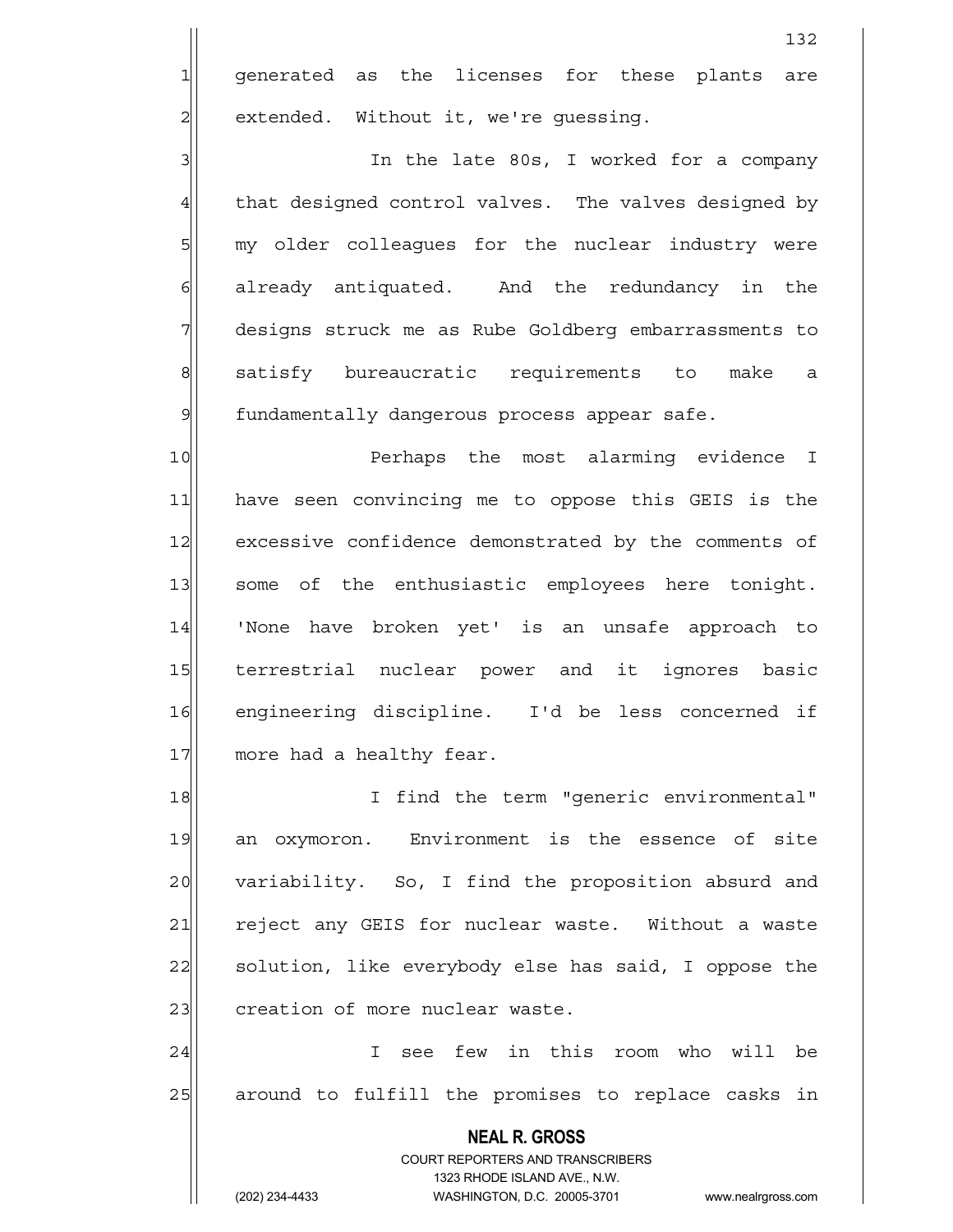generated as the licenses for these plants are extended. Without it, we're guessing.

In the late 80s, I worked for a company that designed control valves. The valves designed by my older colleagues for the nuclear industry were already antiquated. And the redundancy in the designs struck me as Rube Goldberg embarrassments to satisfy bureaucratic requirements to make a fundamentally dangerous process appear safe.

Perhaps the most alarming evidence I have seen convincing me to oppose this GEIS is the excessive confidence demonstrated by the comments of some of the enthusiastic employees here tonight. 'None have broken yet' is an unsafe approach to terrestrial nuclear power and it ignores basic engineering discipline. I'd be less concerned if more had a healthy fear.

I find the term "generic environmental" an oxymoron. Environment is the essence of site variability. So, I find the proposition absurd and reject any GEIS for nuclear waste. Without a waste solution, like everybody else has said, I oppose the creation of more nuclear waste.

I see few in this room who will be around to fulfill the promises to replace casks in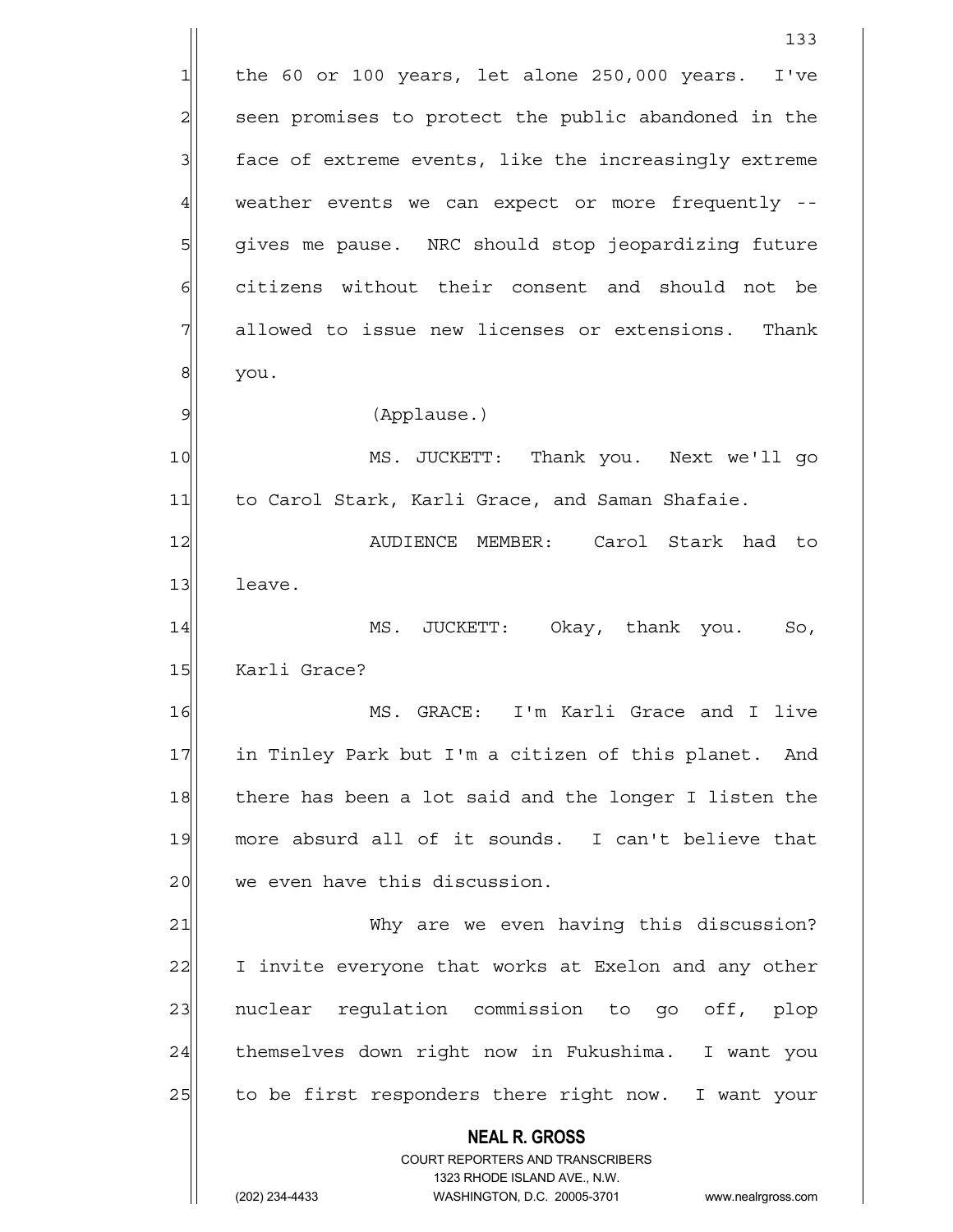the 60 or 100 years, let alone 250,000 years. I've seen promises to protect the public abandoned in the face of extreme events, like the increasingly extreme weather events we can expect or more frequently -- gives me pause. NRC should stop jeopardizing future citizens without their consent and should not be allowed to issue new licenses or extensions. Thank you.

(Applause.)

MS. JUCKETT: Thank you. Next we'll go to Carol Stark, Karli Grace, and Saman Shafaie.

AUDIENCE MEMBER: Carol Stark had to leave.

MS. JUCKETT: Okay, thank you. So, Karli Grace?

MS. GRACE: I'm Karli Grace and I live in Tinley Park but I'm a citizen of this planet. And there has been a lot said and the longer I listen the more absurd all of it sounds. I can't believe that we even have this discussion.

Why are we even having this discussion? I invite everyone that works at Exelon and any other nuclear regulation commission to go off, plop themselves down right now in Fukushima. I want you to be first responders there right now. I want your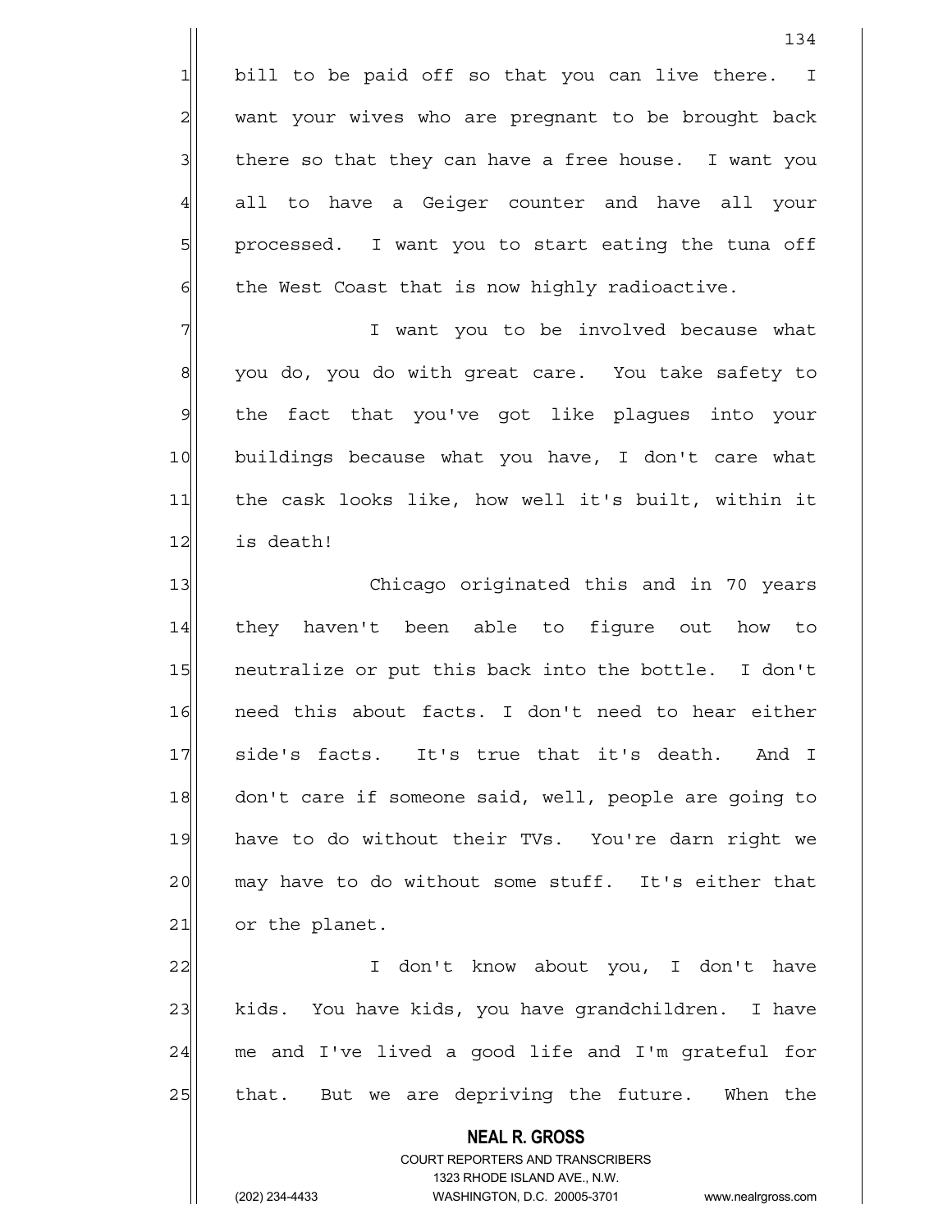bill to be paid off so that you can live there. I want your wives who are pregnant to be brought back there so that they can have a free house. I want you all to have a Geiger counter and have all your processed. I want you to start eating the tuna off the West Coast that is now highly radioactive.

I want you to be involved because what you do, you do with great care. You take safety to the fact that you've got like plagues into your buildings because what you have, I don't care what the cask looks like, how well it's built, within it is death!

Chicago originated this and in 70 years they haven't been able to figure out how to neutralize or put this back into the bottle. I don't need this about facts. I don't need to hear either side's facts. It's true that it's death. And I don't care if someone said, well, people are going to have to do without their TVs. You're darn right we may have to do without some stuff. It's either that or the planet.

I don't know about you, I don't have kids. You have kids, you have grandchildren. I have me and I've lived a good life and I'm grateful for that. But we are depriving the future. When the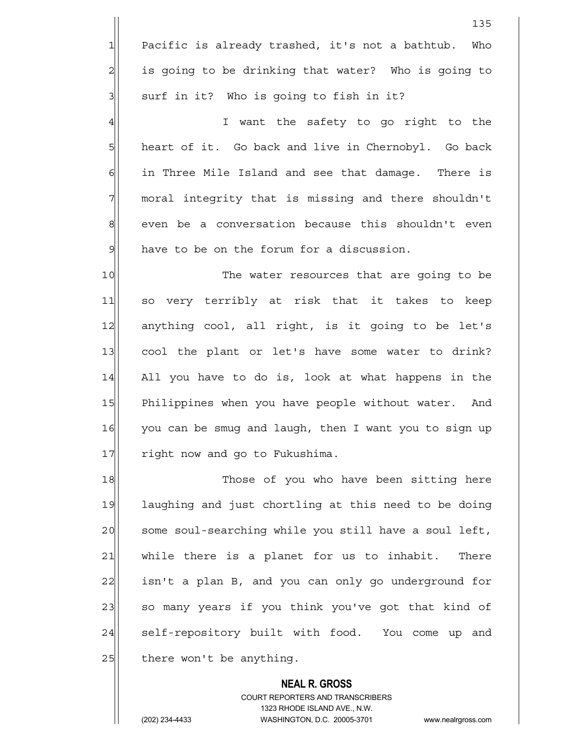Pacific is already trashed, it's not a bathtub. Who is going to be drinking that water? Who is going to surf in it? Who is going to fish in it?

I want the safety to go right to the heart of it. Go back and live in Chernobyl. Go back in Three Mile Island and see that damage. There is moral integrity that is missing and there shouldn't even be a conversation because this shouldn't even have to be on the forum for a discussion.

The water resources that are going to be so very terribly at risk that it takes to keep anything cool, all right, is it going to be let's cool the plant or let's have some water to drink? All you have to do is, look at what happens in the Philippines when you have people without water. And you can be smug and laugh, then I want you to sign up right now and go to Fukushima.

Those of you who have been sitting here laughing and just chortling at this need to be doing some soul-searching while you still have a soul left, while there is a planet for us to inhabit. There isn't a plan B, and you can only go underground for so many years if you think you've got that kind of self-repository built with food. You come up and there won't be anything.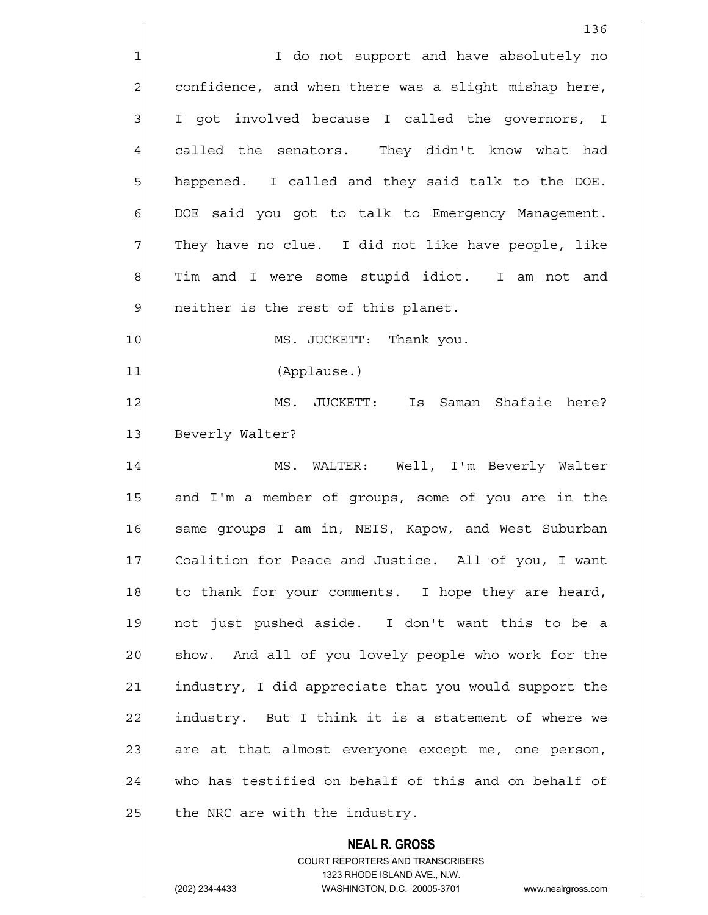I do not support and have absolutely no confidence, and when there was a slight mishap here, I got involved because I called the governors, I called the senators. They didn't know what had happened. I called and they said talk to the DOE. DOE said you got to talk to Emergency Management. They have no clue. I did not like have people, like Tim and I were some stupid idiot. I am not and neither is the rest of this planet.

MS. JUCKETT: Thank you.

(Applause.)

MS. JUCKETT: Is Saman Shafaie here? Beverly Walter?

MS. WALTER: Well, I'm Beverly Walter and I'm a member of groups, some of you are in the same groups I am in, NEIS, Kapow, and West Suburban Coalition for Peace and Justice. All of you, I want to thank for your comments. I hope they are heard, not just pushed aside. I don't want this to be a show. And all of you lovely people who work for the industry, I did appreciate that you would support the industry. But I think it is a statement of where we are at that almost everyone except me, one person, who has testified on behalf of this and on behalf of the NRC are with the industry.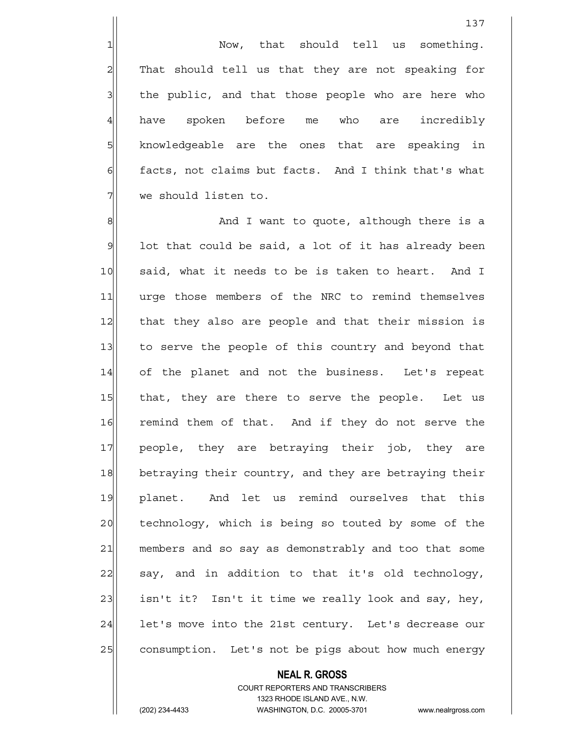Now, that should tell us something. That should tell us that they are not speaking for the public, and that those people who are here who have spoken before me who are incredibly knowledgeable are the ones that are speaking in facts, not claims but facts. And I think that's what we should listen to.

And I want to quote, although there is a lot that could be said, a lot of it has already been said, what it needs to be is taken to heart. And I urge those members of the NRC to remind themselves that they also are people and that their mission is to serve the people of this country and beyond that of the planet and not the business. Let's repeat that, they are there to serve the people. Let us remind them of that. And if they do not serve the people, they are betraying their job, they are betraying their country, and they are betraying their planet. And let us remind ourselves that this technology, which is being so touted by some of the members and so say as demonstrably and too that some say, and in addition to that it's old technology, isn't it? Isn't it time we really look and say, hey, let's move into the 21st century. Let's decrease our consumption. Let's not be pigs about how much energy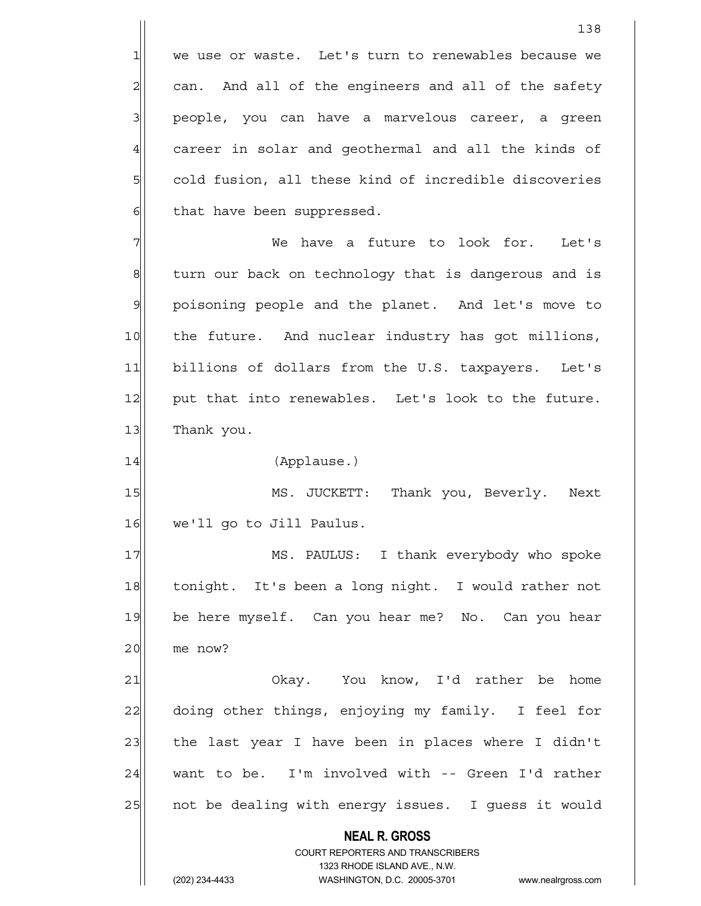we use or waste. Let's turn to renewables because we can. And all of the engineers and all of the safety people, you can have a marvelous career, a green career in solar and geothermal and all the kinds of cold fusion, all these kind of incredible discoveries that have been suppressed.

We have a future to look for. Let's turn our back on technology that is dangerous and is poisoning people and the planet. And let's move to the future. And nuclear industry has got millions, billions of dollars from the U.S. taxpayers. Let's put that into renewables. Let's look to the future. Thank you.

(Applause.)

MS. JUCKETT: Thank you, Beverly. Next we'll go to Jill Paulus.

MS. PAULUS: I thank everybody who spoke tonight. It's been a long night. I would rather not be here myself. Can you hear me? No. Can you hear me now?

Okay. You know, I'd rather be home doing other things, enjoying my family. I feel for the last year I have been in places where I didn't want to be. I'm involved with -- Green I'd rather not be dealing with energy issues. I guess it would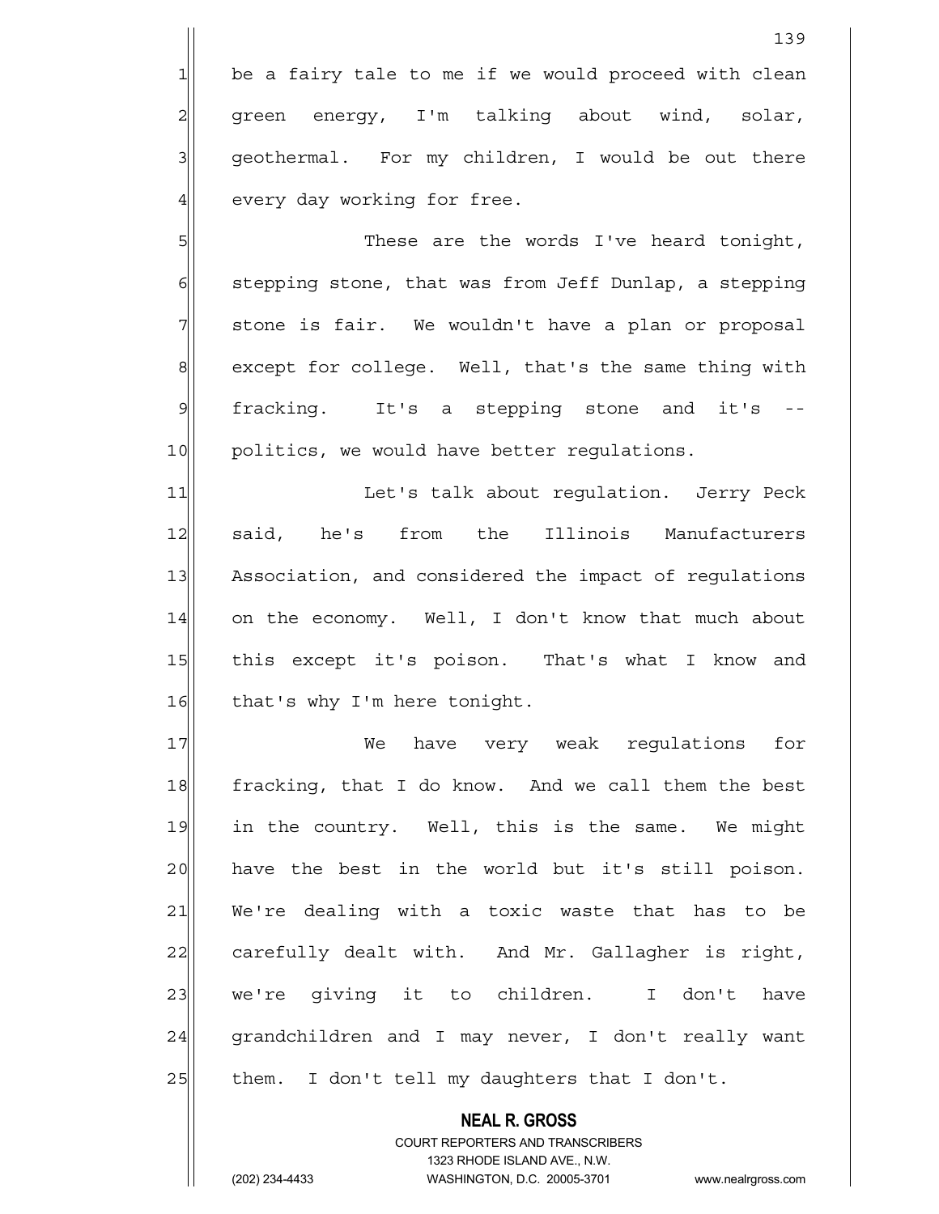be a fairy tale to me if we would proceed with clean green energy, I'm talking about wind, solar, geothermal. For my children, I would be out there every day working for free.

These are the words I've heard tonight, stepping stone, that was from Jeff Dunlap, a stepping stone is fair. We wouldn't have a plan or proposal except for college. Well, that's the same thing with fracking. It's a stepping stone and it's -- politics, we would have better regulations.

Let's talk about regulation. Jerry Peck said, he's from the Illinois Manufacturers Association, and considered the impact of regulations on the economy. Well, I don't know that much about this except it's poison. That's what I know and that's why I'm here tonight.

We have very weak regulations for fracking, that I do know. And we call them the best in the country. Well, this is the same. We might have the best in the world but it's still poison. We're dealing with a toxic waste that has to be carefully dealt with. And Mr. Gallagher is right, we're giving it to children. I don't have grandchildren and I may never, I don't really want them. I don't tell my daughters that I don't.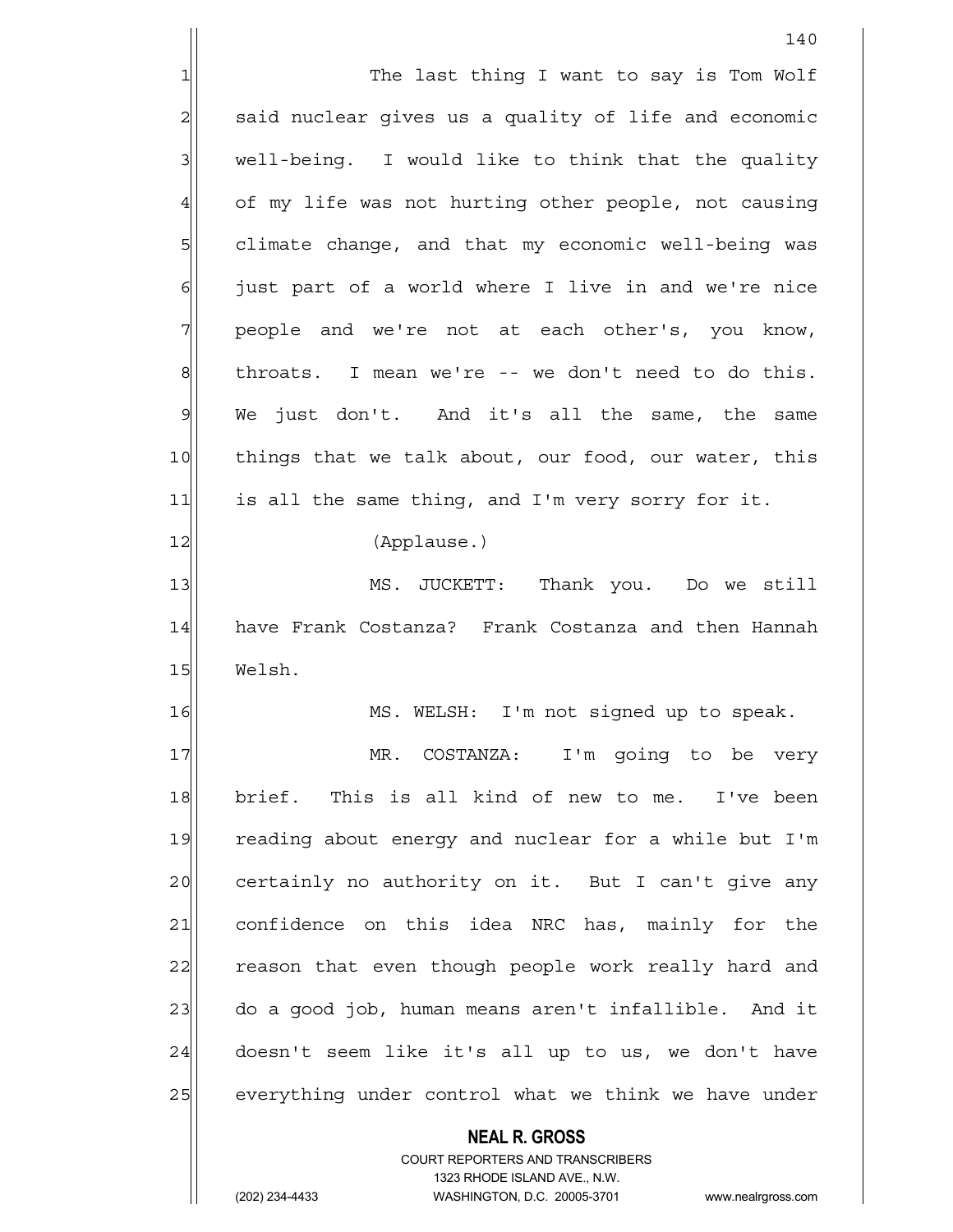The last thing I want to say is Tom Wolf said nuclear gives us a quality of life and economic well-being. I would like to think that the quality of my life was not hurting other people, not causing climate change, and that my economic well-being was just part of a world where I live in and we're nice people and we're not at each other's, you know, throats. I mean we're -- we don't need to do this. We just don't. And it's all the same, the same things that we talk about, our food, our water, this is all the same thing, and I'm very sorry for it.

(Applause.)

MS. JUCKETT: Thank you. Do we still have Frank Costanza? Frank Costanza and then Hannah Welsh.

MS. WELSH: I'm not signed up to speak.

MR. COSTANZA: I'm going to be very brief. This is all kind of new to me. I've been reading about energy and nuclear for a while but I'm certainly no authority on it. But I can't give any confidence on this idea NRC has, mainly for the reason that even though people work really hard and do a good job, human means aren't infallible. And it doesn't seem like it's all up to us, we don't have everything under control what we think we have under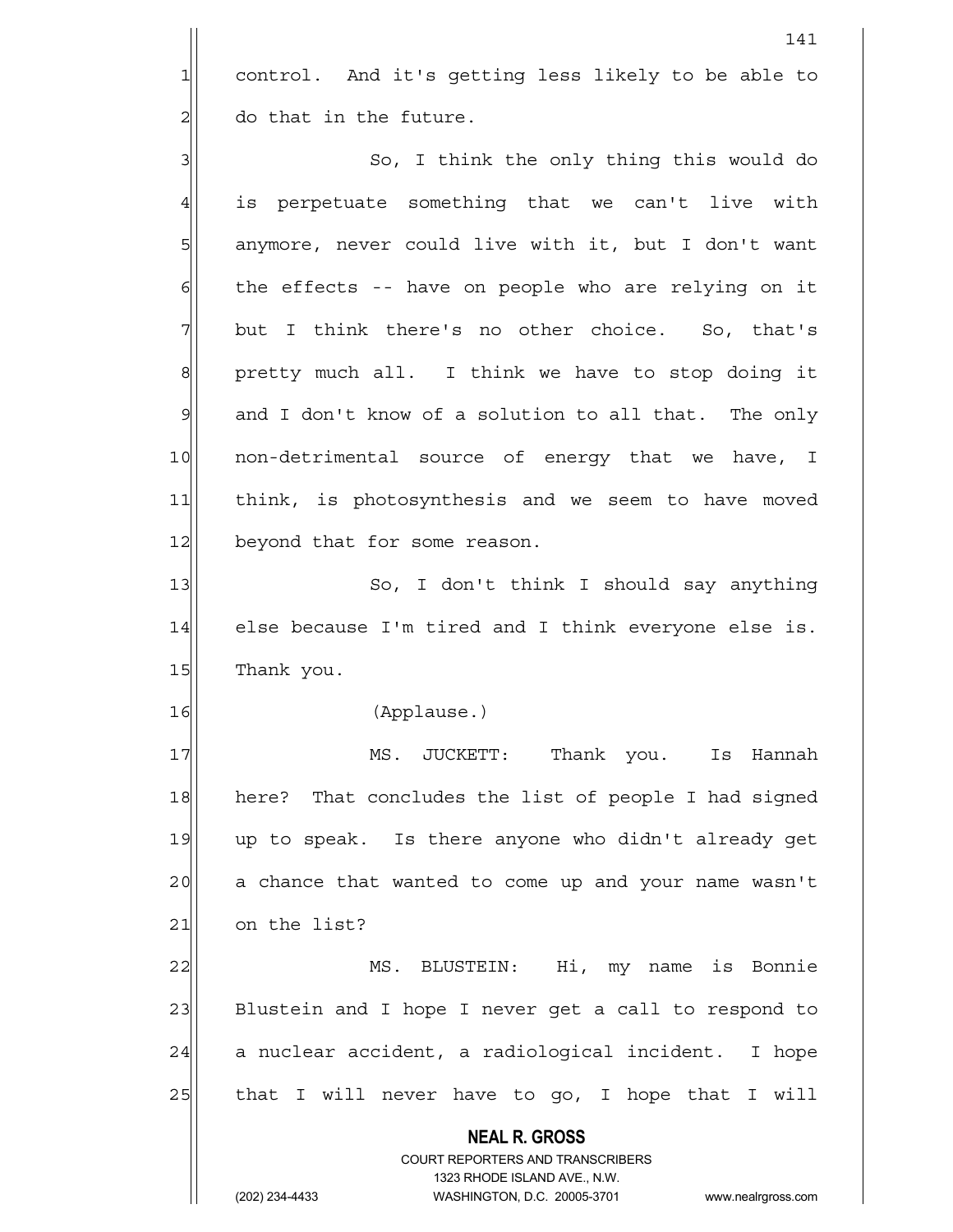control. And it's getting less likely to be able to do that in the future.

So, I think the only thing this would do is perpetuate something that we can't live with anymore, never could live with it, but I don't want the effects -- have on people who are relying on it but I think there's no other choice. So, that's pretty much all. I think we have to stop doing it and I don't know of a solution to all that. The only non-detrimental source of energy that we have, I think, is photosynthesis and we seem to have moved beyond that for some reason.

So, I don't think I should say anything else because I'm tired and I think everyone else is. Thank you.

(Applause.)

MS. JUCKETT: Thank you. Is Hannah here? That concludes the list of people I had signed up to speak. Is there anyone who didn't already get a chance that wanted to come up and your name wasn't on the list?

MS. BLUSTEIN: Hi, my name is Bonnie Blustein and I hope I never get a call to respond to a nuclear accident, a radiological incident. I hope that I will never have to go, I hope that I will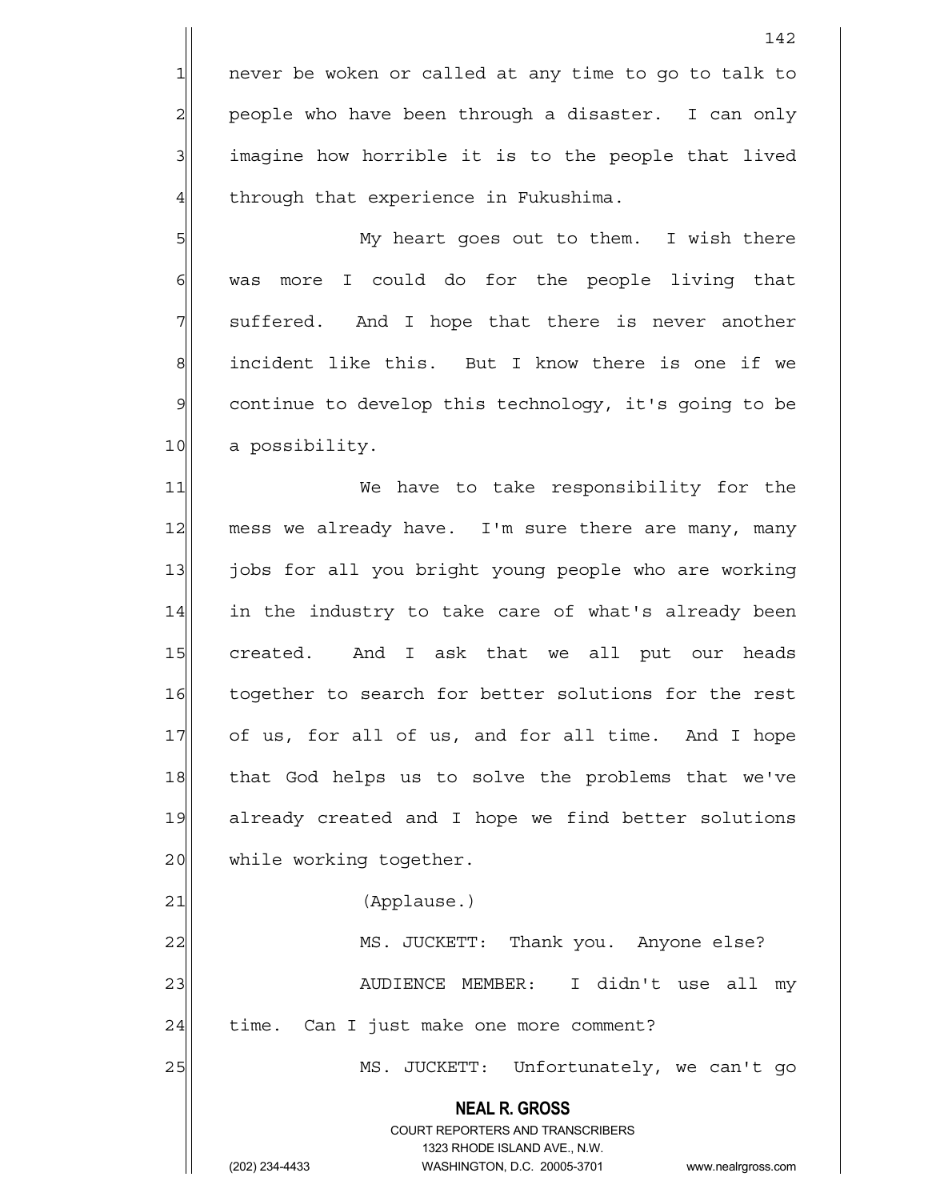never be woken or called at any time to go to talk to people who have been through a disaster. I can only imagine how horrible it is to the people that lived through that experience in Fukushima.

My heart goes out to them. I wish there was more I could do for the people living that suffered. And I hope that there is never another incident like this. But I know there is one if we continue to develop this technology, it's going to be a possibility.

We have to take responsibility for the mess we already have. I'm sure there are many, many jobs for all you bright young people who are working in the industry to take care of what's already been created. And I ask that we all put our heads together to search for better solutions for the rest of us, for all of us, and for all time. And I hope that God helps us to solve the problems that we've already created and I hope we find better solutions while working together.

(Applause.)

MS. JUCKETT: Thank you. Anyone else?

AUDIENCE MEMBER: I didn't use all my time. Can I just make one more comment?

MS. JUCKETT: Unfortunately, we can't go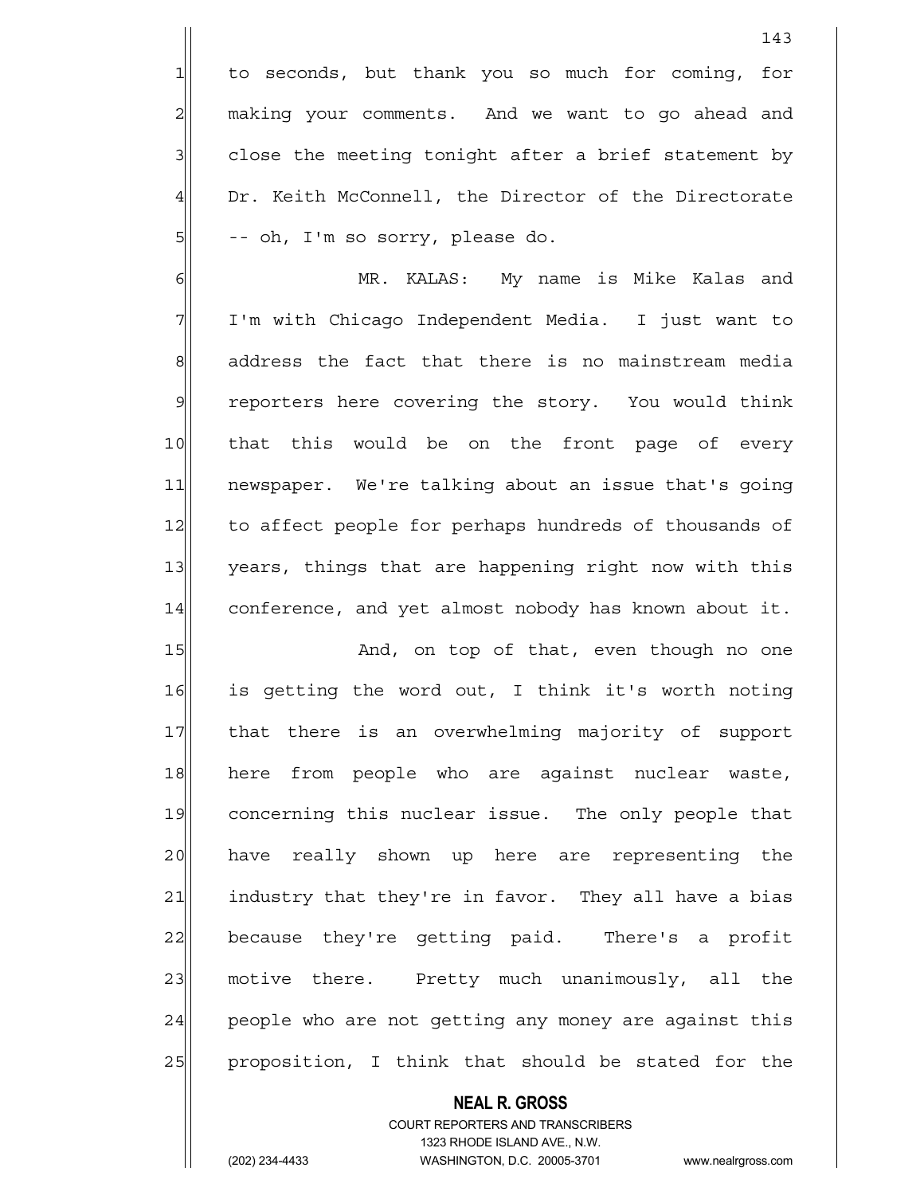to seconds, but thank you so much for coming, for making your comments. And we want to go ahead and close the meeting tonight after a brief statement by Dr. Keith McConnell, the Director of the Directorate -- oh, I'm so sorry, please do.

MR. KALAS: My name is Mike Kalas and I'm with Chicago Independent Media. I just want to address the fact that there is no mainstream media reporters here covering the story. You would think that this would be on the front page of every newspaper. We're talking about an issue that's going to affect people for perhaps hundreds of thousands of years, things that are happening right now with this conference, and yet almost nobody has known about it.

And, on top of that, even though no one is getting the word out, I think it's worth noting that there is an overwhelming majority of support here from people who are against nuclear waste, concerning this nuclear issue. The only people that have really shown up here are representing the industry that they're in favor. They all have a bias because they're getting paid. There's a profit motive there. Pretty much unanimously, all the people who are not getting any money are against this proposition, I think that should be stated for the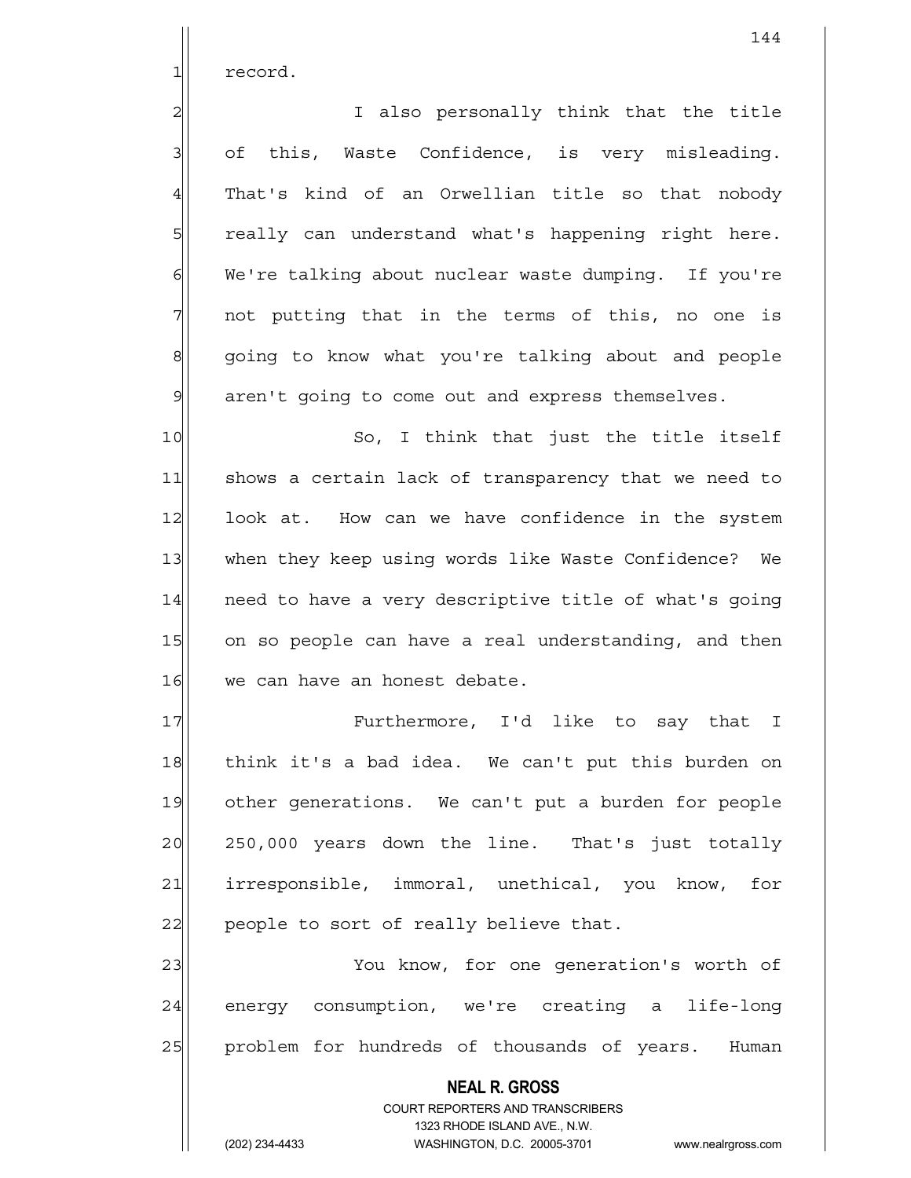record.

I also personally think that the title of this, Waste Confidence, is very misleading. That's kind of an Orwellian title so that nobody really can understand what's happening right here. We're talking about nuclear waste dumping. If you're not putting that in the terms of this, no one is going to know what you're talking about and people aren't going to come out and express themselves.

So, I think that just the title itself shows a certain lack of transparency that we need to look at. How can we have confidence in the system when they keep using words like Waste Confidence? We need to have a very descriptive title of what's going on so people can have a real understanding, and then we can have an honest debate.

Furthermore, I'd like to say that I think it's a bad idea. We can't put this burden on other generations. We can't put a burden for people 250,000 years down the line. That's just totally irresponsible, immoral, unethical, you know, for people to sort of really believe that.

You know, for one generation's worth of energy consumption, we're creating a life-long problem for hundreds of thousands of years. Human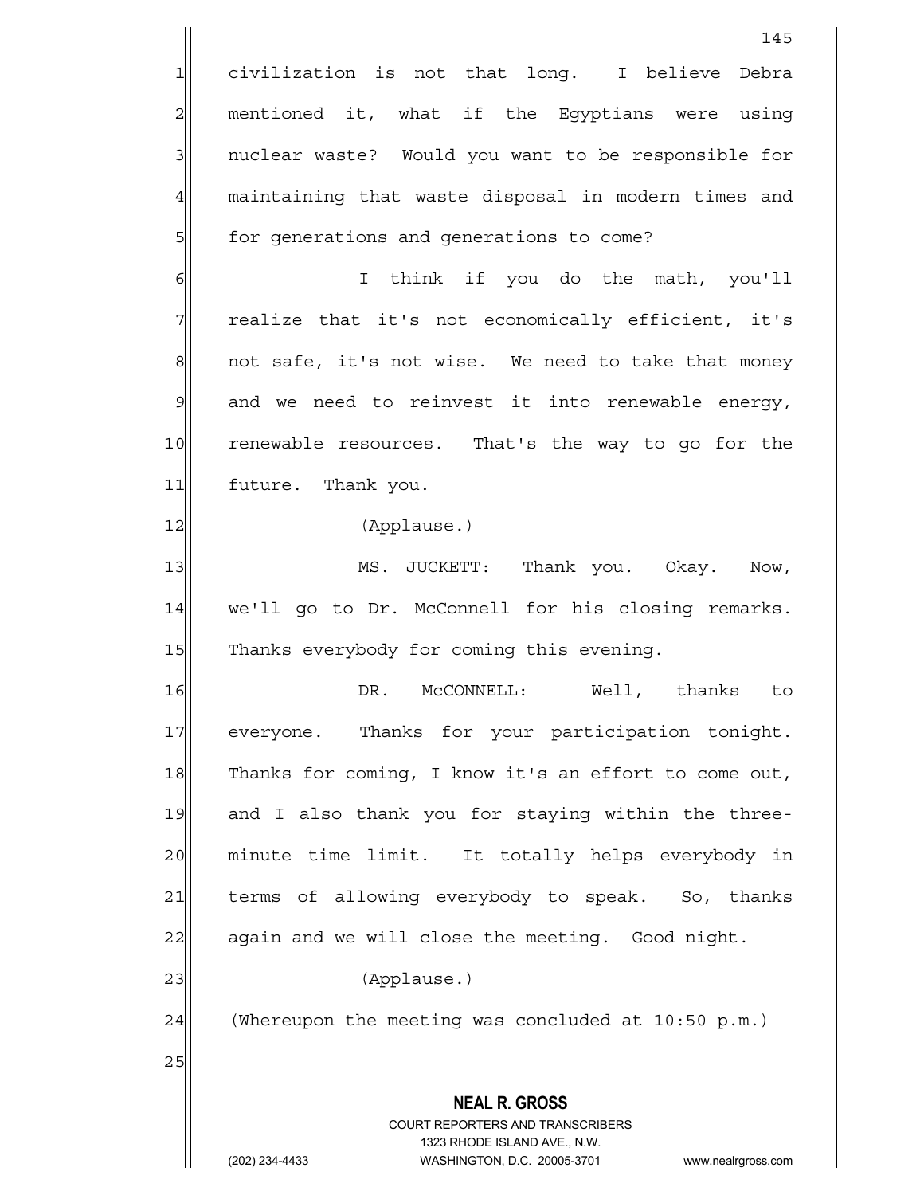civilization is not that long. I believe Debra mentioned it, what if the Egyptians were using nuclear waste? Would you want to be responsible for maintaining that waste disposal in modern times and for generations and generations to come?

I think if you do the math, you'll realize that it's not economically efficient, it's not safe, it's not wise. We need to take that money and we need to reinvest it into renewable energy, renewable resources. That's the way to go for the future. Thank you.

(Applause.)

MS. JUCKETT: Thank you. Okay. Now, we'll go to Dr. McConnell for his closing remarks. Thanks everybody for coming this evening.

DR. McCONNELL: Well, thanks to everyone. Thanks for your participation tonight. Thanks for coming, I know it's an effort to come out, and I also thank you for staying within the three-minute time limit. It totally helps everybody in terms of allowing everybody to speak. So, thanks again and we will close the meeting. Good night.

(Applause.)

(Whereupon the meeting was concluded at 10:50 p.m.)